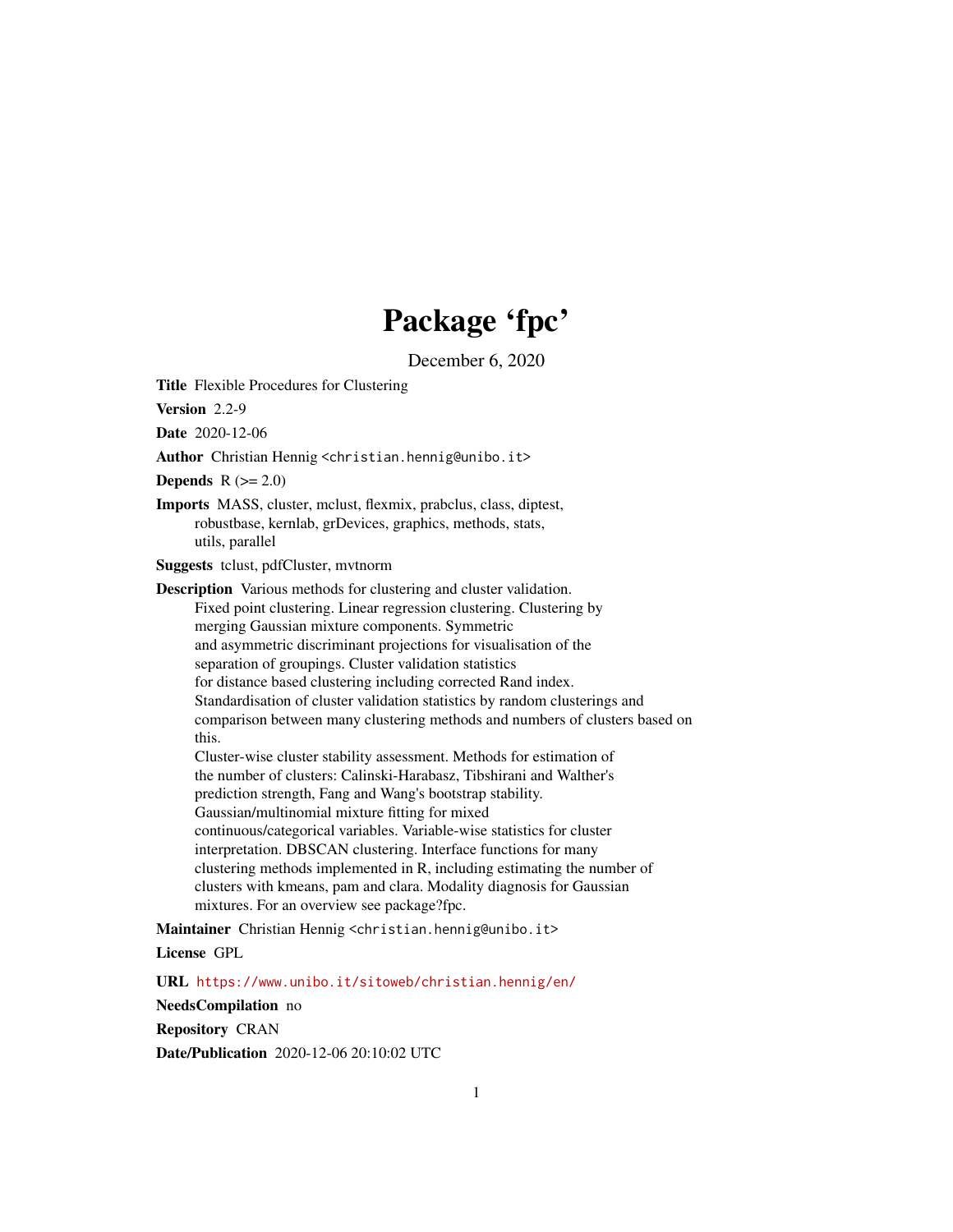# Package 'fpc'

December 6, 2020

**Title** Flexible Procedures for Clustering

**Version** 2.2-9

**Date** 2020-12-06

**Author** Christian Hennig <christian.hennig@unibo.it>

**Depends** R (>= 2.0)

**Imports** MASS, cluster, mclust, flexmix, prabclus, class, diptest, robustbase, kernlab, grDevices, graphics, methods, stats, utils, parallel

**Suggests** tclust, pdfCluster, mvtnorm

**Description** Various methods for clustering and cluster validation. Fixed point clustering. Linear regression clustering. Clustering by merging Gaussian mixture components. Symmetric and asymmetric discriminant projections for visualisation of the separation of groupings. Cluster validation statistics for distance based clustering including corrected Rand index. Standardisation of cluster validation statistics by random clusterings and comparison between many clustering methods and numbers of clusters based on this. Cluster-wise cluster stability assessment. Methods for estimation of the number of clusters: Calinski-Harabasz, Tibshirani and Walther's prediction strength, Fang and Wang's bootstrap stability. Gaussian/multinomial mixture fitting for mixed continuous/categorical variables. Variable-wise statistics for cluster interpretation. DBSCAN clustering. Interface functions for many clustering methods implemented in R, including estimating the number of clusters with kmeans, pam and clara. Modality diagnosis for Gaussian mixtures. For an overview see package?fpc.

**Maintainer** Christian Hennig <christian.hennig@unibo.it>

**License** GPL

**URL** https://www.unibo.it/sitoweb/christian.hennig/en/

**NeedsCompilation** no

**Repository** CRAN

**Date/Publication** 2020-12-06 20:10:02 UTC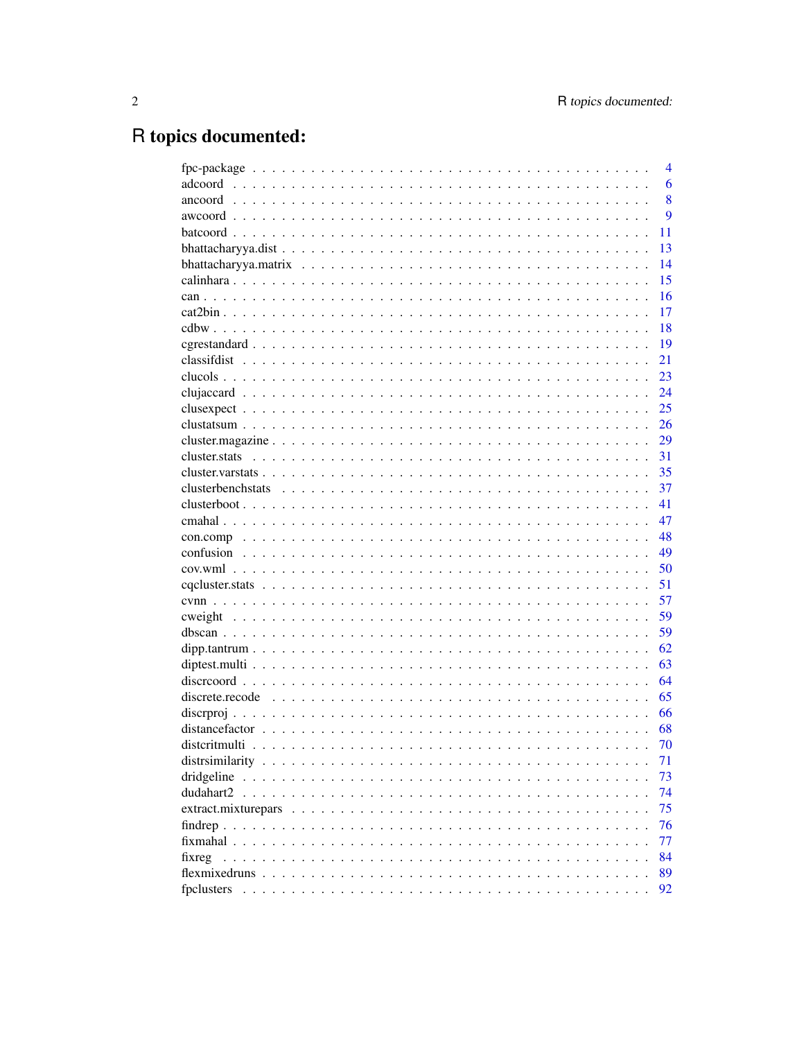# R topics documented:

| | |
|---|---|
| fpc-package | 4 |
| adcoord | 6 |
| ancoord | 8 |
| awcoord | 9 |
| batcoord | 11 |
| bhattacharyya.dist | 13 |
| bhattacharyya.matrix | 14 |
| calinhara | 15 |
| can | 16 |
| cat2bin | 17 |
| cdbw | 18 |
| cgrestandard | 19 |
| classifdist | 21 |
| clucols | 23 |
| clujaccard | 24 |
| clusexpect | 25 |
| clustatsum | 26 |
| cluster.magazine | 29 |
| cluster.stats | 31 |
| cluster.varstats | 35 |
| clusterbenchstats | 37 |
| clusterboot | 41 |
| cmahal | 47 |
| con.comp | 48 |
| confusion | 49 |
| cov.wml | 50 |
| cqcluster.stats | 51 |
| cvnn | 57 |
| cweight | 59 |
| dbscan | 59 |
| dipp.tantrum | 62 |
| diptest.multi | 63 |
| discrcoord | 64 |
| discrete.recode | 65 |
| discrproj | 66 |
| distancefactor | 68 |
| distcritmulti | 70 |
| distrsimilarity | 71 |
| dridgeline | 73 |
| dudahart2 | 74 |
| extract.mixturepars | 75 |
| findrep | 76 |
| fixmahal | 77 |
| fixreg | 84 |
| flexmixedruns | 89 |
| fpclusters | 92 |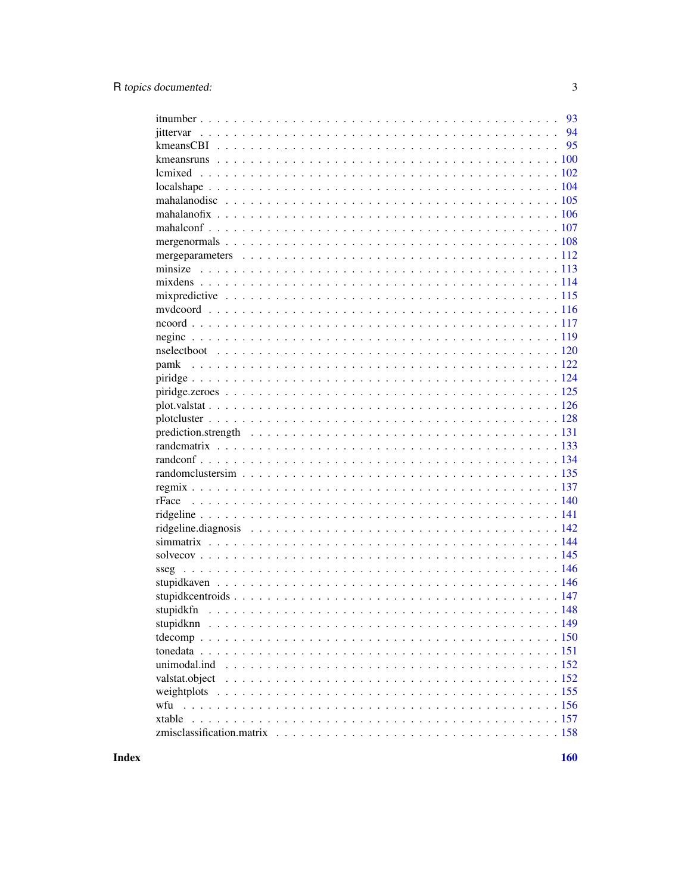| | |
|---|---|
| itnumber | 93 |
| jittervar | 94 |
| kmeansCBI | 95 |
| kmeansruns | 100 |
| lcmixed | 102 |
| localshape | 104 |
| mahalanodisc | 105 |
| mahalanofix | 106 |
| mahalconf | 107 |
| mergenormals | 108 |
| mergeparameters | 112 |
| minsize | 113 |
| mixdens | 114 |
| mixpredictive | 115 |
| mvdcoord | 116 |
| ncoord | 117 |
| neginc | 119 |
| nselectboot | 120 |
| pamk | 122 |
| piridge | 124 |
| piridge.zeroes | 125 |
| plot.valstat | 126 |
| plotcluster | 128 |
| prediction.strength | 131 |
| randcmatrix | 133 |
| randconf | 134 |
| randomclustersim | 135 |
| regmix | 137 |
| rFace | 140 |
| ridgeline | 141 |
| ridgeline.diagnosis | 142 |
| simmatrix | 144 |
| solvecov | 145 |
| sseg | 146 |
| stupidkaven | 146 |
| stupidkcentroids | 147 |
| stupidkfn | 148 |
| stupidknn | 149 |
| tdecomp | 150 |
| tonedata | 151 |
| unimodal.ind | 152 |
| valstat.object | 152 |
| weightplots | 155 |
| wfu | 156 |
| xtable | 157 |
| zmisclassification.matrix | 158 |

**Index** **160**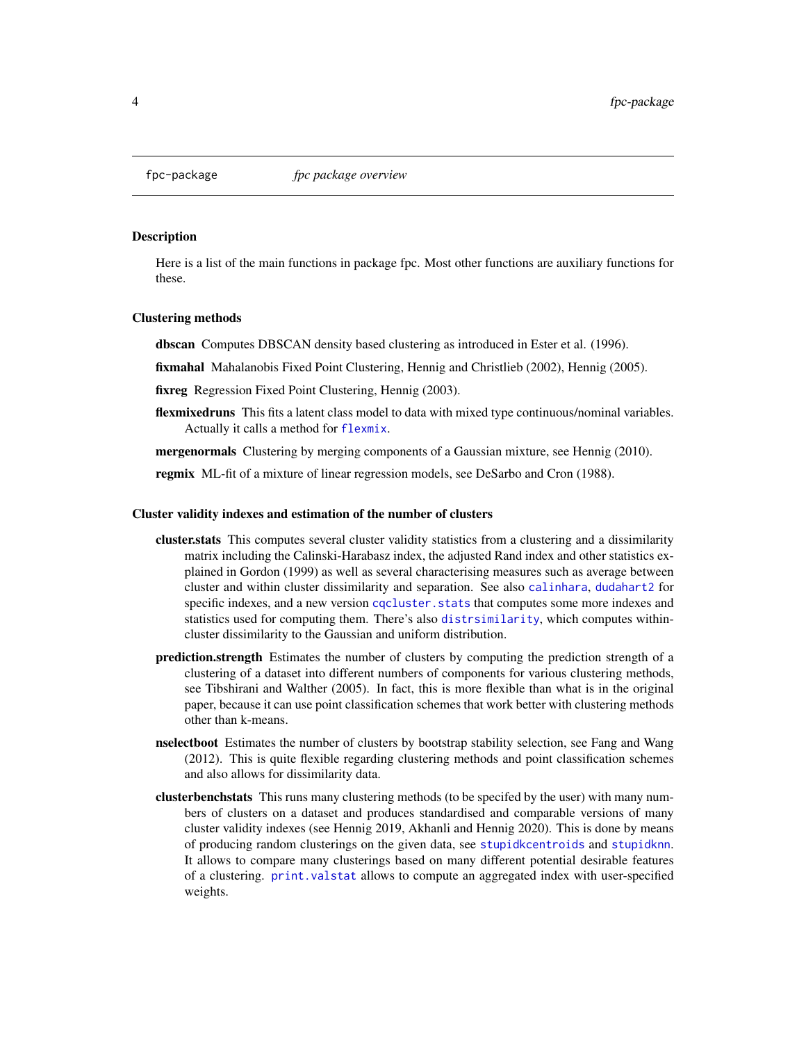fpc-package *fpc package overview*

## Description

Here is a list of the main functions in package fpc. Most other functions are auxiliary functions for these.

## Clustering methods

**dbscan** Computes DBSCAN density based clustering as introduced in Ester et al. (1996).

**fixmahal** Mahalanobis Fixed Point Clustering, Hennig and Christlieb (2002), Hennig (2005).

**fixreg** Regression Fixed Point Clustering, Hennig (2003).

**flexmixedruns** This fits a latent class model to data with mixed type continuous/nominal variables. Actually it calls a method for `flexmix`.

**mergenormals** Clustering by merging components of a Gaussian mixture, see Hennig (2010).

**regmix** ML-fit of a mixture of linear regression models, see DeSarbo and Cron (1988).

## Cluster validity indexes and estimation of the number of clusters

**cluster.stats** This computes several cluster validity statistics from a clustering and a dissimilarity matrix including the Calinski-Harabasz index, the adjusted Rand index and other statistics explained in Gordon (1999) as well as several characterising measures such as average between cluster and within cluster dissimilarity and separation. See also `calinhara`, `dudahart2` for specific indexes, and a new version `cqcluster.stats` that computes some more indexes and statistics used for computing them. There's also `distrsimilarity`, which computes within-cluster dissimilarity to the Gaussian and uniform distribution.

**prediction.strength** Estimates the number of clusters by computing the prediction strength of a clustering of a dataset into different numbers of components for various clustering methods, see Tibshirani and Walther (2005). In fact, this is more flexible than what is in the original paper, because it can use point classification schemes that work better with clustering methods other than k-means.

**nselectboot** Estimates the number of clusters by bootstrap stability selection, see Fang and Wang (2012). This is quite flexible regarding clustering methods and point classification schemes and also allows for dissimilarity data.

**clusterbenchstats** This runs many clustering methods (to be specifed by the user) with many numbers of clusters on a dataset and produces standardised and comparable versions of many cluster validity indexes (see Hennig 2019, Akhanli and Hennig 2020). This is done by means of producing random clusterings on the given data, see `stupidkcentroids` and `stupidknn`. It allows to compare many clusterings based on many different potential desirable features of a clustering. `print.valstat` allows to compute an aggregated index with user-specified weights.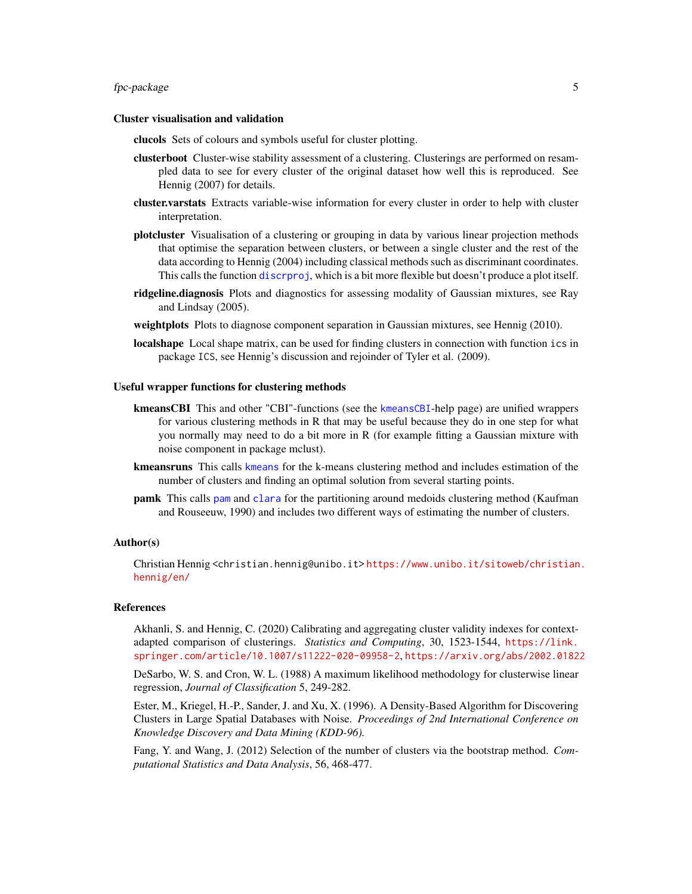### Cluster visualisation and validation

**clucols** Sets of colours and symbols useful for cluster plotting.

**clusterboot** Cluster-wise stability assessment of a clustering. Clusterings are performed on resampled data to see for every cluster of the original dataset how well this is reproduced. See Hennig (2007) for details.

**cluster.varstats** Extracts variable-wise information for every cluster in order to help with cluster interpretation.

**plotcluster** Visualisation of a clustering or grouping in data by various linear projection methods that optimise the separation between clusters, or between a single cluster and the rest of the data according to Hennig (2004) including classical methods such as discriminant coordinates. This calls the function `discrproj`, which is a bit more flexible but doesn't produce a plot itself.

**ridgeline.diagnosis** Plots and diagnostics for assessing modality of Gaussian mixtures, see Ray and Lindsay (2005).

**weightplots** Plots to diagnose component separation in Gaussian mixtures, see Hennig (2010).

**localshape** Local shape matrix, can be used for finding clusters in connection with function `ics` in package `ICS`, see Hennig's discussion and rejoinder of Tyler et al. (2009).

### Useful wrapper functions for clustering methods

**kmeansCBI** This and other "CBI"-functions (see the `kmeansCBI`-help page) are unified wrappers for various clustering methods in R that may be useful because they do in one step for what you normally may need to do a bit more in R (for example fitting a Gaussian mixture with noise component in package mclust).

**kmeansruns** This calls `kmeans` for the k-means clustering method and includes estimation of the number of clusters and finding an optimal solution from several starting points.

**pamk** This calls `pam` and `clara` for the partitioning around medoids clustering method (Kaufman and Rouseeuw, 1990) and includes two different ways of estimating the number of clusters.

### Author(s)

Christian Hennig <christian.hennig@unibo.it> https://www.unibo.it/sitoweb/christian.hennig/en/

### References

Akhanli, S. and Hennig, C. (2020) Calibrating and aggregating cluster validity indexes for context-adapted comparison of clusterings. *Statistics and Computing*, 30, 1523-1544, https://link.springer.com/article/10.1007/s11222-020-09958-2, https://arxiv.org/abs/2002.01822

DeSarbo, W. S. and Cron, W. L. (1988) A maximum likelihood methodology for clusterwise linear regression, *Journal of Classification* 5, 249-282.

Ester, M., Kriegel, H.-P., Sander, J. and Xu, X. (1996). A Density-Based Algorithm for Discovering Clusters in Large Spatial Databases with Noise. *Proceedings of 2nd International Conference on Knowledge Discovery and Data Mining (KDD-96).*

Fang, Y. and Wang, J. (2012) Selection of the number of clusters via the bootstrap method. *Computational Statistics and Data Analysis*, 56, 468-477.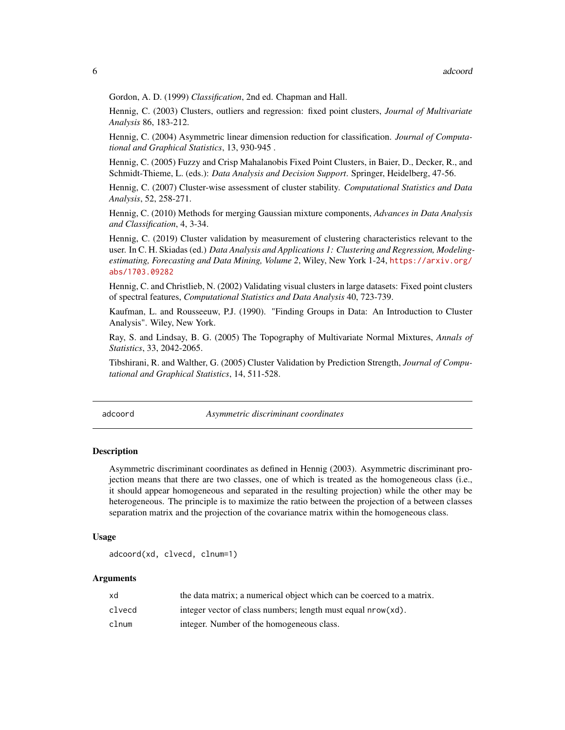Gordon, A. D. (1999) *Classification*, 2nd ed. Chapman and Hall.

Hennig, C. (2003) Clusters, outliers and regression: fixed point clusters, *Journal of Multivariate Analysis* 86, 183-212.

Hennig, C. (2004) Asymmetric linear dimension reduction for classification. *Journal of Computational and Graphical Statistics*, 13, 930-945 .

Hennig, C. (2005) Fuzzy and Crisp Mahalanobis Fixed Point Clusters, in Baier, D., Decker, R., and Schmidt-Thieme, L. (eds.): *Data Analysis and Decision Support*. Springer, Heidelberg, 47-56.

Hennig, C. (2007) Cluster-wise assessment of cluster stability. *Computational Statistics and Data Analysis*, 52, 258-271.

Hennig, C. (2010) Methods for merging Gaussian mixture components, *Advances in Data Analysis and Classification*, 4, 3-34.

Hennig, C. (2019) Cluster validation by measurement of clustering characteristics relevant to the user. In C. H. Skiadas (ed.) *Data Analysis and Applications 1: Clustering and Regression, Modeling-estimating, Forecasting and Data Mining, Volume 2*, Wiley, New York 1-24, https://arxiv.org/abs/1703.09282

Hennig, C. and Christlieb, N. (2002) Validating visual clusters in large datasets: Fixed point clusters of spectral features, *Computational Statistics and Data Analysis* 40, 723-739.

Kaufman, L. and Rousseeuw, P.J. (1990). "Finding Groups in Data: An Introduction to Cluster Analysis". Wiley, New York.

Ray, S. and Lindsay, B. G. (2005) The Topography of Multivariate Normal Mixtures, *Annals of Statistics*, 33, 2042-2065.

Tibshirani, R. and Walther, G. (2005) Cluster Validation by Prediction Strength, *Journal of Computational and Graphical Statistics*, 14, 511-528.

---

## adcoord — *Asymmetric discriminant coordinates*

### Description

Asymmetric discriminant coordinates as defined in Hennig (2003). Asymmetric discriminant projection means that there are two classes, one of which is treated as the homogeneous class (i.e., it should appear homogeneous and separated in the resulting projection) while the other may be heterogeneous. The principle is to maximize the ratio between the projection of a between classes separation matrix and the projection of the covariance matrix within the homogeneous class.

### Usage

```
adcoord(xd, clvecd, clnum=1)
```

### Arguments

| | |
|---|---|
| xd | the data matrix; a numerical object which can be coerced to a matrix. |
| clvecd | integer vector of class numbers; length must equal `nrow(xd)`. |
| clnum | integer. Number of the homogeneous class. |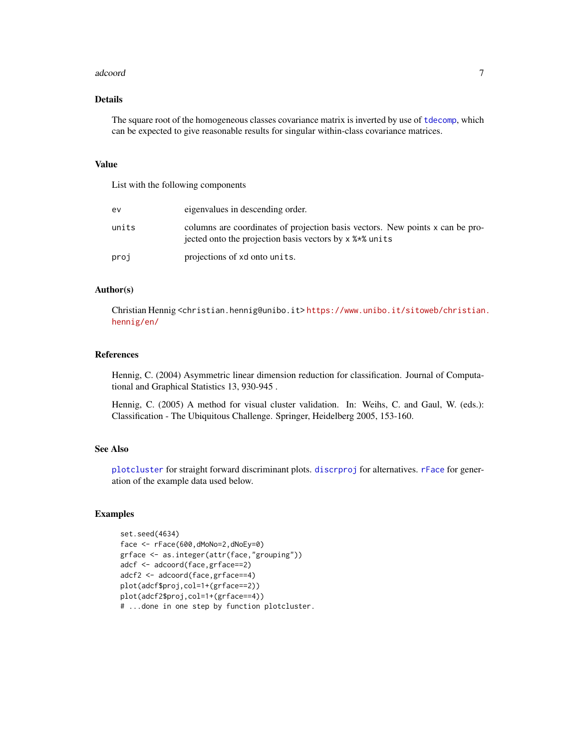## Details

The square root of the homogeneous classes covariance matrix is inverted by use of `tdecomp`, which can be expected to give reasonable results for singular within-class covariance matrices.

## Value

List with the following components

| | |
|---|---|
| `ev` | eigenvalues in descending order. |
| `units` | columns are coordinates of projection basis vectors. New points `x` can be projected onto the projection basis vectors by `x %*% units` |
| `proj` | projections of `xd` onto `units`. |

## Author(s)

Christian Hennig <christian.hennig@unibo.it> https://www.unibo.it/sitoweb/christian.hennig/en/

## References

Hennig, C. (2004) Asymmetric linear dimension reduction for classification. Journal of Computational and Graphical Statistics 13, 930-945 .

Hennig, C. (2005) A method for visual cluster validation. In: Weihs, C. and Gaul, W. (eds.): Classification - The Ubiquitous Challenge. Springer, Heidelberg 2005, 153-160.

## See Also

`plotcluster` for straight forward discriminant plots. `discrproj` for alternatives. `rFace` for generation of the example data used below.

## Examples

```
set.seed(4634)
face <- rFace(600,dMoNo=2,dNoEy=0)
grface <- as.integer(attr(face,"grouping"))
adcf <- adcoord(face,grface==2)
adcf2 <- adcoord(face,grface==4)
plot(adcf$proj,col=1+(grface==2))
plot(adcf2$proj,col=1+(grface==4))
# ...done in one step by function plotcluster.
```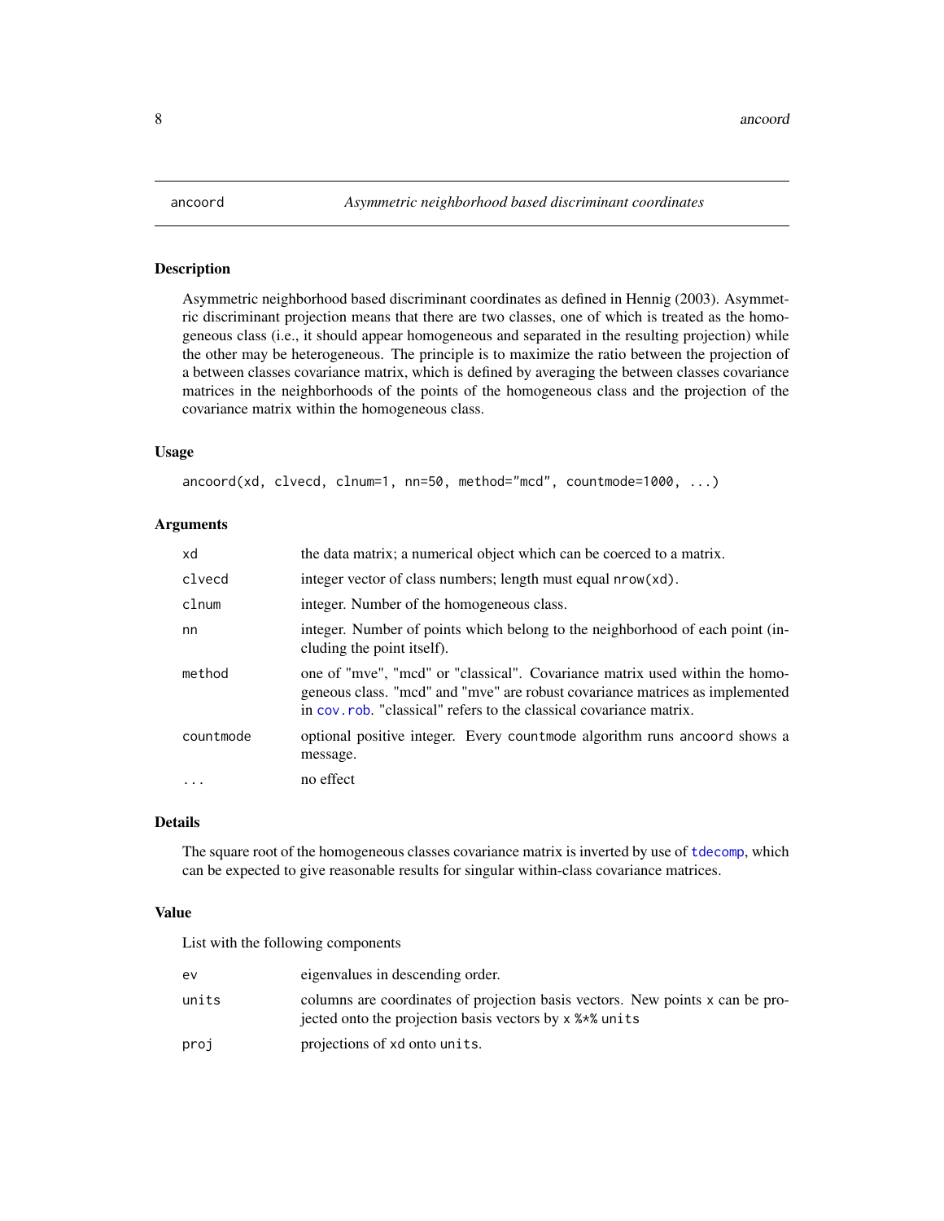# ancoord — *Asymmetric neighborhood based discriminant coordinates*

## Description

Asymmetric neighborhood based discriminant coordinates as defined in Hennig (2003). Asymmetric discriminant projection means that there are two classes, one of which is treated as the homogeneous class (i.e., it should appear homogeneous and separated in the resulting projection) while the other may be heterogeneous. The principle is to maximize the ratio between the projection of a between classes covariance matrix, which is defined by averaging the between classes covariance matrices in the neighborhoods of the points of the homogeneous class and the projection of the covariance matrix within the homogeneous class.

## Usage

```
ancoord(xd, clvecd, clnum=1, nn=50, method="mcd", countmode=1000, ...)
```

## Arguments

| | |
|---|---|
| `xd` | the data matrix; a numerical object which can be coerced to a matrix. |
| `clvecd` | integer vector of class numbers; length must equal `nrow(xd)`. |
| `clnum` | integer. Number of the homogeneous class. |
| `nn` | integer. Number of points which belong to the neighborhood of each point (including the point itself). |
| `method` | one of "mve", "mcd" or "classical". Covariance matrix used within the homogeneous class. "mcd" and "mve" are robust covariance matrices as implemented in `cov.rob`. "classical" refers to the classical covariance matrix. |
| `countmode` | optional positive integer. Every `countmode` algorithm runs `ancoord` shows a message. |
| `...` | no effect |

## Details

The square root of the homogeneous classes covariance matrix is inverted by use of `tdecomp`, which can be expected to give reasonable results for singular within-class covariance matrices.

## Value

List with the following components

| | |
|---|---|
| `ev` | eigenvalues in descending order. |
| `units` | columns are coordinates of projection basis vectors. New points `x` can be projected onto the projection basis vectors by `x %*% units` |
| `proj` | projections of `xd` onto `units`. |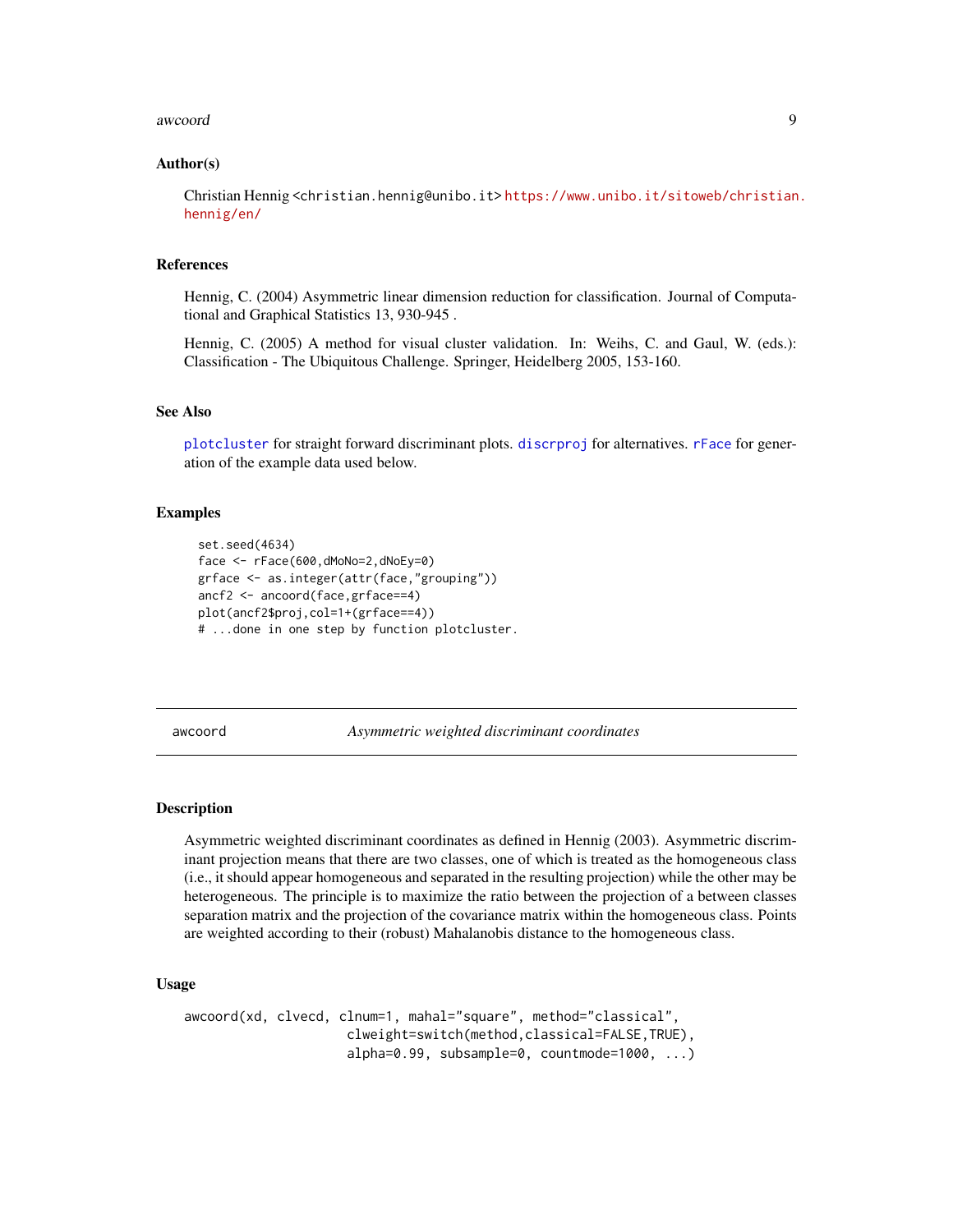### Author(s)

Christian Hennig <christian.hennig@unibo.it> https://www.unibo.it/sitoweb/christian.hennig/en/

### References

Hennig, C. (2004) Asymmetric linear dimension reduction for classification. Journal of Computational and Graphical Statistics 13, 930-945 .

Hennig, C. (2005) A method for visual cluster validation. In: Weihs, C. and Gaul, W. (eds.): Classification - The Ubiquitous Challenge. Springer, Heidelberg 2005, 153-160.

### See Also

plotcluster for straight forward discriminant plots. discrproj for alternatives. rFace for generation of the example data used below.

### Examples

```
set.seed(4634)
face <- rFace(600,dMoNo=2,dNoEy=0)
grface <- as.integer(attr(face,"grouping"))
ancf2 <- ancoord(face,grface==4)
plot(ancf2$proj,col=1+(grface==4))
# ...done in one step by function plotcluster.
```

---

## awcoord *Asymmetric weighted discriminant coordinates*

### Description

Asymmetric weighted discriminant coordinates as defined in Hennig (2003). Asymmetric discriminant projection means that there are two classes, one of which is treated as the homogeneous class (i.e., it should appear homogeneous and separated in the resulting projection) while the other may be heterogeneous. The principle is to maximize the ratio between the projection of a between classes separation matrix and the projection of the covariance matrix within the homogeneous class. Points are weighted according to their (robust) Mahalanobis distance to the homogeneous class.

### Usage

```
awcoord(xd, clvecd, clnum=1, mahal="square", method="classical",
                    clweight=switch(method,classical=FALSE,TRUE),
                    alpha=0.99, subsample=0, countmode=1000, ...)
```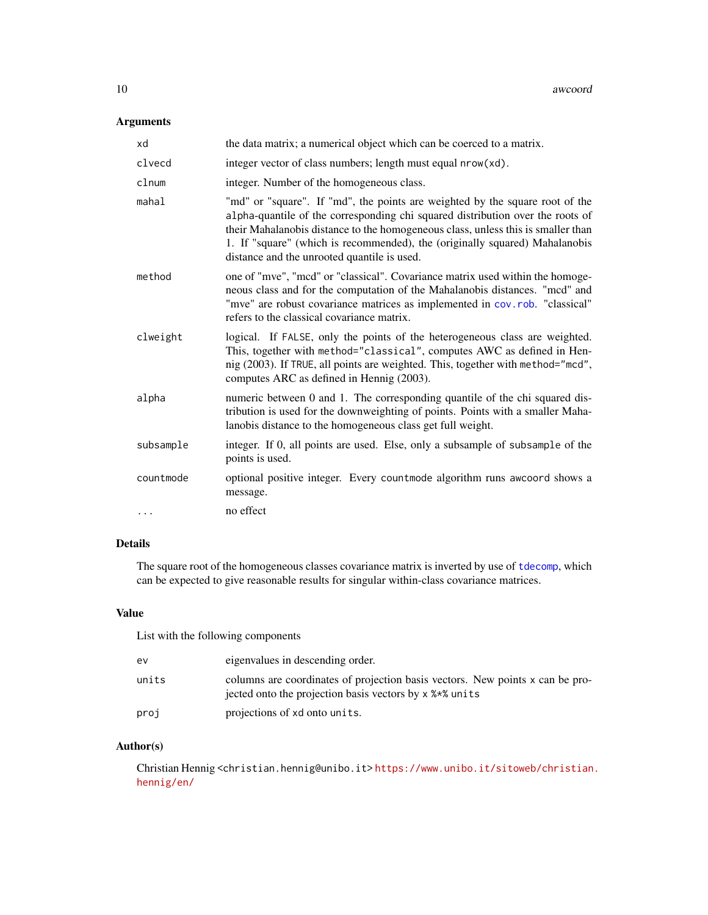## Arguments

| | |
|---|---|
| xd | the data matrix; a numerical object which can be coerced to a matrix. |
| clvecd | integer vector of class numbers; length must equal nrow(xd). |
| clnum | integer. Number of the homogeneous class. |
| mahal | "md" or "square". If "md", the points are weighted by the square root of the alpha-quantile of the corresponding chi squared distribution over the roots of their Mahalanobis distance to the homogeneous class, unless this is smaller than 1. If "square" (which is recommended), the (originally squared) Mahalanobis distance and the unrooted quantile is used. |
| method | one of "mve", "mcd" or "classical". Covariance matrix used within the homogeneous class and for the computation of the Mahalanobis distances. "mcd" and "mve" are robust covariance matrices as implemented in cov.rob. "classical" refers to the classical covariance matrix. |
| clweight | logical. If FALSE, only the points of the heterogeneous class are weighted. This, together with method="classical", computes AWC as defined in Hennig (2003). If TRUE, all points are weighted. This, together with method="mcd", computes ARC as defined in Hennig (2003). |
| alpha | numeric between 0 and 1. The corresponding quantile of the chi squared distribution is used for the downweighting of points. Points with a smaller Mahalanobis distance to the homogeneous class get full weight. |
| subsample | integer. If 0, all points are used. Else, only a subsample of subsample of the points is used. |
| countmode | optional positive integer. Every countmode algorithm runs awcoord shows a message. |
| ... | no effect |

## Details

The square root of the homogeneous classes covariance matrix is inverted by use of tdecomp, which can be expected to give reasonable results for singular within-class covariance matrices.

## Value

List with the following components

| | |
|---|---|
| ev | eigenvalues in descending order. |
| units | columns are coordinates of projection basis vectors. New points x can be projected onto the projection basis vectors by x %*% units |
| proj | projections of xd onto units. |

## Author(s)

Christian Hennig <christian.hennig@unibo.it> https://www.unibo.it/sitoweb/christian.hennig/en/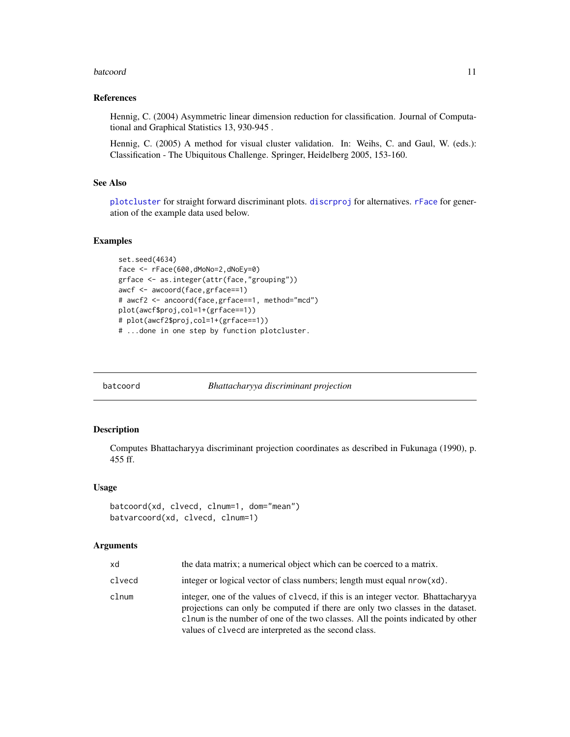### References

Hennig, C. (2004) Asymmetric linear dimension reduction for classification. Journal of Computational and Graphical Statistics 13, 930-945 .

Hennig, C. (2005) A method for visual cluster validation. In: Weihs, C. and Gaul, W. (eds.): Classification - The Ubiquitous Challenge. Springer, Heidelberg 2005, 153-160.

### See Also

plotcluster for straight forward discriminant plots. discrproj for alternatives. rFace for generation of the example data used below.

### Examples

```
set.seed(4634)
face <- rFace(600,dMoNo=2,dNoEy=0)
grface <- as.integer(attr(face,"grouping"))
awcf <- awcoord(face,grface==1)
# awcf2 <- ancoord(face,grface==1, method="mcd")
plot(awcf$proj,col=1+(grface==1))
# plot(awcf2$proj,col=1+(grface==1))
# ...done in one step by function plotcluster.
```

---

## batcoord — *Bhattacharyya discriminant projection*

### Description

Computes Bhattacharyya discriminant projection coordinates as described in Fukunaga (1990), p. 455 ff.

### Usage

```
batcoord(xd, clvecd, clnum=1, dom="mean")
batvarcoord(xd, clvecd, clnum=1)
```

### Arguments

| | |
|---|---|
| xd | the data matrix; a numerical object which can be coerced to a matrix. |
| clvecd | integer or logical vector of class numbers; length must equal nrow(xd). |
| clnum | integer, one of the values of clvecd, if this is an integer vector. Bhattacharyya projections can only be computed if there are only two classes in the dataset. clnum is the number of one of the two classes. All the points indicated by other values of clvecd are interpreted as the second class. |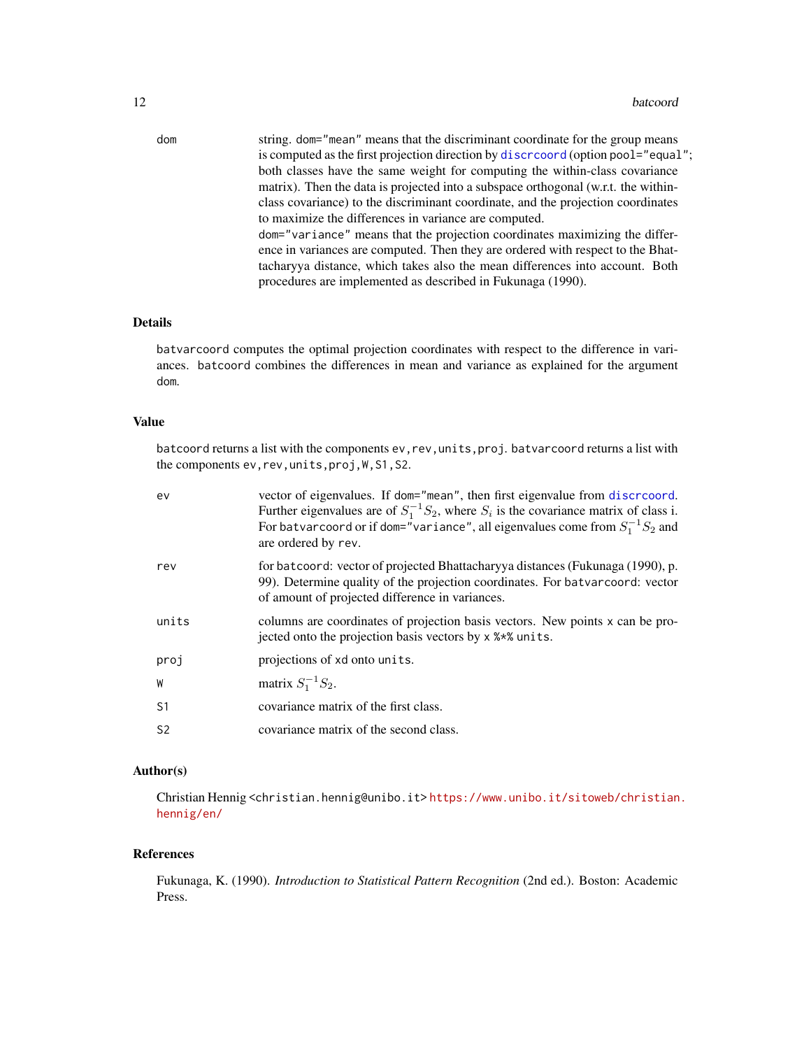dom string. dom="mean" means that the discriminant coordinate for the group means is computed as the first projection direction by discrcoord (option pool="equal"; both classes have the same weight for computing the within-class covariance matrix). Then the data is projected into a subspace orthogonal (w.r.t. the within-class covariance) to the discriminant coordinate, and the projection coordinates to maximize the differences in variance are computed.
dom="variance" means that the projection coordinates maximizing the difference in variances are computed. Then they are ordered with respect to the Bhattacharyya distance, which takes also the mean differences into account. Both procedures are implemented as described in Fukunaga (1990).

## Details

batvarcoord computes the optimal projection coordinates with respect to the difference in variances. batcoord combines the differences in mean and variance as explained for the argument dom.

## Value

batcoord returns a list with the components ev,rev,units,proj. batvarcoord returns a list with the components ev,rev,units,proj,W,S1,S2.

ev vector of eigenvalues. If dom="mean", then first eigenvalue from discrcoord. Further eigenvalues are of $S_1^{-1}S_2$, where $S_i$ is the covariance matrix of class i. For batvarcoord or if dom="variance", all eigenvalues come from $S_1^{-1}S_2$ and are ordered by rev.

rev for batcoord: vector of projected Bhattacharyya distances (Fukunaga (1990), p. 99). Determine quality of the projection coordinates. For batvarcoord: vector of amount of projected difference in variances.

units columns are coordinates of projection basis vectors. New points x can be projected onto the projection basis vectors by x %*% units.

proj projections of xd onto units.

W matrix $S_1^{-1}S_2$.

S1 covariance matrix of the first class.

S2 covariance matrix of the second class.

## Author(s)

Christian Hennig <christian.hennig@unibo.it> https://www.unibo.it/sitoweb/christian.hennig/en/

## References

Fukunaga, K. (1990). *Introduction to Statistical Pattern Recognition* (2nd ed.). Boston: Academic Press.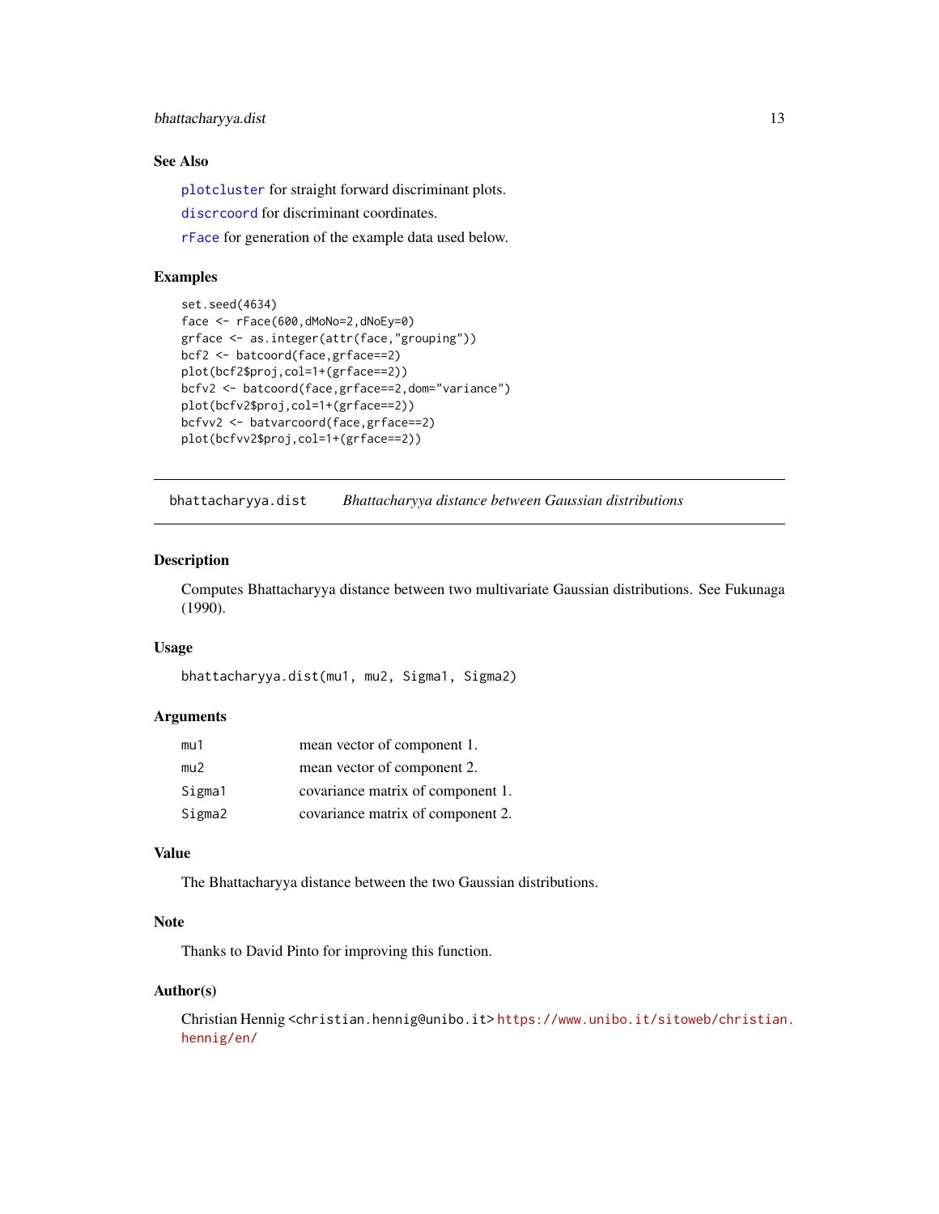### See Also

plotcluster for straight forward discriminant plots.

discrcoord for discriminant coordinates.

rFace for generation of the example data used below.

### Examples

```
set.seed(4634)
face <- rFace(600,dMoNo=2,dNoEy=0)
grface <- as.integer(attr(face,"grouping"))
bcf2 <- batcoord(face,grface==2)
plot(bcf2$proj,col=1+(grface==2))
bcfv2 <- batcoord(face,grface==2,dom="variance")
plot(bcfv2$proj,col=1+(grface==2))
bcfvv2 <- batvarcoord(face,grface==2)
plot(bcfvv2$proj,col=1+(grface==2))
```

---

## bhattacharyya.dist — *Bhattacharyya distance between Gaussian distributions*

### Description

Computes Bhattacharyya distance between two multivariate Gaussian distributions. See Fukunaga (1990).

### Usage

```
bhattacharyya.dist(mu1, mu2, Sigma1, Sigma2)
```

### Arguments

| | |
|---|---|
| mu1 | mean vector of component 1. |
| mu2 | mean vector of component 2. |
| Sigma1 | covariance matrix of component 1. |
| Sigma2 | covariance matrix of component 2. |

### Value

The Bhattacharyya distance between the two Gaussian distributions.

### Note

Thanks to David Pinto for improving this function.

### Author(s)

Christian Hennig <christian.hennig@unibo.it> https://www.unibo.it/sitoweb/christian.hennig/en/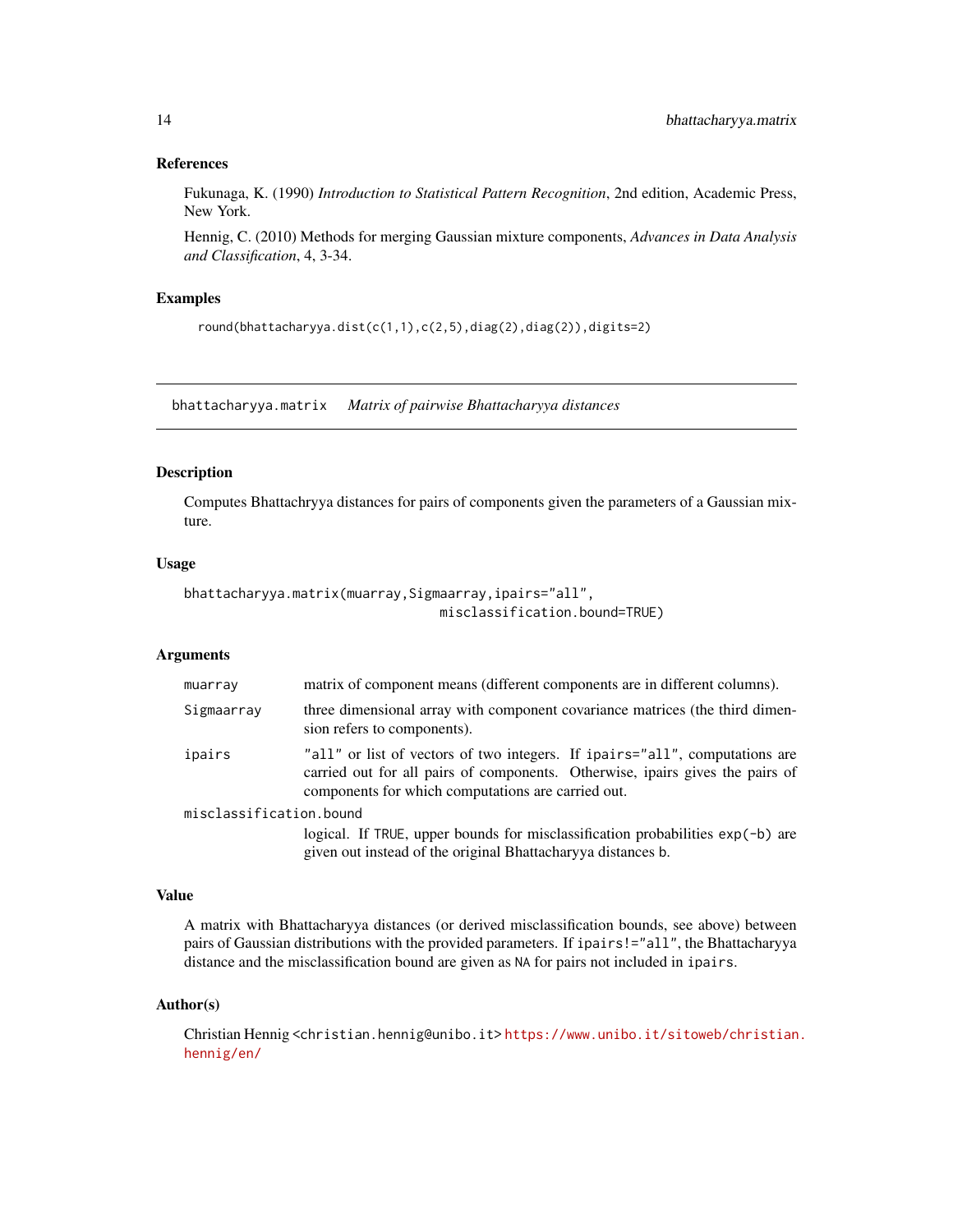### References

Fukunaga, K. (1990) *Introduction to Statistical Pattern Recognition*, 2nd edition, Academic Press, New York.

Hennig, C. (2010) Methods for merging Gaussian mixture components, *Advances in Data Analysis and Classification*, 4, 3-34.

### Examples

```
round(bhattacharyya.dist(c(1,1),c(2,5),diag(2),diag(2)),digits=2)
```

---

## bhattacharyya.matrix *Matrix of pairwise Bhattacharyya distances*

### Description

Computes Bhattachryya distances for pairs of components given the parameters of a Gaussian mixture.

### Usage

```
bhattacharyya.matrix(muarray,Sigmaarray,ipairs="all",
                                misclassification.bound=TRUE)
```

### Arguments

| | |
|---|---|
| muarray | matrix of component means (different components are in different columns). |
| Sigmaarray | three dimensional array with component covariance matrices (the third dimension refers to components). |
| ipairs | "all" or list of vectors of two integers. If ipairs="all", computations are carried out for all pairs of components. Otherwise, ipairs gives the pairs of components for which computations are carried out. |
| misclassification.bound | logical. If TRUE, upper bounds for misclassification probabilities exp(-b) are given out instead of the original Bhattacharyya distances b. |

### Value

A matrix with Bhattacharyya distances (or derived misclassification bounds, see above) between pairs of Gaussian distributions with the provided parameters. If ipairs!="all", the Bhattacharyya distance and the misclassification bound are given as NA for pairs not included in ipairs.

### Author(s)

Christian Hennig <christian.hennig@unibo.it> https://www.unibo.it/sitoweb/christian.hennig/en/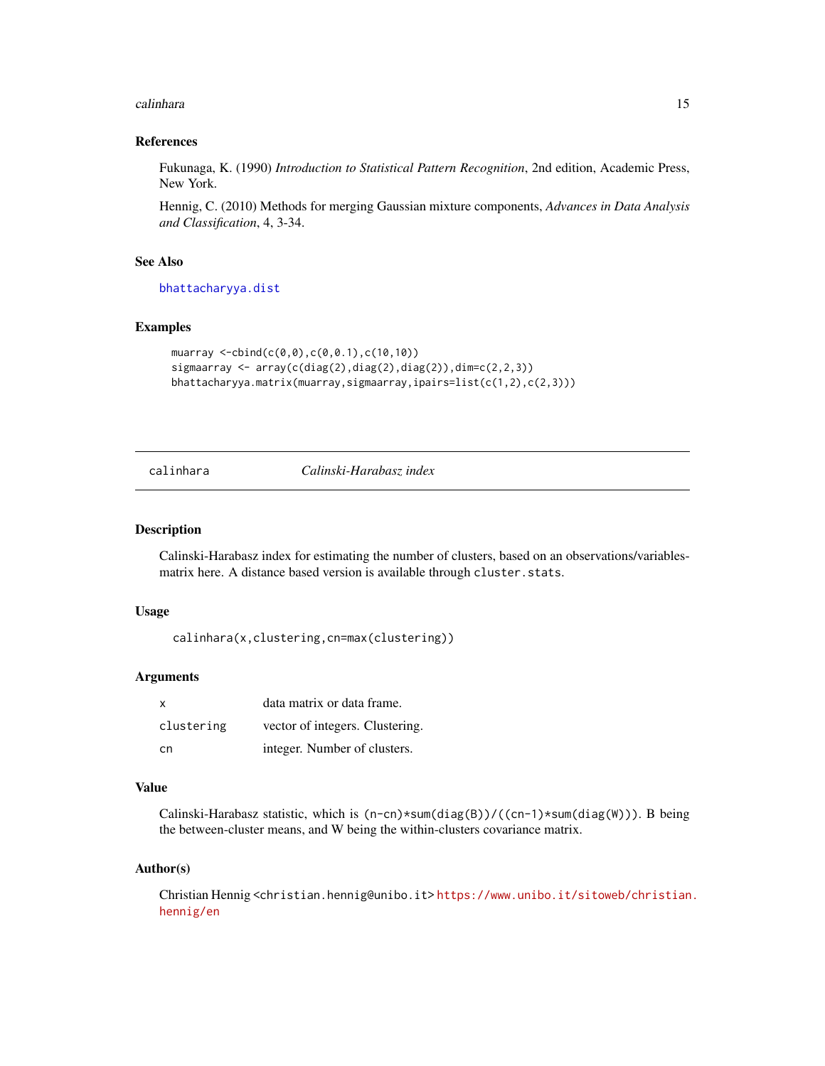## References

Fukunaga, K. (1990) *Introduction to Statistical Pattern Recognition*, 2nd edition, Academic Press, New York.

Hennig, C. (2010) Methods for merging Gaussian mixture components, *Advances in Data Analysis and Classification*, 4, 3-34.

## See Also

`bhattacharyya.dist`

## Examples

```
muarray <-cbind(c(0,0),c(0,0.1),c(10,10))
sigmaarray <- array(c(diag(2),diag(2),diag(2)),dim=c(2,2,3))
bhattacharyya.matrix(muarray,sigmaarray,ipairs=list(c(1,2),c(2,3)))
```

---

# calinhara — *Calinski-Harabasz index*

## Description

Calinski-Harabasz index for estimating the number of clusters, based on an observations/variables-matrix here. A distance based version is available through `cluster.stats`.

## Usage

```
calinhara(x,clustering,cn=max(clustering))
```

## Arguments

| | |
|---|---|
| `x` | data matrix or data frame. |
| `clustering` | vector of integers. Clustering. |
| `cn` | integer. Number of clusters. |

## Value

Calinski-Harabasz statistic, which is `(n-cn)*sum(diag(B))/((cn-1)*sum(diag(W)))`. B being the between-cluster means, and W being the within-clusters covariance matrix.

## Author(s)

Christian Hennig <christian.hennig@unibo.it> https://www.unibo.it/sitoweb/christian.hennig/en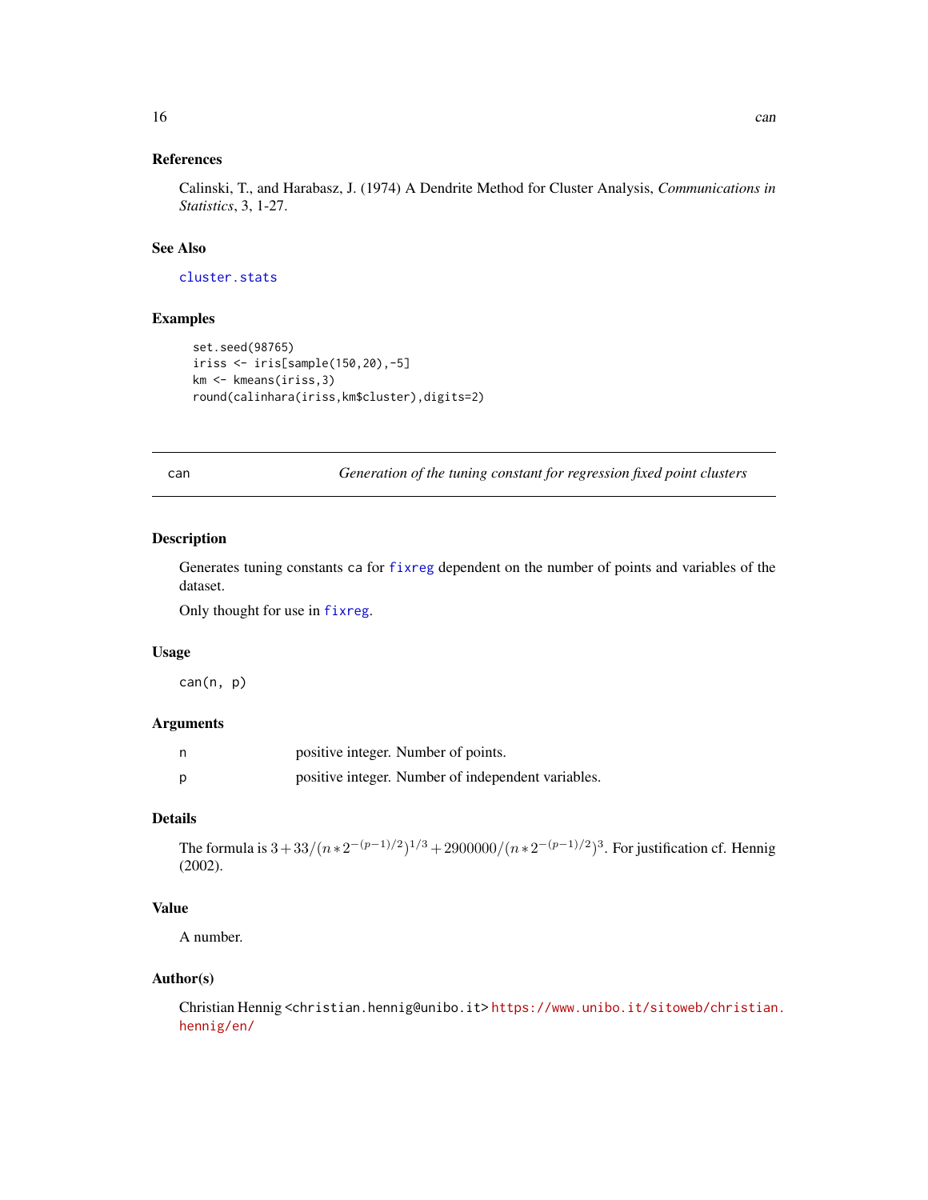## References

Calinski, T., and Harabasz, J. (1974) A Dendrite Method for Cluster Analysis, *Communications in Statistics*, 3, 1-27.

## See Also

`cluster.stats`

## Examples

```
set.seed(98765)
iriss <- iris[sample(150,20),-5]
km <- kmeans(iriss,3)
round(calinhara(iriss,km$cluster),digits=2)
```

---

# can — *Generation of the tuning constant for regression fixed point clusters*

## Description

Generates tuning constants `ca` for `fixreg` dependent on the number of points and variables of the dataset.

Only thought for use in `fixreg`.

## Usage

```
can(n, p)
```

## Arguments

| | |
|---|---|
| `n` | positive integer. Number of points. |
| `p` | positive integer. Number of independent variables. |

## Details

The formula is $3 + 33/(n * 2^{-(p-1)/2})^{1/3} + 2900000/(n * 2^{-(p-1)/2})^3$. For justification cf. Hennig (2002).

## Value

A number.

## Author(s)

Christian Hennig <christian.hennig@unibo.it> https://www.unibo.it/sitoweb/christian.hennig/en/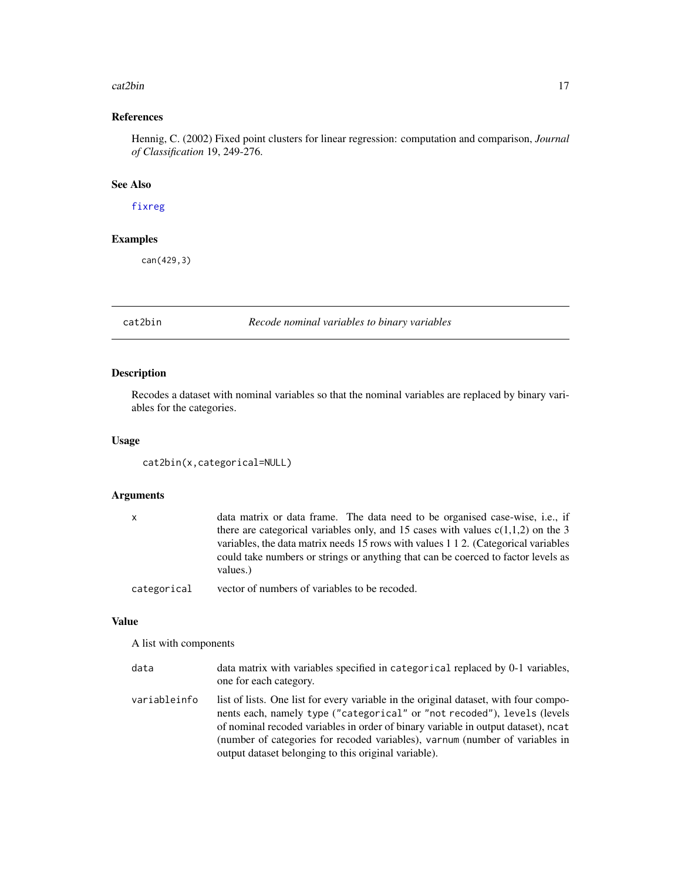## References

Hennig, C. (2002) Fixed point clusters for linear regression: computation and comparison, *Journal of Classification* 19, 249-276.

## See Also

fixreg

## Examples

```
can(429,3)
```

---

# cat2bin — *Recode nominal variables to binary variables*

## Description

Recodes a dataset with nominal variables so that the nominal variables are replaced by binary variables for the categories.

## Usage

```
cat2bin(x,categorical=NULL)
```

## Arguments

| | |
|---|---|
| `x` | data matrix or data frame. The data need to be organised case-wise, i.e., if there are categorical variables only, and 15 cases with values c(1,1,2) on the 3 variables, the data matrix needs 15 rows with values 1 1 2. (Categorical variables could take numbers or strings or anything that can be coerced to factor levels as values.) |
| `categorical` | vector of numbers of variables to be recoded. |

## Value

A list with components

| | |
|---|---|
| `data` | data matrix with variables specified in `categorical` replaced by 0-1 variables, one for each category. |
| `variableinfo` | list of lists. One list for every variable in the original dataset, with four components each, namely `type` (`"categorical"` or `"not recoded"`), `levels` (levels of nominal recoded variables in order of binary variable in output dataset), `ncat` (number of categories for recoded variables), `varnum` (number of variables in output dataset belonging to this original variable). |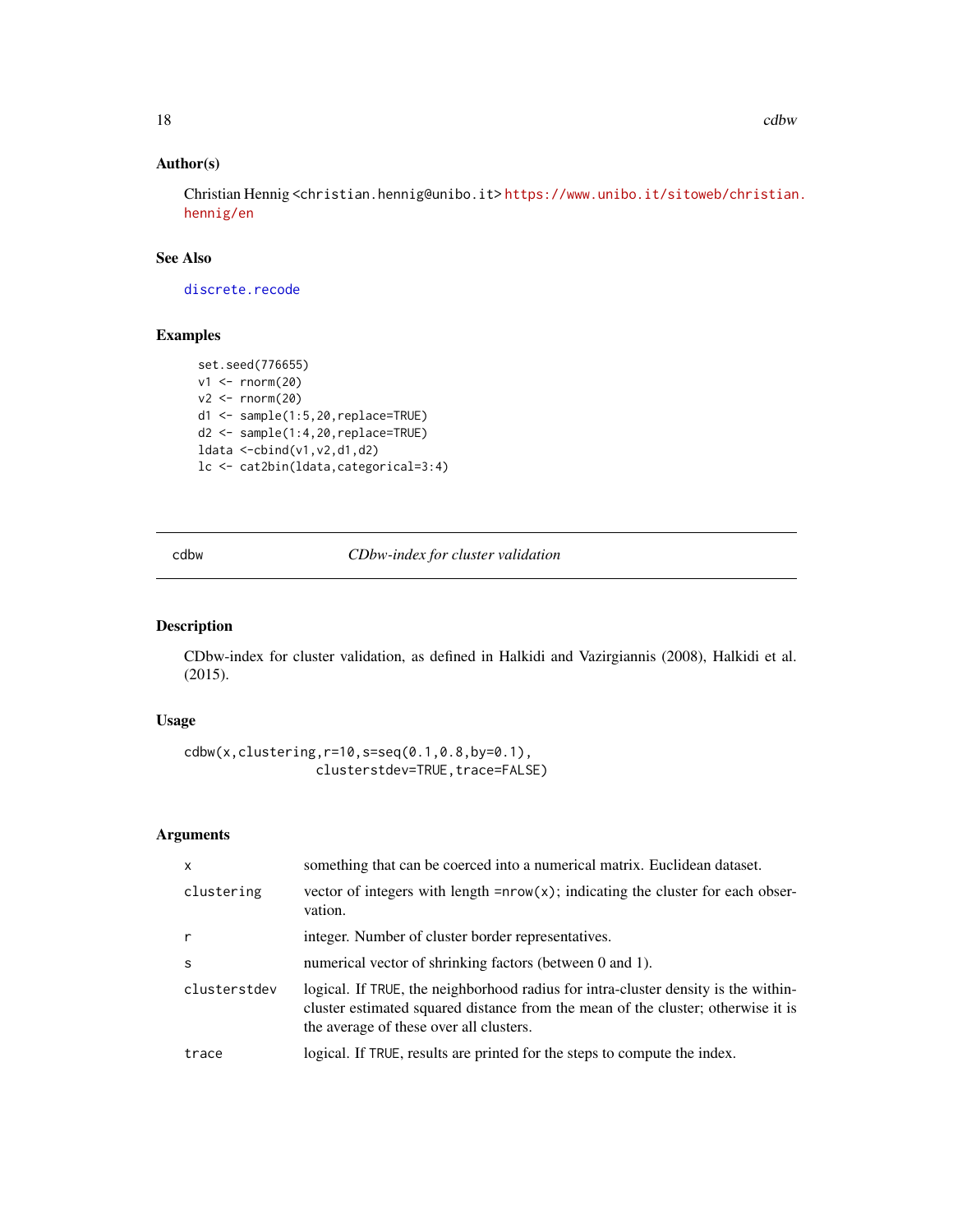### Author(s)

Christian Hennig <christian.hennig@unibo.it> https://www.unibo.it/sitoweb/christian.hennig/en

### See Also

discrete.recode

### Examples

```
set.seed(776655)
v1 <- rnorm(20)
v2 <- rnorm(20)
d1 <- sample(1:5,20,replace=TRUE)
d2 <- sample(1:4,20,replace=TRUE)
ldata <-cbind(v1,v2,d1,d2)
lc <- cat2bin(ldata,categorical=3:4)
```

---

## cdbw — *CDbw-index for cluster validation*

---

### Description

CDbw-index for cluster validation, as defined in Halkidi and Vazirgiannis (2008), Halkidi et al. (2015).

### Usage

```
cdbw(x,clustering,r=10,s=seq(0.1,0.8,by=0.1),
                clusterstdev=TRUE,trace=FALSE)
```

### Arguments

| | |
|---|---|
| x | something that can be coerced into a numerical matrix. Euclidean dataset. |
| clustering | vector of integers with length =nrow(x); indicating the cluster for each observation. |
| r | integer. Number of cluster border representatives. |
| s | numerical vector of shrinking factors (between 0 and 1). |
| clusterstdev | logical. If TRUE, the neighborhood radius for intra-cluster density is the within-cluster estimated squared distance from the mean of the cluster; otherwise it is the average of these over all clusters. |
| trace | logical. If TRUE, results are printed for the steps to compute the index. |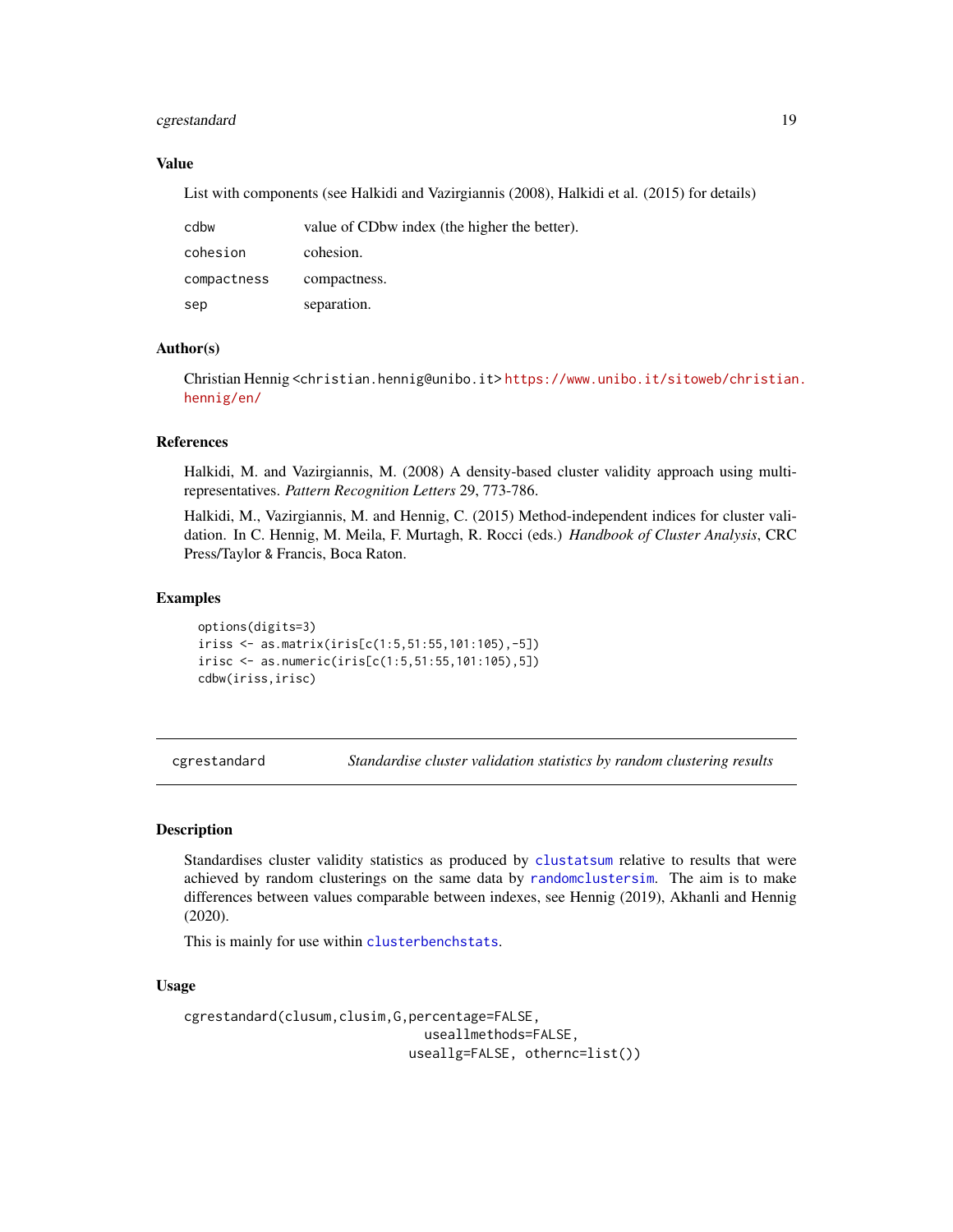### Value

List with components (see Halkidi and Vazirgiannis (2008), Halkidi et al. (2015) for details)

| | |
|---|---|
| `cdbw` | value of CDbw index (the higher the better). |
| `cohesion` | cohesion. |
| `compactness` | compactness. |
| `sep` | separation. |

### Author(s)

Christian Hennig <christian.hennig@unibo.it> https://www.unibo.it/sitoweb/christian.hennig/en/

### References

Halkidi, M. and Vazirgiannis, M. (2008) A density-based cluster validity approach using multi-representatives. *Pattern Recognition Letters* 29, 773-786.

Halkidi, M., Vazirgiannis, M. and Hennig, C. (2015) Method-independent indices for cluster validation. In C. Hennig, M. Meila, F. Murtagh, R. Rocci (eds.) *Handbook of Cluster Analysis*, CRC Press/Taylor & Francis, Boca Raton.

### Examples

```
options(digits=3)
iriss <- as.matrix(iris[c(1:5,51:55,101:105),-5])
irisc <- as.numeric(iris[c(1:5,51:55,101:105),5])
cdbw(iriss,irisc)
```

---

## cgrestandard — *Standardise cluster validation statistics by random clustering results*

### Description

Standardises cluster validity statistics as produced by clustatsum relative to results that were achieved by random clusterings on the same data by randomclustersim. The aim is to make differences between values comparable between indexes, see Hennig (2019), Akhanli and Hennig (2020).

This is mainly for use within clusterbenchstats.

### Usage

```
cgrestandard(clusum,clusim,G,percentage=FALSE,
                                useallmethods=FALSE,
                              useallg=FALSE, othernc=list())
```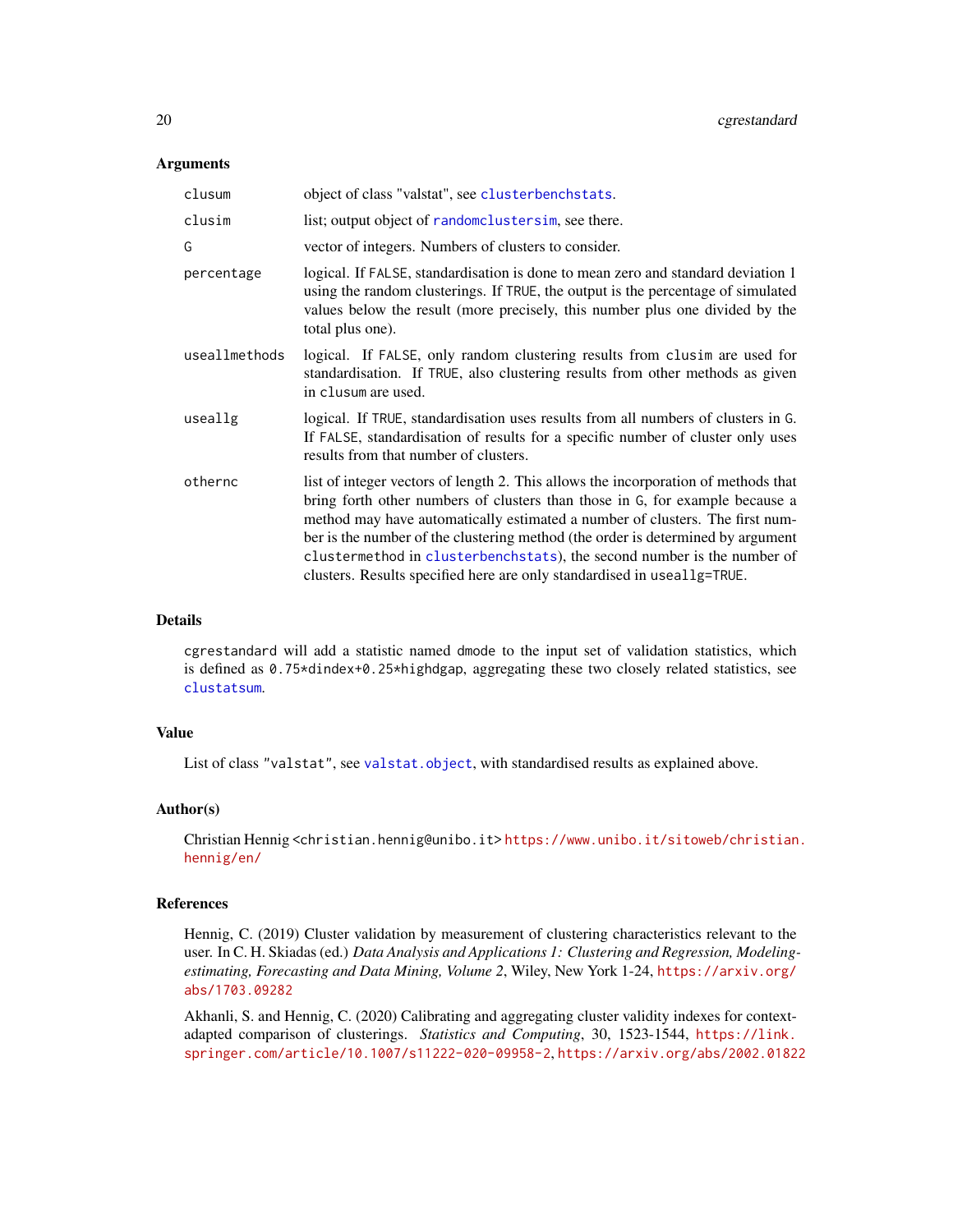### Arguments

| | |
|---|---|
| `clusum` | object of class "valstat", see `clusterbenchstats`. |
| `clusim` | list; output object of `randomclustersim`, see there. |
| `G` | vector of integers. Numbers of clusters to consider. |
| `percentage` | logical. If `FALSE`, standardisation is done to mean zero and standard deviation 1 using the random clusterings. If `TRUE`, the output is the percentage of simulated values below the result (more precisely, this number plus one divided by the total plus one). |
| `useallmethods` | logical. If `FALSE`, only random clustering results from `clusim` are used for standardisation. If `TRUE`, also clustering results from other methods as given in `clusum` are used. |
| `useallg` | logical. If `TRUE`, standardisation uses results from all numbers of clusters in `G`. If `FALSE`, standardisation of results for a specific number of cluster only uses results from that number of clusters. |
| `othernc` | list of integer vectors of length 2. This allows the incorporation of methods that bring forth other numbers of clusters than those in `G`, for example because a method may have automatically estimated a number of clusters. The first number is the number of the clustering method (the order is determined by argument `clustermethod` in `clusterbenchstats`), the second number is the number of clusters. Results specified here are only standardised in `useallg=TRUE`. |

### Details

`cgrestandard` will add a statistic named `dmode` to the input set of validation statistics, which is defined as `0.75*dindex+0.25*highdgap`, aggregating these two closely related statistics, see `clustatsum`.

### Value

List of class "`valstat`", see `valstat.object`, with standardised results as explained above.

### Author(s)

Christian Hennig <christian.hennig@unibo.it> https://www.unibo.it/sitoweb/christian.hennig/en/

### References

Hennig, C. (2019) Cluster validation by measurement of clustering characteristics relevant to the user. In C. H. Skiadas (ed.) *Data Analysis and Applications 1: Clustering and Regression, Modeling-estimating, Forecasting and Data Mining, Volume 2*, Wiley, New York 1-24, https://arxiv.org/abs/1703.09282

Akhanli, S. and Hennig, C. (2020) Calibrating and aggregating cluster validity indexes for context-adapted comparison of clusterings. *Statistics and Computing*, 30, 1523-1544, https://link.springer.com/article/10.1007/s11222-020-09958-2, https://arxiv.org/abs/2002.01822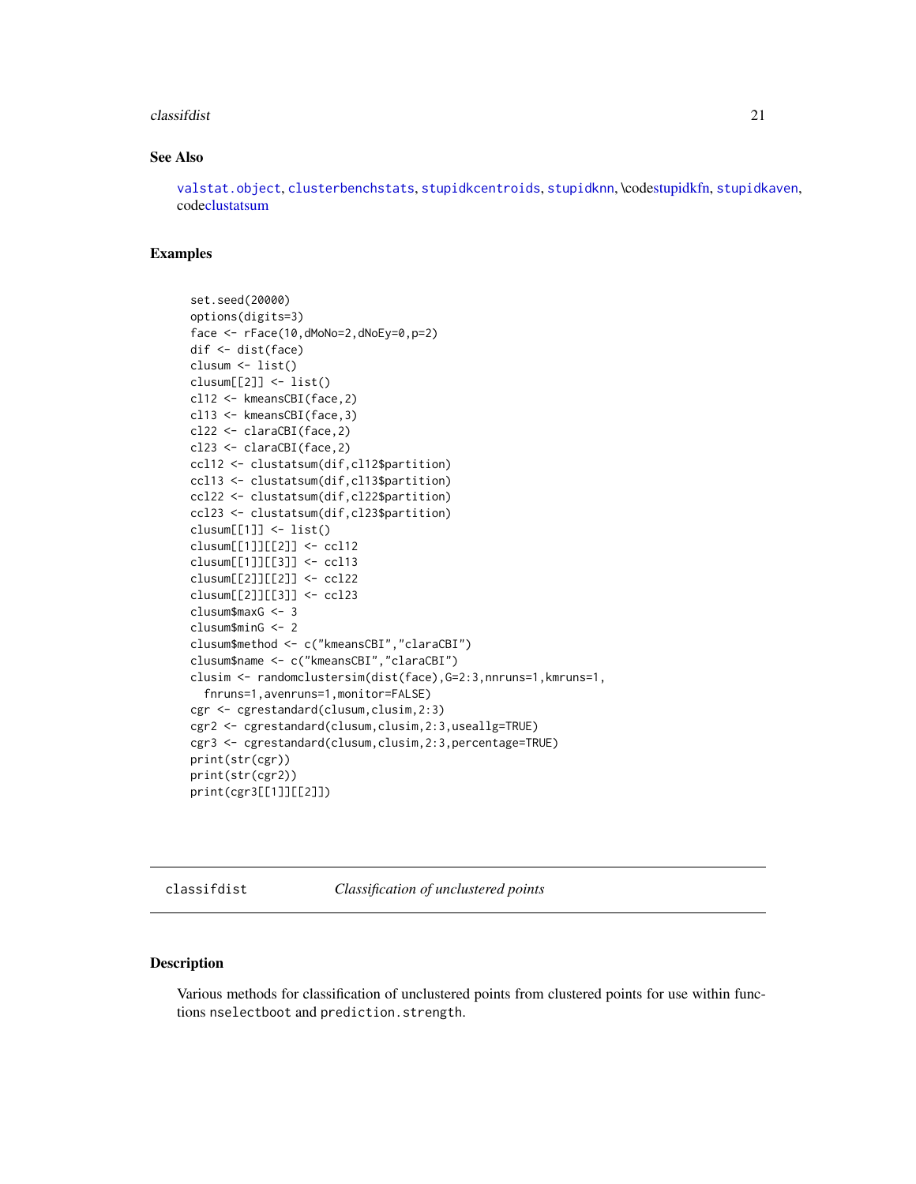### See Also

valstat.object, clusterbenchstats, stupidkcentroids, stupidknn, \codestupidkfn, stupidkaven, codeclustatsum

### Examples

```
set.seed(20000)
options(digits=3)
face <- rFace(10,dMoNo=2,dNoEy=0,p=2)
dif <- dist(face)
clusum <- list()
clusum[[2]] <- list()
cl12 <- kmeansCBI(face,2)
cl13 <- kmeansCBI(face,3)
cl22 <- claraCBI(face,2)
cl23 <- claraCBI(face,2)
ccl12 <- clustatsum(dif,cl12$partition)
ccl13 <- clustatsum(dif,cl13$partition)
ccl22 <- clustatsum(dif,cl22$partition)
ccl23 <- clustatsum(dif,cl23$partition)
clusum[[1]] <- list()
clusum[[1]][[2]] <- ccl12
clusum[[1]][[3]] <- ccl13
clusum[[2]][[2]] <- ccl22
clusum[[2]][[3]] <- ccl23
clusum$maxG <- 3
clusum$minG <- 2
clusum$method <- c("kmeansCBI","claraCBI")
clusum$name <- c("kmeansCBI","claraCBI")
clusim <- randomclustersim(dist(face),G=2:3,nnruns=1,kmruns=1,
  fnruns=1,avenruns=1,monitor=FALSE)
cgr <- cgrestandard(clusum,clusim,2:3)
cgr2 <- cgrestandard(clusum,clusim,2:3,useallg=TRUE)
cgr3 <- cgrestandard(clusum,clusim,2:3,percentage=TRUE)
print(str(cgr))
print(str(cgr2))
print(cgr3[[1]][[2]])
```

---

## classifdist *Classification of unclustered points*

### Description

Various methods for classification of unclustered points from clustered points for use within functions nselectboot and prediction.strength.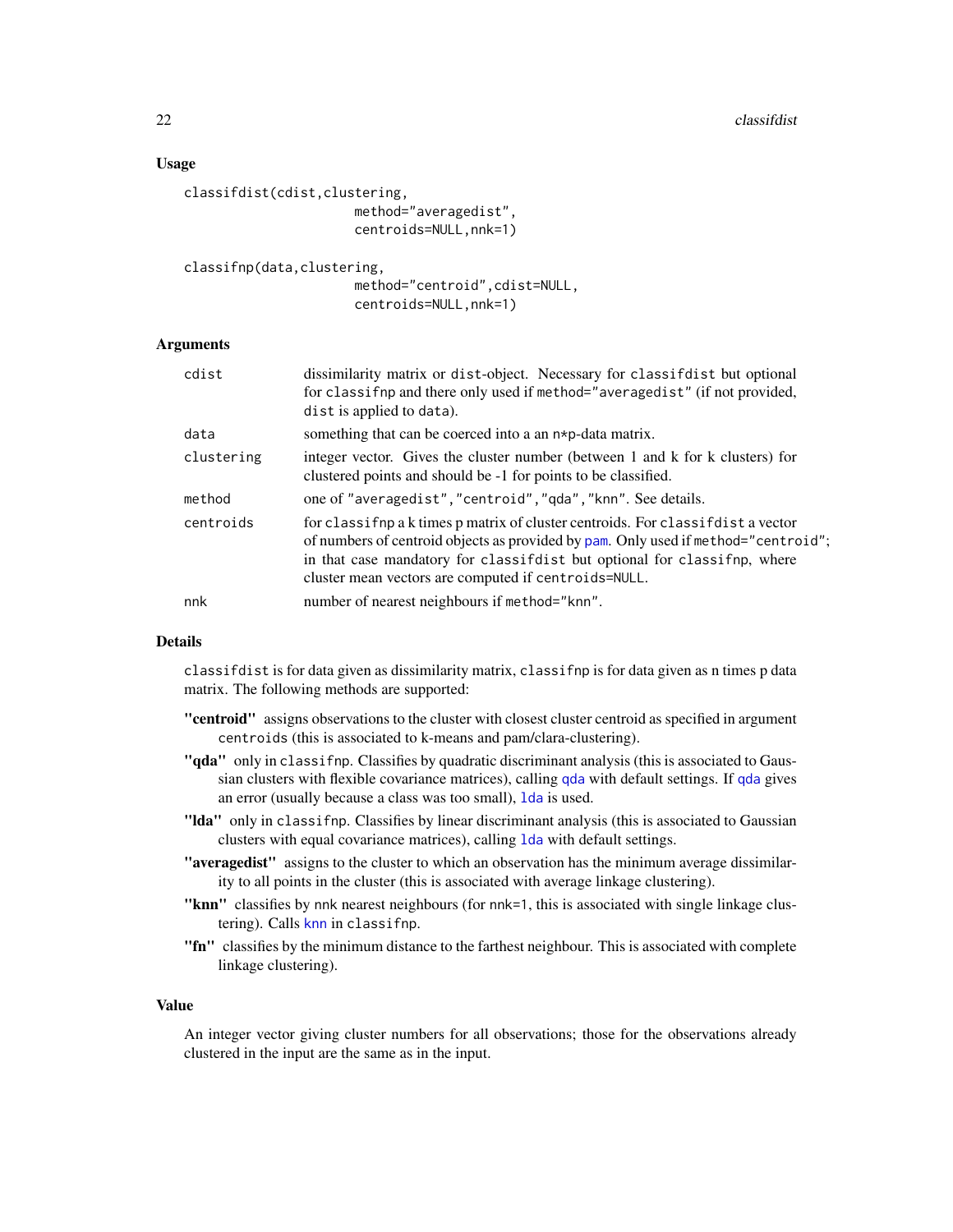### Usage

```
classifdist(cdist,clustering,
                      method="averagedist",
                      centroids=NULL,nnk=1)

classifnp(data,clustering,
                      method="centroid",cdist=NULL,
                      centroids=NULL,nnk=1)
```

### Arguments

| | |
|---|---|
| cdist | dissimilarity matrix or dist-object. Necessary for classifdist but optional for classifnp and there only used if method="averagedist" (if not provided, dist is applied to data). |
| data | something that can be coerced into a an n*p-data matrix. |
| clustering | integer vector. Gives the cluster number (between 1 and k for k clusters) for clustered points and should be -1 for points to be classified. |
| method | one of "averagedist","centroid","qda","knn". See details. |
| centroids | for classifnp a k times p matrix of cluster centroids. For classifdist a vector of numbers of centroid objects as provided by pam. Only used if method="centroid"; in that case mandatory for classifdist but optional for classifnp, where cluster mean vectors are computed if centroids=NULL. |
| nnk | number of nearest neighbours if method="knn". |

### Details

classifdist is for data given as dissimilarity matrix, classifnp is for data given as n times p data matrix. The following methods are supported:

- **"centroid"** assigns observations to the cluster with closest cluster centroid as specified in argument centroids (this is associated to k-means and pam/clara-clustering).
- **"qda"** only in classifnp. Classifies by quadratic discriminant analysis (this is associated to Gaussian clusters with flexible covariance matrices), calling qda with default settings. If qda gives an error (usually because a class was too small), lda is used.
- **"lda"** only in classifnp. Classifies by linear discriminant analysis (this is associated to Gaussian clusters with equal covariance matrices), calling lda with default settings.
- **"averagedist"** assigns to the cluster to which an observation has the minimum average dissimilarity to all points in the cluster (this is associated with average linkage clustering).
- **"knn"** classifies by nnk nearest neighbours (for nnk=1, this is associated with single linkage clustering). Calls knn in classifnp.
- **"fn"** classifies by the minimum distance to the farthest neighbour. This is associated with complete linkage clustering).

### Value

An integer vector giving cluster numbers for all observations; those for the observations already clustered in the input are the same as in the input.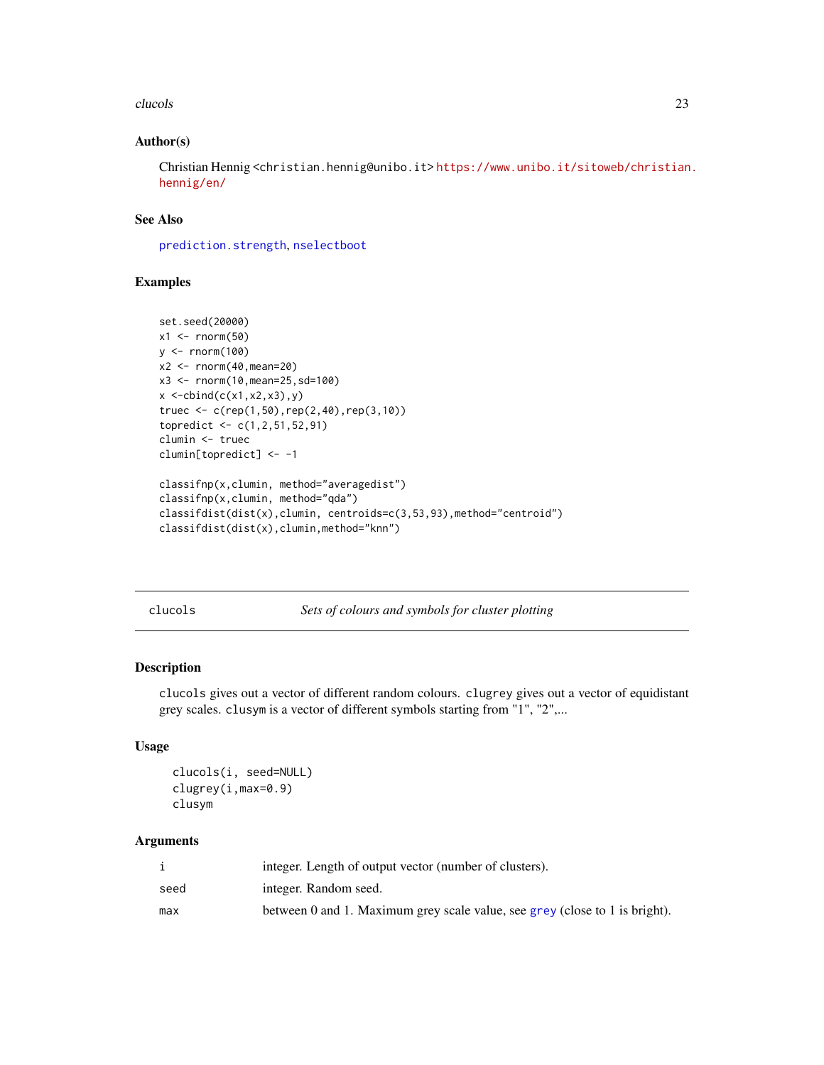## Author(s)

Christian Hennig <christian.hennig@unibo.it> https://www.unibo.it/sitoweb/christian.hennig/en/

## See Also

prediction.strength, nselectboot

## Examples

```
set.seed(20000)
x1 <- rnorm(50)
y <- rnorm(100)
x2 <- rnorm(40,mean=20)
x3 <- rnorm(10,mean=25,sd=100)
x <-cbind(c(x1,x2,x3),y)
truec <- c(rep(1,50),rep(2,40),rep(3,10))
topredict <- c(1,2,51,52,91)
clumin <- truec
clumin[topredict] <- -1

classifnp(x,clumin, method="averagedist")
classifnp(x,clumin, method="qda")
classifdist(dist(x),clumin, centroids=c(3,53,93),method="centroid")
classifdist(dist(x),clumin,method="knn")
```

---

# clucols — *Sets of colours and symbols for cluster plotting*

## Description

`clucols` gives out a vector of different random colours. `clugrey` gives out a vector of equidistant grey scales. `clusym` is a vector of different symbols starting from "1", "2",...

## Usage

```
clucols(i, seed=NULL)
clugrey(i,max=0.9)
clusym
```

## Arguments

| | |
|---|---|
| i | integer. Length of output vector (number of clusters). |
| seed | integer. Random seed. |
| max | between 0 and 1. Maximum grey scale value, see grey (close to 1 is bright). |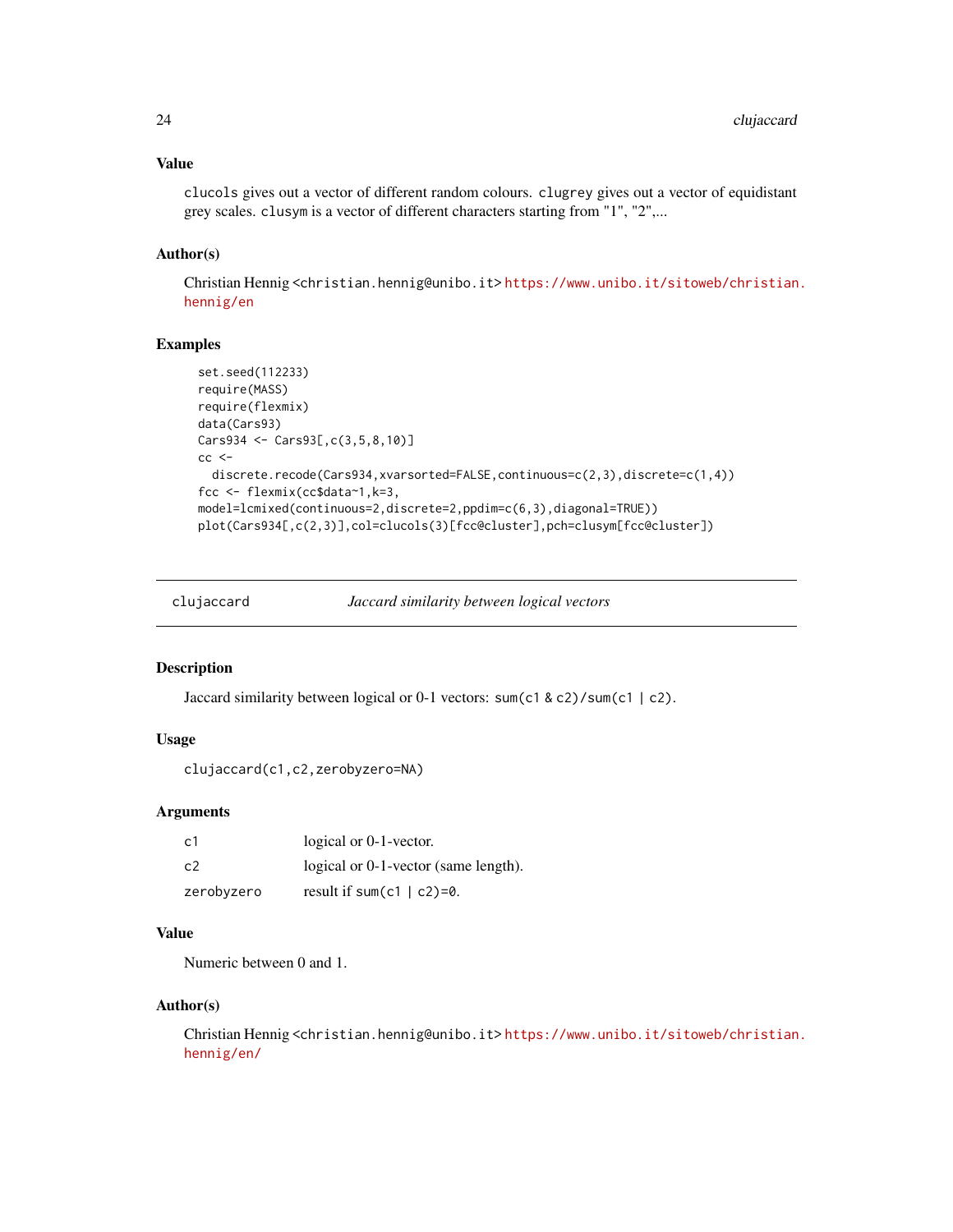## Value

`clucols` gives out a vector of different random colours. `clugrey` gives out a vector of equidistant grey scales. `clusym` is a vector of different characters starting from "1", "2",...

## Author(s)

Christian Hennig <christian.hennig@unibo.it> https://www.unibo.it/sitoweb/christian.hennig/en

## Examples

```
set.seed(112233)
require(MASS)
require(flexmix)
data(Cars93)
Cars934 <- Cars93[,c(3,5,8,10)]
cc <-
  discrete.recode(Cars934,xvarsorted=FALSE,continuous=c(2,3),discrete=c(1,4))
fcc <- flexmix(cc$data~1,k=3,
model=lcmixed(continuous=2,discrete=2,ppdim=c(6,3),diagonal=TRUE))
plot(Cars934[,c(2,3)],col=clucols(3)[fcc@cluster],pch=clusym[fcc@cluster])
```

---

# clujaccard — *Jaccard similarity between logical vectors*

---

## Description

Jaccard similarity between logical or 0-1 vectors: `sum(c1 & c2)/sum(c1 | c2)`.

## Usage

```
clujaccard(c1,c2,zerobyzero=NA)
```

## Arguments

| | |
|---|---|
| c1 | logical or 0-1-vector. |
| c2 | logical or 0-1-vector (same length). |
| zerobyzero | result if `sum(c1 | c2)=0`. |

## Value

Numeric between 0 and 1.

## Author(s)

Christian Hennig <christian.hennig@unibo.it> https://www.unibo.it/sitoweb/christian.hennig/en/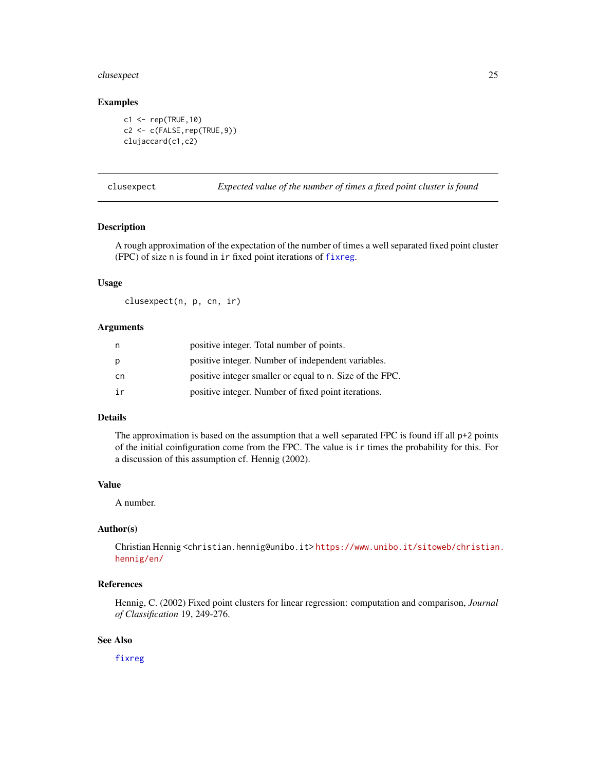### Examples

```
c1 <- rep(TRUE,10)
c2 <- c(FALSE,rep(TRUE,9))
clujaccard(c1,c2)
```

---

## clusexpect — *Expected value of the number of times a fixed point cluster is found*

---

### Description

A rough approximation of the expectation of the number of times a well separated fixed point cluster (FPC) of size n is found in ir fixed point iterations of fixreg.

### Usage

```
clusexpect(n, p, cn, ir)
```

### Arguments

| | |
|---|---|
| n | positive integer. Total number of points. |
| p | positive integer. Number of independent variables. |
| cn | positive integer smaller or equal to n. Size of the FPC. |
| ir | positive integer. Number of fixed point iterations. |

### Details

The approximation is based on the assumption that a well separated FPC is found iff all p+2 points of the initial coinfiguration come from the FPC. The value is ir times the probability for this. For a discussion of this assumption cf. Hennig (2002).

### Value

A number.

### Author(s)

Christian Hennig <christian.hennig@unibo.it> https://www.unibo.it/sitoweb/christian.hennig/en/

### References

Hennig, C. (2002) Fixed point clusters for linear regression: computation and comparison, *Journal of Classification* 19, 249-276.

### See Also

fixreg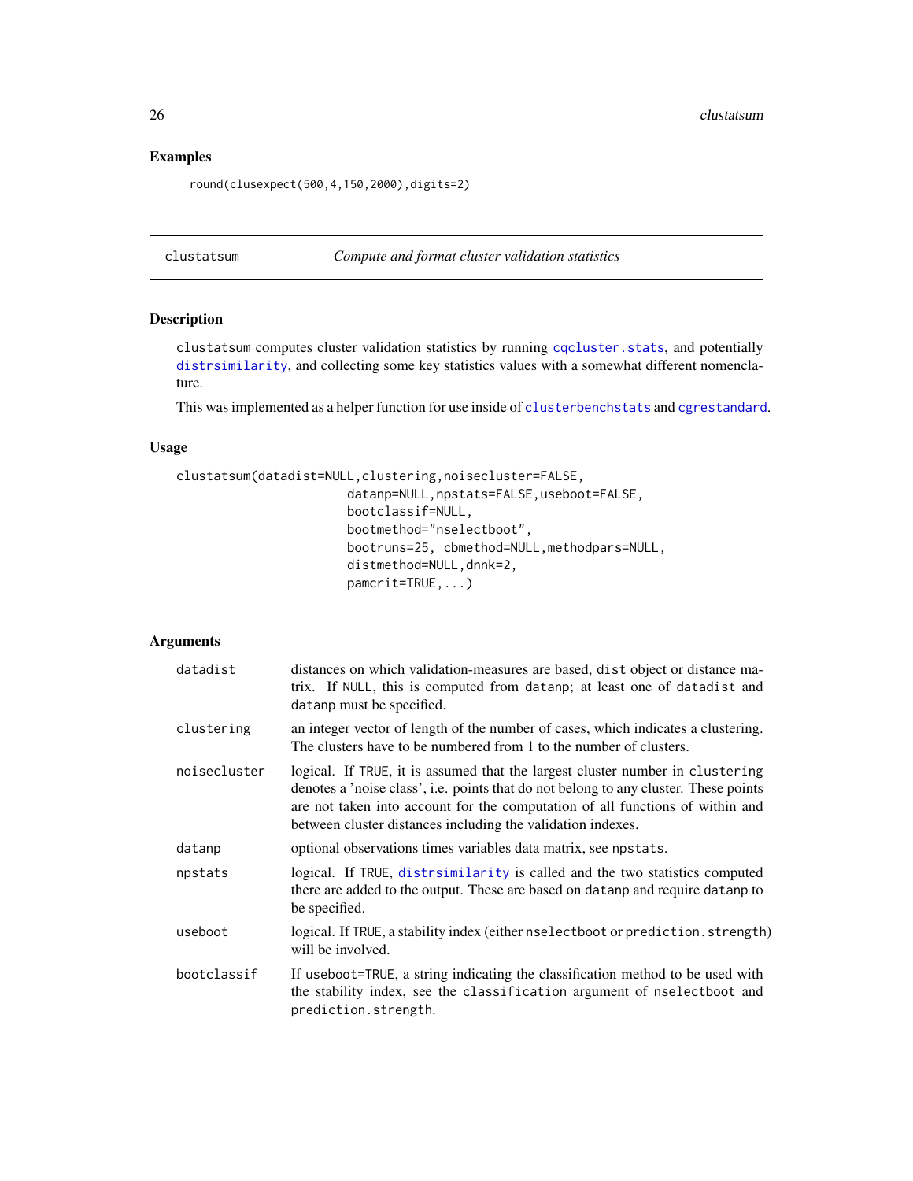## Examples

```
round(clusexpect(500,4,150,2000),digits=2)
```

---

clustatsum *Compute and format cluster validation statistics*

---

### Description

clustatsum computes cluster validation statistics by running cqcluster.stats, and potentially distrsimilarity, and collecting some key statistics values with a somewhat different nomenclature.

This was implemented as a helper function for use inside of clusterbenchstats and cgrestandard.

### Usage

```
clustatsum(datadist=NULL,clustering,noisecluster=FALSE,
                        datanp=NULL,npstats=FALSE,useboot=FALSE,
                        bootclassif=NULL,
                        bootmethod="nselectboot",
                        bootruns=25, cbmethod=NULL,methodpars=NULL,
                        distmethod=NULL,dnnk=2,
                        pamcrit=TRUE,...)
```

### Arguments

| | |
|---|---|
| datadist | distances on which validation-measures are based, dist object or distance matrix. If NULL, this is computed from datanp; at least one of datadist and datanp must be specified. |
| clustering | an integer vector of length of the number of cases, which indicates a clustering. The clusters have to be numbered from 1 to the number of clusters. |
| noisecluster | logical. If TRUE, it is assumed that the largest cluster number in clustering denotes a 'noise class', i.e. points that do not belong to any cluster. These points are not taken into account for the computation of all functions of within and between cluster distances including the validation indexes. |
| datanp | optional observations times variables data matrix, see npstats. |
| npstats | logical. If TRUE, distrsimilarity is called and the two statistics computed there are added to the output. These are based on datanp and require datanp to be specified. |
| useboot | logical. If TRUE, a stability index (either nselectboot or prediction.strength) will be involved. |
| bootclassif | If useboot=TRUE, a string indicating the classification method to be used with the stability index, see the classification argument of nselectboot and prediction.strength. |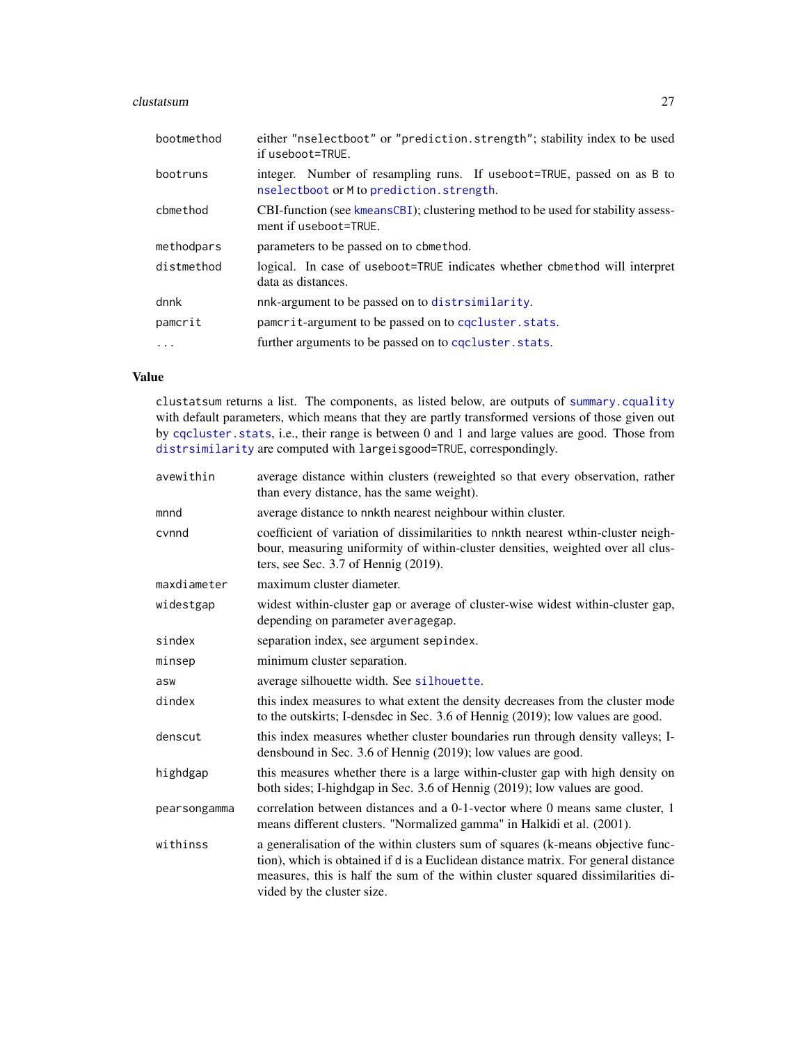| | |
|---|---|
| bootmethod | either "nselectboot" or "prediction.strength"; stability index to be used if useboot=TRUE. |
| bootruns | integer. Number of resampling runs. If useboot=TRUE, passed on as B to nselectboot or M to prediction.strength. |
| cbmethod | CBI-function (see kmeansCBI); clustering method to be used for stability assessment if useboot=TRUE. |
| methodpars | parameters to be passed on to cbmethod. |
| distmethod | logical. In case of useboot=TRUE indicates whether cbmethod will interpret data as distances. |
| dnnk | nnk-argument to be passed on to distrsimilarity. |
| pamcrit | pamcrit-argument to be passed on to cqcluster.stats. |
| ... | further arguments to be passed on to cqcluster.stats. |

## Value

clustatsum returns a list. The components, as listed below, are outputs of summary.cquality with default parameters, which means that they are partly transformed versions of those given out by cqcluster.stats, i.e., their range is between 0 and 1 and large values are good. Those from distrsimilarity are computed with largeisgood=TRUE, correspondingly.

| | |
|---|---|
| avewithin | average distance within clusters (reweighted so that every observation, rather than every distance, has the same weight). |
| mnnd | average distance to nnkth nearest neighbour within cluster. |
| cvnnd | coefficient of variation of dissimilarities to nnkth nearest wthin-cluster neighbour, measuring uniformity of within-cluster densities, weighted over all clusters, see Sec. 3.7 of Hennig (2019). |
| maxdiameter | maximum cluster diameter. |
| widestgap | widest within-cluster gap or average of cluster-wise widest within-cluster gap, depending on parameter averagegap. |
| sindex | separation index, see argument sepindex. |
| minsep | minimum cluster separation. |
| asw | average silhouette width. See silhouette. |
| dindex | this index measures to what extent the density decreases from the cluster mode to the outskirts; I-densdec in Sec. 3.6 of Hennig (2019); low values are good. |
| denscut | this index measures whether cluster boundaries run through density valleys; I-densbound in Sec. 3.6 of Hennig (2019); low values are good. |
| highdgap | this measures whether there is a large within-cluster gap with high density on both sides; I-highdgap in Sec. 3.6 of Hennig (2019); low values are good. |
| pearsongamma | correlation between distances and a 0-1-vector where 0 means same cluster, 1 means different clusters. "Normalized gamma" in Halkidi et al. (2001). |
| withinss | a generalisation of the within clusters sum of squares (k-means objective function), which is obtained if d is a Euclidean distance matrix. For general distance measures, this is half the sum of the within cluster squared dissimilarities divided by the cluster size. |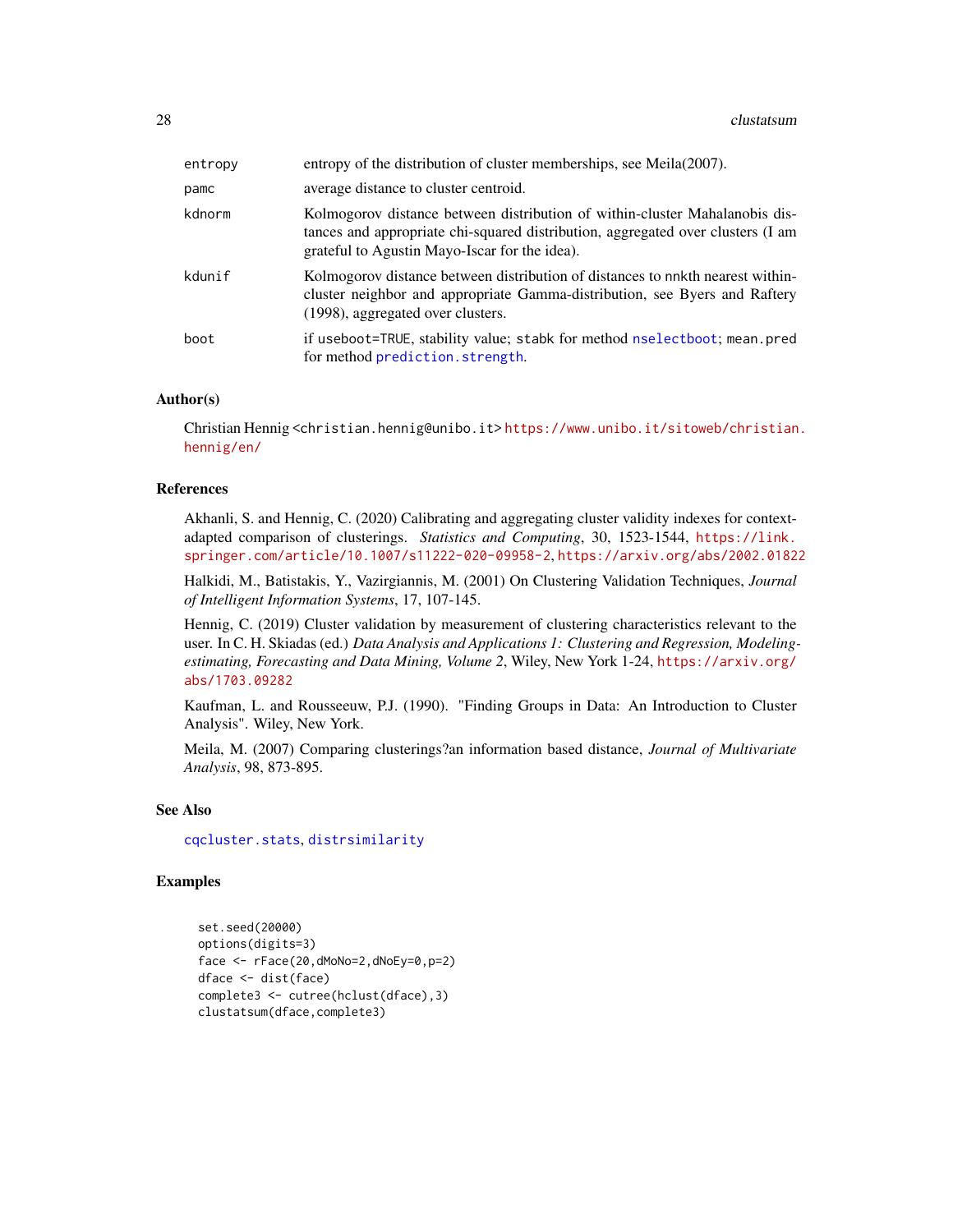| | |
|---|---|
| entropy | entropy of the distribution of cluster memberships, see Meila(2007). |
| pamc | average distance to cluster centroid. |
| kdnorm | Kolmogorov distance between distribution of within-cluster Mahalanobis distances and appropriate chi-squared distribution, aggregated over clusters (I am grateful to Agustin Mayo-Iscar for the idea). |
| kdunif | Kolmogorov distance between distribution of distances to nnkth nearest within-cluster neighbor and appropriate Gamma-distribution, see Byers and Raftery (1998), aggregated over clusters. |
| boot | if `useboot=TRUE`, stability value; `stabk` for method `nselectboot`; `mean.pred` for method `prediction.strength`. |

## Author(s)

Christian Hennig <christian.hennig@unibo.it> https://www.unibo.it/sitoweb/christian.hennig/en/

## References

Akhanli, S. and Hennig, C. (2020) Calibrating and aggregating cluster validity indexes for context-adapted comparison of clusterings. *Statistics and Computing*, 30, 1523-1544, https://link.springer.com/article/10.1007/s11222-020-09958-2, https://arxiv.org/abs/2002.01822

Halkidi, M., Batistakis, Y., Vazirgiannis, M. (2001) On Clustering Validation Techniques, *Journal of Intelligent Information Systems*, 17, 107-145.

Hennig, C. (2019) Cluster validation by measurement of clustering characteristics relevant to the user. In C. H. Skiadas (ed.) *Data Analysis and Applications 1: Clustering and Regression, Modeling-estimating, Forecasting and Data Mining, Volume 2*, Wiley, New York 1-24, https://arxiv.org/abs/1703.09282

Kaufman, L. and Rousseeuw, P.J. (1990). "Finding Groups in Data: An Introduction to Cluster Analysis". Wiley, New York.

Meila, M. (2007) Comparing clusterings?an information based distance, *Journal of Multivariate Analysis*, 98, 873-895.

## See Also

`cqcluster.stats`, `distrsimilarity`

## Examples

```
set.seed(20000)
options(digits=3)
face <- rFace(20,dMoNo=2,dNoEy=0,p=2)
dface <- dist(face)
complete3 <- cutree(hclust(dface),3)
clustatsum(dface,complete3)
```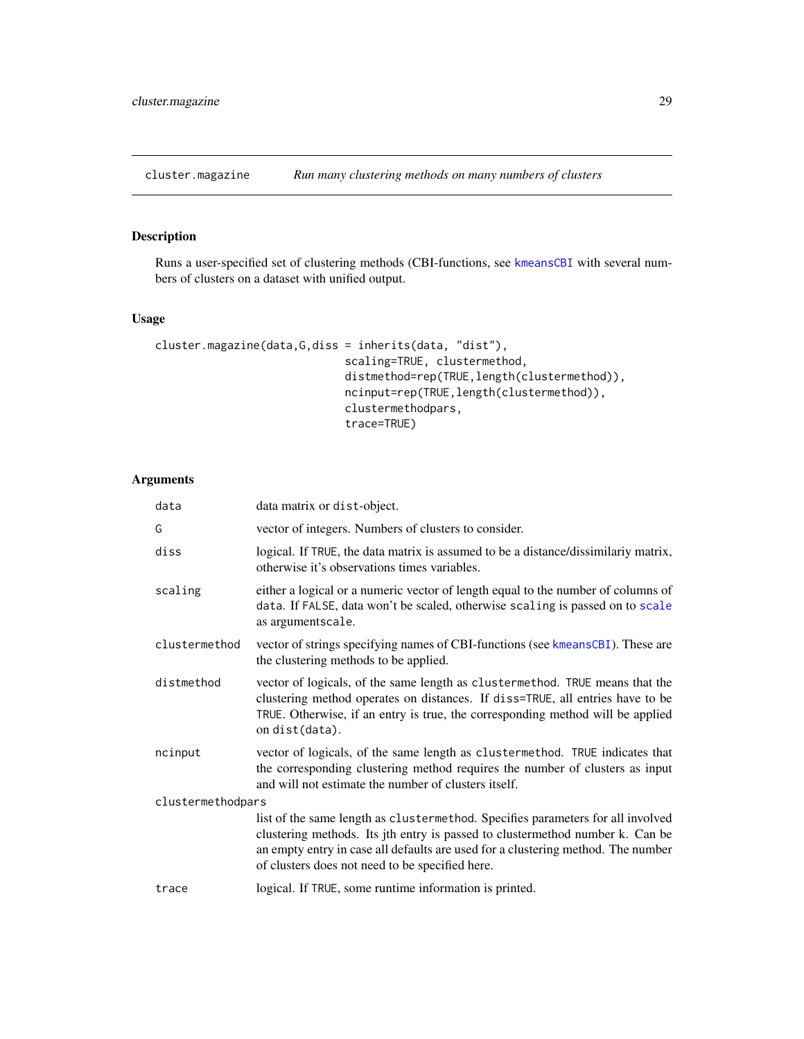cluster.magazine — *Run many clustering methods on many numbers of clusters*

## Description

Runs a user-specified set of clustering methods (CBI-functions, see `kmeansCBI` with several numbers of clusters on a dataset with unified output.

## Usage

```
cluster.magazine(data,G,diss = inherits(data, "dist"),
                            scaling=TRUE, clustermethod,
                            distmethod=rep(TRUE,length(clustermethod)),
                            ncinput=rep(TRUE,length(clustermethod)),
                            clustermethodpars,
                            trace=TRUE)
```

## Arguments

| | |
|---|---|
| `data` | data matrix or `dist`-object. |
| `G` | vector of integers. Numbers of clusters to consider. |
| `diss` | logical. If `TRUE`, the data matrix is assumed to be a distance/dissimilariy matrix, otherwise it's observations times variables. |
| `scaling` | either a logical or a numeric vector of length equal to the number of columns of `data`. If `FALSE`, data won't be scaled, otherwise `scaling` is passed on to `scale` as argument`scale`. |
| `clustermethod` | vector of strings specifying names of CBI-functions (see `kmeansCBI`). These are the clustering methods to be applied. |
| `distmethod` | vector of logicals, of the same length as `clustermethod`. `TRUE` means that the clustering method operates on distances. If `diss=TRUE`, all entries have to be `TRUE`. Otherwise, if an entry is true, the corresponding method will be applied on `dist(data)`. |
| `ncinput` | vector of logicals, of the same length as `clustermethod`. `TRUE` indicates that the corresponding clustering method requires the number of clusters as input and will not estimate the number of clusters itself. |
| `clustermethodpars` | list of the same length as `clustermethod`. Specifies parameters for all involved clustering methods. Its jth entry is passed to clustermethod number k. Can be an empty entry in case all defaults are used for a clustering method. The number of clusters does not need to be specified here. |
| `trace` | logical. If `TRUE`, some runtime information is printed. |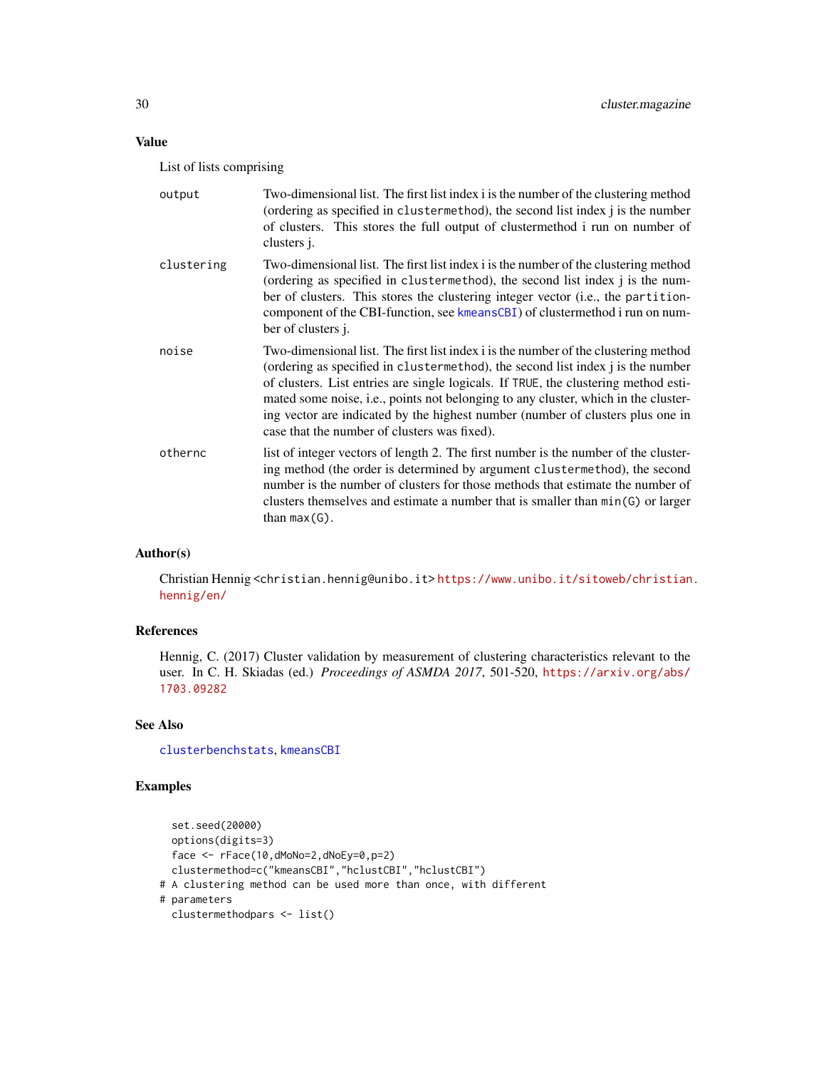## Value

List of lists comprising

- `output`: Two-dimensional list. The first list index i is the number of the clustering method (ordering as specified in `clustermethod`), the second list index j is the number of clusters. This stores the full output of clustermethod i run on number of clusters j.
- `clustering`: Two-dimensional list. The first list index i is the number of the clustering method (ordering as specified in `clustermethod`), the second list index j is the number of clusters. This stores the clustering integer vector (i.e., the `partition`-component of the CBI-function, see `kmeansCBI`) of clustermethod i run on number of clusters j.
- `noise`: Two-dimensional list. The first list index i is the number of the clustering method (ordering as specified in `clustermethod`), the second list index j is the number of clusters. List entries are single logicals. If `TRUE`, the clustering method estimated some noise, i.e., points not belonging to any cluster, which in the clustering vector are indicated by the highest number (number of clusters plus one in case that the number of clusters was fixed).
- `othernc`: list of integer vectors of length 2. The first number is the number of the clustering method (the order is determined by argument `clustermethod`), the second number is the number of clusters for those methods that estimate the number of clusters themselves and estimate a number that is smaller than `min(G)` or larger than `max(G)`.

## Author(s)

Christian Hennig <christian.hennig@unibo.it> https://www.unibo.it/sitoweb/christian.hennig/en/

## References

Hennig, C. (2017) Cluster validation by measurement of clustering characteristics relevant to the user. In C. H. Skiadas (ed.) *Proceedings of ASMDA 2017*, 501-520, https://arxiv.org/abs/1703.09282

## See Also

`clusterbenchstats`, `kmeansCBI`

## Examples

```
  set.seed(20000)
  options(digits=3)
  face <- rFace(10,dMoNo=2,dNoEy=0,p=2)
  clustermethod=c("kmeansCBI","hclustCBI","hclustCBI")
# A clustering method can be used more than once, with different
# parameters
  clustermethodpars <- list()
```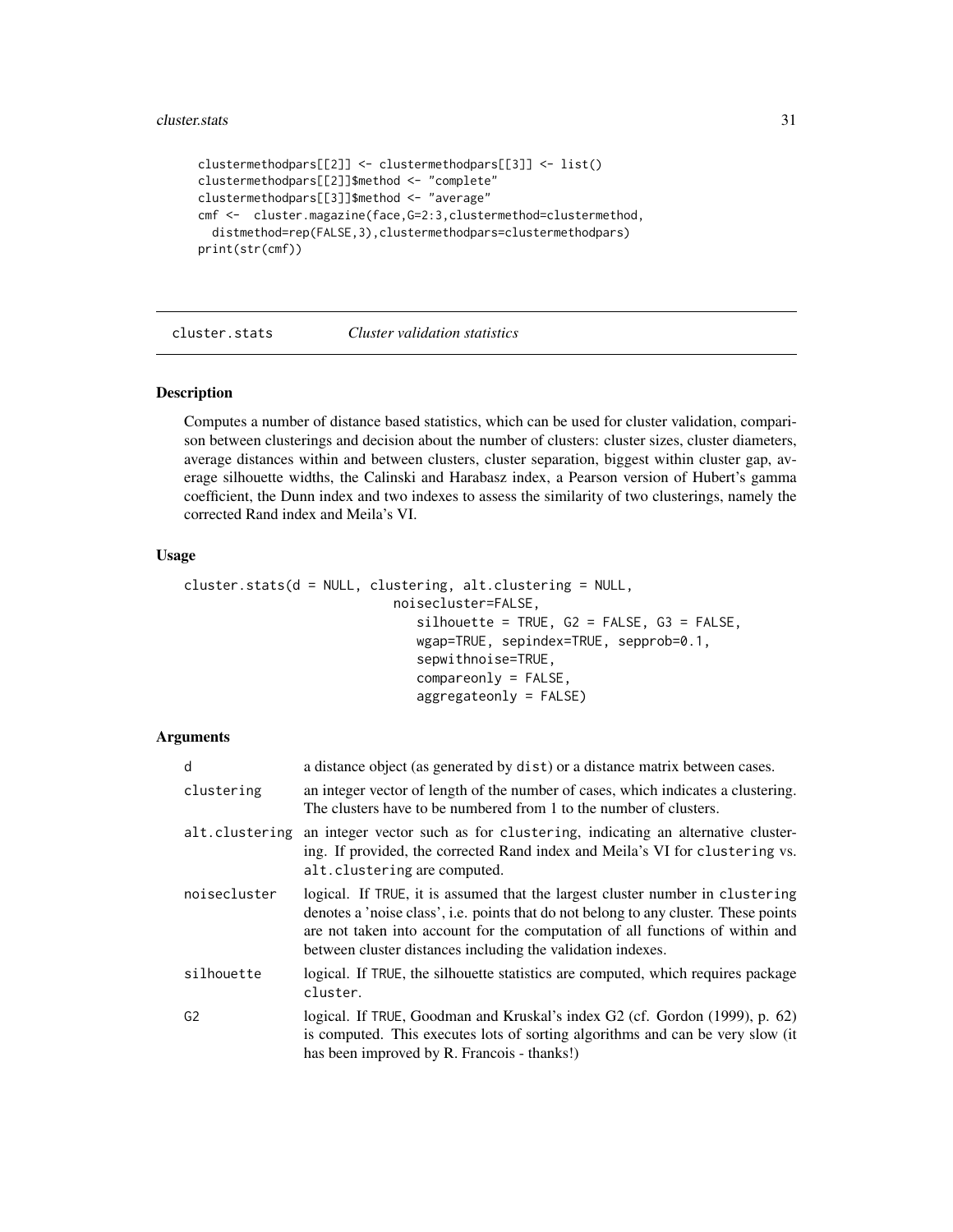```
clustermethodpars[[2]] <- clustermethodpars[[3]] <- list()
clustermethodpars[[2]]$method <- "complete"
clustermethodpars[[3]]$method <- "average"
cmf <-  cluster.magazine(face,G=2:3,clustermethod=clustermethod,
  distmethod=rep(FALSE,3),clustermethodpars=clustermethodpars)
print(str(cmf))
```

## cluster.stats *Cluster validation statistics*

### Description

Computes a number of distance based statistics, which can be used for cluster validation, comparison between clusterings and decision about the number of clusters: cluster sizes, cluster diameters, average distances within and between clusters, cluster separation, biggest within cluster gap, average silhouette widths, the Calinski and Harabasz index, a Pearson version of Hubert's gamma coefficient, the Dunn index and two indexes to assess the similarity of two clusterings, namely the corrected Rand index and Meila's VI.

### Usage

```
cluster.stats(d = NULL, clustering, alt.clustering = NULL,
                          noisecluster=FALSE,
                             silhouette = TRUE, G2 = FALSE, G3 = FALSE,
                             wgap=TRUE, sepindex=TRUE, sepprob=0.1,
                             sepwithnoise=TRUE,
                             compareonly = FALSE,
                             aggregateonly = FALSE)
```

### Arguments

| | |
|---|---|
| `d` | a distance object (as generated by `dist`) or a distance matrix between cases. |
| `clustering` | an integer vector of length of the number of cases, which indicates a clustering. The clusters have to be numbered from 1 to the number of clusters. |
| `alt.clustering` | an integer vector such as for `clustering`, indicating an alternative clustering. If provided, the corrected Rand index and Meila's VI for `clustering` vs. `alt.clustering` are computed. |
| `noisecluster` | logical. If `TRUE`, it is assumed that the largest cluster number in `clustering` denotes a 'noise class', i.e. points that do not belong to any cluster. These points are not taken into account for the computation of all functions of within and between cluster distances including the validation indexes. |
| `silhouette` | logical. If `TRUE`, the silhouette statistics are computed, which requires package `cluster`. |
| `G2` | logical. If `TRUE`, Goodman and Kruskal's index G2 (cf. Gordon (1999), p. 62) is computed. This executes lots of sorting algorithms and can be very slow (it has been improved by R. Francois - thanks!) |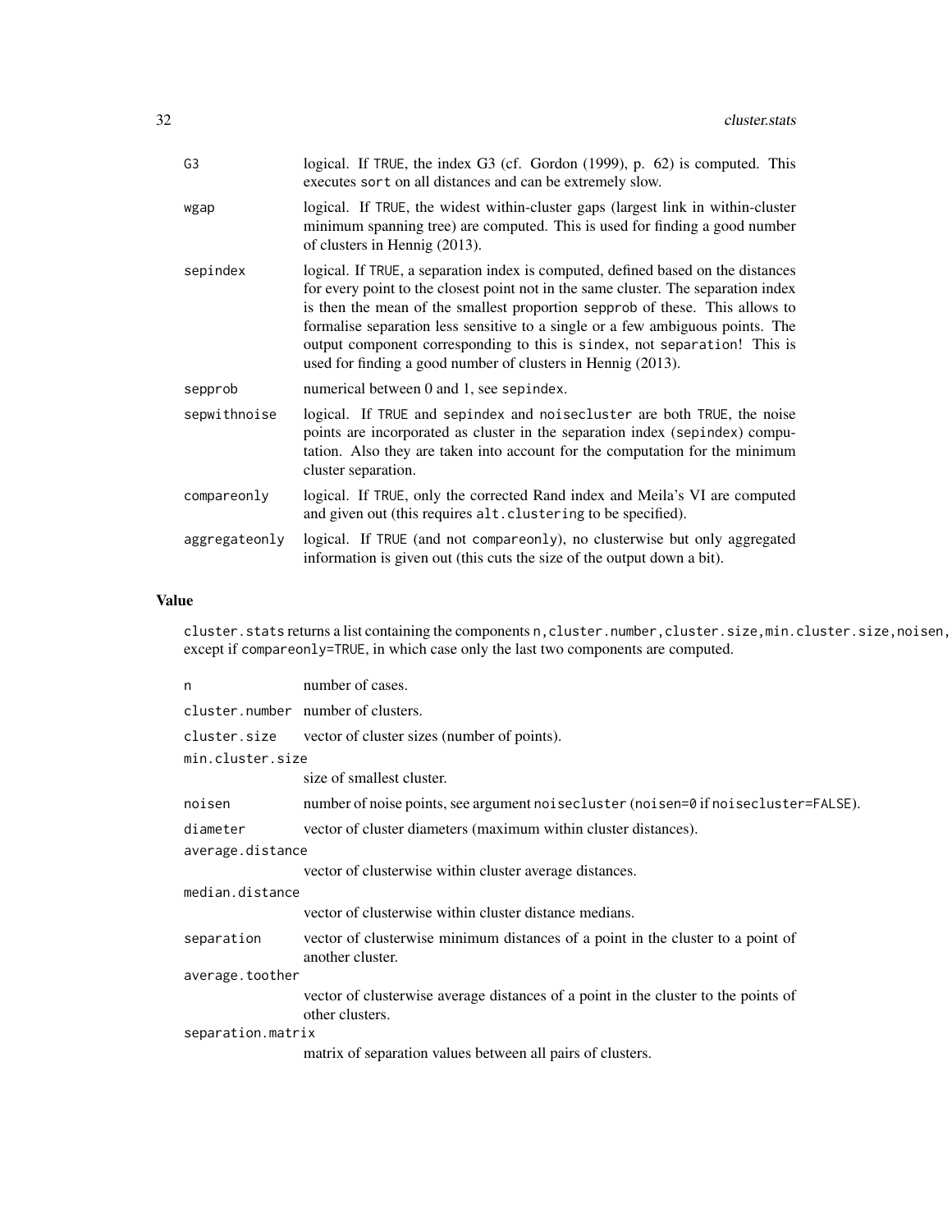| | |
|---|---|
| `G3` | logical. If `TRUE`, the index G3 (cf. Gordon (1999), p. 62) is computed. This executes `sort` on all distances and can be extremely slow. |
| `wgap` | logical. If `TRUE`, the widest within-cluster gaps (largest link in within-cluster minimum spanning tree) are computed. This is used for finding a good number of clusters in Hennig (2013). |
| `sepindex` | logical. If `TRUE`, a separation index is computed, defined based on the distances for every point to the closest point not in the same cluster. The separation index is then the mean of the smallest proportion `sepprob` of these. This allows to formalise separation less sensitive to a single or a few ambiguous points. The output component corresponding to this is `sindex`, not `separation`! This is used for finding a good number of clusters in Hennig (2013). |
| `sepprob` | numerical between 0 and 1, see `sepindex`. |
| `sepwithnoise` | logical. If `TRUE` and `sepindex` and `noisecluster` are both `TRUE`, the noise points are incorporated as cluster in the separation index (`sepindex`) computation. Also they are taken into account for the computation for the minimum cluster separation. |
| `compareonly` | logical. If `TRUE`, only the corrected Rand index and Meila's VI are computed and given out (this requires `alt.clustering` to be specified). |
| `aggregateonly` | logical. If `TRUE` (and not `compareonly`), no clusterwise but only aggregated information is given out (this cuts the size of the output down a bit). |

## Value

`cluster.stats` returns a list containing the components `n, cluster.number, cluster.size, min.cluster.size, noisen,` except if `compareonly=TRUE`, in which case only the last two components are computed.

| | |
|---|---|
| `n` | number of cases. |
| `cluster.number` | number of clusters. |
| `cluster.size` | vector of cluster sizes (number of points). |
| `min.cluster.size` | size of smallest cluster. |
| `noisen` | number of noise points, see argument `noisecluster` (`noisen=0` if `noisecluster=FALSE`). |
| `diameter` | vector of cluster diameters (maximum within cluster distances). |
| `average.distance` | vector of clusterwise within cluster average distances. |
| `median.distance` | vector of clusterwise within cluster distance medians. |
| `separation` | vector of clusterwise minimum distances of a point in the cluster to a point of another cluster. |
| `average.toother` | vector of clusterwise average distances of a point in the cluster to the points of other clusters. |
| `separation.matrix` | matrix of separation values between all pairs of clusters. |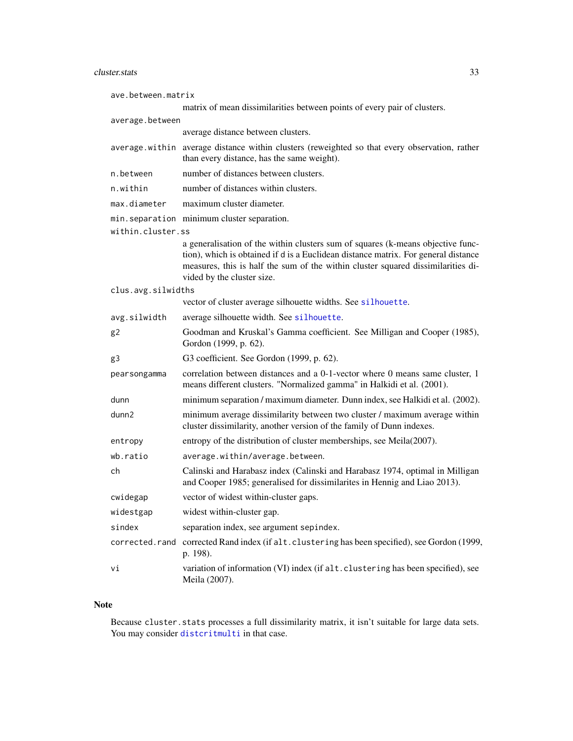ave.between.matrix
: matrix of mean dissimilarities between points of every pair of clusters.

average.between
: average distance between clusters.

average.within
: average distance within clusters (reweighted so that every observation, rather than every distance, has the same weight).

n.between
: number of distances between clusters.

n.within
: number of distances within clusters.

max.diameter
: maximum cluster diameter.

min.separation
: minimum cluster separation.

within.cluster.ss
: a generalisation of the within clusters sum of squares (k-means objective function), which is obtained if d is a Euclidean distance matrix. For general distance measures, this is half the sum of the within cluster squared dissimilarities divided by the cluster size.

clus.avg.silwidths
: vector of cluster average silhouette widths. See silhouette.

avg.silwidth
: average silhouette width. See silhouette.

g2
: Goodman and Kruskal's Gamma coefficient. See Milligan and Cooper (1985), Gordon (1999, p. 62).

g3
: G3 coefficient. See Gordon (1999, p. 62).

pearsongamma
: correlation between distances and a 0-1-vector where 0 means same cluster, 1 means different clusters. "Normalized gamma" in Halkidi et al. (2001).

dunn
: minimum separation / maximum diameter. Dunn index, see Halkidi et al. (2002).

dunn2
: minimum average dissimilarity between two cluster / maximum average within cluster dissimilarity, another version of the family of Dunn indexes.

entropy
: entropy of the distribution of cluster memberships, see Meila(2007).

wb.ratio
: `average.within/average.between`.

ch
: Calinski and Harabasz index (Calinski and Harabasz 1974, optimal in Milligan and Cooper 1985; generalised for dissimilarites in Hennig and Liao 2013).

cwidegap
: vector of widest within-cluster gaps.

widestgap
: widest within-cluster gap.

sindex
: separation index, see argument sepindex.

corrected.rand
: corrected Rand index (if alt.clustering has been specified), see Gordon (1999, p. 198).

vi
: variation of information (VI) index (if alt.clustering has been specified), see Meila (2007).

## Note

Because cluster.stats processes a full dissimilarity matrix, it isn't suitable for large data sets. You may consider distcritmulti in that case.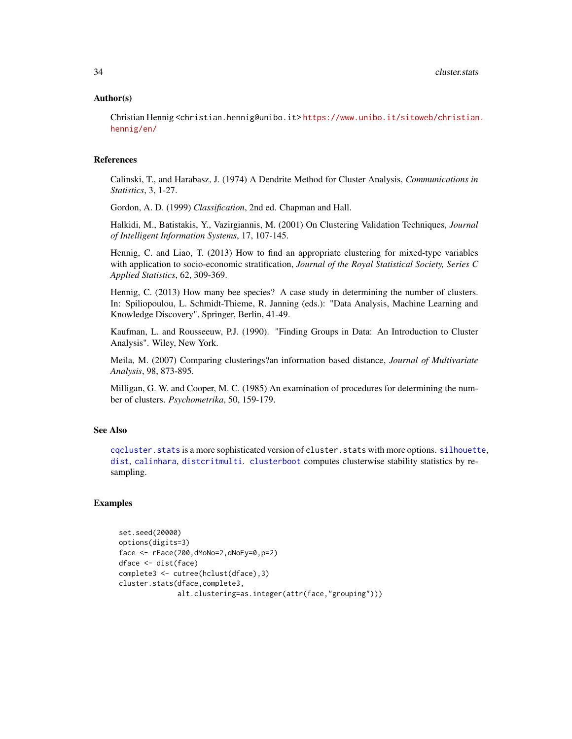## Author(s)

Christian Hennig <christian.hennig@unibo.it> https://www.unibo.it/sitoweb/christian.hennig/en/

## References

Calinski, T., and Harabasz, J. (1974) A Dendrite Method for Cluster Analysis, *Communications in Statistics*, 3, 1-27.

Gordon, A. D. (1999) *Classification*, 2nd ed. Chapman and Hall.

Halkidi, M., Batistakis, Y., Vazirgiannis, M. (2001) On Clustering Validation Techniques, *Journal of Intelligent Information Systems*, 17, 107-145.

Hennig, C. and Liao, T. (2013) How to find an appropriate clustering for mixed-type variables with application to socio-economic stratification, *Journal of the Royal Statistical Society, Series C Applied Statistics*, 62, 309-369.

Hennig, C. (2013) How many bee species? A case study in determining the number of clusters. In: Spiliopoulou, L. Schmidt-Thieme, R. Janning (eds.): "Data Analysis, Machine Learning and Knowledge Discovery", Springer, Berlin, 41-49.

Kaufman, L. and Rousseeuw, P.J. (1990). "Finding Groups in Data: An Introduction to Cluster Analysis". Wiley, New York.

Meila, M. (2007) Comparing clusterings?an information based distance, *Journal of Multivariate Analysis*, 98, 873-895.

Milligan, G. W. and Cooper, M. C. (1985) An examination of procedures for determining the number of clusters. *Psychometrika*, 50, 159-179.

## See Also

cqcluster.stats is a more sophisticated version of cluster.stats with more options. silhouette, dist, calinhara, distcritmulti. clusterboot computes clusterwise stability statistics by resampling.

## Examples

```
set.seed(20000)
options(digits=3)
face <- rFace(200,dMoNo=2,dNoEy=0,p=2)
dface <- dist(face)
complete3 <- cutree(hclust(dface),3)
cluster.stats(dface,complete3,
              alt.clustering=as.integer(attr(face,"grouping")))
```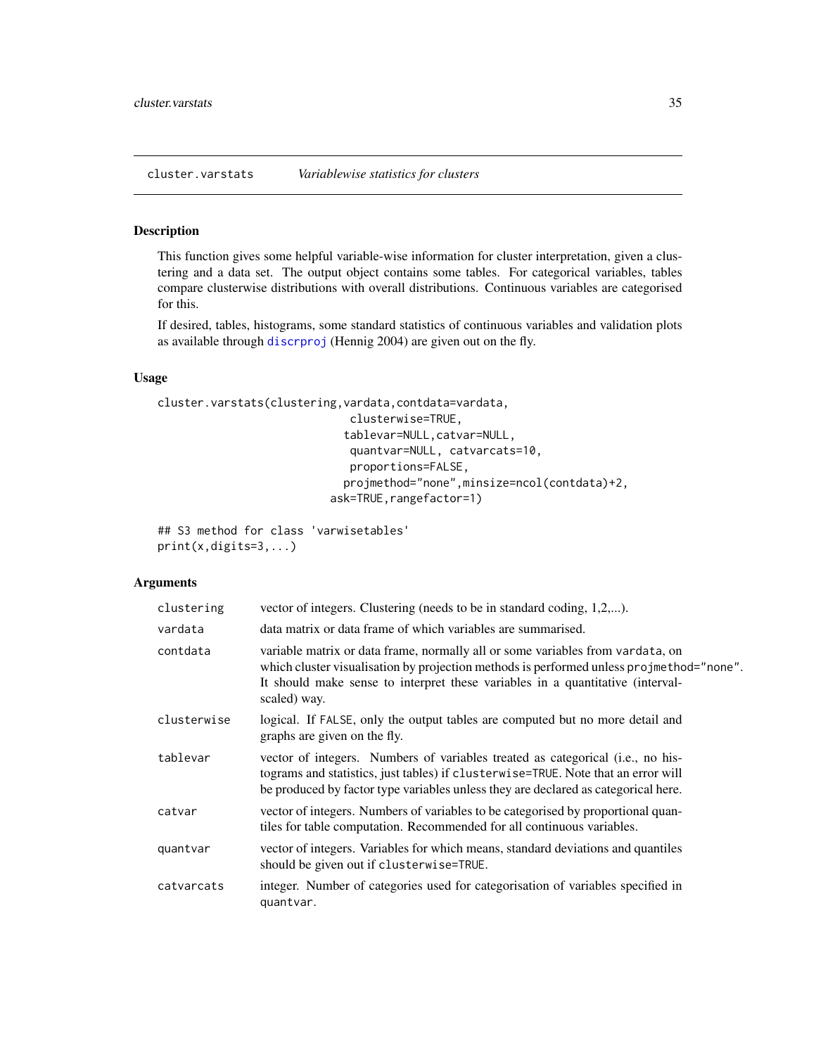cluster.varstats *Variablewise statistics for clusters*

## Description

This function gives some helpful variable-wise information for cluster interpretation, given a clustering and a data set. The output object contains some tables. For categorical variables, tables compare clusterwise distributions with overall distributions. Continuous variables are categorised for this.

If desired, tables, histograms, some standard statistics of continuous variables and validation plots as available through discrproj (Hennig 2004) are given out on the fly.

## Usage

```
cluster.varstats(clustering,vardata,contdata=vardata,
                            clusterwise=TRUE,
                           tablevar=NULL,catvar=NULL,
                            quantvar=NULL, catvarcats=10,
                            proportions=FALSE,
                           projmethod="none",minsize=ncol(contdata)+2,
                         ask=TRUE,rangefactor=1)

## S3 method for class 'varwisetables'
print(x,digits=3,...)
```

## Arguments

| | |
|---|---|
| clustering | vector of integers. Clustering (needs to be in standard coding, 1,2,...). |
| vardata | data matrix or data frame of which variables are summarised. |
| contdata | variable matrix or data frame, normally all or some variables from vardata, on which cluster visualisation by projection methods is performed unless projmethod="none". It should make sense to interpret these variables in a quantitative (interval-scaled) way. |
| clusterwise | logical. If FALSE, only the output tables are computed but no more detail and graphs are given on the fly. |
| tablevar | vector of integers. Numbers of variables treated as categorical (i.e., no histograms and statistics, just tables) if clusterwise=TRUE. Note that an error will be produced by factor type variables unless they are declared as categorical here. |
| catvar | vector of integers. Numbers of variables to be categorised by proportional quantiles for table computation. Recommended for all continuous variables. |
| quantvar | vector of integers. Variables for which means, standard deviations and quantiles should be given out if clusterwise=TRUE. |
| catvarcats | integer. Number of categories used for categorisation of variables specified in quantvar. |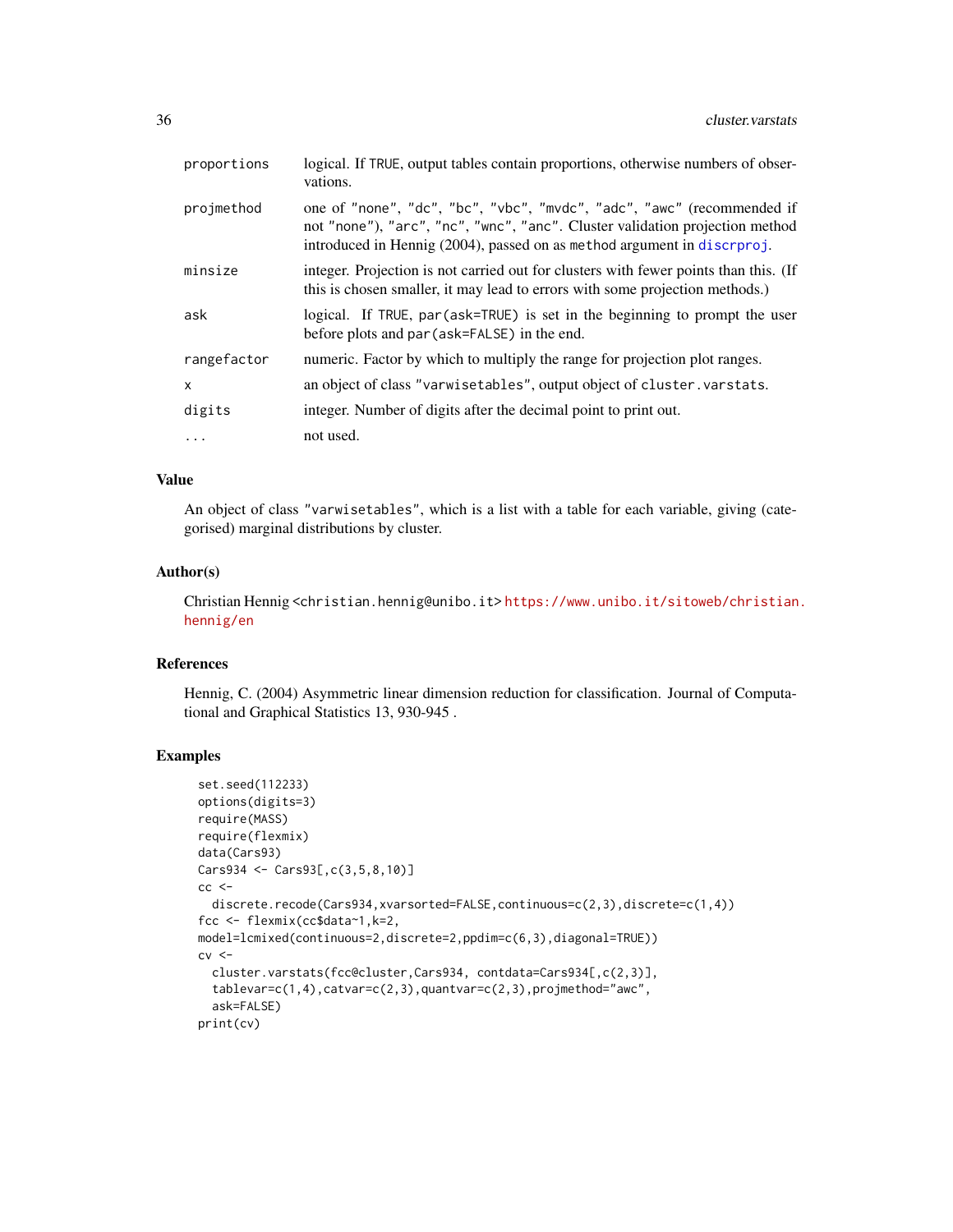| | |
|---|---|
| `proportions` | logical. If `TRUE`, output tables contain proportions, otherwise numbers of observations. |
| `projmethod` | one of `"none"`, `"dc"`, `"bc"`, `"vbc"`, `"mvdc"`, `"adc"`, `"awc"` (recommended if not `"none"`), `"arc"`, `"nc"`, `"wnc"`, `"anc"`. Cluster validation projection method introduced in Hennig (2004), passed on as `method` argument in `discrproj`. |
| `minsize` | integer. Projection is not carried out for clusters with fewer points than this. (If this is chosen smaller, it may lead to errors with some projection methods.) |
| `ask` | logical. If `TRUE`, `par(ask=TRUE)` is set in the beginning to prompt the user before plots and `par(ask=FALSE)` in the end. |
| `rangefactor` | numeric. Factor by which to multiply the range for projection plot ranges. |
| `x` | an object of class `"varwisetables"`, output object of `cluster.varstats`. |
| `digits` | integer. Number of digits after the decimal point to print out. |
| `...` | not used. |

### Value

An object of class `"varwisetables"`, which is a list with a table for each variable, giving (categorised) marginal distributions by cluster.

### Author(s)

Christian Hennig <christian.hennig@unibo.it> https://www.unibo.it/sitoweb/christian.hennig/en

### References

Hennig, C. (2004) Asymmetric linear dimension reduction for classification. Journal of Computational and Graphical Statistics 13, 930-945 .

### Examples

```
set.seed(112233)
options(digits=3)
require(MASS)
require(flexmix)
data(Cars93)
Cars934 <- Cars93[,c(3,5,8,10)]
cc <-
  discrete.recode(Cars934,xvarsorted=FALSE,continuous=c(2,3),discrete=c(1,4))
fcc <- flexmix(cc$data~1,k=2,
model=lcmixed(continuous=2,discrete=2,ppdim=c(6,3),diagonal=TRUE))
cv <-
  cluster.varstats(fcc@cluster,Cars934, contdata=Cars934[,c(2,3)],
  tablevar=c(1,4),catvar=c(2,3),quantvar=c(2,3),projmethod="awc",
  ask=FALSE)
print(cv)
```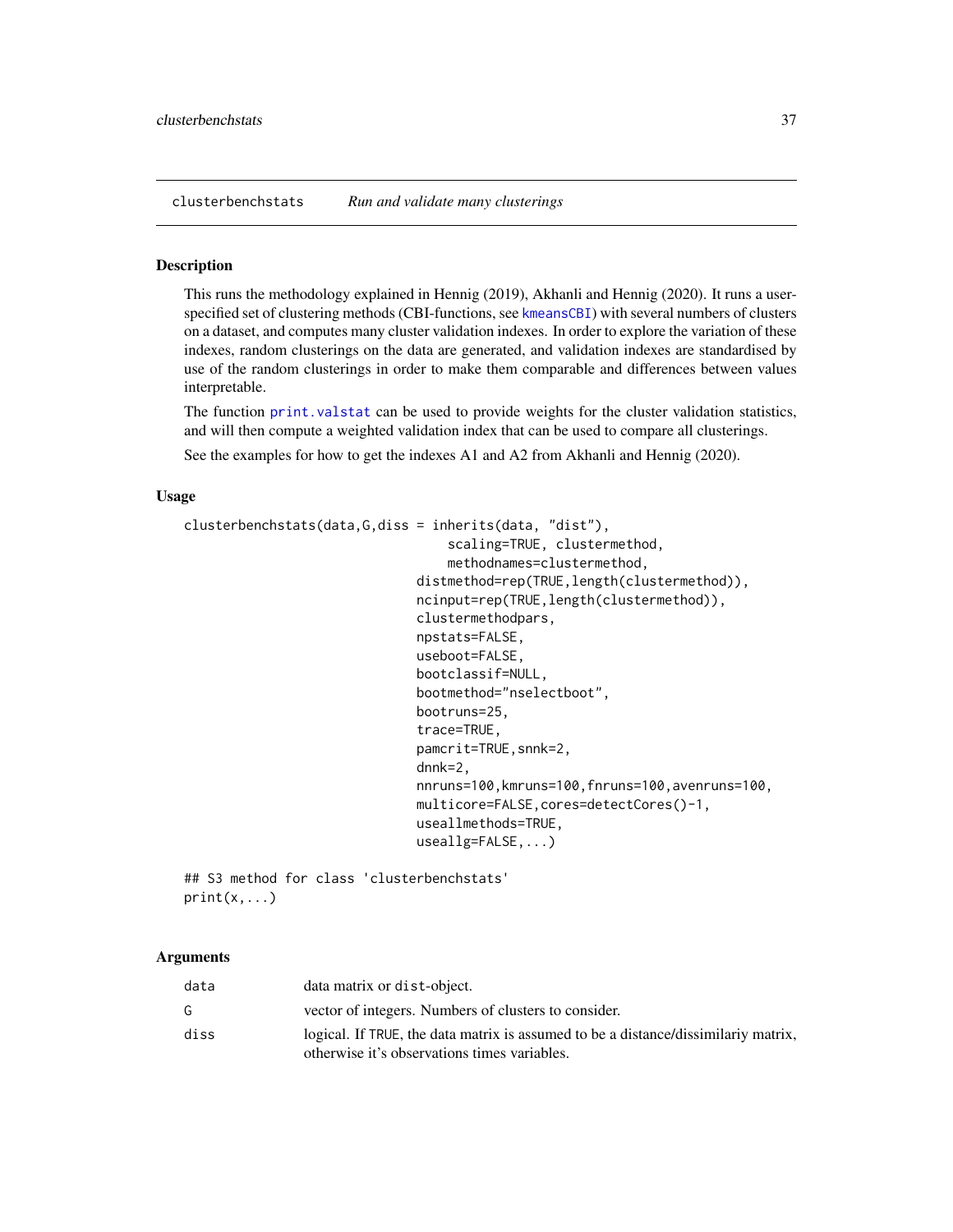clusterbenchstats *Run and validate many clusterings*

## Description

This runs the methodology explained in Hennig (2019), Akhanli and Hennig (2020). It runs a user-specified set of clustering methods (CBI-functions, see kmeansCBI) with several numbers of clusters on a dataset, and computes many cluster validation indexes. In order to explore the variation of these indexes, random clusterings on the data are generated, and validation indexes are standardised by use of the random clusterings in order to make them comparable and differences between values interpretable.

The function print.valstat can be used to provide weights for the cluster validation statistics, and will then compute a weighted validation index that can be used to compare all clusterings.

See the examples for how to get the indexes A1 and A2 from Akhanli and Hennig (2020).

## Usage

```
clusterbenchstats(data,G,diss = inherits(data, "dist"),
                                  scaling=TRUE, clustermethod,
                                  methodnames=clustermethod,
                                distmethod=rep(TRUE,length(clustermethod)),
                                ncinput=rep(TRUE,length(clustermethod)),
                                clustermethodpars,
                                npstats=FALSE,
                                useboot=FALSE,
                                bootclassif=NULL,
                                bootmethod="nselectboot",
                                bootruns=25,
                                trace=TRUE,
                                pamcrit=TRUE,snnk=2,
                                dnnk=2,
                                nnruns=100,kmruns=100,fnruns=100,avenruns=100,
                                multicore=FALSE,cores=detectCores()-1,
                                useallmethods=TRUE,
                                useallg=FALSE,...)

## S3 method for class 'clusterbenchstats'
print(x,...)
```

## Arguments

| | |
|---|---|
| data | data matrix or dist-object. |
| G | vector of integers. Numbers of clusters to consider. |
| diss | logical. If TRUE, the data matrix is assumed to be a distance/dissimilariy matrix, otherwise it's observations times variables. |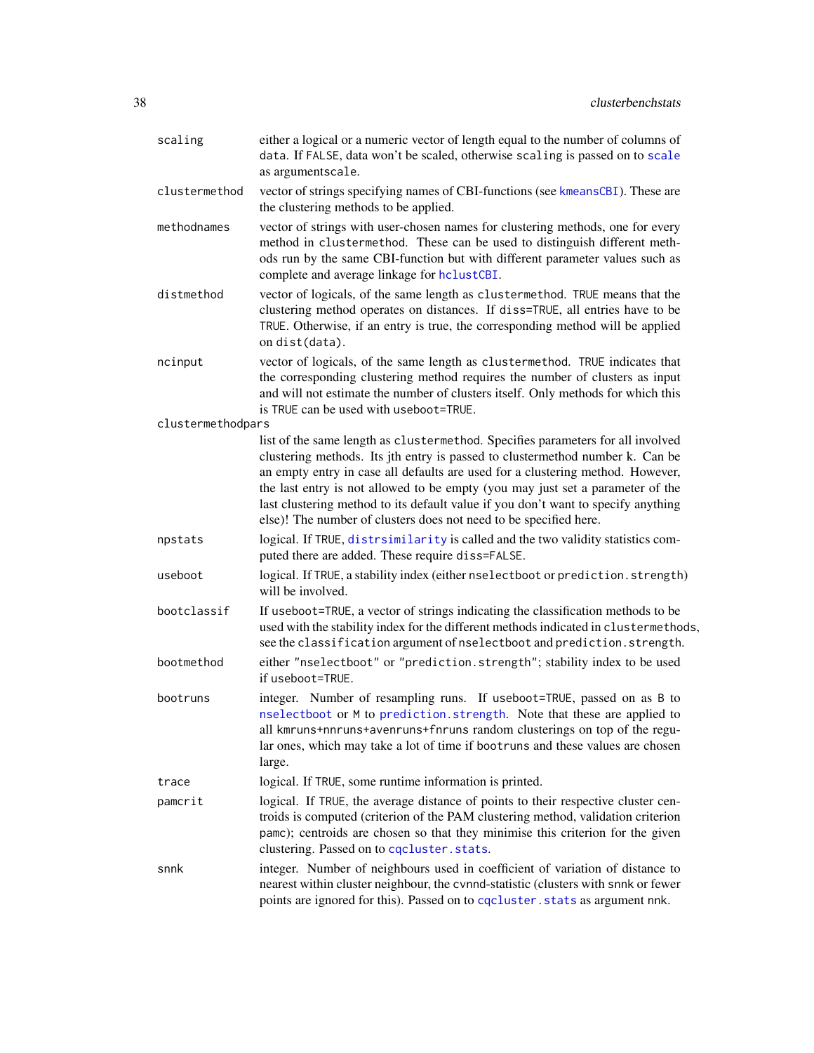| | |
|---|---|
| `scaling` | either a logical or a numeric vector of length equal to the number of columns of `data`. If `FALSE`, data won't be scaled, otherwise `scaling` is passed on to `scale` as argument`scale`. |
| `clustermethod` | vector of strings specifying names of CBI-functions (see `kmeansCBI`). These are the clustering methods to be applied. |
| `methodnames` | vector of strings with user-chosen names for clustering methods, one for every method in `clustermethod`. These can be used to distinguish different methods run by the same CBI-function but with different parameter values such as complete and average linkage for `hclustCBI`. |
| `distmethod` | vector of logicals, of the same length as `clustermethod`. `TRUE` means that the clustering method operates on distances. If `diss=TRUE`, all entries have to be `TRUE`. Otherwise, if an entry is true, the corresponding method will be applied on `dist(data)`. |
| `ncinput` | vector of logicals, of the same length as `clustermethod`. `TRUE` indicates that the corresponding clustering method requires the number of clusters as input and will not estimate the number of clusters itself. Only methods for which this is `TRUE` can be used with `useboot=TRUE`. |
| `clustermethodpars` | list of the same length as `clustermethod`. Specifies parameters for all involved clustering methods. Its jth entry is passed to clustermethod number k. Can be an empty entry in case all defaults are used for a clustering method. However, the last entry is not allowed to be empty (you may just set a parameter of the last clustering method to its default value if you don't want to specify anything else)! The number of clusters does not need to be specified here. |
| `npstats` | logical. If `TRUE`, `distrsimilarity` is called and the two validity statistics computed there are added. These require `diss=FALSE`. |
| `useboot` | logical. If `TRUE`, a stability index (either `nselectboot` or `prediction.strength`) will be involved. |
| `bootclassif` | If `useboot=TRUE`, a vector of strings indicating the classification methods to be used with the stability index for the different methods indicated in `clustermethods`, see the `classification` argument of `nselectboot` and `prediction.strength`. |
| `bootmethod` | either `"nselectboot"` or `"prediction.strength"`; stability index to be used if `useboot=TRUE`. |
| `bootruns` | integer. Number of resampling runs. If `useboot=TRUE`, passed on as `B` to `nselectboot` or `M` to `prediction.strength`. Note that these are applied to all kmruns+nnruns+avenruns+fnruns random clusterings on top of the regular ones, which may take a lot of time if `bootruns` and these values are chosen large. |
| `trace` | logical. If `TRUE`, some runtime information is printed. |
| `pamcrit` | logical. If `TRUE`, the average distance of points to their respective cluster centroids is computed (criterion of the PAM clustering method, validation criterion `pamc`); centroids are chosen so that they minimise this criterion for the given clustering. Passed on to `cqcluster.stats`. |
| `snnk` | integer. Number of neighbours used in coefficient of variation of distance to nearest within cluster neighbour, the `cvnnd`-statistic (clusters with `snnk` or fewer points are ignored for this). Passed on to `cqcluster.stats` as argument `nnk`. |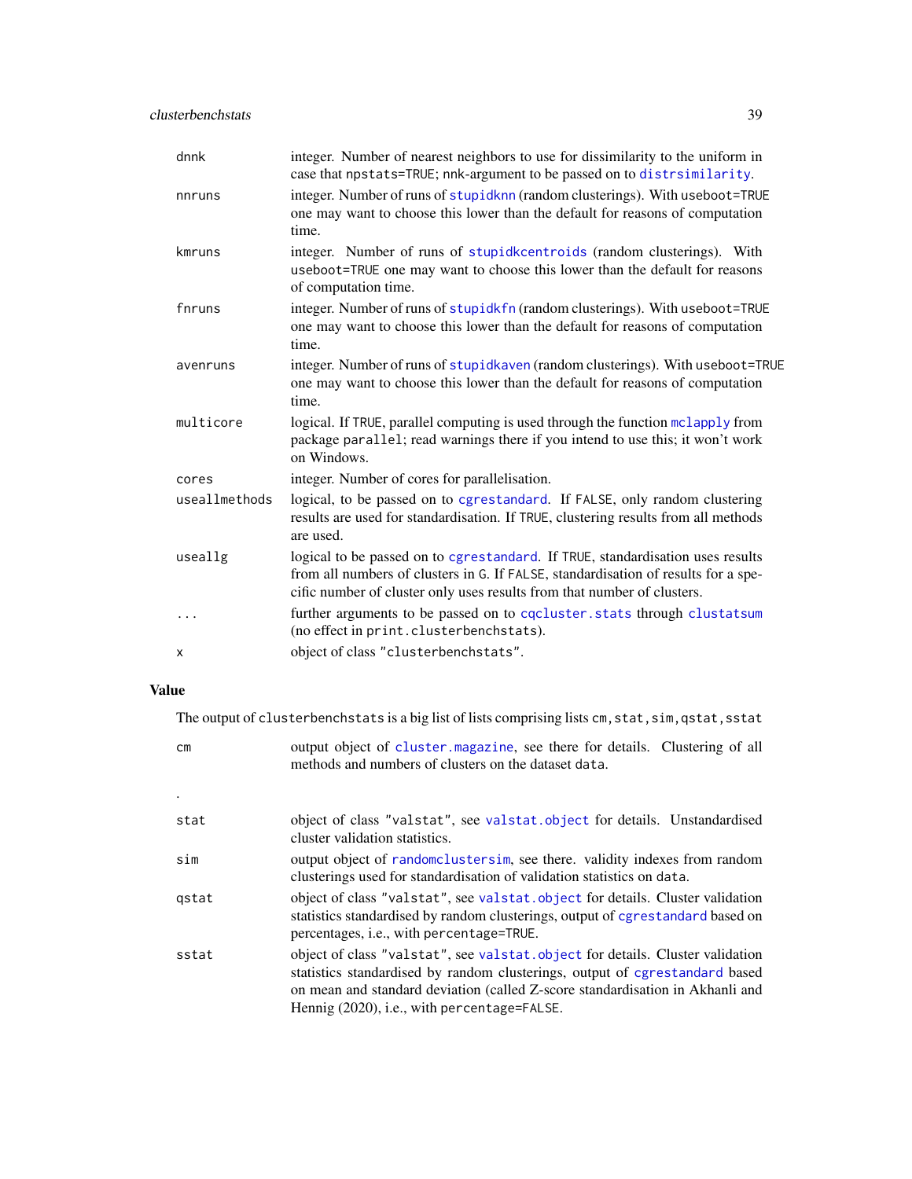| | |
|---|---|
| dnnk | integer. Number of nearest neighbors to use for dissimilarity to the uniform in case that `npstats=TRUE`; nnk-argument to be passed on to `distrsimilarity`. |
| nnruns | integer. Number of runs of `stupidknn` (random clusterings). With `useboot=TRUE` one may want to choose this lower than the default for reasons of computation time. |
| kmruns | integer. Number of runs of `stupidkcentroids` (random clusterings). With `useboot=TRUE` one may want to choose this lower than the default for reasons of computation time. |
| fnruns | integer. Number of runs of `stupidkfn` (random clusterings). With `useboot=TRUE` one may want to choose this lower than the default for reasons of computation time. |
| avenruns | integer. Number of runs of `stupidkaven` (random clusterings). With `useboot=TRUE` one may want to choose this lower than the default for reasons of computation time. |
| multicore | logical. If `TRUE`, parallel computing is used through the function `mclapply` from package `parallel`; read warnings there if you intend to use this; it won't work on Windows. |
| cores | integer. Number of cores for parallelisation. |
| useallmethods | logical, to be passed on to `cgrestandard`. If `FALSE`, only random clustering results are used for standardisation. If `TRUE`, clustering results from all methods are used. |
| useallg | logical to be passed on to `cgrestandard`. If `TRUE`, standardisation uses results from all numbers of clusters in `G`. If `FALSE`, standardisation of results for a specific number of cluster only uses results from that number of clusters. |
| ... | further arguments to be passed on to `cqcluster.stats` through `clustatsum` (no effect in `print.clusterbenchstats`). |
| x | object of class `"clusterbenchstats"`. |

## Value

The output of `clusterbenchstats` is a big list of lists comprising lists `cm,stat,sim,qstat,sstat`

| | |
|---|---|
| cm | output object of `cluster.magazine`, see there for details. Clustering of all methods and numbers of clusters on the dataset `data`. |
| . | |
| stat | object of class `"valstat"`, see `valstat.object` for details. Unstandardised cluster validation statistics. |
| sim | output object of `randomclustersim`, see there. validity indexes from random clusterings used for standardisation of validation statistics on `data`. |
| qstat | object of class `"valstat"`, see `valstat.object` for details. Cluster validation statistics standardised by random clusterings, output of `cgrestandard` based on percentages, i.e., with `percentage=TRUE`. |
| sstat | object of class `"valstat"`, see `valstat.object` for details. Cluster validation statistics standardised by random clusterings, output of `cgrestandard` based on mean and standard deviation (called Z-score standardisation in Akhanli and Hennig (2020), i.e., with `percentage=FALSE`. |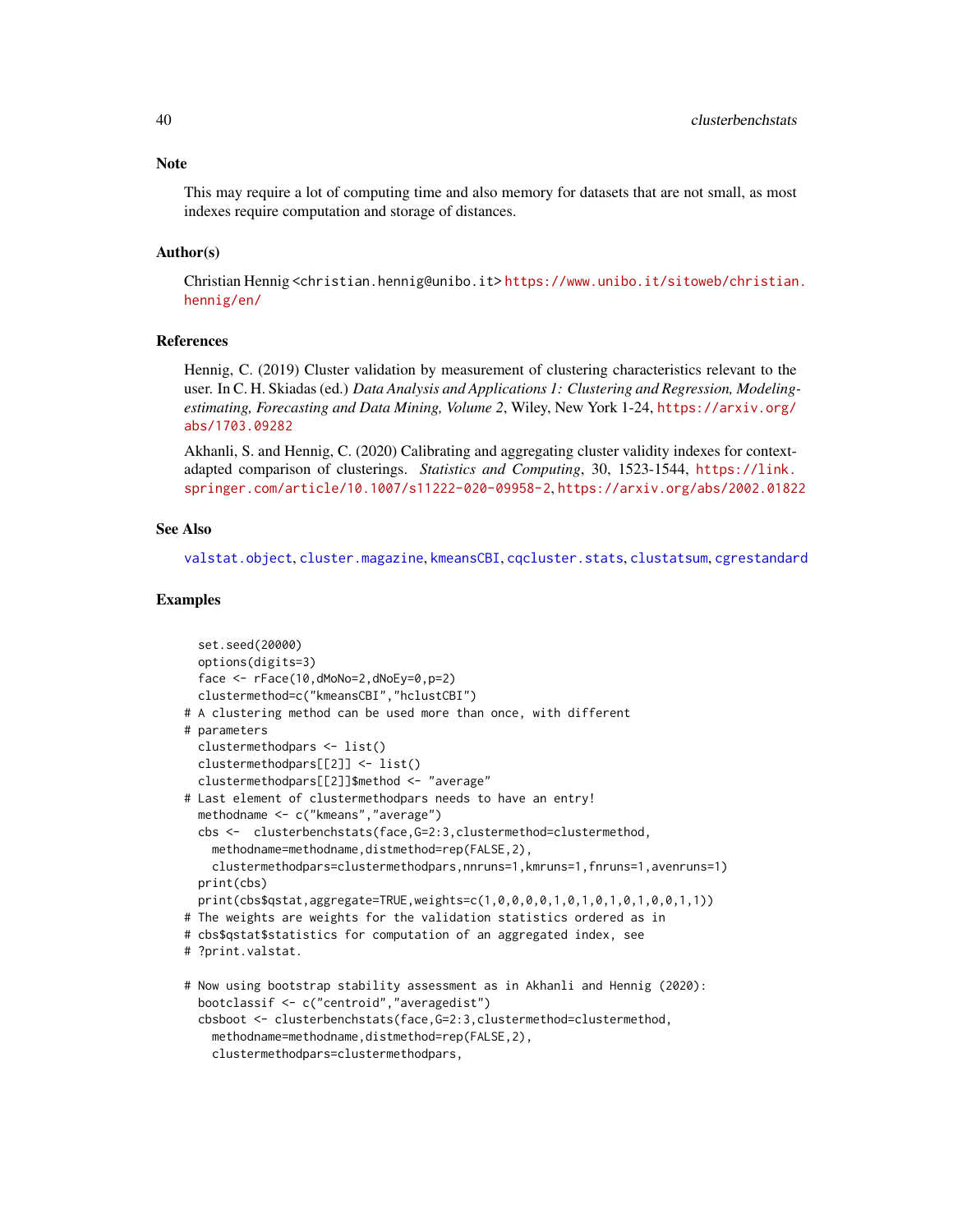## Note

This may require a lot of computing time and also memory for datasets that are not small, as most indexes require computation and storage of distances.

## Author(s)

Christian Hennig <christian.hennig@unibo.it> https://www.unibo.it/sitoweb/christian.hennig/en/

## References

Hennig, C. (2019) Cluster validation by measurement of clustering characteristics relevant to the user. In C. H. Skiadas (ed.) *Data Analysis and Applications 1: Clustering and Regression, Modeling-estimating, Forecasting and Data Mining, Volume 2*, Wiley, New York 1-24, https://arxiv.org/abs/1703.09282

Akhanli, S. and Hennig, C. (2020) Calibrating and aggregating cluster validity indexes for context-adapted comparison of clusterings. *Statistics and Computing*, 30, 1523-1544, https://link.springer.com/article/10.1007/s11222-020-09958-2, https://arxiv.org/abs/2002.01822

## See Also

valstat.object, cluster.magazine, kmeansCBI, cqcluster.stats, clustatsum, cgrestandard

## Examples

```
  set.seed(20000)
  options(digits=3)
  face <- rFace(10,dMoNo=2,dNoEy=0,p=2)
  clustermethod=c("kmeansCBI","hclustCBI")
# A clustering method can be used more than once, with different
# parameters
  clustermethodpars <- list()
  clustermethodpars[[2]] <- list()
  clustermethodpars[[2]]$method <- "average"
# Last element of clustermethodpars needs to have an entry!
  methodname <- c("kmeans","average")
  cbs <-  clusterbenchstats(face,G=2:3,clustermethod=clustermethod,
    methodname=methodname,distmethod=rep(FALSE,2),
    clustermethodpars=clustermethodpars,nnruns=1,kmruns=1,fnruns=1,avenruns=1)
  print(cbs)
  print(cbs$qstat,aggregate=TRUE,weights=c(1,0,0,0,0,1,0,1,0,1,0,1,0,0,1,1))
# The weights are weights for the validation statistics ordered as in
# cbs$qstat$statistics for computation of an aggregated index, see
# ?print.valstat.

# Now using bootstrap stability assessment as in Akhanli and Hennig (2020):
  bootclassif <- c("centroid","averagedist")
  cbsboot <- clusterbenchstats(face,G=2:3,clustermethod=clustermethod,
    methodname=methodname,distmethod=rep(FALSE,2),
    clustermethodpars=clustermethodpars,
```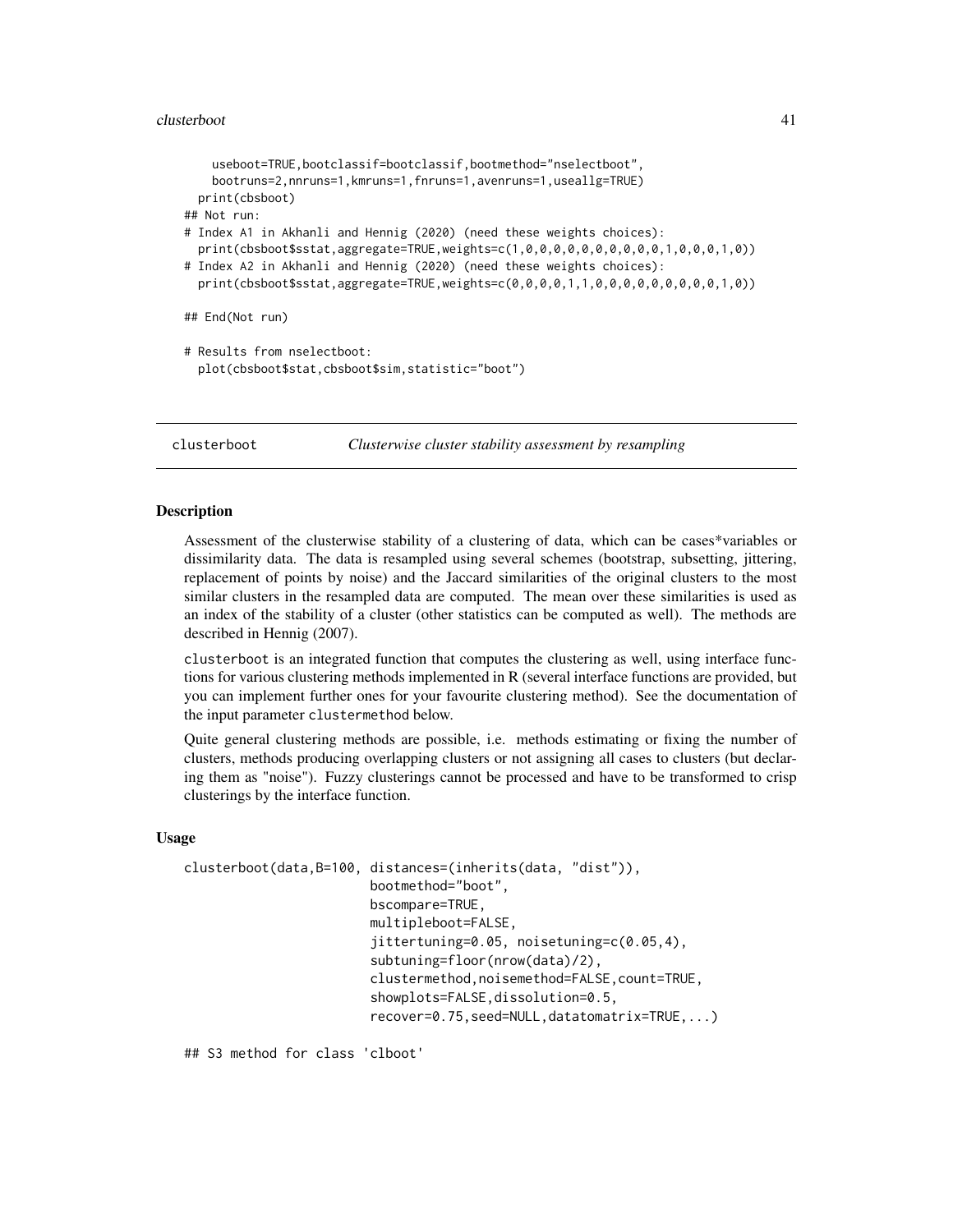```
    useboot=TRUE,bootclassif=bootclassif,bootmethod="nselectboot",
    bootruns=2,nnruns=1,kmruns=1,fnruns=1,avenruns=1,useallg=TRUE)
  print(cbsboot)
## Not run:
# Index A1 in Akhanli and Hennig (2020) (need these weights choices):
  print(cbsboot$sstat,aggregate=TRUE,weights=c(1,0,0,0,0,0,0,0,0,0,0,1,0,0,0,1,0))
# Index A2 in Akhanli and Hennig (2020) (need these weights choices):
  print(cbsboot$sstat,aggregate=TRUE,weights=c(0,0,0,0,1,1,0,0,0,0,0,0,0,0,0,1,0))

## End(Not run)

# Results from nselectboot:
  plot(cbsboot$stat,cbsboot$sim,statistic="boot")
```

## clusterboot — *Clusterwise cluster stability assessment by resampling*

### Description

Assessment of the clusterwise stability of a clustering of data, which can be cases*variables or dissimilarity data. The data is resampled using several schemes (bootstrap, subsetting, jittering, replacement of points by noise) and the Jaccard similarities of the original clusters to the most similar clusters in the resampled data are computed. The mean over these similarities is used as an index of the stability of a cluster (other statistics can be computed as well). The methods are described in Hennig (2007).

`clusterboot` is an integrated function that computes the clustering as well, using interface functions for various clustering methods implemented in R (several interface functions are provided, but you can implement further ones for your favourite clustering method). See the documentation of the input parameter `clustermethod` below.

Quite general clustering methods are possible, i.e. methods estimating or fixing the number of clusters, methods producing overlapping clusters or not assigning all cases to clusters (but declaring them as "noise"). Fuzzy clusterings cannot be processed and have to be transformed to crisp clusterings by the interface function.

### Usage

```
clusterboot(data,B=100, distances=(inherits(data, "dist")),
                        bootmethod="boot",
                        bscompare=TRUE,
                        multipleboot=FALSE,
                        jittertuning=0.05, noisetuning=c(0.05,4),
                        subtuning=floor(nrow(data)/2),
                        clustermethod,noisemethod=FALSE,count=TRUE,
                        showplots=FALSE,dissolution=0.5,
                        recover=0.75,seed=NULL,datatomatrix=TRUE,...)

## S3 method for class 'clboot'
```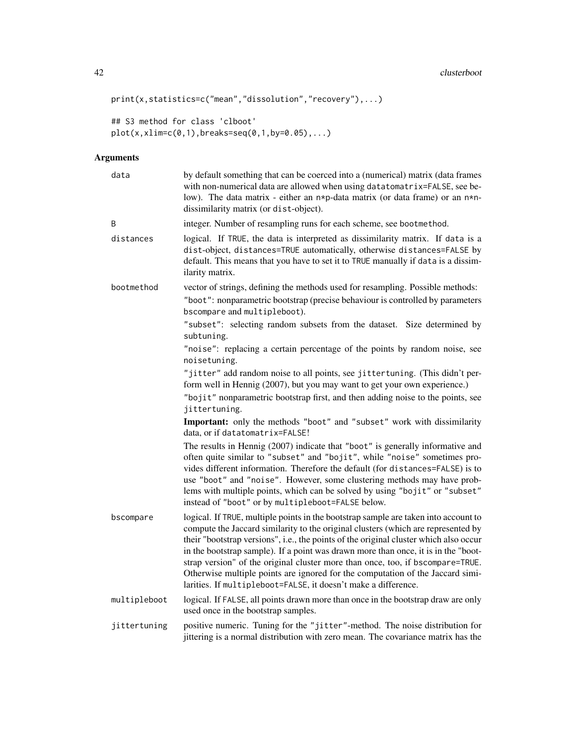```
print(x,statistics=c("mean","dissolution","recovery"),...)

## S3 method for class 'clboot'
plot(x,xlim=c(0,1),breaks=seq(0,1,by=0.05),...)
```

## Arguments

`data` by default something that can be coerced into a (numerical) matrix (data frames with non-numerical data are allowed when using `datatomatrix=FALSE`, see below). The data matrix - either an n*p-data matrix (or data frame) or an n*n-dissimilarity matrix (or `dist`-object).

`B` integer. Number of resampling runs for each scheme, see `bootmethod`.

`distances` logical. If `TRUE`, the data is interpreted as dissimilarity matrix. If `data` is a `dist`-object, `distances=TRUE` automatically, otherwise `distances=FALSE` by default. This means that you have to set it to `TRUE` manually if `data` is a dissimilarity matrix.

`bootmethod` vector of strings, defining the methods used for resampling. Possible methods:

"boot": nonparametric bootstrap (precise behaviour is controlled by parameters `bscompare` and `multipleboot`).

"subset": selecting random subsets from the dataset. Size determined by `subtuning`.

"noise": replacing a certain percentage of the points by random noise, see `noisetuning`.

"jitter" add random noise to all points, see `jittertuning`. (This didn't perform well in Hennig (2007), but you may want to get your own experience.)

"bojit" nonparametric bootstrap first, and then adding noise to the points, see `jittertuning`.

**Important:** only the methods "boot" and "subset" work with dissimilarity data, or if `datatomatrix=FALSE`!

The results in Hennig (2007) indicate that "boot" is generally informative and often quite similar to "subset" and "bojit", while "noise" sometimes provides different information. Therefore the default (for `distances=FALSE`) is to use "boot" and "noise". However, some clustering methods may have problems with multiple points, which can be solved by using "bojit" or "subset" instead of "boot" or by `multipleboot=FALSE` below.

`bscompare` logical. If `TRUE`, multiple points in the bootstrap sample are taken into account to compute the Jaccard similarity to the original clusters (which are represented by their "bootstrap versions", i.e., the points of the original cluster which also occur in the bootstrap sample). If a point was drawn more than once, it is in the "bootstrap version" of the original cluster more than once, too, if `bscompare=TRUE`. Otherwise multiple points are ignored for the computation of the Jaccard similarities. If `multipleboot=FALSE`, it doesn't make a difference.

`multipleboot` logical. If `FALSE`, all points drawn more than once in the bootstrap draw are only used once in the bootstrap samples.

`jittertuning` positive numeric. Tuning for the "jitter"-method. The noise distribution for jittering is a normal distribution with zero mean. The covariance matrix has the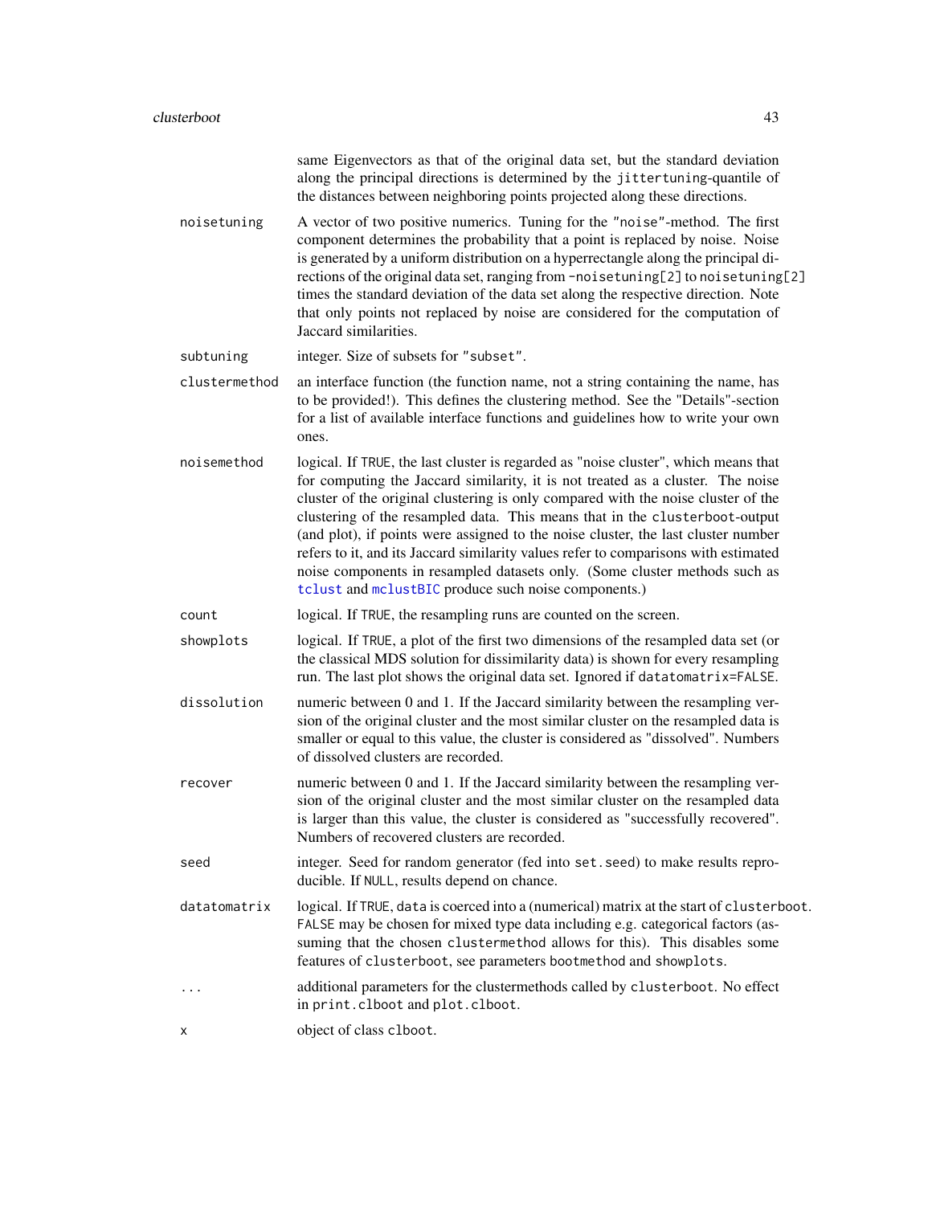same Eigenvectors as that of the original data set, but the standard deviation along the principal directions is determined by the `jittertuning`-quantile of the distances between neighboring points projected along these directions.

`noisetuning`
: A vector of two positive numerics. Tuning for the `"noise"`-method. The first component determines the probability that a point is replaced by noise. Noise is generated by a uniform distribution on a hyperrectangle along the principal directions of the original data set, ranging from `-noisetuning[2]` to `noisetuning[2]` times the standard deviation of the data set along the respective direction. Note that only points not replaced by noise are considered for the computation of Jaccard similarities.

`subtuning`
: integer. Size of subsets for `"subset"`.

`clustermethod`
: an interface function (the function name, not a string containing the name, has to be provided!). This defines the clustering method. See the "Details"-section for a list of available interface functions and guidelines how to write your own ones.

`noisemethod`
: logical. If `TRUE`, the last cluster is regarded as "noise cluster", which means that for computing the Jaccard similarity, it is not treated as a cluster. The noise cluster of the original clustering is only compared with the noise cluster of the clustering of the resampled data. This means that in the `clusterboot`-output (and plot), if points were assigned to the noise cluster, the last cluster number refers to it, and its Jaccard similarity values refer to comparisons with estimated noise components in resampled datasets only. (Some cluster methods such as `tclust` and `mclustBIC` produce such noise components.)

`count`
: logical. If `TRUE`, the resampling runs are counted on the screen.

`showplots`
: logical. If `TRUE`, a plot of the first two dimensions of the resampled data set (or the classical MDS solution for dissimilarity data) is shown for every resampling run. The last plot shows the original data set. Ignored if `datatomatrix=FALSE`.

`dissolution`
: numeric between 0 and 1. If the Jaccard similarity between the resampling version of the original cluster and the most similar cluster on the resampled data is smaller or equal to this value, the cluster is considered as "dissolved". Numbers of dissolved clusters are recorded.

`recover`
: numeric between 0 and 1. If the Jaccard similarity between the resampling version of the original cluster and the most similar cluster on the resampled data is larger than this value, the cluster is considered as "successfully recovered". Numbers of recovered clusters are recorded.

`seed`
: integer. Seed for random generator (fed into `set.seed`) to make results reproducible. If `NULL`, results depend on chance.

`datatomatrix`
: logical. If `TRUE`, `data` is coerced into a (numerical) matrix at the start of `clusterboot`. `FALSE` may be chosen for mixed type data including e.g. categorical factors (assuming that the chosen `clustermethod` allows for this). This disables some features of `clusterboot`, see parameters `bootmethod` and `showplots`.

`...`
: additional parameters for the clustermethods called by `clusterboot`. No effect in `print.clboot` and `plot.clboot`.

`x`
: object of class `clboot`.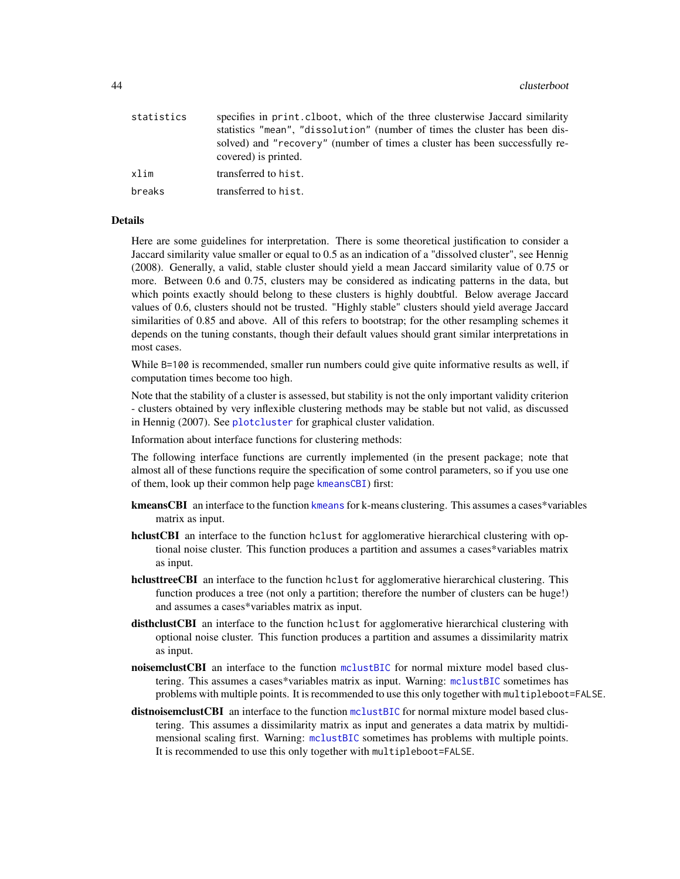| | |
|---|---|
| `statistics` | specifies in `print.clboot`, which of the three clusterwise Jaccard similarity statistics `"mean"`, `"dissolution"` (number of times the cluster has been dissolved) and `"recovery"` (number of times a cluster has been successfully recovered) is printed. |
| `xlim` | transferred to `hist`. |
| `breaks` | transferred to `hist`. |

## Details

Here are some guidelines for interpretation. There is some theoretical justification to consider a Jaccard similarity value smaller or equal to 0.5 as an indication of a "dissolved cluster", see Hennig (2008). Generally, a valid, stable cluster should yield a mean Jaccard similarity value of 0.75 or more. Between 0.6 and 0.75, clusters may be considered as indicating patterns in the data, but which points exactly should belong to these clusters is highly doubtful. Below average Jaccard values of 0.6, clusters should not be trusted. "Highly stable" clusters should yield average Jaccard similarities of 0.85 and above. All of this refers to bootstrap; for the other resampling schemes it depends on the tuning constants, though their default values should grant similar interpretations in most cases.

While `B=100` is recommended, smaller run numbers could give quite informative results as well, if computation times become too high.

Note that the stability of a cluster is assessed, but stability is not the only important validity criterion - clusters obtained by very inflexible clustering methods may be stable but not valid, as discussed in Hennig (2007). See `plotcluster` for graphical cluster validation.

Information about interface functions for clustering methods:

The following interface functions are currently implemented (in the present package; note that almost all of these functions require the specification of some control parameters, so if you use one of them, look up their common help page `kmeansCBI`) first:

**kmeansCBI** an interface to the function `kmeans` for k-means clustering. This assumes a cases*variables matrix as input.

**hclustCBI** an interface to the function `hclust` for agglomerative hierarchical clustering with optional noise cluster. This function produces a partition and assumes a cases*variables matrix as input.

**hclusttreeCBI** an interface to the function `hclust` for agglomerative hierarchical clustering. This function produces a tree (not only a partition; therefore the number of clusters can be huge!) and assumes a cases*variables matrix as input.

**disthclustCBI** an interface to the function `hclust` for agglomerative hierarchical clustering with optional noise cluster. This function produces a partition and assumes a dissimilarity matrix as input.

**noisemclustCBI** an interface to the function `mclustBIC` for normal mixture model based clustering. This assumes a cases*variables matrix as input. Warning: `mclustBIC` sometimes has problems with multiple points. It is recommended to use this only together with `multipleboot=FALSE`.

**distnoisemclustCBI** an interface to the function `mclustBIC` for normal mixture model based clustering. This assumes a dissimilarity matrix as input and generates a data matrix by multidimensional scaling first. Warning: `mclustBIC` sometimes has problems with multiple points. It is recommended to use this only together with `multipleboot=FALSE`.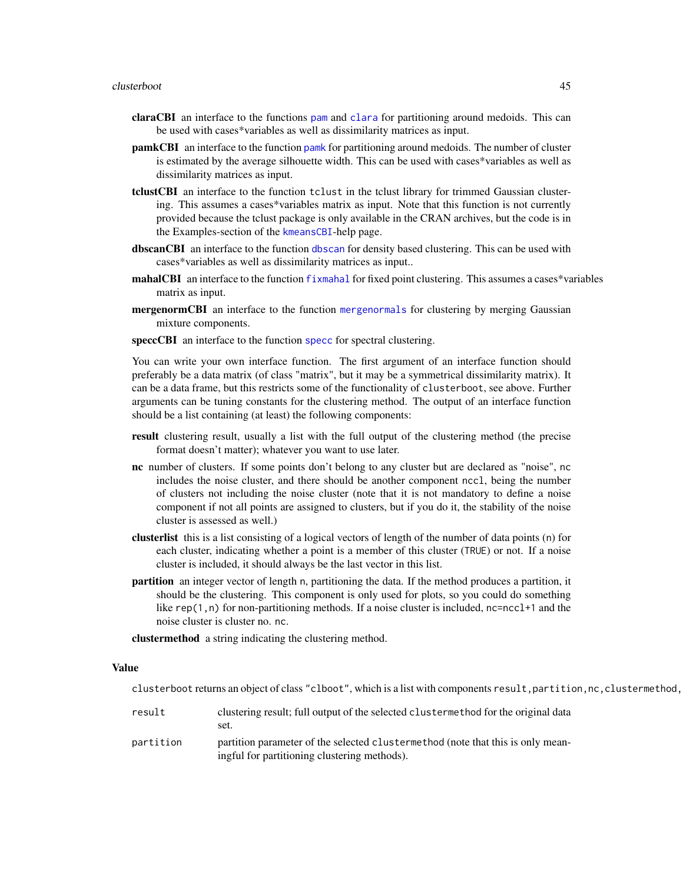**claraCBI** an interface to the functions pam and clara for partitioning around medoids. This can be used with cases*variables as well as dissimilarity matrices as input.

**pamkCBI** an interface to the function pamk for partitioning around medoids. The number of cluster is estimated by the average silhouette width. This can be used with cases*variables as well as dissimilarity matrices as input.

**tclustCBI** an interface to the function tclust in the tclust library for trimmed Gaussian clustering. This assumes a cases*variables matrix as input. Note that this function is not currently provided because the tclust package is only available in the CRAN archives, but the code is in the Examples-section of the kmeansCBI-help page.

**dbscanCBI** an interface to the function dbscan for density based clustering. This can be used with cases*variables as well as dissimilarity matrices as input..

**mahalCBI** an interface to the function fixmahal for fixed point clustering. This assumes a cases*variables matrix as input.

**mergenormCBI** an interface to the function mergenormals for clustering by merging Gaussian mixture components.

**speccCBI** an interface to the function specc for spectral clustering.

You can write your own interface function. The first argument of an interface function should preferably be a data matrix (of class "matrix", but it may be a symmetrical dissimilarity matrix). It can be a data frame, but this restricts some of the functionality of clusterboot, see above. Further arguments can be tuning constants for the clustering method. The output of an interface function should be a list containing (at least) the following components:

**result** clustering result, usually a list with the full output of the clustering method (the precise format doesn't matter); whatever you want to use later.

**nc** number of clusters. If some points don't belong to any cluster but are declared as "noise", nc includes the noise cluster, and there should be another component nccl, being the number of clusters not including the noise cluster (note that it is not mandatory to define a noise component if not all points are assigned to clusters, but if you do it, the stability of the noise cluster is assessed as well.)

**clusterlist** this is a list consisting of a logical vectors of length of the number of data points (n) for each cluster, indicating whether a point is a member of this cluster (TRUE) or not. If a noise cluster is included, it should always be the last vector in this list.

**partition** an integer vector of length n, partitioning the data. If the method produces a partition, it should be the clustering. This component is only used for plots, so you could do something like rep(1,n) for non-partitioning methods. If a noise cluster is included, nc=nccl+1 and the noise cluster is cluster no. nc.

**clustermethod** a string indicating the clustering method.

## Value

clusterboot returns an object of class "clboot", which is a list with components result,partition,nc,clustermethod,

| | |
|---|---|
| result | clustering result; full output of the selected clustermethod for the original data set. |
| partition | partition parameter of the selected clustermethod (note that this is only meaningful for partitioning clustering methods). |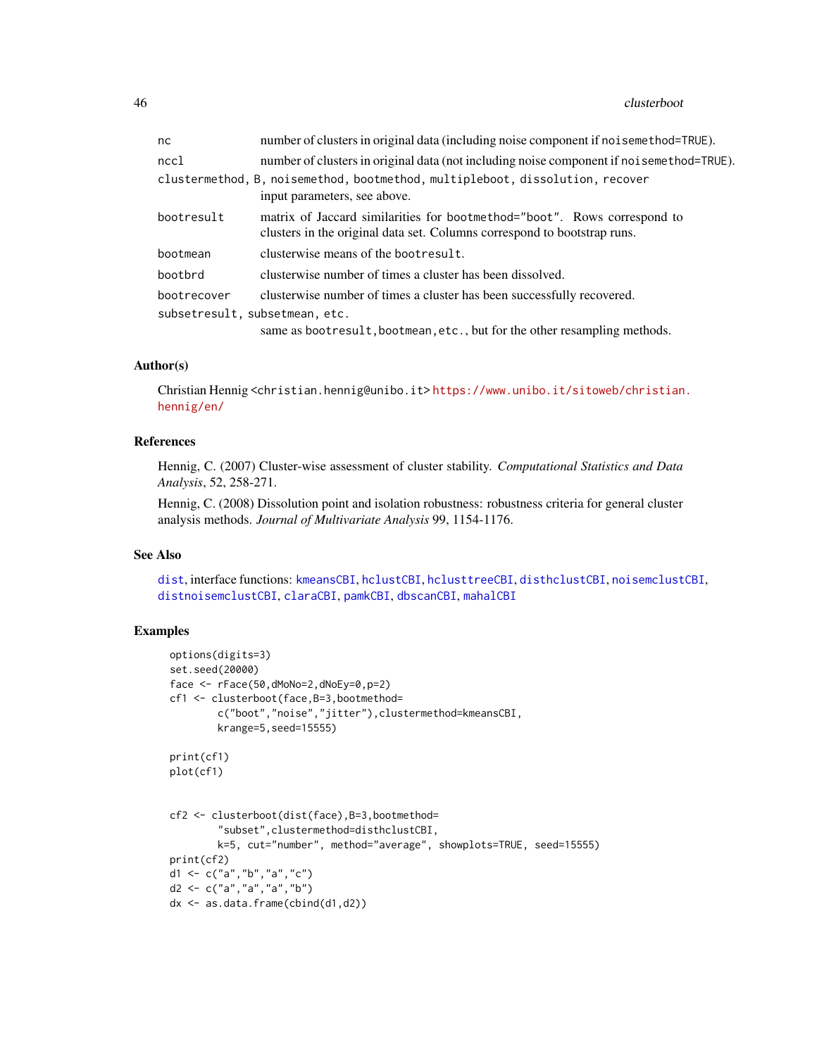`nc` number of clusters in original data (including noise component if `noisemethod=TRUE`).

`nccl` number of clusters in original data (not including noise component if `noisemethod=TRUE`).

`clustermethod, B, noisemethod, bootmethod, multipleboot, dissolution, recover`
input parameters, see above.

`bootresult` matrix of Jaccard similarities for `bootmethod="boot"`. Rows correspond to clusters in the original data set. Columns correspond to bootstrap runs.

`bootmean` clusterwise means of the `bootresult`.

`bootbrd` clusterwise number of times a cluster has been dissolved.

`bootrecover` clusterwise number of times a cluster has been successfully recovered.

`subsetresult, subsetmean, etc.`
same as `bootresult,bootmean,etc.`, but for the other resampling methods.

### Author(s)

Christian Hennig <christian.hennig@unibo.it> https://www.unibo.it/sitoweb/christian.hennig/en/

### References

Hennig, C. (2007) Cluster-wise assessment of cluster stability. *Computational Statistics and Data Analysis*, 52, 258-271.

Hennig, C. (2008) Dissolution point and isolation robustness: robustness criteria for general cluster analysis methods. *Journal of Multivariate Analysis* 99, 1154-1176.

### See Also

`dist`, interface functions: `kmeansCBI`, `hclustCBI`, `hclusttreeCBI`, `disthclustCBI`, `noisemclustCBI`, `distnoisemclustCBI`, `claraCBI`, `pamkCBI`, `dbscanCBI`, `mahalCBI`

### Examples

```
options(digits=3)
set.seed(20000)
face <- rFace(50,dMoNo=2,dNoEy=0,p=2)
cf1 <- clusterboot(face,B=3,bootmethod=
        c("boot","noise","jitter"),clustermethod=kmeansCBI,
        krange=5,seed=15555)

print(cf1)
plot(cf1)


cf2 <- clusterboot(dist(face),B=3,bootmethod=
        "subset",clustermethod=disthclustCBI,
        k=5, cut="number", method="average", showplots=TRUE, seed=15555)
print(cf2)
d1 <- c("a","b","a","c")
d2 <- c("a","a","a","b")
dx <- as.data.frame(cbind(d1,d2))
```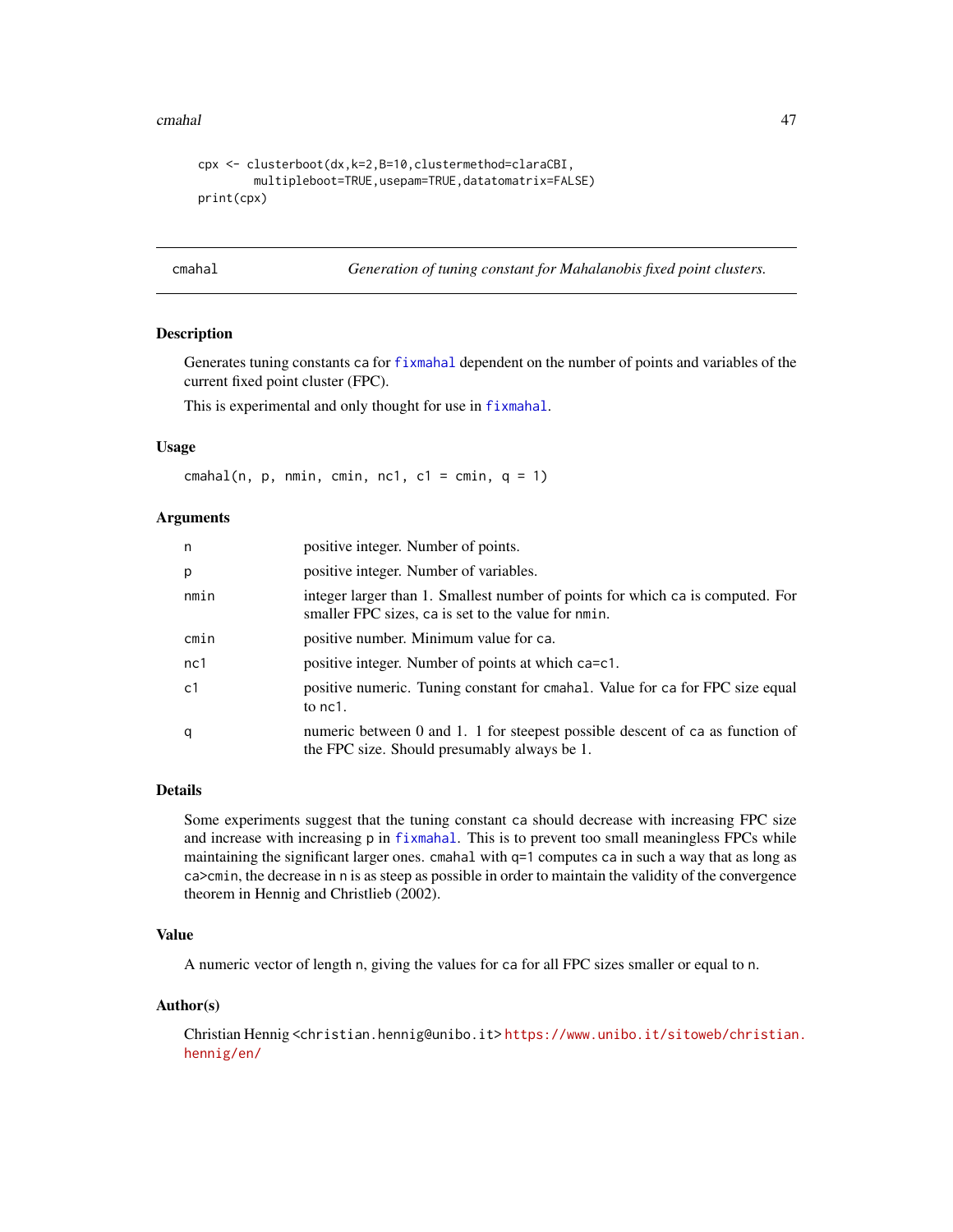```
cpx <- clusterboot(dx,k=2,B=10,clustermethod=claraCBI,
        multipleboot=TRUE,usepam=TRUE,datatomatrix=FALSE)
print(cpx)
```

---

## cmahal — *Generation of tuning constant for Mahalanobis fixed point clusters.*

### Description

Generates tuning constants `ca` for `fixmahal` dependent on the number of points and variables of the current fixed point cluster (FPC).

This is experimental and only thought for use in `fixmahal`.

### Usage

```
cmahal(n, p, nmin, cmin, nc1, c1 = cmin, q = 1)
```

### Arguments

| Argument | Description |
|---|---|
| `n` | positive integer. Number of points. |
| `p` | positive integer. Number of variables. |
| `nmin` | integer larger than 1. Smallest number of points for which `ca` is computed. For smaller FPC sizes, `ca` is set to the value for `nmin`. |
| `cmin` | positive number. Minimum value for `ca`. |
| `nc1` | positive integer. Number of points at which `ca=c1`. |
| `c1` | positive numeric. Tuning constant for `cmahal`. Value for `ca` for FPC size equal to `nc1`. |
| `q` | numeric between 0 and 1. 1 for steepest possible descent of `ca` as function of the FPC size. Should presumably always be 1. |

### Details

Some experiments suggest that the tuning constant `ca` should decrease with increasing FPC size and increase with increasing `p` in `fixmahal`. This is to prevent too small meaningless FPCs while maintaining the significant larger ones. `cmahal` with `q=1` computes `ca` in such a way that as long as `ca>cmin`, the decrease in `n` is as steep as possible in order to maintain the validity of the convergence theorem in Hennig and Christlieb (2002).

### Value

A numeric vector of length `n`, giving the values for `ca` for all FPC sizes smaller or equal to `n`.

### Author(s)

Christian Hennig <christian.hennig@unibo.it> https://www.unibo.it/sitoweb/christian.hennig/en/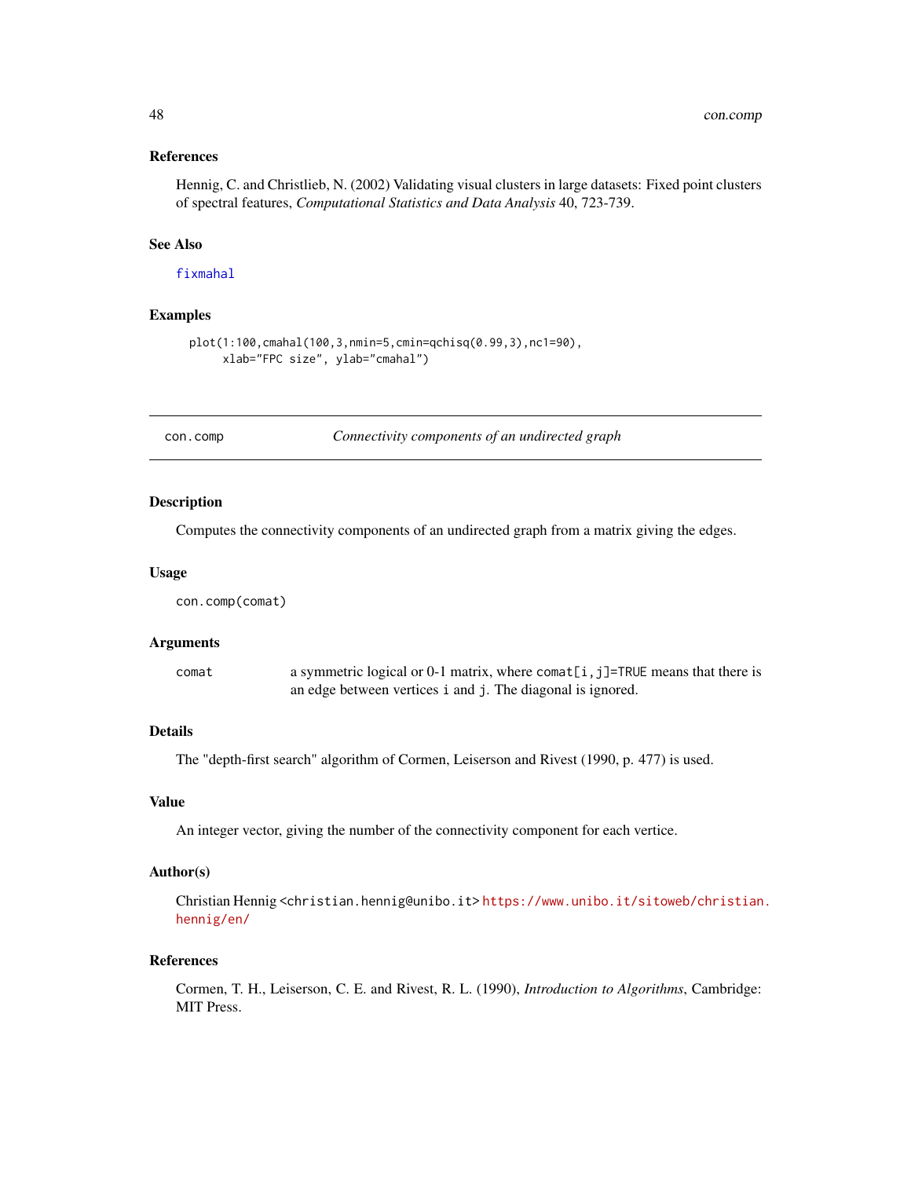### References

Hennig, C. and Christlieb, N. (2002) Validating visual clusters in large datasets: Fixed point clusters of spectral features, *Computational Statistics and Data Analysis* 40, 723-739.

### See Also

fixmahal

### Examples

```
plot(1:100,cmahal(100,3,nmin=5,cmin=qchisq(0.99,3),nc1=90),
     xlab="FPC size", ylab="cmahal")
```

---

## con.comp — *Connectivity components of an undirected graph*

### Description

Computes the connectivity components of an undirected graph from a matrix giving the edges.

### Usage

```
con.comp(comat)
```

### Arguments

| | |
|---|---|
| comat | a symmetric logical or 0-1 matrix, where `comat[i,j]=TRUE` means that there is an edge between vertices `i` and `j`. The diagonal is ignored. |

### Details

The "depth-first search" algorithm of Cormen, Leiserson and Rivest (1990, p. 477) is used.

### Value

An integer vector, giving the number of the connectivity component for each vertice.

### Author(s)

Christian Hennig <christian.hennig@unibo.it> https://www.unibo.it/sitoweb/christian.hennig/en/

### References

Cormen, T. H., Leiserson, C. E. and Rivest, R. L. (1990), *Introduction to Algorithms*, Cambridge: MIT Press.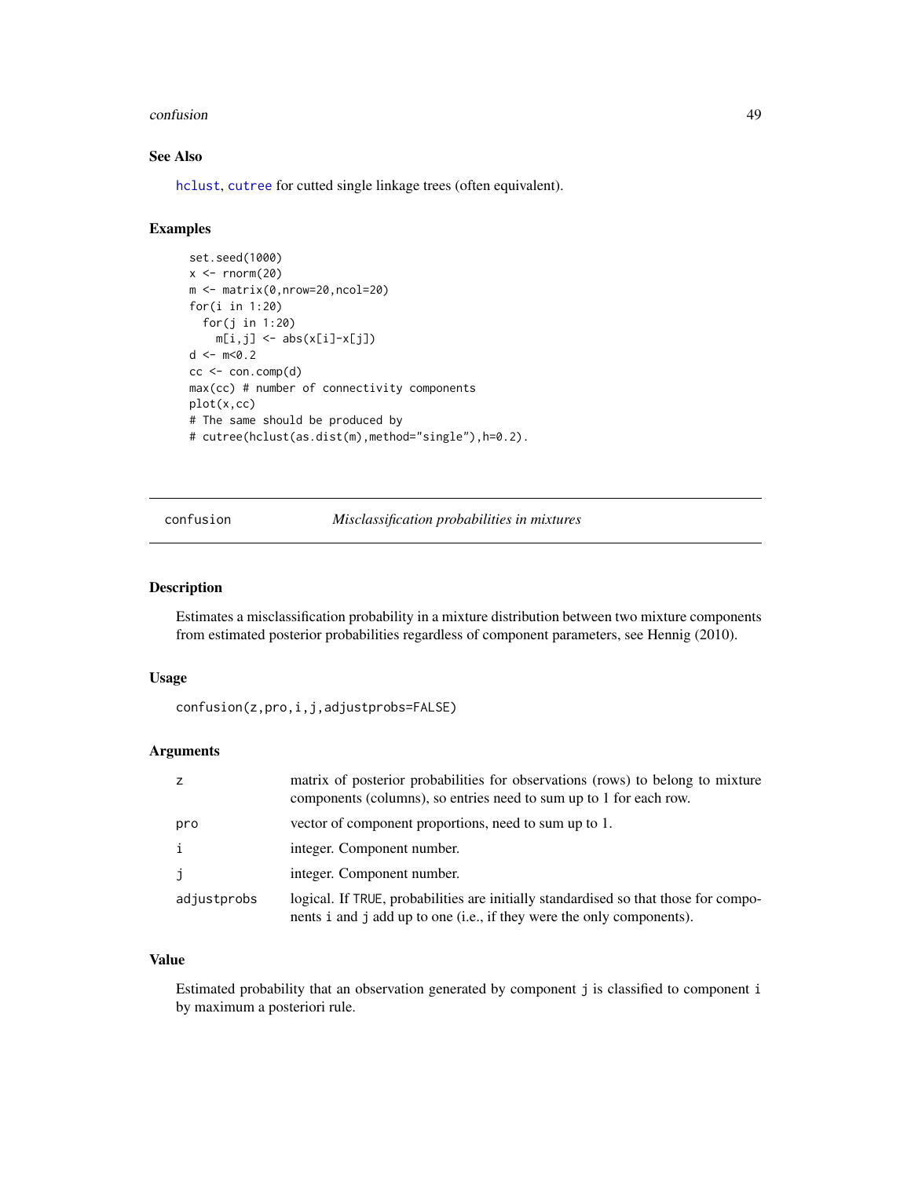### See Also

hclust, cutree for cutted single linkage trees (often equivalent).

### Examples

```
set.seed(1000)
x <- rnorm(20)
m <- matrix(0,nrow=20,ncol=20)
for(i in 1:20)
  for(j in 1:20)
    m[i,j] <- abs(x[i]-x[j])
d <- m<0.2
cc <- con.comp(d)
max(cc) # number of connectivity components
plot(x,cc)
# The same should be produced by
# cutree(hclust(as.dist(m),method="single"),h=0.2).
```

---

## confusion *Misclassification probabilities in mixtures*

### Description

Estimates a misclassification probability in a mixture distribution between two mixture components from estimated posterior probabilities regardless of component parameters, see Hennig (2010).

### Usage

```
confusion(z,pro,i,j,adjustprobs=FALSE)
```

### Arguments

| | |
|---|---|
| z | matrix of posterior probabilities for observations (rows) to belong to mixture components (columns), so entries need to sum up to 1 for each row. |
| pro | vector of component proportions, need to sum up to 1. |
| i | integer. Component number. |
| j | integer. Component number. |
| adjustprobs | logical. If TRUE, probabilities are initially standardised so that those for components i and j add up to one (i.e., if they were the only components). |

### Value

Estimated probability that an observation generated by component j is classified to component i by maximum a posteriori rule.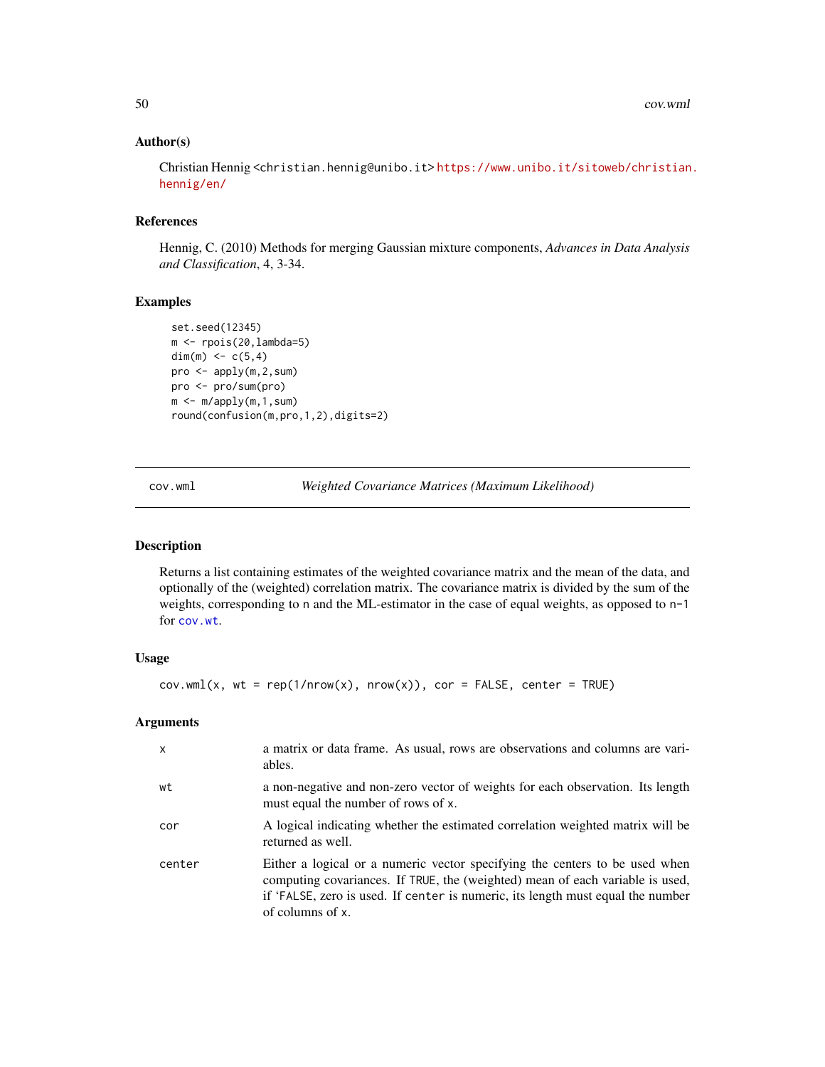## Author(s)

Christian Hennig <christian.hennig@unibo.it> https://www.unibo.it/sitoweb/christian.hennig/en/

## References

Hennig, C. (2010) Methods for merging Gaussian mixture components, *Advances in Data Analysis and Classification*, 4, 3-34.

## Examples

```
set.seed(12345)
m <- rpois(20,lambda=5)
dim(m) <- c(5,4)
pro <- apply(m,2,sum)
pro <- pro/sum(pro)
m <- m/apply(m,1,sum)
round(confusion(m,pro,1,2),digits=2)
```

---

# cov.wml — *Weighted Covariance Matrices (Maximum Likelihood)*

## Description

Returns a list containing estimates of the weighted covariance matrix and the mean of the data, and optionally of the (weighted) correlation matrix. The covariance matrix is divided by the sum of the weights, corresponding to `n` and the ML-estimator in the case of equal weights, as opposed to `n-1` for `cov.wt`.

## Usage

```
cov.wml(x, wt = rep(1/nrow(x), nrow(x)), cor = FALSE, center = TRUE)
```

## Arguments

| | |
|---|---|
| `x` | a matrix or data frame. As usual, rows are observations and columns are variables. |
| `wt` | a non-negative and non-zero vector of weights for each observation. Its length must equal the number of rows of `x`. |
| `cor` | A logical indicating whether the estimated correlation weighted matrix will be returned as well. |
| `center` | Either a logical or a numeric vector specifying the centers to be used when computing covariances. If `TRUE`, the (weighted) mean of each variable is used, if '`FALSE`, zero is used. If `center` is numeric, its length must equal the number of columns of `x`. |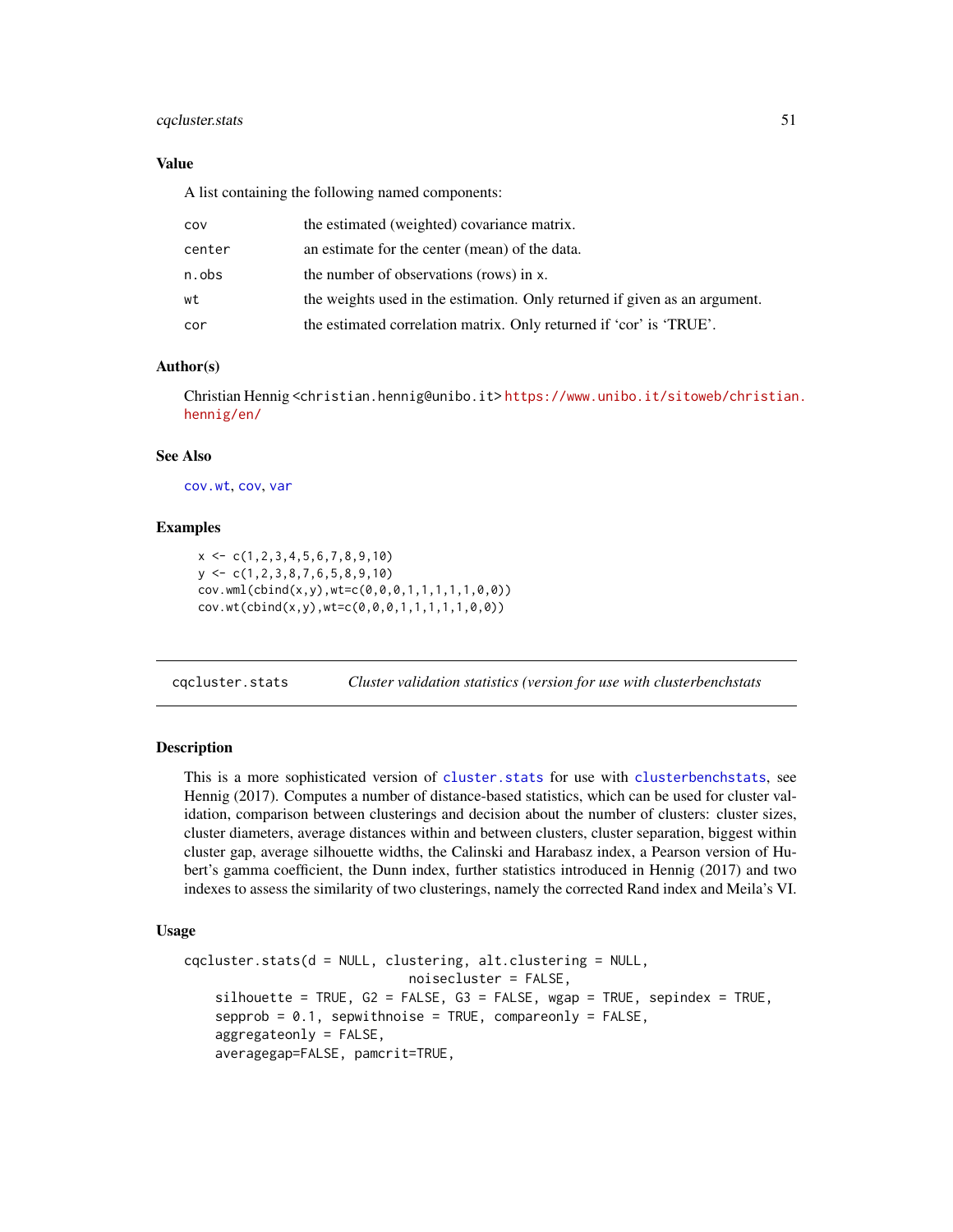### Value

A list containing the following named components:

| | |
|---|---|
| cov | the estimated (weighted) covariance matrix. |
| center | an estimate for the center (mean) of the data. |
| n.obs | the number of observations (rows) in x. |
| wt | the weights used in the estimation. Only returned if given as an argument. |
| cor | the estimated correlation matrix. Only returned if 'cor' is 'TRUE'. |

### Author(s)

Christian Hennig <christian.hennig@unibo.it> https://www.unibo.it/sitoweb/christian.hennig/en/

### See Also

cov.wt, cov, var

### Examples

```
x <- c(1,2,3,4,5,6,7,8,9,10)
y <- c(1,2,3,8,7,6,5,8,9,10)
cov.wml(cbind(x,y),wt=c(0,0,0,1,1,1,1,1,0,0))
cov.wt(cbind(x,y),wt=c(0,0,0,1,1,1,1,1,0,0))
```

---

## cqcluster.stats — *Cluster validation statistics (version for use with clusterbenchstats*

### Description

This is a more sophisticated version of cluster.stats for use with clusterbenchstats, see Hennig (2017). Computes a number of distance-based statistics, which can be used for cluster validation, comparison between clusterings and decision about the number of clusters: cluster sizes, cluster diameters, average distances within and between clusters, cluster separation, biggest within cluster gap, average silhouette widths, the Calinski and Harabasz index, a Pearson version of Hubert's gamma coefficient, the Dunn index, further statistics introduced in Hennig (2017) and two indexes to assess the similarity of two clusterings, namely the corrected Rand index and Meila's VI.

### Usage

```
cqcluster.stats(d = NULL, clustering, alt.clustering = NULL,
                            noisecluster = FALSE,
    silhouette = TRUE, G2 = FALSE, G3 = FALSE, wgap = TRUE, sepindex = TRUE,
    sepprob = 0.1, sepwithnoise = TRUE, compareonly = FALSE,
    aggregateonly = FALSE,
    averagegap=FALSE, pamcrit=TRUE,
```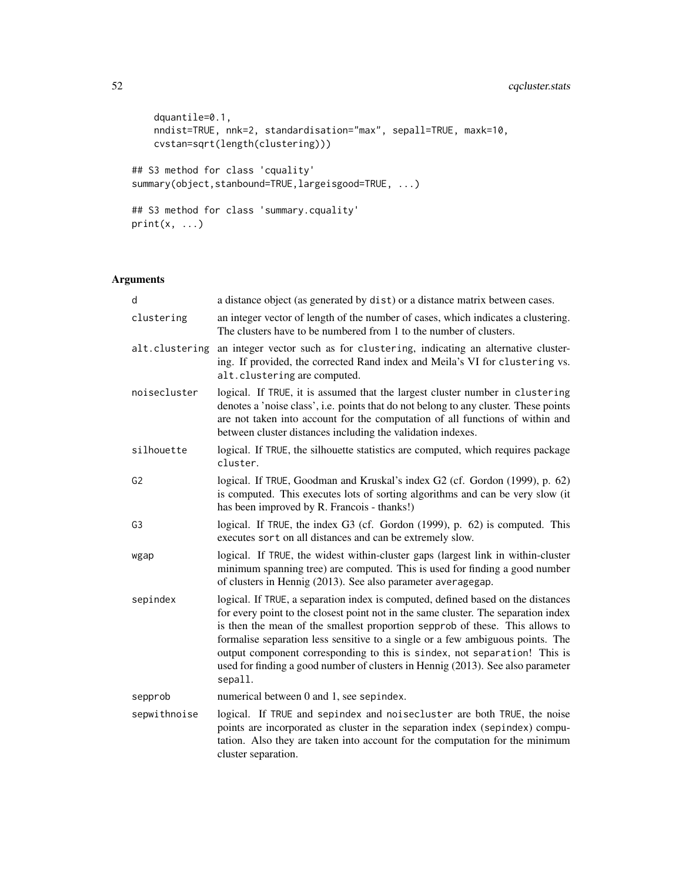```
    dquantile=0.1,
    nndist=TRUE, nnk=2, standardisation="max", sepall=TRUE, maxk=10,
    cvstan=sqrt(length(clustering)))

## S3 method for class 'cquality'
summary(object,stanbound=TRUE,largeisgood=TRUE, ...)

## S3 method for class 'summary.cquality'
print(x, ...)
```

## Arguments

| | |
|---|---|
| `d` | a distance object (as generated by `dist`) or a distance matrix between cases. |
| `clustering` | an integer vector of length of the number of cases, which indicates a clustering. The clusters have to be numbered from 1 to the number of clusters. |
| `alt.clustering` | an integer vector such as for `clustering`, indicating an alternative clustering. If provided, the corrected Rand index and Meila's VI for `clustering` vs. `alt.clustering` are computed. |
| `noisecluster` | logical. If `TRUE`, it is assumed that the largest cluster number in `clustering` denotes a 'noise class', i.e. points that do not belong to any cluster. These points are not taken into account for the computation of all functions of within and between cluster distances including the validation indexes. |
| `silhouette` | logical. If `TRUE`, the silhouette statistics are computed, which requires package `cluster`. |
| `G2` | logical. If `TRUE`, Goodman and Kruskal's index G2 (cf. Gordon (1999), p. 62) is computed. This executes lots of sorting algorithms and can be very slow (it has been improved by R. Francois - thanks!) |
| `G3` | logical. If `TRUE`, the index G3 (cf. Gordon (1999), p. 62) is computed. This executes `sort` on all distances and can be extremely slow. |
| `wgap` | logical. If `TRUE`, the widest within-cluster gaps (largest link in within-cluster minimum spanning tree) are computed. This is used for finding a good number of clusters in Hennig (2013). See also parameter `averagegap`. |
| `sepindex` | logical. If `TRUE`, a separation index is computed, defined based on the distances for every point to the closest point not in the same cluster. The separation index is then the mean of the smallest proportion `sepprob` of these. This allows to formalise separation less sensitive to a single or a few ambiguous points. The output component corresponding to this is `sindex`, not `separation`! This is used for finding a good number of clusters in Hennig (2013). See also parameter `sepall`. |
| `sepprob` | numerical between 0 and 1, see `sepindex`. |
| `sepwithnoise` | logical. If `TRUE` and `sepindex` and `noisecluster` are both `TRUE`, the noise points are incorporated as cluster in the separation index (`sepindex`) computation. Also they are taken into account for the computation for the minimum cluster separation. |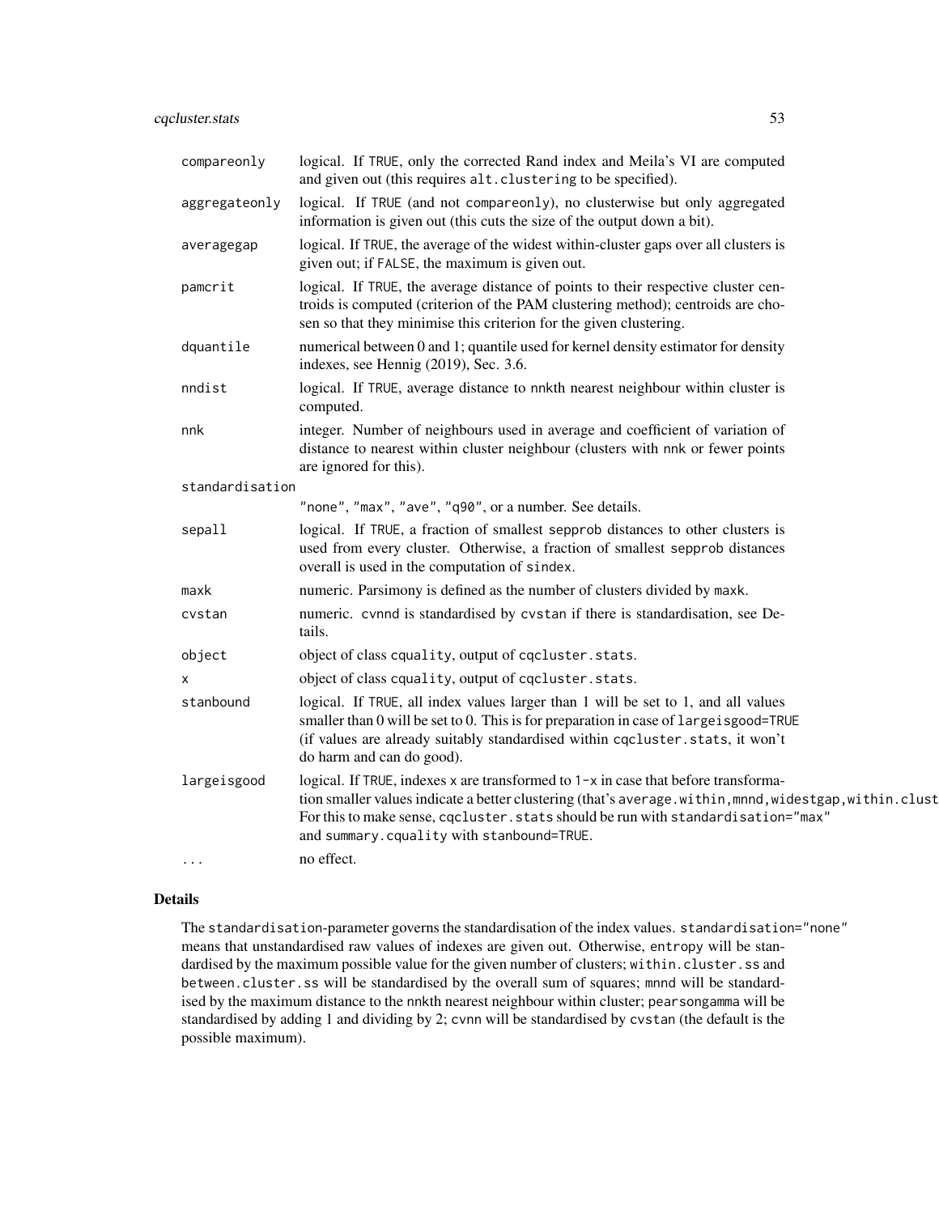| | |
|---|---|
| compareonly | logical. If TRUE, only the corrected Rand index and Meila's VI are computed and given out (this requires alt.clustering to be specified). |
| aggregateonly | logical. If TRUE (and not compareonly), no clusterwise but only aggregated information is given out (this cuts the size of the output down a bit). |
| averagegap | logical. If TRUE, the average of the widest within-cluster gaps over all clusters is given out; if FALSE, the maximum is given out. |
| pamcrit | logical. If TRUE, the average distance of points to their respective cluster centroids is computed (criterion of the PAM clustering method); centroids are chosen so that they minimise this criterion for the given clustering. |
| dquantile | numerical between 0 and 1; quantile used for kernel density estimator for density indexes, see Hennig (2019), Sec. 3.6. |
| nndist | logical. If TRUE, average distance to nnkth nearest neighbour within cluster is computed. |
| nnk | integer. Number of neighbours used in average and coefficient of variation of distance to nearest within cluster neighbour (clusters with nnk or fewer points are ignored for this). |
| standardisation | "none", "max", "ave", "q90", or a number. See details. |
| sepall | logical. If TRUE, a fraction of smallest sepprob distances to other clusters is used from every cluster. Otherwise, a fraction of smallest sepprob distances overall is used in the computation of sindex. |
| maxk | numeric. Parsimony is defined as the number of clusters divided by maxk. |
| cvstan | numeric. cvnnd is standardised by cvstan if there is standardisation, see Details. |
| object | object of class cquality, output of cqcluster.stats. |
| x | object of class cquality, output of cqcluster.stats. |
| stanbound | logical. If TRUE, all index values larger than 1 will be set to 1, and all values smaller than 0 will be set to 0. This is for preparation in case of largeisgood=TRUE (if values are already suitably standardised within cqcluster.stats, it won't do harm and can do good). |
| largeisgood | logical. If TRUE, indexes x are transformed to 1-x in case that before transformation smaller values indicate a better clustering (that's average.within,mnnd,widestgap,within.clust For this to make sense, cqcluster.stats should be run with standardisation="max" and summary.cquality with stanbound=TRUE. |
| ... | no effect. |

## Details

The standardisation-parameter governs the standardisation of the index values. standardisation="none" means that unstandardised raw values of indexes are given out. Otherwise, entropy will be standardised by the maximum possible value for the given number of clusters; within.cluster.ss and between.cluster.ss will be standardised by the overall sum of squares; mnnd will be standardised by the maximum distance to the nnkth nearest neighbour within cluster; pearsongamma will be standardised by adding 1 and dividing by 2; cvnn will be standardised by cvstan (the default is the possible maximum).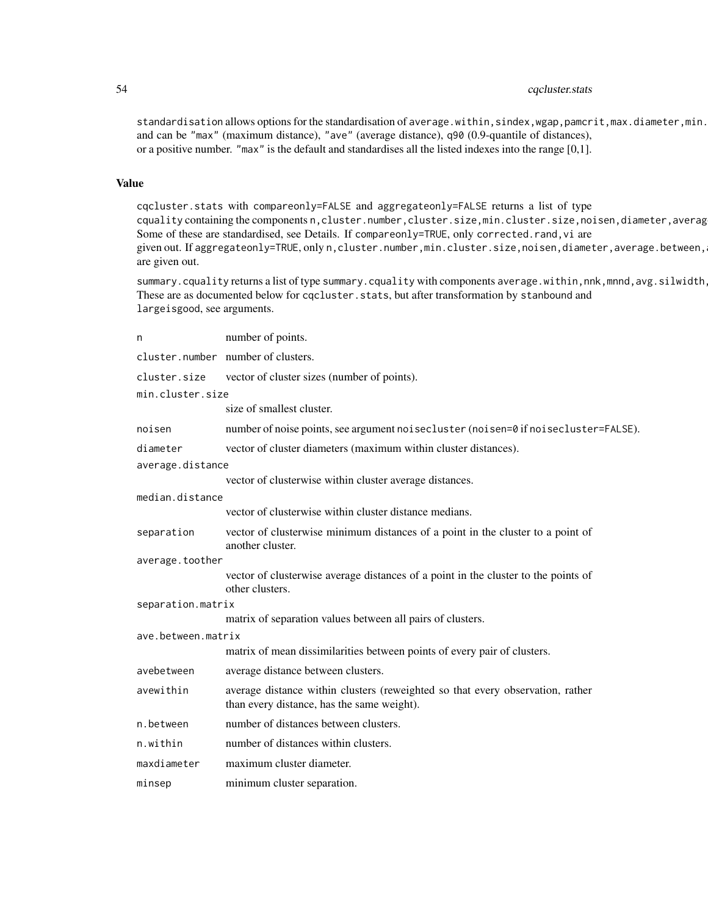standardisation allows options for the standardisation of average.within,sindex,wgap,pamcrit,max.diameter,min. and can be "max" (maximum distance), "ave" (average distance), q90 (0.9-quantile of distances), or a positive number. "max" is the default and standardises all the listed indexes into the range [0,1].

## Value

cqcluster.stats with compareonly=FALSE and aggregateonly=FALSE returns a list of type cquality containing the components n,cluster.number,cluster.size,min.cluster.size,noisen,diameter,averag Some of these are standardised, see Details. If compareonly=TRUE, only corrected.rand,vi are given out. If aggregateonly=TRUE, only n,cluster.number,min.cluster.size,noisen,diameter,average.between, are given out.

summary.cquality returns a list of type summary.cquality with components average.within,nnk,mnnd,avg.silwidth, These are as documented below for cqcluster.stats, but after transformation by stanbound and largeisgood, see arguments.

n
: number of points.

cluster.number
: number of clusters.

cluster.size
: vector of cluster sizes (number of points).

min.cluster.size
: size of smallest cluster.

noisen
: number of noise points, see argument noisecluster (noisen=0 if noisecluster=FALSE).

diameter
: vector of cluster diameters (maximum within cluster distances).

average.distance
: vector of clusterwise within cluster average distances.

median.distance
: vector of clusterwise within cluster distance medians.

separation
: vector of clusterwise minimum distances of a point in the cluster to a point of another cluster.

average.toother
: vector of clusterwise average distances of a point in the cluster to the points of other clusters.

separation.matrix
: matrix of separation values between all pairs of clusters.

ave.between.matrix
: matrix of mean dissimilarities between points of every pair of clusters.

avebetween
: average distance between clusters.

avewithin
: average distance within clusters (reweighted so that every observation, rather than every distance, has the same weight).

n.between
: number of distances between clusters.

n.within
: number of distances within clusters.

maxdiameter
: maximum cluster diameter.

minsep
: minimum cluster separation.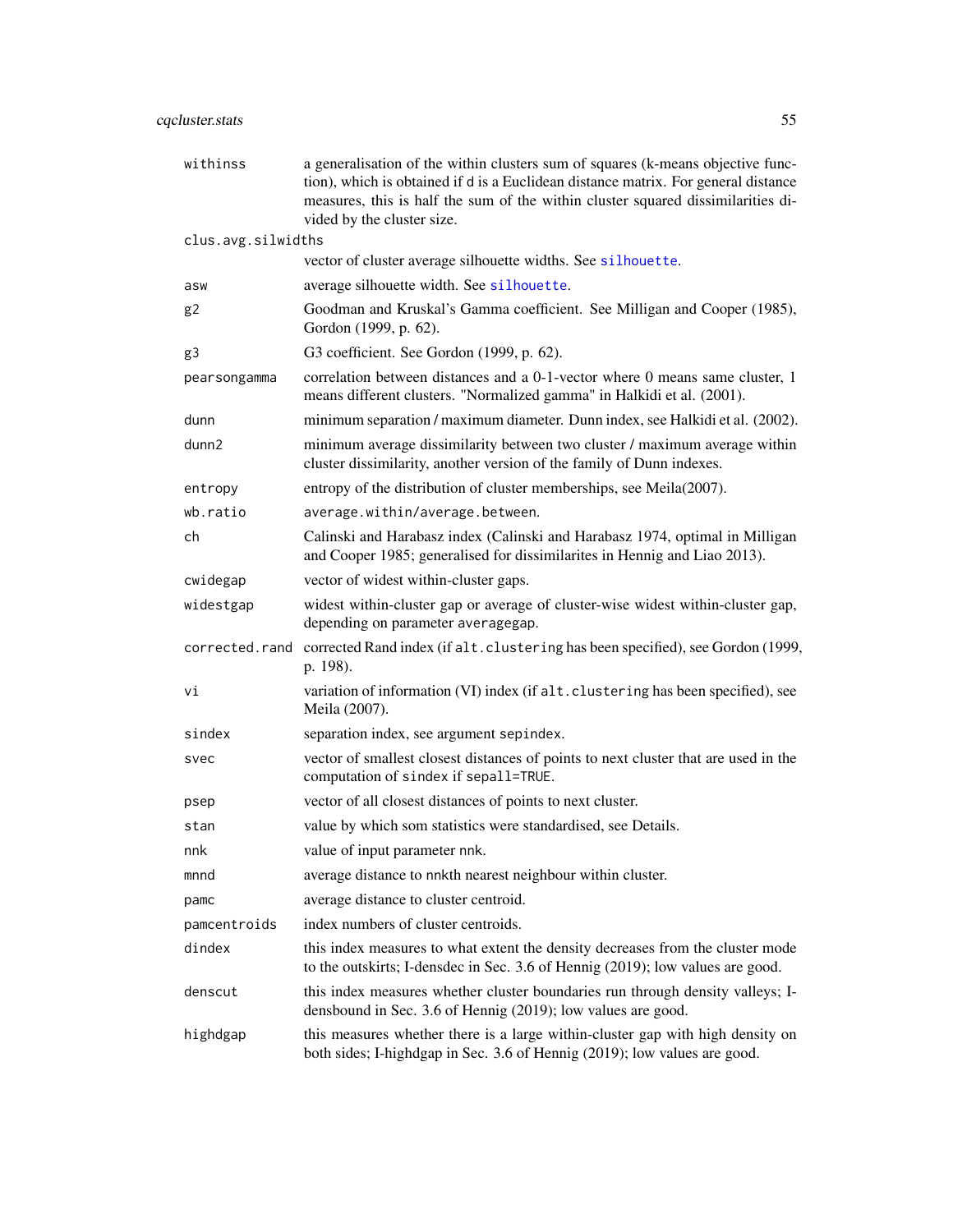| | |
|---|---|
| `withinss` | a generalisation of the within clusters sum of squares (k-means objective function), which is obtained if `d` is a Euclidean distance matrix. For general distance measures, this is half the sum of the within cluster squared dissimilarities divided by the cluster size. |
| `clus.avg.silwidths` | vector of cluster average silhouette widths. See `silhouette`. |
| `asw` | average silhouette width. See `silhouette`. |
| `g2` | Goodman and Kruskal's Gamma coefficient. See Milligan and Cooper (1985), Gordon (1999, p. 62). |
| `g3` | G3 coefficient. See Gordon (1999, p. 62). |
| `pearsongamma` | correlation between distances and a 0-1-vector where 0 means same cluster, 1 means different clusters. "Normalized gamma" in Halkidi et al. (2001). |
| `dunn` | minimum separation / maximum diameter. Dunn index, see Halkidi et al. (2002). |
| `dunn2` | minimum average dissimilarity between two cluster / maximum average within cluster dissimilarity, another version of the family of Dunn indexes. |
| `entropy` | entropy of the distribution of cluster memberships, see Meila(2007). |
| `wb.ratio` | `average.within/average.between`. |
| `ch` | Calinski and Harabasz index (Calinski and Harabasz 1974, optimal in Milligan and Cooper 1985; generalised for dissimilarites in Hennig and Liao 2013). |
| `cwidegap` | vector of widest within-cluster gaps. |
| `widestgap` | widest within-cluster gap or average of cluster-wise widest within-cluster gap, depending on parameter `averagegap`. |
| `corrected.rand` | corrected Rand index (if `alt.clustering` has been specified), see Gordon (1999, p. 198). |
| `vi` | variation of information (VI) index (if `alt.clustering` has been specified), see Meila (2007). |
| `sindex` | separation index, see argument `sepindex`. |
| `svec` | vector of smallest closest distances of points to next cluster that are used in the computation of `sindex` if `sepall=TRUE`. |
| `psep` | vector of all closest distances of points to next cluster. |
| `stan` | value by which som statistics were standardised, see Details. |
| `nnk` | value of input parameter `nnk`. |
| `mnnd` | average distance to `nnk`th nearest neighbour within cluster. |
| `pamc` | average distance to cluster centroid. |
| `pamcentroids` | index numbers of cluster centroids. |
| `dindex` | this index measures to what extent the density decreases from the cluster mode to the outskirts; I-densdec in Sec. 3.6 of Hennig (2019); low values are good. |
| `denscut` | this index measures whether cluster boundaries run through density valleys; I-densbound in Sec. 3.6 of Hennig (2019); low values are good. |
| `highdgap` | this measures whether there is a large within-cluster gap with high density on both sides; I-highdgap in Sec. 3.6 of Hennig (2019); low values are good. |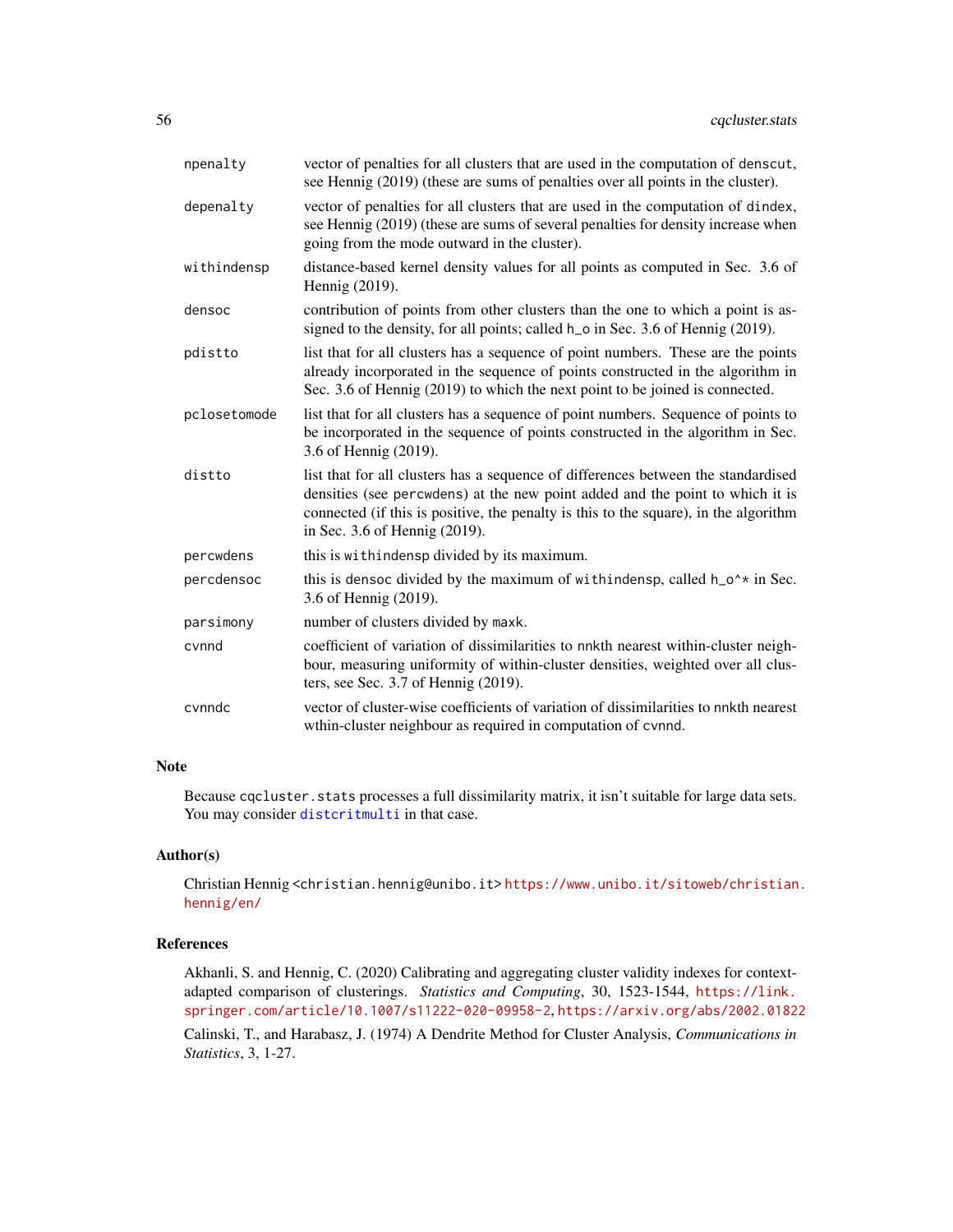| | |
|---|---|
| npenalty | vector of penalties for all clusters that are used in the computation of denscut, see Hennig (2019) (these are sums of penalties over all points in the cluster). |
| depenalty | vector of penalties for all clusters that are used in the computation of dindex, see Hennig (2019) (these are sums of several penalties for density increase when going from the mode outward in the cluster). |
| withindensp | distance-based kernel density values for all points as computed in Sec. 3.6 of Hennig (2019). |
| densoc | contribution of points from other clusters than the one to which a point is assigned to the density, for all points; called h_o in Sec. 3.6 of Hennig (2019). |
| pdistto | list that for all clusters has a sequence of point numbers. These are the points already incorporated in the sequence of points constructed in the algorithm in Sec. 3.6 of Hennig (2019) to which the next point to be joined is connected. |
| pclosetomode | list that for all clusters has a sequence of point numbers. Sequence of points to be incorporated in the sequence of points constructed in the algorithm in Sec. 3.6 of Hennig (2019). |
| distto | list that for all clusters has a sequence of differences between the standardised densities (see percwdens) at the new point added and the point to which it is connected (if this is positive, the penalty is this to the square), in the algorithm in Sec. 3.6 of Hennig (2019). |
| percwdens | this is withindensp divided by its maximum. |
| percdensoc | this is densoc divided by the maximum of withindensp, called h_o^* in Sec. 3.6 of Hennig (2019). |
| parsimony | number of clusters divided by maxk. |
| cvnnd | coefficient of variation of dissimilarities to nnkth nearest within-cluster neighbour, measuring uniformity of within-cluster densities, weighted over all clusters, see Sec. 3.7 of Hennig (2019). |
| cvnndc | vector of cluster-wise coefficients of variation of dissimilarities to nnkth nearest wthin-cluster neighbour as required in computation of cvnnd. |

## Note

Because cqcluster.stats processes a full dissimilarity matrix, it isn't suitable for large data sets. You may consider distcritmulti in that case.

## Author(s)

Christian Hennig <christian.hennig@unibo.it> https://www.unibo.it/sitoweb/christian.hennig/en/

## References

Akhanli, S. and Hennig, C. (2020) Calibrating and aggregating cluster validity indexes for context-adapted comparison of clusterings. *Statistics and Computing*, 30, 1523-1544, https://link.springer.com/article/10.1007/s11222-020-09958-2, https://arxiv.org/abs/2002.01822

Calinski, T., and Harabasz, J. (1974) A Dendrite Method for Cluster Analysis, *Communications in Statistics*, 3, 1-27.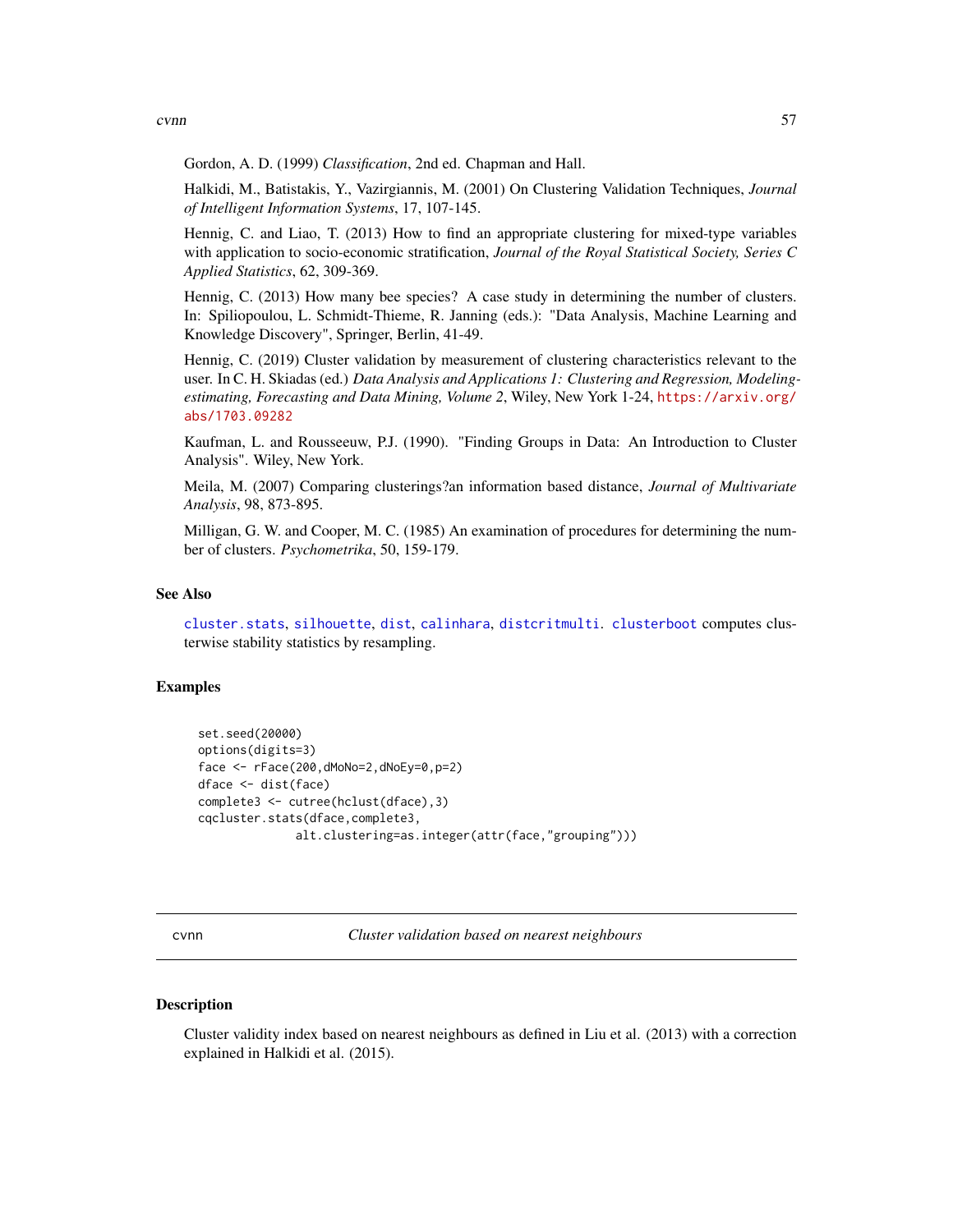Gordon, A. D. (1999) *Classification*, 2nd ed. Chapman and Hall.

Halkidi, M., Batistakis, Y., Vazirgiannis, M. (2001) On Clustering Validation Techniques, *Journal of Intelligent Information Systems*, 17, 107-145.

Hennig, C. and Liao, T. (2013) How to find an appropriate clustering for mixed-type variables with application to socio-economic stratification, *Journal of the Royal Statistical Society, Series C Applied Statistics*, 62, 309-369.

Hennig, C. (2013) How many bee species? A case study in determining the number of clusters. In: Spiliopoulou, L. Schmidt-Thieme, R. Janning (eds.): "Data Analysis, Machine Learning and Knowledge Discovery", Springer, Berlin, 41-49.

Hennig, C. (2019) Cluster validation by measurement of clustering characteristics relevant to the user. In C. H. Skiadas (ed.) *Data Analysis and Applications 1: Clustering and Regression, Modeling-estimating, Forecasting and Data Mining, Volume 2*, Wiley, New York 1-24, https://arxiv.org/abs/1703.09282

Kaufman, L. and Rousseeuw, P.J. (1990). "Finding Groups in Data: An Introduction to Cluster Analysis". Wiley, New York.

Meila, M. (2007) Comparing clusterings?an information based distance, *Journal of Multivariate Analysis*, 98, 873-895.

Milligan, G. W. and Cooper, M. C. (1985) An examination of procedures for determining the number of clusters. *Psychometrika*, 50, 159-179.

### See Also

cluster.stats, silhouette, dist, calinhara, distcritmulti. clusterboot computes clusterwise stability statistics by resampling.

### Examples

```
set.seed(20000)
options(digits=3)
face <- rFace(200,dMoNo=2,dNoEy=0,p=2)
dface <- dist(face)
complete3 <- cutree(hclust(dface),3)
cqcluster.stats(dface,complete3,
                alt.clustering=as.integer(attr(face,"grouping")))
```

---

## cvnn — *Cluster validation based on nearest neighbours*

---

### Description

Cluster validity index based on nearest neighbours as defined in Liu et al. (2013) with a correction explained in Halkidi et al. (2015).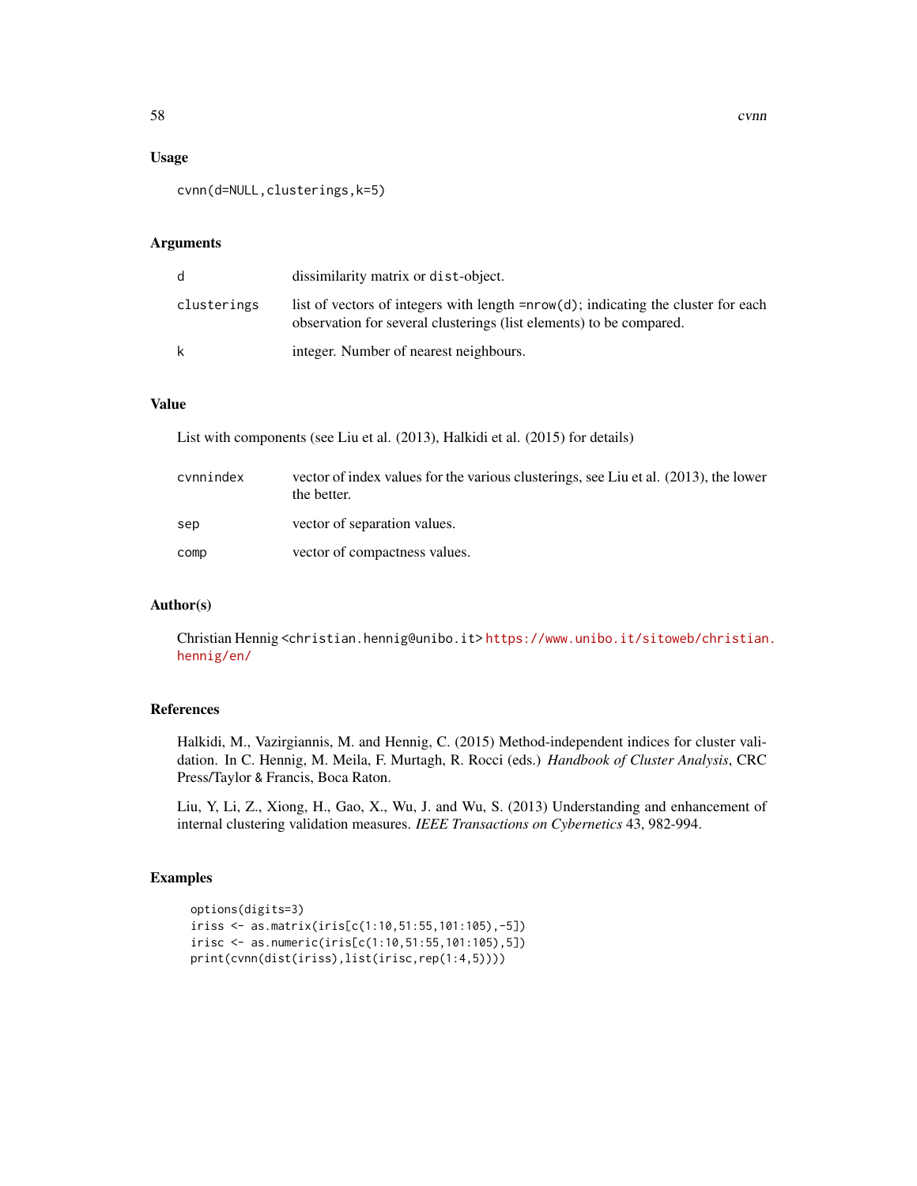### Usage

```
cvnn(d=NULL,clusterings,k=5)
```

### Arguments

| | |
|---|---|
| d | dissimilarity matrix or `dist`-object. |
| clusterings | list of vectors of integers with length `=nrow(d)`; indicating the cluster for each observation for several clusterings (list elements) to be compared. |
| k | integer. Number of nearest neighbours. |

### Value

List with components (see Liu et al. (2013), Halkidi et al. (2015) for details)

| | |
|---|---|
| cvnnindex | vector of index values for the various clusterings, see Liu et al. (2013), the lower the better. |
| sep | vector of separation values. |
| comp | vector of compactness values. |

### Author(s)

Christian Hennig <christian.hennig@unibo.it> https://www.unibo.it/sitoweb/christian.hennig/en/

### References

Halkidi, M., Vazirgiannis, M. and Hennig, C. (2015) Method-independent indices for cluster validation. In C. Hennig, M. Meila, F. Murtagh, R. Rocci (eds.) *Handbook of Cluster Analysis*, CRC Press/Taylor & Francis, Boca Raton.

Liu, Y, Li, Z., Xiong, H., Gao, X., Wu, J. and Wu, S. (2013) Understanding and enhancement of internal clustering validation measures. *IEEE Transactions on Cybernetics* 43, 982-994.

### Examples

```
options(digits=3)
iriss <- as.matrix(iris[c(1:10,51:55,101:105),-5])
irisc <- as.numeric(iris[c(1:10,51:55,101:105),5])
print(cvnn(dist(iriss),list(irisc,rep(1:4,5))))
```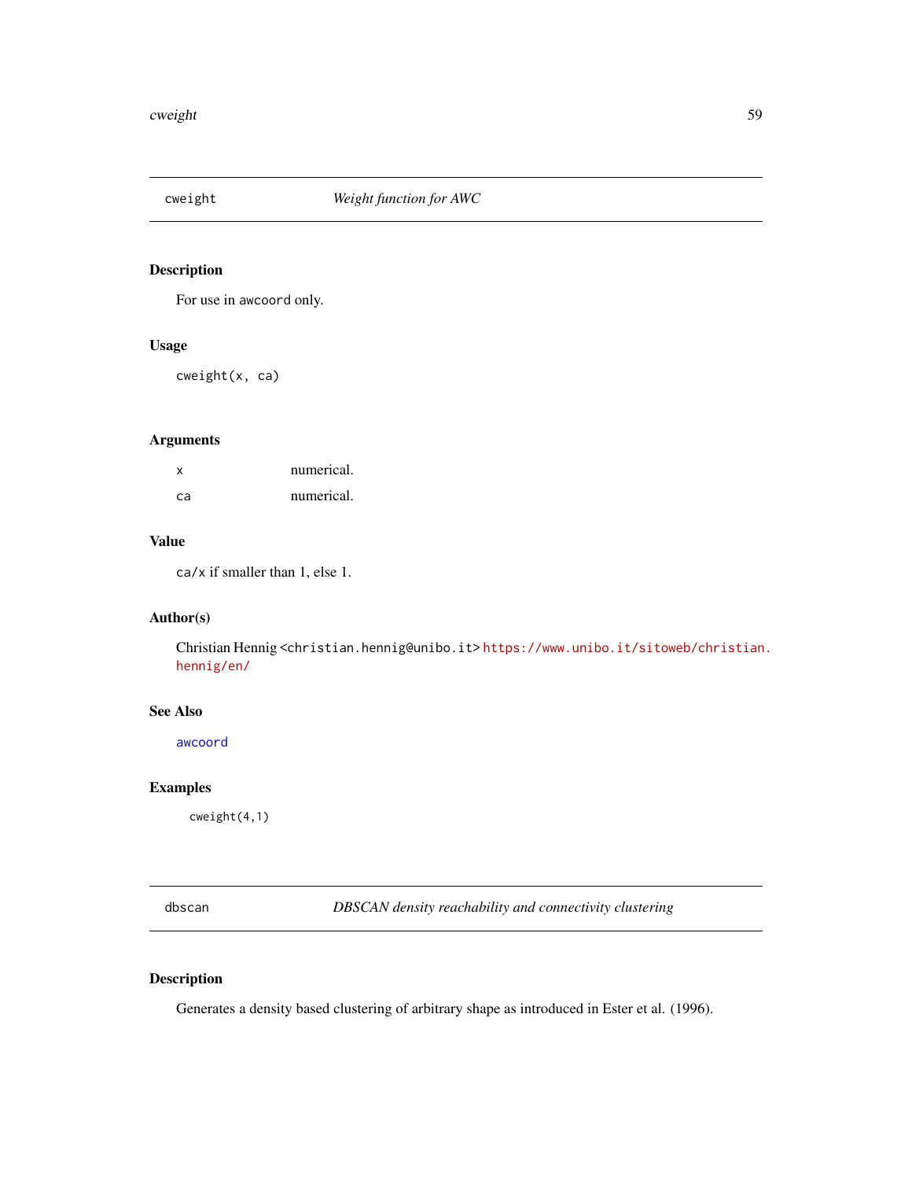## cweight — *Weight function for AWC*

### Description

For use in awcoord only.

### Usage

```
cweight(x, ca)
```

### Arguments

| | |
|---|---|
| x | numerical. |
| ca | numerical. |

### Value

ca/x if smaller than 1, else 1.

### Author(s)

Christian Hennig <christian.hennig@unibo.it> https://www.unibo.it/sitoweb/christian.hennig/en/

### See Also

awcoord

### Examples

```
cweight(4,1)
```

## dbscan — *DBSCAN density reachability and connectivity clustering*

### Description

Generates a density based clustering of arbitrary shape as introduced in Ester et al. (1996).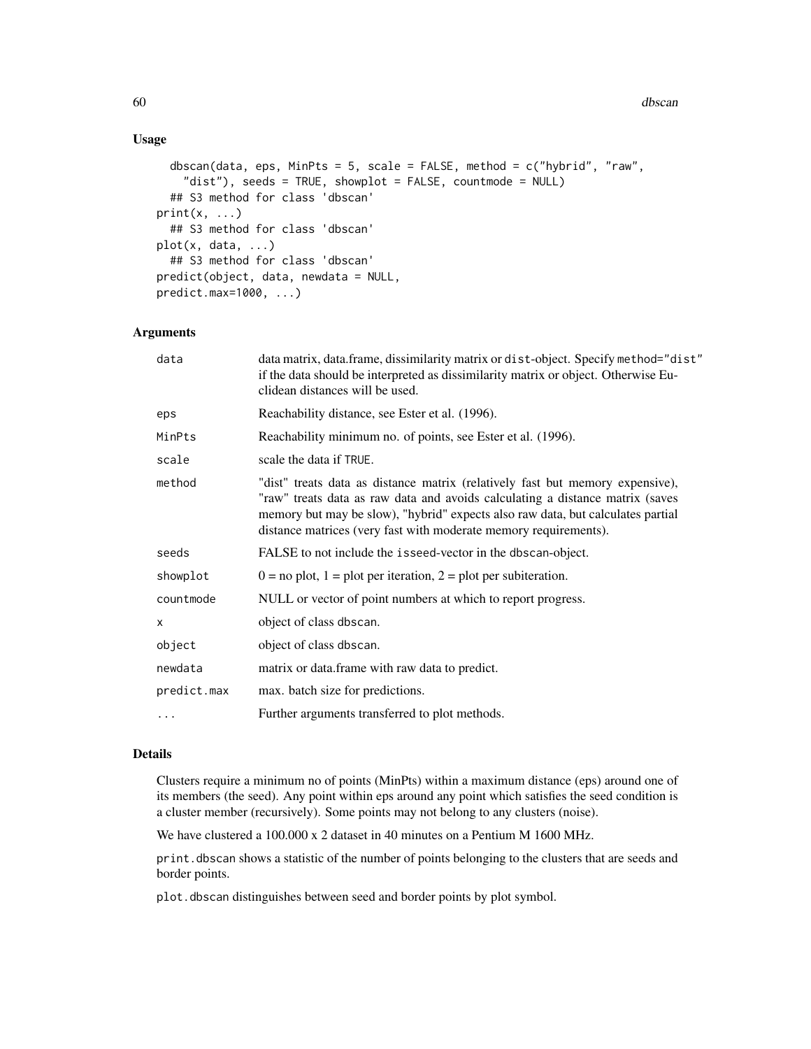## Usage

```
dbscan(data, eps, MinPts = 5, scale = FALSE, method = c("hybrid", "raw",
  "dist"), seeds = TRUE, showplot = FALSE, countmode = NULL)
## S3 method for class 'dbscan'
print(x, ...)
## S3 method for class 'dbscan'
plot(x, data, ...)
## S3 method for class 'dbscan'
predict(object, data, newdata = NULL,
predict.max=1000, ...)
```

## Arguments

| | |
|---|---|
| `data` | data matrix, data.frame, dissimilarity matrix or `dist`-object. Specify `method="dist"` if the data should be interpreted as dissimilarity matrix or object. Otherwise Euclidean distances will be used. |
| `eps` | Reachability distance, see Ester et al. (1996). |
| `MinPts` | Reachability minimum no. of points, see Ester et al. (1996). |
| `scale` | scale the data if `TRUE`. |
| `method` | "dist" treats data as distance matrix (relatively fast but memory expensive), "raw" treats data as raw data and avoids calculating a distance matrix (saves memory but may be slow), "hybrid" expects also raw data, but calculates partial distance matrices (very fast with moderate memory requirements). |
| `seeds` | FALSE to not include the `isseed`-vector in the `dbscan`-object. |
| `showplot` | 0 = no plot, 1 = plot per iteration, 2 = plot per subiteration. |
| `countmode` | NULL or vector of point numbers at which to report progress. |
| `x` | object of class `dbscan`. |
| `object` | object of class `dbscan`. |
| `newdata` | matrix or data.frame with raw data to predict. |
| `predict.max` | max. batch size for predictions. |
| `...` | Further arguments transferred to plot methods. |

## Details

Clusters require a minimum no of points (MinPts) within a maximum distance (eps) around one of its members (the seed). Any point within eps around any point which satisfies the seed condition is a cluster member (recursively). Some points may not belong to any clusters (noise).

We have clustered a 100.000 x 2 dataset in 40 minutes on a Pentium M 1600 MHz.

`print.dbscan` shows a statistic of the number of points belonging to the clusters that are seeds and border points.

`plot.dbscan` distinguishes between seed and border points by plot symbol.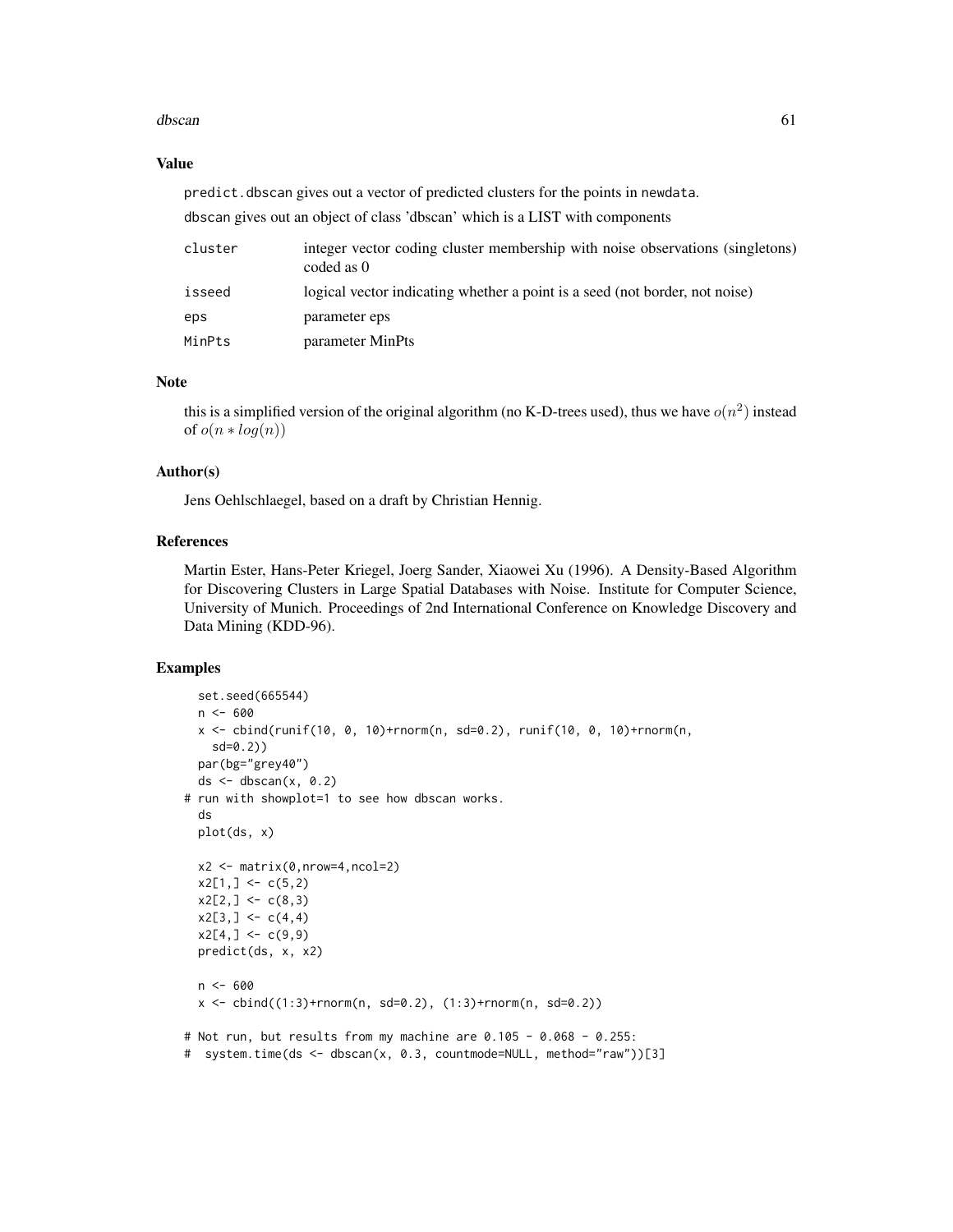## Value

predict.dbscan gives out a vector of predicted clusters for the points in newdata.

dbscan gives out an object of class 'dbscan' which is a LIST with components

| | |
|---|---|
| cluster | integer vector coding cluster membership with noise observations (singletons) coded as 0 |
| isseed | logical vector indicating whether a point is a seed (not border, not noise) |
| eps | parameter eps |
| MinPts | parameter MinPts |

## Note

this is a simplified version of the original algorithm (no K-D-trees used), thus we have $o(n^2)$ instead of $o(n * log(n))$

## Author(s)

Jens Oehlschlaegel, based on a draft by Christian Hennig.

## References

Martin Ester, Hans-Peter Kriegel, Joerg Sander, Xiaowei Xu (1996). A Density-Based Algorithm for Discovering Clusters in Large Spatial Databases with Noise. Institute for Computer Science, University of Munich. Proceedings of 2nd International Conference on Knowledge Discovery and Data Mining (KDD-96).

## Examples

```
  set.seed(665544)
  n <- 600
  x <- cbind(runif(10, 0, 10)+rnorm(n, sd=0.2), runif(10, 0, 10)+rnorm(n,
    sd=0.2))
  par(bg="grey40")
  ds <- dbscan(x, 0.2)
# run with showplot=1 to see how dbscan works.
  ds
  plot(ds, x)

  x2 <- matrix(0,nrow=4,ncol=2)
  x2[1,] <- c(5,2)
  x2[2,] <- c(8,3)
  x2[3,] <- c(4,4)
  x2[4,] <- c(9,9)
  predict(ds, x, x2)

  n <- 600
  x <- cbind((1:3)+rnorm(n, sd=0.2), (1:3)+rnorm(n, sd=0.2))

# Not run, but results from my machine are 0.105 - 0.068 - 0.255:
#  system.time(ds <- dbscan(x, 0.3, countmode=NULL, method="raw"))[3]
```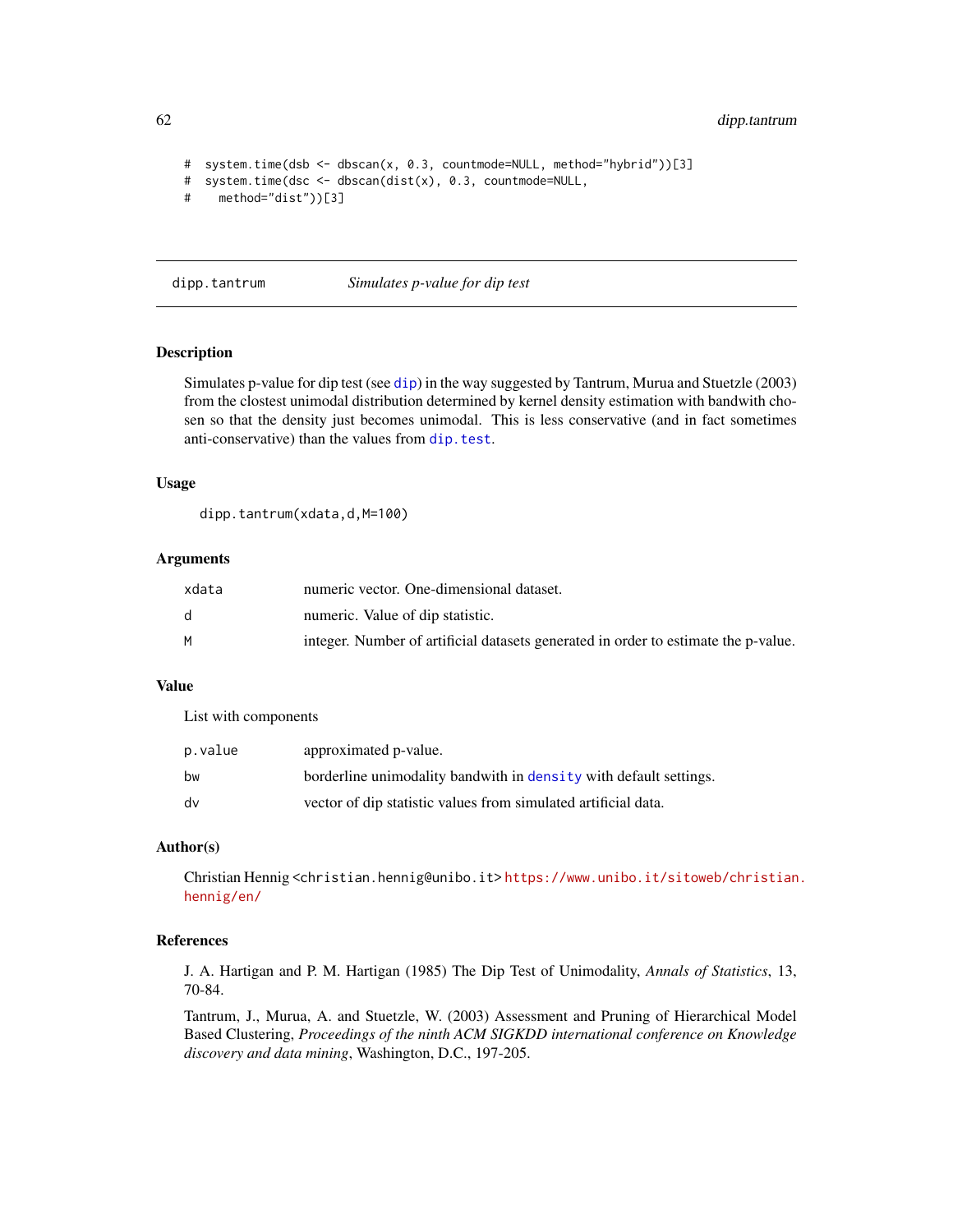```
#  system.time(dsb <- dbscan(x, 0.3, countmode=NULL, method="hybrid"))[3]
#  system.time(dsc <- dbscan(dist(x), 0.3, countmode=NULL,
#    method="dist"))[3]
```

## dipp.tantrum — *Simulates p-value for dip test*

### Description

Simulates p-value for dip test (see dip) in the way suggested by Tantrum, Murua and Stuetzle (2003) from the clostest unimodal distribution determined by kernel density estimation with bandwith chosen so that the density just becomes unimodal. This is less conservative (and in fact sometimes anti-conservative) than the values from dip.test.

### Usage

```
dipp.tantrum(xdata,d,M=100)
```

### Arguments

| | |
|---|---|
| xdata | numeric vector. One-dimensional dataset. |
| d | numeric. Value of dip statistic. |
| M | integer. Number of artificial datasets generated in order to estimate the p-value. |

### Value

List with components

| | |
|---|---|
| p.value | approximated p-value. |
| bw | borderline unimodality bandwith in density with default settings. |
| dv | vector of dip statistic values from simulated artificial data. |

### Author(s)

Christian Hennig <christian.hennig@unibo.it> https://www.unibo.it/sitoweb/christian.hennig/en/

### References

J. A. Hartigan and P. M. Hartigan (1985) The Dip Test of Unimodality, *Annals of Statistics*, 13, 70-84.

Tantrum, J., Murua, A. and Stuetzle, W. (2003) Assessment and Pruning of Hierarchical Model Based Clustering, *Proceedings of the ninth ACM SIGKDD international conference on Knowledge discovery and data mining*, Washington, D.C., 197-205.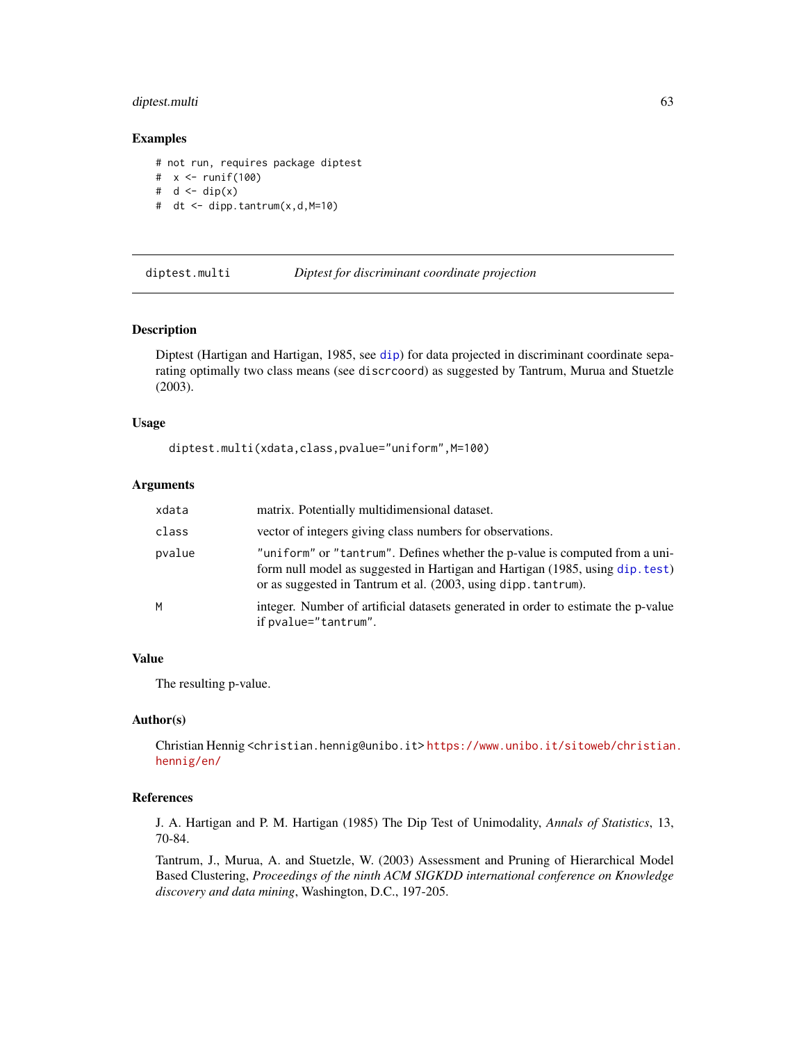### Examples

```
# not run, requires package diptest
#  x <- runif(100)
#  d <- dip(x)
#  dt <- dipp.tantrum(x,d,M=10)
```

---

## diptest.multi — *Diptest for discriminant coordinate projection*

---

### Description

Diptest (Hartigan and Hartigan, 1985, see dip) for data projected in discriminant coordinate separating optimally two class means (see discrcoord) as suggested by Tantrum, Murua and Stuetzle (2003).

### Usage

```
diptest.multi(xdata,class,pvalue="uniform",M=100)
```

### Arguments

| | |
|---|---|
| xdata | matrix. Potentially multidimensional dataset. |
| class | vector of integers giving class numbers for observations. |
| pvalue | "uniform" or "tantrum". Defines whether the p-value is computed from a uniform null model as suggested in Hartigan and Hartigan (1985, using dip.test) or as suggested in Tantrum et al. (2003, using dipp.tantrum). |
| M | integer. Number of artificial datasets generated in order to estimate the p-value if pvalue="tantrum". |

### Value

The resulting p-value.

### Author(s)

Christian Hennig <christian.hennig@unibo.it> https://www.unibo.it/sitoweb/christian.hennig/en/

### References

J. A. Hartigan and P. M. Hartigan (1985) The Dip Test of Unimodality, *Annals of Statistics*, 13, 70-84.

Tantrum, J., Murua, A. and Stuetzle, W. (2003) Assessment and Pruning of Hierarchical Model Based Clustering, *Proceedings of the ninth ACM SIGKDD international conference on Knowledge discovery and data mining*, Washington, D.C., 197-205.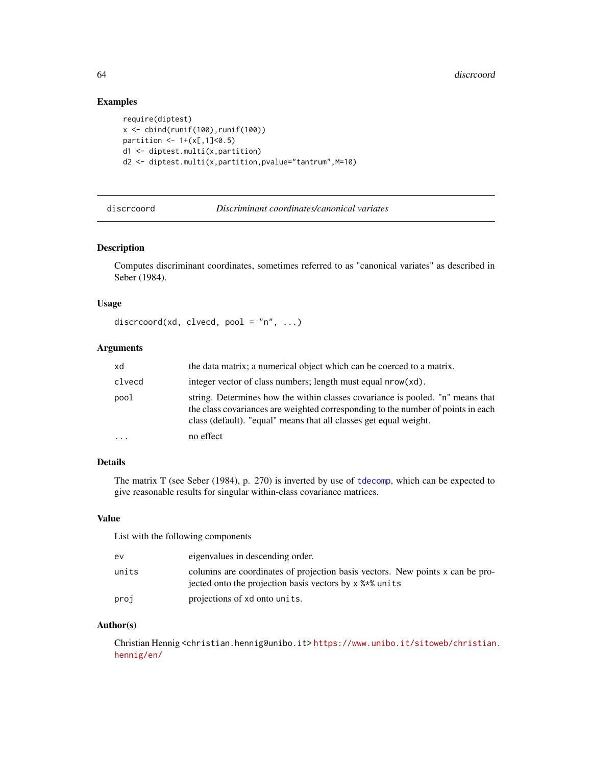## Examples

```
require(diptest)
x <- cbind(runif(100),runif(100))
partition <- 1+(x[,1]<0.5)
d1 <- diptest.multi(x,partition)
d2 <- diptest.multi(x,partition,pvalue="tantrum",M=10)
```

---

# discrcoord — *Discriminant coordinates/canonical variates*

## Description

Computes discriminant coordinates, sometimes referred to as "canonical variates" as described in Seber (1984).

## Usage

```
discrcoord(xd, clvecd, pool = "n", ...)
```

## Arguments

| | |
|---|---|
| `xd` | the data matrix; a numerical object which can be coerced to a matrix. |
| `clvecd` | integer vector of class numbers; length must equal `nrow(xd)`. |
| `pool` | string. Determines how the within classes covariance is pooled. "n" means that the class covariances are weighted corresponding to the number of points in each class (default). "equal" means that all classes get equal weight. |
| `...` | no effect |

## Details

The matrix T (see Seber (1984), p. 270) is inverted by use of `tdecomp`, which can be expected to give reasonable results for singular within-class covariance matrices.

## Value

List with the following components

| | |
|---|---|
| `ev` | eigenvalues in descending order. |
| `units` | columns are coordinates of projection basis vectors. New points `x` can be projected onto the projection basis vectors by `x %*% units` |
| `proj` | projections of `xd` onto `units`. |

## Author(s)

Christian Hennig <christian.hennig@unibo.it> https://www.unibo.it/sitoweb/christian.hennig/en/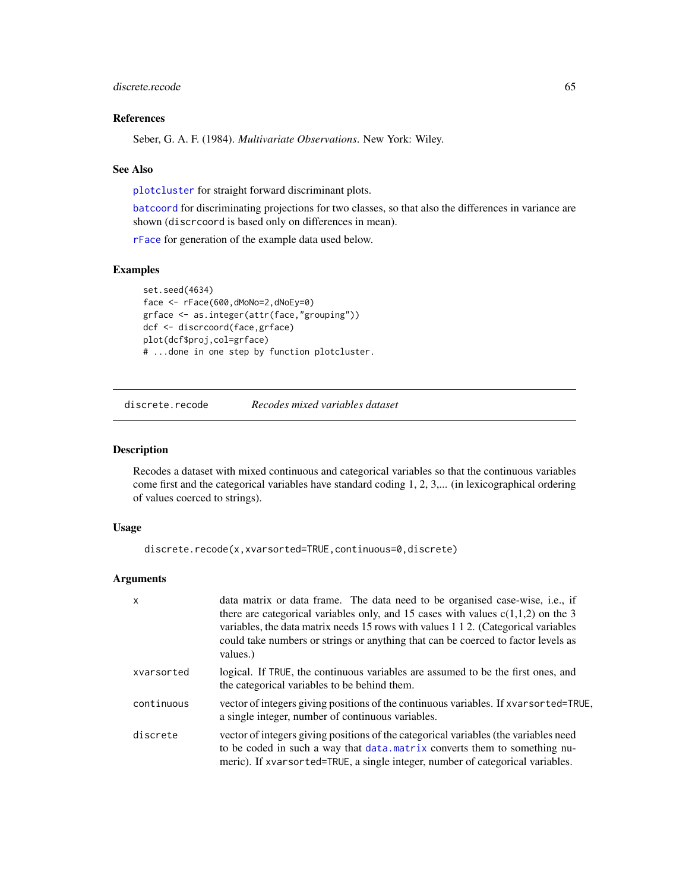### References

Seber, G. A. F. (1984). *Multivariate Observations*. New York: Wiley.

### See Also

`plotcluster` for straight forward discriminant plots.

`batcoord` for discriminating projections for two classes, so that also the differences in variance are shown (`discrcoord` is based only on differences in mean).

`rFace` for generation of the example data used below.

### Examples

```
set.seed(4634)
face <- rFace(600,dMoNo=2,dNoEy=0)
grface <- as.integer(attr(face,"grouping"))
dcf <- discrcoord(face,grface)
plot(dcf$proj,col=grface)
# ...done in one step by function plotcluster.
```

---

## discrete.recode *Recodes mixed variables dataset*

### Description

Recodes a dataset with mixed continuous and categorical variables so that the continuous variables come first and the categorical variables have standard coding 1, 2, 3,... (in lexicographical ordering of values coerced to strings).

### Usage

```
discrete.recode(x,xvarsorted=TRUE,continuous=0,discrete)
```

### Arguments

| | |
|---|---|
| `x` | data matrix or data frame. The data need to be organised case-wise, i.e., if there are categorical variables only, and 15 cases with values c(1,1,2) on the 3 variables, the data matrix needs 15 rows with values 1 1 2. (Categorical variables could take numbers or strings or anything that can be coerced to factor levels as values.) |
| `xvarsorted` | logical. If `TRUE`, the continuous variables are assumed to be the first ones, and the categorical variables to be behind them. |
| `continuous` | vector of integers giving positions of the continuous variables. If `xvarsorted=TRUE`, a single integer, number of continuous variables. |
| `discrete` | vector of integers giving positions of the categorical variables (the variables need to be coded in such a way that `data.matrix` converts them to something numeric). If `xvarsorted=TRUE`, a single integer, number of categorical variables. |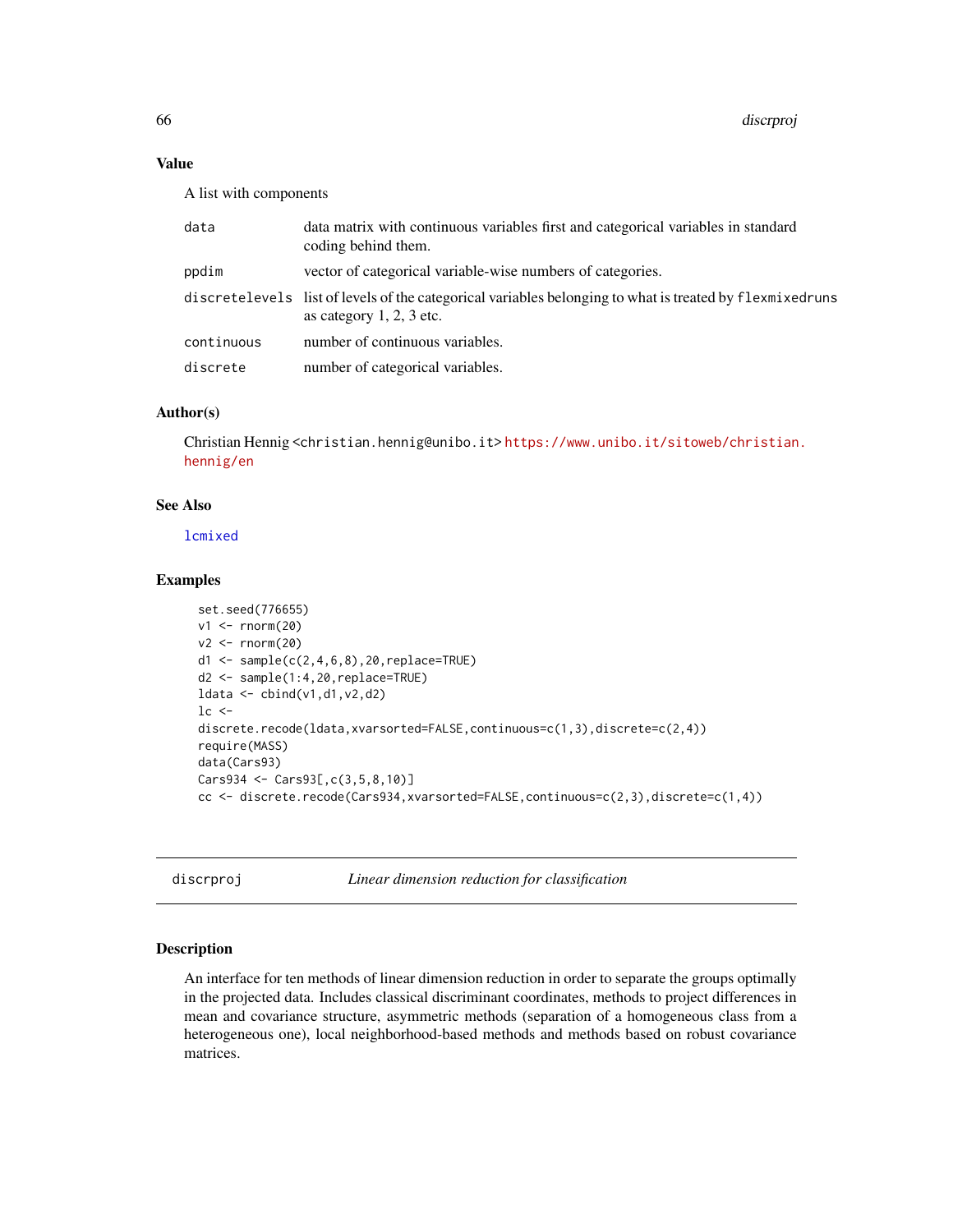### Value

A list with components

| | |
|---|---|
| data | data matrix with continuous variables first and categorical variables in standard coding behind them. |
| ppdim | vector of categorical variable-wise numbers of categories. |
| discretelevels | list of levels of the categorical variables belonging to what is treated by flexmixedruns as category 1, 2, 3 etc. |
| continuous | number of continuous variables. |
| discrete | number of categorical variables. |

### Author(s)

Christian Hennig <christian.hennig@unibo.it> https://www.unibo.it/sitoweb/christian.hennig/en

### See Also

lcmixed

### Examples

```
set.seed(776655)
v1 <- rnorm(20)
v2 <- rnorm(20)
d1 <- sample(c(2,4,6,8),20,replace=TRUE)
d2 <- sample(1:4,20,replace=TRUE)
ldata <- cbind(v1,d1,v2,d2)
lc <-
discrete.recode(ldata,xvarsorted=FALSE,continuous=c(1,3),discrete=c(2,4))
require(MASS)
data(Cars93)
Cars934 <- Cars93[,c(3,5,8,10)]
cc <- discrete.recode(Cars934,xvarsorted=FALSE,continuous=c(2,3),discrete=c(1,4))
```

---

## discrproj *Linear dimension reduction for classification*

### Description

An interface for ten methods of linear dimension reduction in order to separate the groups optimally in the projected data. Includes classical discriminant coordinates, methods to project differences in mean and covariance structure, asymmetric methods (separation of a homogeneous class from a heterogeneous one), local neighborhood-based methods and methods based on robust covariance matrices.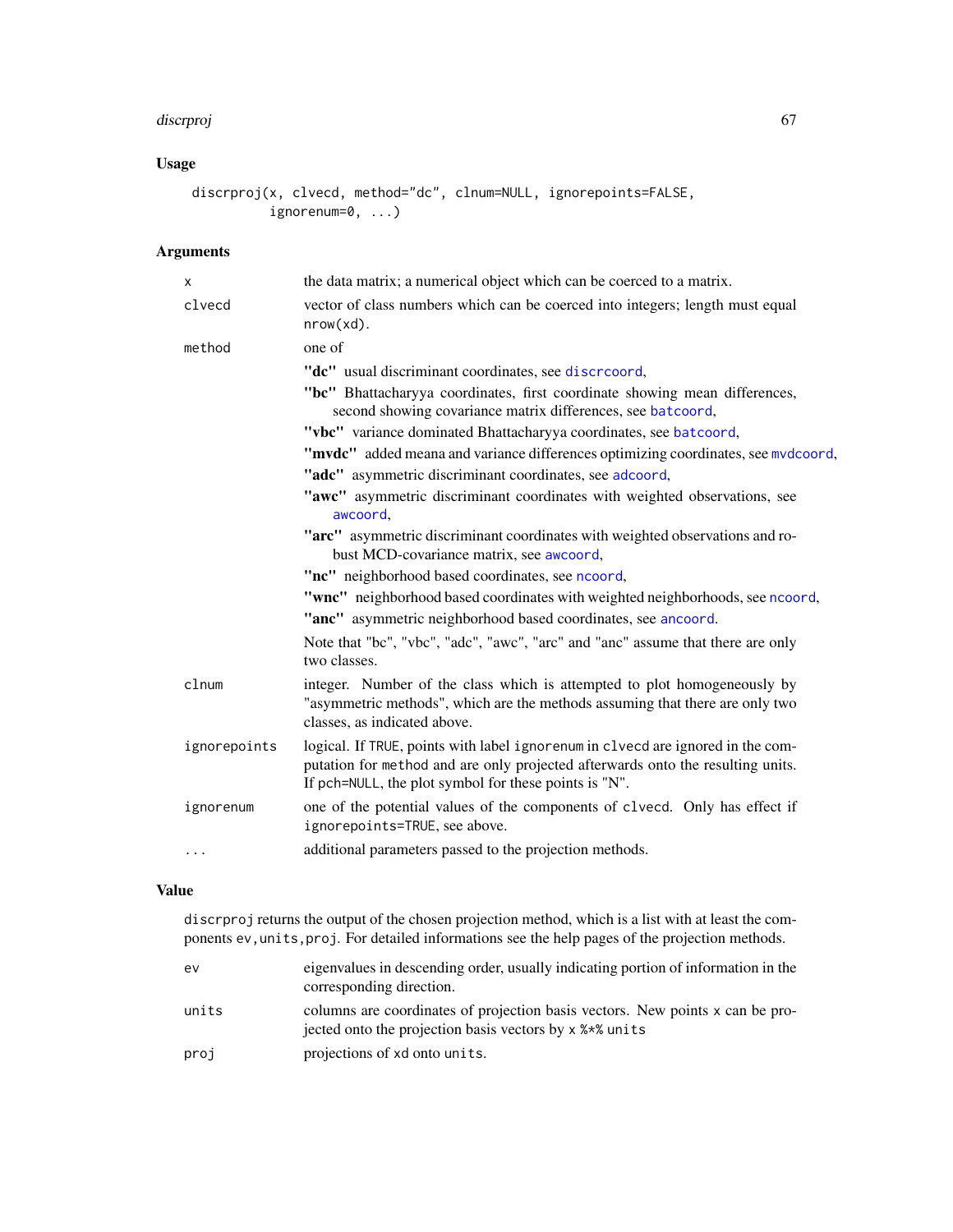## Usage

```
discrproj(x, clvecd, method="dc", clnum=NULL, ignorepoints=FALSE,
          ignorenum=0, ...)
```

## Arguments

| | |
|---|---|
| x | the data matrix; a numerical object which can be coerced to a matrix. |
| clvecd | vector of class numbers which can be coerced into integers; length must equal `nrow(xd)`. |
| method | one of<br>**"dc"** usual discriminant coordinates, see `discrcoord`,<br>**"bc"** Bhattacharyya coordinates, first coordinate showing mean differences, second showing covariance matrix differences, see `batcoord`,<br>**"vbc"** variance dominated Bhattacharyya coordinates, see `batcoord`,<br>**"mvdc"** added meana and variance differences optimizing coordinates, see `mvdcoord`,<br>**"adc"** asymmetric discriminant coordinates, see `adcoord`,<br>**"awc"** asymmetric discriminant coordinates with weighted observations, see `awcoord`,<br>**"arc"** asymmetric discriminant coordinates with weighted observations and robust MCD-covariance matrix, see `awcoord`,<br>**"nc"** neighborhood based coordinates, see `ncoord`,<br>**"wnc"** neighborhood based coordinates with weighted neighborhoods, see `ncoord`,<br>**"anc"** asymmetric neighborhood based coordinates, see `ancoord`.<br>Note that "bc", "vbc", "adc", "awc", "arc" and "anc" assume that there are only two classes. |
| clnum | integer. Number of the class which is attempted to plot homogeneously by "asymmetric methods", which are the methods assuming that there are only two classes, as indicated above. |
| ignorepoints | logical. If `TRUE`, points with label `ignorenum` in `clvecd` are ignored in the computation for `method` and are only projected afterwards onto the resulting units. If `pch=NULL`, the plot symbol for these points is "N". |
| ignorenum | one of the potential values of the components of `clvecd`. Only has effect if `ignorepoints=TRUE`, see above. |
| ... | additional parameters passed to the projection methods. |

## Value

`discrproj` returns the output of the chosen projection method, which is a list with at least the components `ev,units,proj`. For detailed informations see the help pages of the projection methods.

| | |
|---|---|
| ev | eigenvalues in descending order, usually indicating portion of information in the corresponding direction. |
| units | columns are coordinates of projection basis vectors. New points `x` can be projected onto the projection basis vectors by `x %*% units` |
| proj | projections of `xd` onto `units`. |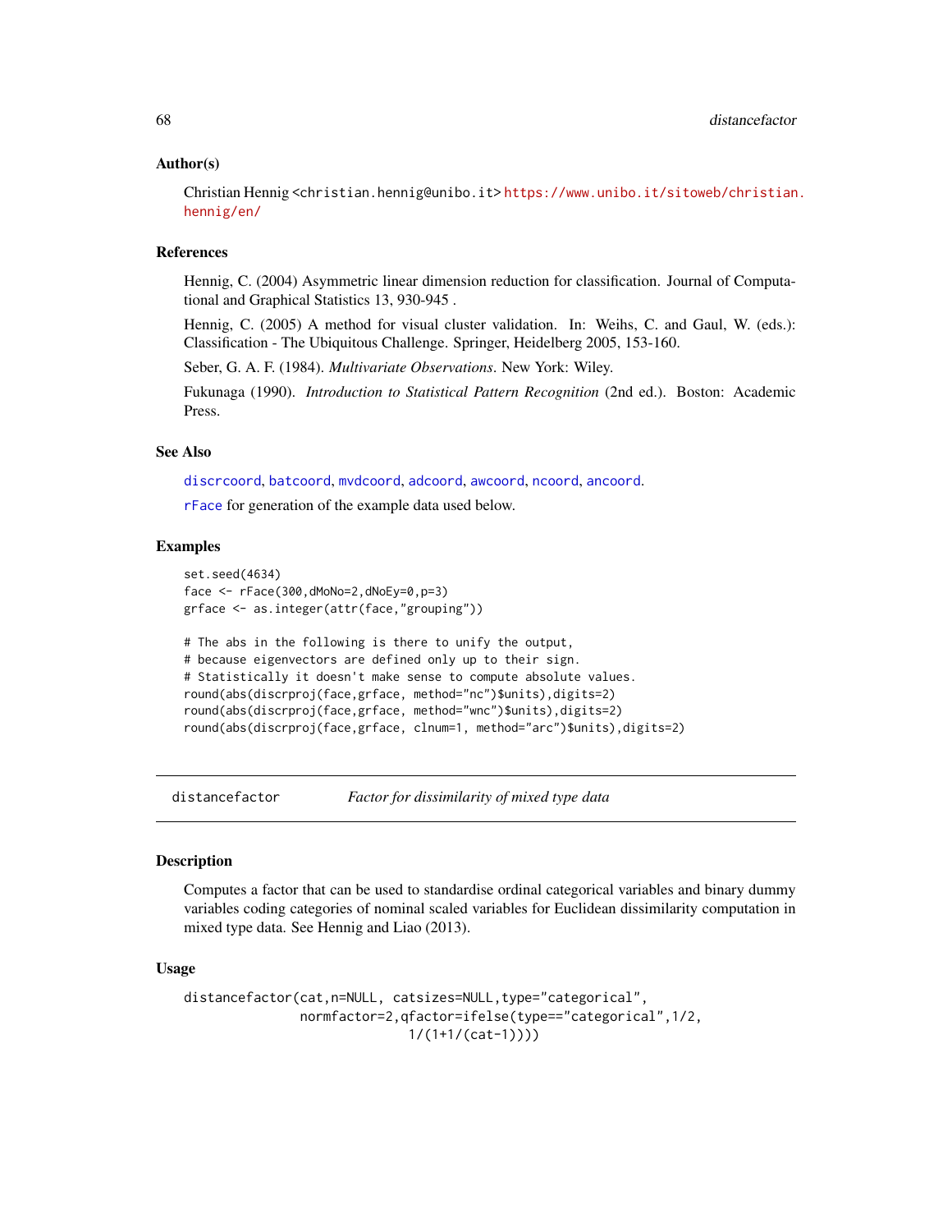### Author(s)

Christian Hennig <christian.hennig@unibo.it> https://www.unibo.it/sitoweb/christian.hennig/en/

### References

Hennig, C. (2004) Asymmetric linear dimension reduction for classification. Journal of Computational and Graphical Statistics 13, 930-945 .

Hennig, C. (2005) A method for visual cluster validation. In: Weihs, C. and Gaul, W. (eds.): Classification - The Ubiquitous Challenge. Springer, Heidelberg 2005, 153-160.

Seber, G. A. F. (1984). *Multivariate Observations*. New York: Wiley.

Fukunaga (1990). *Introduction to Statistical Pattern Recognition* (2nd ed.). Boston: Academic Press.

### See Also

discrcoord, batcoord, mvdcoord, adcoord, awcoord, ncoord, ancoord.

rFace for generation of the example data used below.

### Examples

```
set.seed(4634)
face <- rFace(300,dMoNo=2,dNoEy=0,p=3)
grface <- as.integer(attr(face,"grouping"))

# The abs in the following is there to unify the output,
# because eigenvectors are defined only up to their sign.
# Statistically it doesn't make sense to compute absolute values.
round(abs(discrproj(face,grface, method="nc")$units),digits=2)
round(abs(discrproj(face,grface, method="wnc")$units),digits=2)
round(abs(discrproj(face,grface, clnum=1, method="arc")$units),digits=2)
```

---

## distancefactor — *Factor for dissimilarity of mixed type data*

### Description

Computes a factor that can be used to standardise ordinal categorical variables and binary dummy variables coding categories of nominal scaled variables for Euclidean dissimilarity computation in mixed type data. See Hennig and Liao (2013).

### Usage

```
distancefactor(cat,n=NULL, catsizes=NULL,type="categorical",
               normfactor=2,qfactor=ifelse(type=="categorical",1/2,
                              1/(1+1/(cat-1))))
```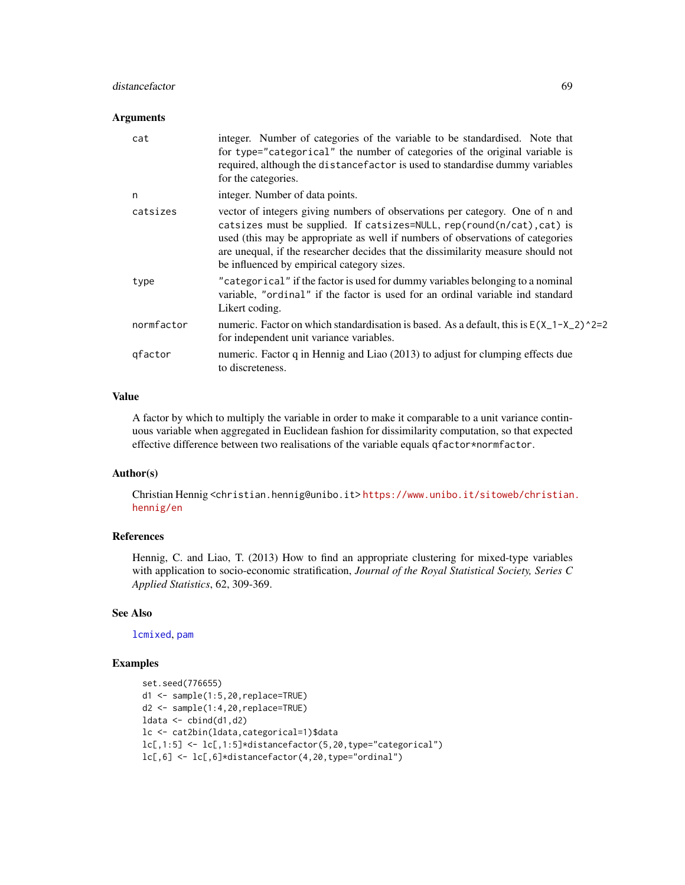### Arguments

- **cat**: integer. Number of categories of the variable to be standardised. Note that for `type="categorical"` the number of categories of the original variable is required, although the `distancefactor` is used to standardise dummy variables for the categories.
- **n**: integer. Number of data points.
- **catsizes**: vector of integers giving numbers of observations per category. One of `n` and `catsizes` must be supplied. If `catsizes=NULL`, `rep(round(n/cat),cat)` is used (this may be appropriate as well if numbers of observations of categories are unequal, if the researcher decides that the dissimilarity measure should not be influenced by empirical category sizes.
- **type**: `"categorical"` if the factor is used for dummy variables belonging to a nominal variable, `"ordinal"` if the factor is used for an ordinal variable ind standard Likert coding.
- **normfactor**: numeric. Factor on which standardisation is based. As a default, this is `E(X_1-X_2)^2=2` for independent unit variance variables.
- **qfactor**: numeric. Factor q in Hennig and Liao (2013) to adjust for clumping effects due to discreteness.

### Value

A factor by which to multiply the variable in order to make it comparable to a unit variance continuous variable when aggregated in Euclidean fashion for dissimilarity computation, so that expected effective difference between two realisations of the variable equals `qfactor*normfactor`.

### Author(s)

Christian Hennig <christian.hennig@unibo.it> https://www.unibo.it/sitoweb/christian.hennig/en

### References

Hennig, C. and Liao, T. (2013) How to find an appropriate clustering for mixed-type variables with application to socio-economic stratification, *Journal of the Royal Statistical Society, Series C Applied Statistics*, 62, 309-369.

### See Also

`lcmixed`, `pam`

### Examples

```
set.seed(776655)
d1 <- sample(1:5,20,replace=TRUE)
d2 <- sample(1:4,20,replace=TRUE)
ldata <- cbind(d1,d2)
lc <- cat2bin(ldata,categorical=1)$data
lc[,1:5] <- lc[,1:5]*distancefactor(5,20,type="categorical")
lc[,6] <- lc[,6]*distancefactor(4,20,type="ordinal")
```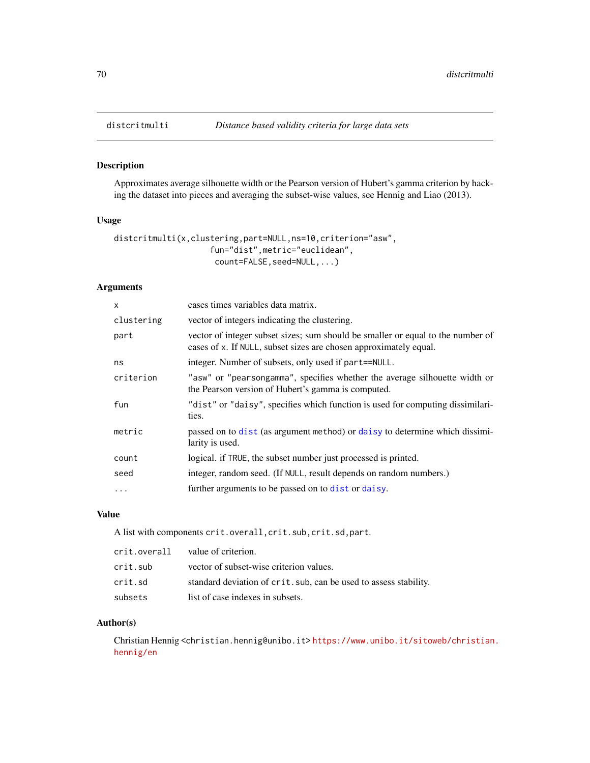## distcritmulti — *Distance based validity criteria for large data sets*

### Description

Approximates average silhouette width or the Pearson version of Hubert's gamma criterion by hacking the dataset into pieces and averaging the subset-wise values, see Hennig and Liao (2013).

### Usage

```
distcritmulti(x,clustering,part=NULL,ns=10,criterion="asw",
                    fun="dist",metric="euclidean",
                     count=FALSE,seed=NULL,...)
```

### Arguments

| | |
|---|---|
| `x` | cases times variables data matrix. |
| `clustering` | vector of integers indicating the clustering. |
| `part` | vector of integer subset sizes; sum should be smaller or equal to the number of cases of `x`. If `NULL`, subset sizes are chosen approximately equal. |
| `ns` | integer. Number of subsets, only used if `part==NULL`. |
| `criterion` | `"asw"` or `"pearsongamma"`, specifies whether the average silhouette width or the Pearson version of Hubert's gamma is computed. |
| `fun` | `"dist"` or `"daisy"`, specifies which function is used for computing dissimilarities. |
| `metric` | passed on to `dist` (as argument `method`) or `daisy` to determine which dissimilarity is used. |
| `count` | logical. if `TRUE`, the subset number just processed is printed. |
| `seed` | integer, random seed. (If `NULL`, result depends on random numbers.) |
| `...` | further arguments to be passed on to `dist` or `daisy`. |

### Value

A list with components `crit.overall,crit.sub,crit.sd,part`.

| | |
|---|---|
| `crit.overall` | value of criterion. |
| `crit.sub` | vector of subset-wise criterion values. |
| `crit.sd` | standard deviation of `crit.sub`, can be used to assess stability. |
| `subsets` | list of case indexes in subsets. |

### Author(s)

Christian Hennig <christian.hennig@unibo.it> https://www.unibo.it/sitoweb/christian.hennig/en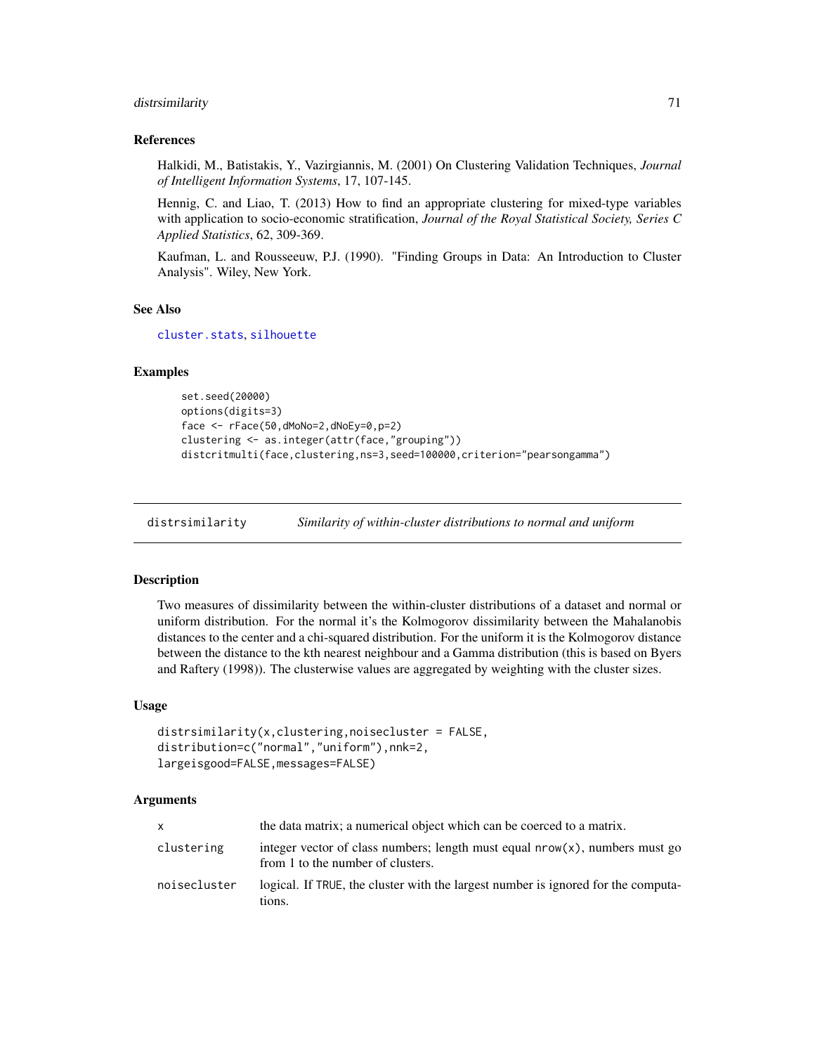### References

Halkidi, M., Batistakis, Y., Vazirgiannis, M. (2001) On Clustering Validation Techniques, *Journal of Intelligent Information Systems*, 17, 107-145.

Hennig, C. and Liao, T. (2013) How to find an appropriate clustering for mixed-type variables with application to socio-economic stratification, *Journal of the Royal Statistical Society, Series C Applied Statistics*, 62, 309-369.

Kaufman, L. and Rousseeuw, P.J. (1990). "Finding Groups in Data: An Introduction to Cluster Analysis". Wiley, New York.

### See Also

cluster.stats, silhouette

### Examples

```
set.seed(20000)
options(digits=3)
face <- rFace(50,dMoNo=2,dNoEy=0,p=2)
clustering <- as.integer(attr(face,"grouping"))
distcritmulti(face,clustering,ns=3,seed=100000,criterion="pearsongamma")
```

---

## distrsimilarity — *Similarity of within-cluster distributions to normal and uniform*

### Description

Two measures of dissimilarity between the within-cluster distributions of a dataset and normal or uniform distribution. For the normal it's the Kolmogorov dissimilarity between the Mahalanobis distances to the center and a chi-squared distribution. For the uniform it is the Kolmogorov distance between the distance to the kth nearest neighbour and a Gamma distribution (this is based on Byers and Raftery (1998)). The clusterwise values are aggregated by weighting with the cluster sizes.

### Usage

```
distrsimilarity(x,clustering,noisecluster = FALSE,
distribution=c("normal","uniform"),nnk=2,
largeisgood=FALSE,messages=FALSE)
```

### Arguments

| | |
|---|---|
| x | the data matrix; a numerical object which can be coerced to a matrix. |
| clustering | integer vector of class numbers; length must equal nrow(x), numbers must go from 1 to the number of clusters. |
| noisecluster | logical. If TRUE, the cluster with the largest number is ignored for the computations. |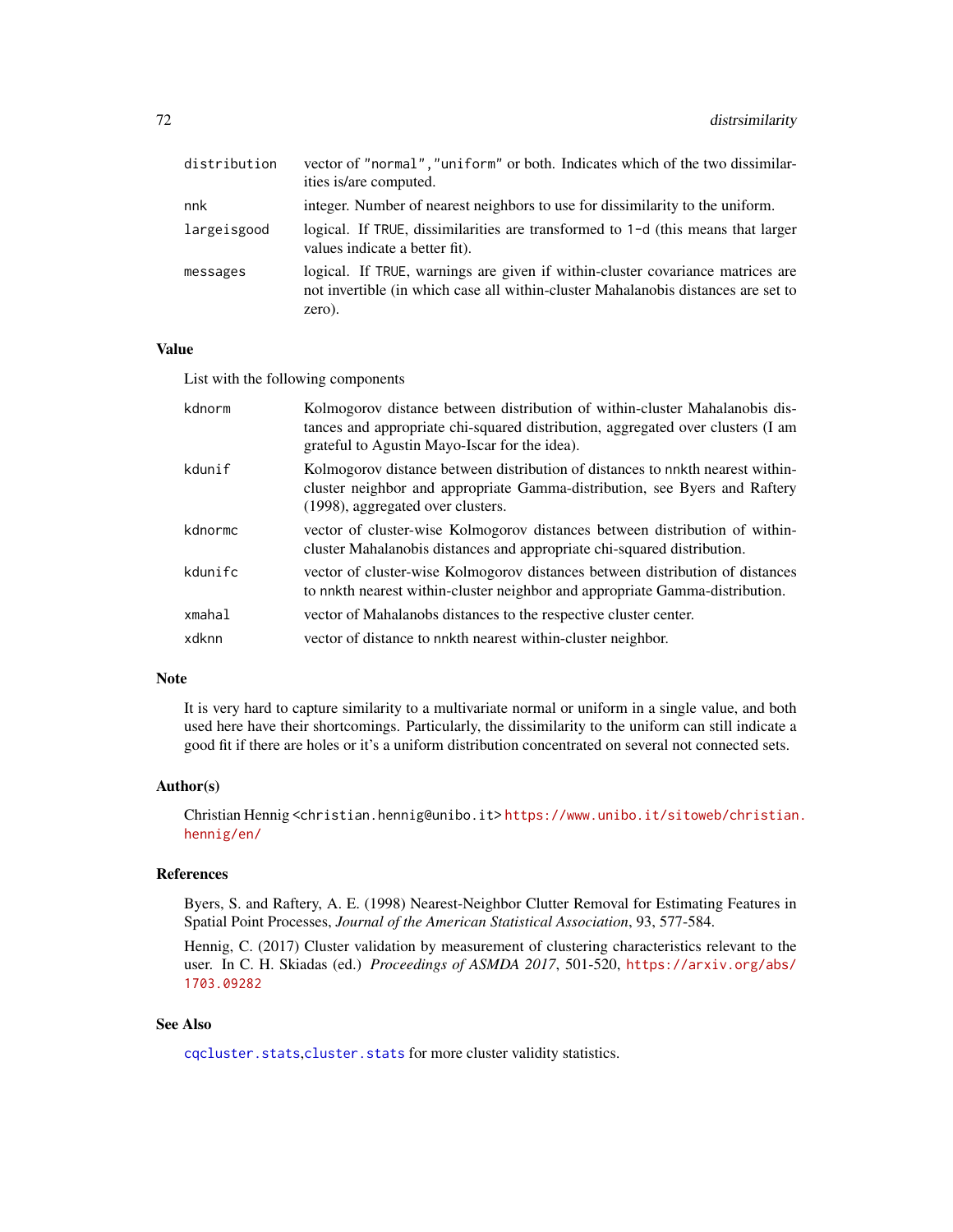| | |
|---|---|
| `distribution` | vector of `"normal"`,`"uniform"` or both. Indicates which of the two dissimilarities is/are computed. |
| `nnk` | integer. Number of nearest neighbors to use for dissimilarity to the uniform. |
| `largeisgood` | logical. If `TRUE`, dissimilarities are transformed to `1-d` (this means that larger values indicate a better fit). |
| `messages` | logical. If `TRUE`, warnings are given if within-cluster covariance matrices are not invertible (in which case all within-cluster Mahalanobis distances are set to zero). |

## Value

List with the following components

| | |
|---|---|
| `kdnorm` | Kolmogorov distance between distribution of within-cluster Mahalanobis distances and appropriate chi-squared distribution, aggregated over clusters (I am grateful to Agustin Mayo-Iscar for the idea). |
| `kdunif` | Kolmogorov distance between distribution of distances to `nnk`th nearest within-cluster neighbor and appropriate Gamma-distribution, see Byers and Raftery (1998), aggregated over clusters. |
| `kdnormc` | vector of cluster-wise Kolmogorov distances between distribution of within-cluster Mahalanobis distances and appropriate chi-squared distribution. |
| `kdunifc` | vector of cluster-wise Kolmogorov distances between distribution of distances to `nnk`th nearest within-cluster neighbor and appropriate Gamma-distribution. |
| `xmahal` | vector of Mahalanobs distances to the respective cluster center. |
| `xdknn` | vector of distance to `nnk`th nearest within-cluster neighbor. |

## Note

It is very hard to capture similarity to a multivariate normal or uniform in a single value, and both used here have their shortcomings. Particularly, the dissimilarity to the uniform can still indicate a good fit if there are holes or it's a uniform distribution concentrated on several not connected sets.

## Author(s)

Christian Hennig <christian.hennig@unibo.it> https://www.unibo.it/sitoweb/christian.hennig/en/

## References

Byers, S. and Raftery, A. E. (1998) Nearest-Neighbor Clutter Removal for Estimating Features in Spatial Point Processes, *Journal of the American Statistical Association*, 93, 577-584.

Hennig, C. (2017) Cluster validation by measurement of clustering characteristics relevant to the user. In C. H. Skiadas (ed.) *Proceedings of ASMDA 2017*, 501-520, https://arxiv.org/abs/1703.09282

## See Also

`cqcluster.stats`,`cluster.stats` for more cluster validity statistics.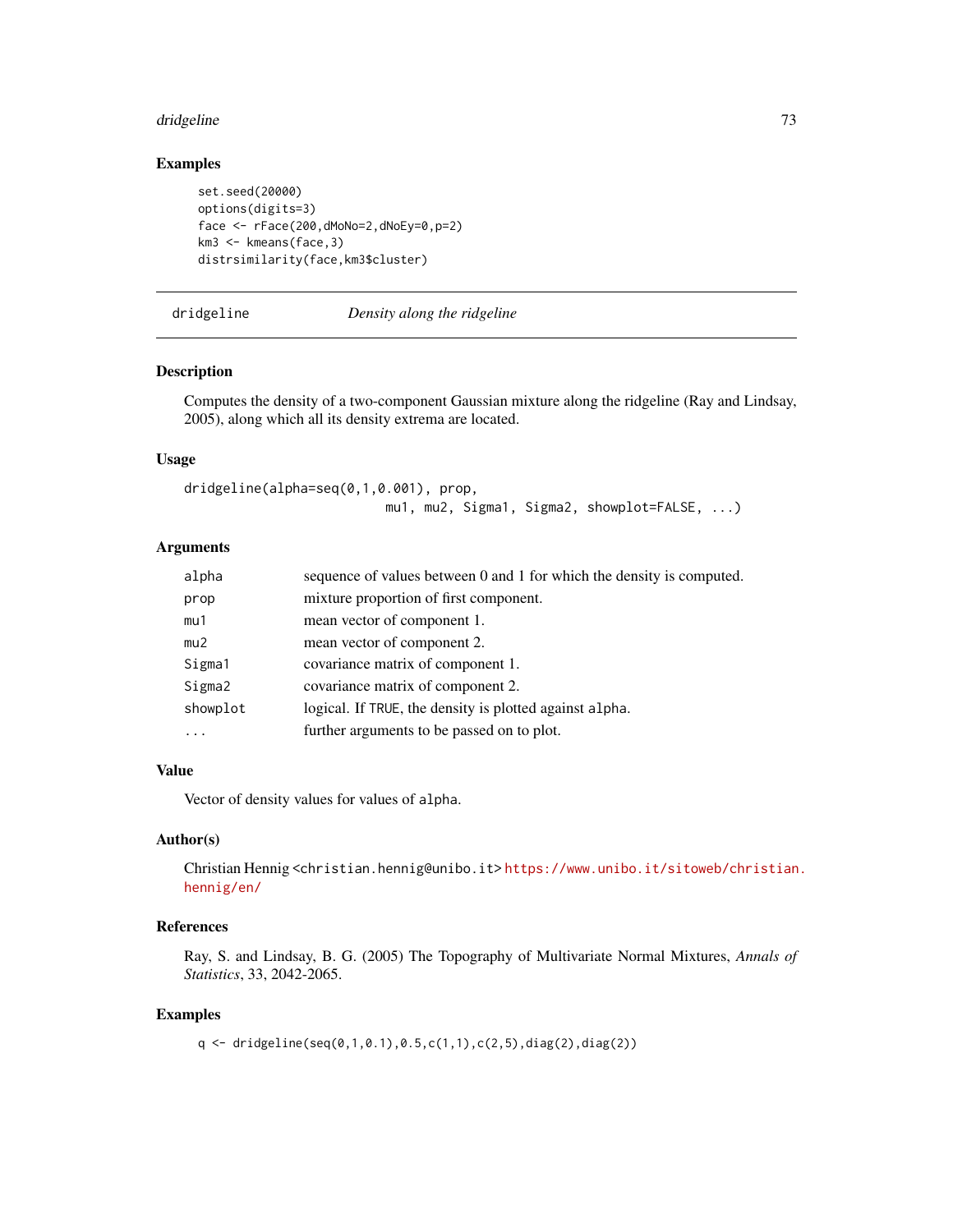## Examples

```
set.seed(20000)
options(digits=3)
face <- rFace(200,dMoNo=2,dNoEy=0,p=2)
km3 <- kmeans(face,3)
distrsimilarity(face,km3$cluster)
```

---

# dridgeline *Density along the ridgeline*

---

## Description

Computes the density of a two-component Gaussian mixture along the ridgeline (Ray and Lindsay, 2005), along which all its density extrema are located.

## Usage

```
dridgeline(alpha=seq(0,1,0.001), prop,
                           mu1, mu2, Sigma1, Sigma2, showplot=FALSE, ...)
```

## Arguments

| | |
|---|---|
| `alpha` | sequence of values between 0 and 1 for which the density is computed. |
| `prop` | mixture proportion of first component. |
| `mu1` | mean vector of component 1. |
| `mu2` | mean vector of component 2. |
| `Sigma1` | covariance matrix of component 1. |
| `Sigma2` | covariance matrix of component 2. |
| `showplot` | logical. If `TRUE`, the density is plotted against `alpha`. |
| `...` | further arguments to be passed on to plot. |

## Value

Vector of density values for values of `alpha`.

## Author(s)

Christian Hennig <christian.hennig@unibo.it> https://www.unibo.it/sitoweb/christian.hennig/en/

## References

Ray, S. and Lindsay, B. G. (2005) The Topography of Multivariate Normal Mixtures, *Annals of Statistics*, 33, 2042-2065.

## Examples

```
q <- dridgeline(seq(0,1,0.1),0.5,c(1,1),c(2,5),diag(2),diag(2))
```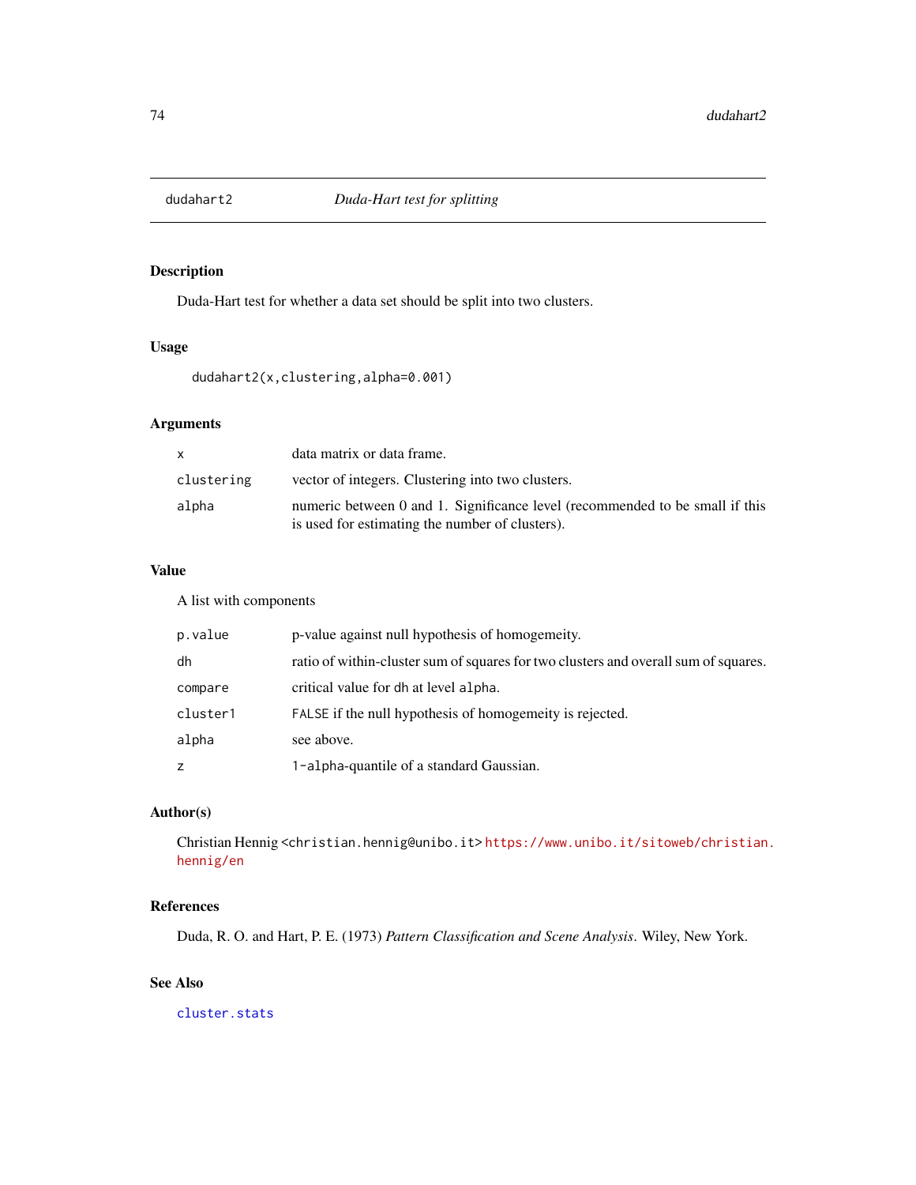# dudahart2 — *Duda-Hart test for splitting*

## Description

Duda-Hart test for whether a data set should be split into two clusters.

## Usage

```
dudahart2(x,clustering,alpha=0.001)
```

## Arguments

| | |
|---|---|
| `x` | data matrix or data frame. |
| `clustering` | vector of integers. Clustering into two clusters. |
| `alpha` | numeric between 0 and 1. Significance level (recommended to be small if this is used for estimating the number of clusters). |

## Value

A list with components

| | |
|---|---|
| `p.value` | p-value against null hypothesis of homogemeity. |
| `dh` | ratio of within-cluster sum of squares for two clusters and overall sum of squares. |
| `compare` | critical value for `dh` at level `alpha`. |
| `cluster1` | `FALSE` if the null hypothesis of homogemeity is rejected. |
| `alpha` | see above. |
| `z` | `1-alpha`-quantile of a standard Gaussian. |

## Author(s)

Christian Hennig <christian.hennig@unibo.it> https://www.unibo.it/sitoweb/christian.hennig/en

## References

Duda, R. O. and Hart, P. E. (1973) *Pattern Classification and Scene Analysis*. Wiley, New York.

## See Also

`cluster.stats`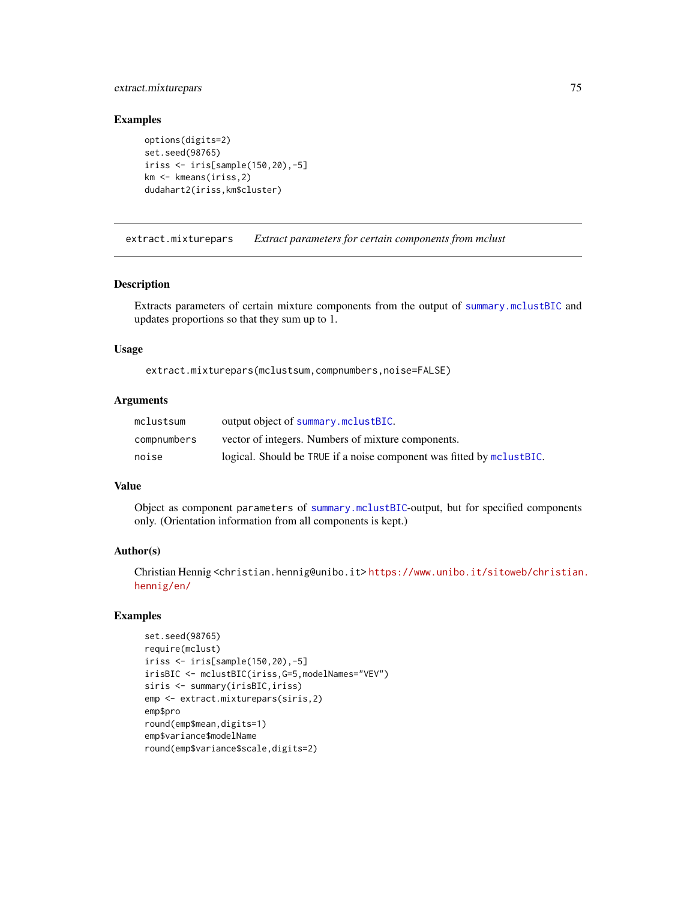## Examples

```
options(digits=2)
set.seed(98765)
iriss <- iris[sample(150,20),-5]
km <- kmeans(iriss,2)
dudahart2(iriss,km$cluster)
```

---

# extract.mixturepars &nbsp;&nbsp;&nbsp; *Extract parameters for certain components from mclust*

---

## Description

Extracts parameters of certain mixture components from the output of `summary.mclustBIC` and updates proportions so that they sum up to 1.

## Usage

```
extract.mixturepars(mclustsum,compnumbers,noise=FALSE)
```

## Arguments

| | |
|---|---|
| `mclustsum` | output object of `summary.mclustBIC`. |
| `compnumbers` | vector of integers. Numbers of mixture components. |
| `noise` | logical. Should be `TRUE` if a noise component was fitted by `mclustBIC`. |

## Value

Object as component `parameters` of `summary.mclustBIC`-output, but for specified components only. (Orientation information from all components is kept.)

## Author(s)

Christian Hennig <christian.hennig@unibo.it> https://www.unibo.it/sitoweb/christian.hennig/en/

## Examples

```
set.seed(98765)
require(mclust)
iriss <- iris[sample(150,20),-5]
irisBIC <- mclustBIC(iriss,G=5,modelNames="VEV")
siris <- summary(irisBIC,iriss)
emp <- extract.mixturepars(siris,2)
emp$pro
round(emp$mean,digits=1)
emp$variance$modelName
round(emp$variance$scale,digits=2)
```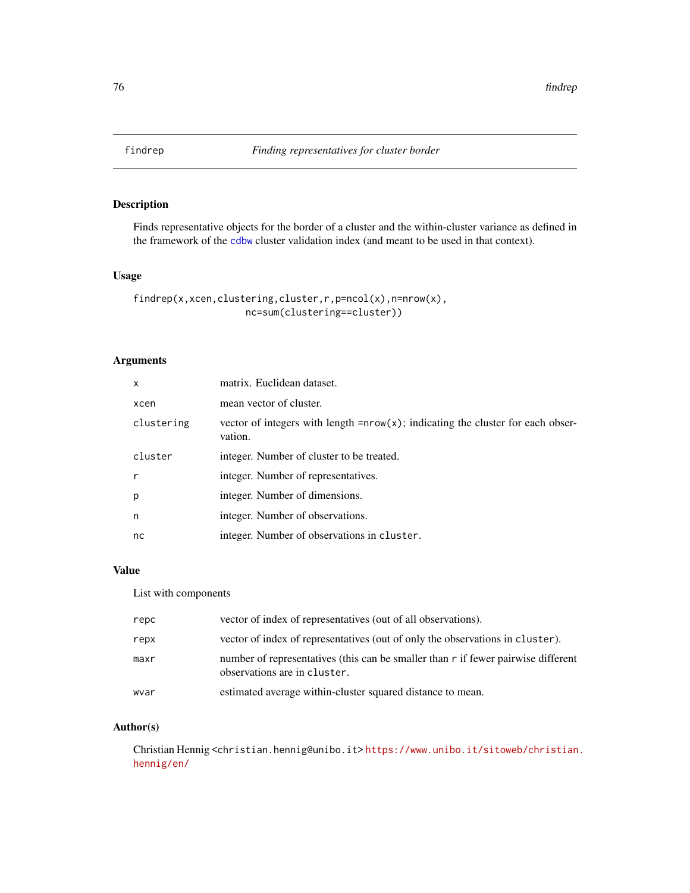# findrep — *Finding representatives for cluster border*

## Description

Finds representative objects for the border of a cluster and the within-cluster variance as defined in the framework of the cdbw cluster validation index (and meant to be used in that context).

## Usage

```
findrep(x,xcen,clustering,cluster,r,p=ncol(x),n=nrow(x),
                    nc=sum(clustering==cluster))
```

## Arguments

| | |
|---|---|
| `x` | matrix. Euclidean dataset. |
| `xcen` | mean vector of cluster. |
| `clustering` | vector of integers with length `=nrow(x)`; indicating the cluster for each observation. |
| `cluster` | integer. Number of cluster to be treated. |
| `r` | integer. Number of representatives. |
| `p` | integer. Number of dimensions. |
| `n` | integer. Number of observations. |
| `nc` | integer. Number of observations in `cluster`. |

## Value

List with components

| | |
|---|---|
| `repc` | vector of index of representatives (out of all observations). |
| `repx` | vector of index of representatives (out of only the observations in `cluster`). |
| `maxr` | number of representatives (this can be smaller than `r` if fewer pairwise different observations are in `cluster`. |
| `wvar` | estimated average within-cluster squared distance to mean. |

## Author(s)

Christian Hennig <christian.hennig@unibo.it> https://www.unibo.it/sitoweb/christian.hennig/en/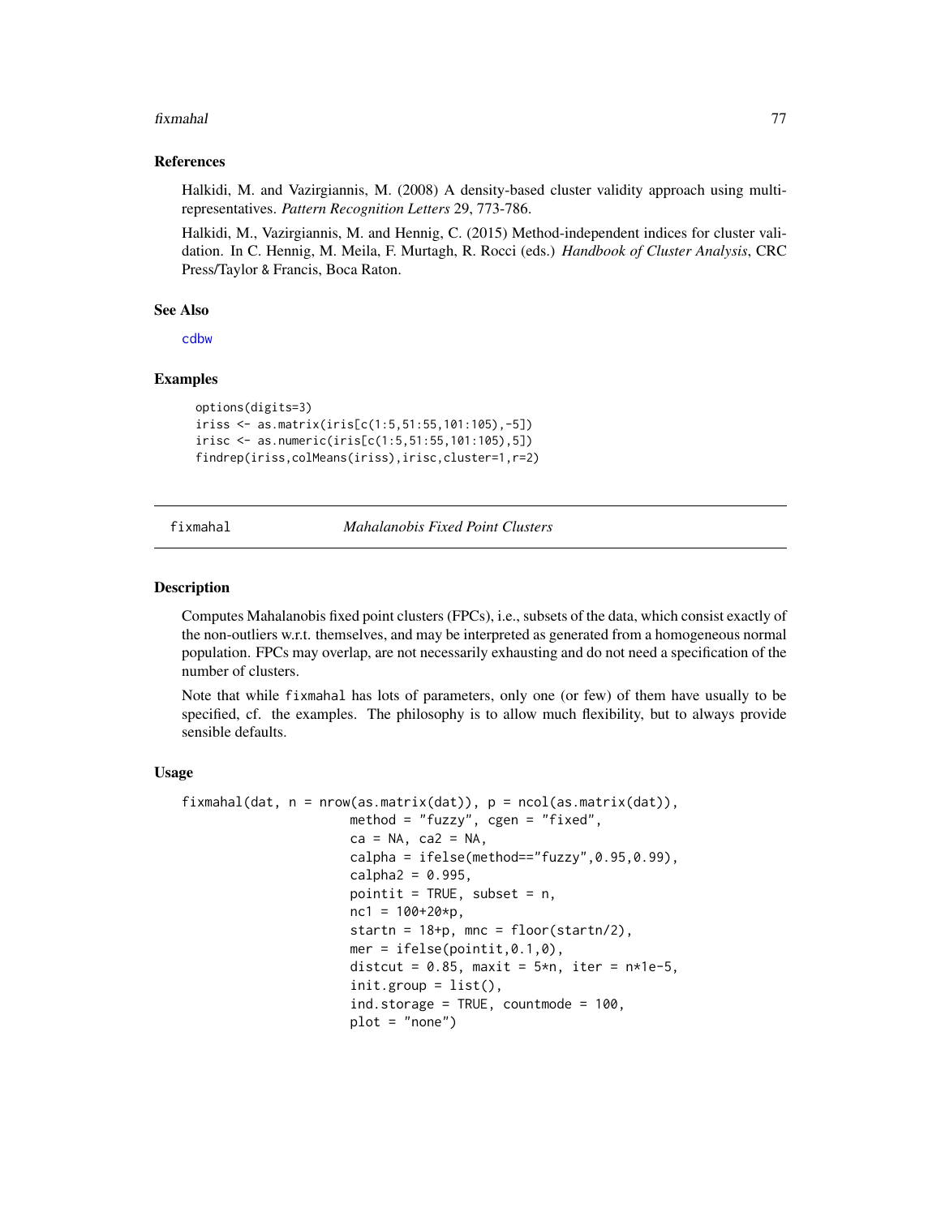### References

Halkidi, M. and Vazirgiannis, M. (2008) A density-based cluster validity approach using multi-representatives. *Pattern Recognition Letters* 29, 773-786.

Halkidi, M., Vazirgiannis, M. and Hennig, C. (2015) Method-independent indices for cluster validation. In C. Hennig, M. Meila, F. Murtagh, R. Rocci (eds.) *Handbook of Cluster Analysis*, CRC Press/Taylor & Francis, Boca Raton.

### See Also

cdbw

### Examples

```
options(digits=3)
iriss <- as.matrix(iris[c(1:5,51:55,101:105),-5])
irisc <- as.numeric(iris[c(1:5,51:55,101:105),5])
findrep(iriss,colMeans(iriss),irisc,cluster=1,r=2)
```

---

## fixmahal *Mahalanobis Fixed Point Clusters*

### Description

Computes Mahalanobis fixed point clusters (FPCs), i.e., subsets of the data, which consist exactly of the non-outliers w.r.t. themselves, and may be interpreted as generated from a homogeneous normal population. FPCs may overlap, are not necessarily exhausting and do not need a specification of the number of clusters.

Note that while fixmahal has lots of parameters, only one (or few) of them have usually to be specified, cf. the examples. The philosophy is to allow much flexibility, but to always provide sensible defaults.

### Usage

```
fixmahal(dat, n = nrow(as.matrix(dat)), p = ncol(as.matrix(dat)),
                     method = "fuzzy", cgen = "fixed",
                     ca = NA, ca2 = NA,
                     calpha = ifelse(method=="fuzzy",0.95,0.99),
                     calpha2 = 0.995,
                     pointit = TRUE, subset = n,
                     nc1 = 100+20*p,
                     startn = 18+p, mnc = floor(startn/2),
                     mer = ifelse(pointit,0.1,0),
                     distcut = 0.85, maxit = 5*n, iter = n*1e-5,
                     init.group = list(),
                     ind.storage = TRUE, countmode = 100,
                     plot = "none")
```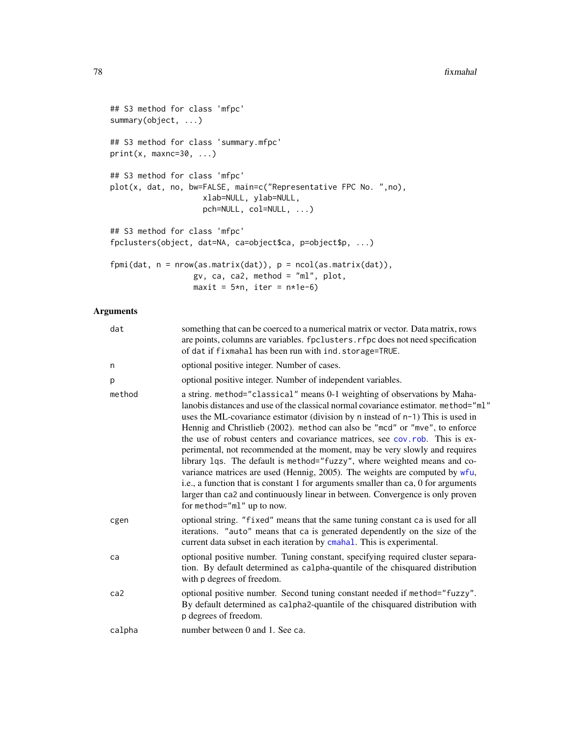```
## S3 method for class 'mfpc'
summary(object, ...)

## S3 method for class 'summary.mfpc'
print(x, maxnc=30, ...)

## S3 method for class 'mfpc'
plot(x, dat, no, bw=FALSE, main=c("Representative FPC No. ",no),
                    xlab=NULL, ylab=NULL,
                    pch=NULL, col=NULL, ...)

## S3 method for class 'mfpc'
fpclusters(object, dat=NA, ca=object$ca, p=object$p, ...)

fpmi(dat, n = nrow(as.matrix(dat)), p = ncol(as.matrix(dat)),
                  gv, ca, ca2, method = "ml", plot,
                  maxit = 5*n, iter = n*1e-6)
```

## Arguments

| | |
|---|---|
| dat | something that can be coerced to a numerical matrix or vector. Data matrix, rows are points, columns are variables. `fpclusters.rfpc` does not need specification of `dat` if `fixmahal` has been run with `ind.storage=TRUE`. |
| n | optional positive integer. Number of cases. |
| p | optional positive integer. Number of independent variables. |
| method | a string. `method="classical"` means 0-1 weighting of observations by Mahalanobis distances and use of the classical normal covariance estimator. `method="ml"` uses the ML-covariance estimator (division by `n` instead of `n-1`) This is used in Hennig and Christlieb (2002). `method` can also be `"mcd"` or `"mve"`, to enforce the use of robust centers and covariance matrices, see `cov.rob`. This is experimental, not recommended at the moment, may be very slowly and requires library `lqs`. The default is `method="fuzzy"`, where weighted means and covariance matrices are used (Hennig, 2005). The weights are computed by `wfu`, i.e., a function that is constant 1 for arguments smaller than `ca`, 0 for arguments larger than `ca2` and continuously linear in between. Convergence is only proven for `method="ml"` up to now. |
| cgen | optional string. `"fixed"` means that the same tuning constant `ca` is used for all iterations. `"auto"` means that `ca` is generated dependently on the size of the current data subset in each iteration by `cmahal`. This is experimental. |
| ca | optional positive number. Tuning constant, specifying required cluster separation. By default determined as `calpha`-quantile of the chisquared distribution with `p` degrees of freedom. |
| ca2 | optional positive number. Second tuning constant needed if `method="fuzzy"`. By default determined as `calpha2`-quantile of the chisquared distribution with `p` degrees of freedom. |
| calpha | number between 0 and 1. See `ca`. |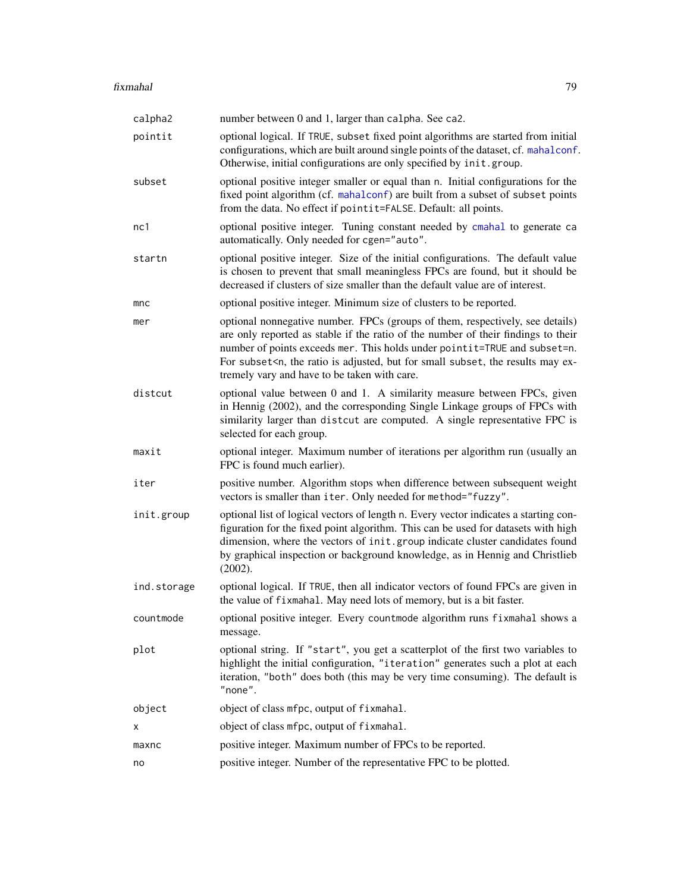| | |
|---|---|
| calpha2 | number between 0 and 1, larger than `calpha`. See `ca2`. |
| pointit | optional logical. If `TRUE`, `subset` fixed point algorithms are started from initial configurations, which are built around single points of the dataset, cf. `mahalconf`. Otherwise, initial configurations are only specified by `init.group`. |
| subset | optional positive integer smaller or equal than `n`. Initial configurations for the fixed point algorithm (cf. `mahalconf`) are built from a subset of `subset` points from the data. No effect if `pointit=FALSE`. Default: all points. |
| nc1 | optional positive integer. Tuning constant needed by `cmahal` to generate `ca` automatically. Only needed for `cgen="auto"`. |
| startn | optional positive integer. Size of the initial configurations. The default value is chosen to prevent that small meaningless FPCs are found, but it should be decreased if clusters of size smaller than the default value are of interest. |
| mnc | optional positive integer. Minimum size of clusters to be reported. |
| mer | optional nonnegative number. FPCs (groups of them, respectively, see details) are only reported as stable if the ratio of the number of their findings to their number of points exceeds `mer`. This holds under `pointit=TRUE` and `subset=n`. For `subset<n`, the ratio is adjusted, but for small `subset`, the results may extremely vary and have to be taken with care. |
| distcut | optional value between 0 and 1. A similarity measure between FPCs, given in Hennig (2002), and the corresponding Single Linkage groups of FPCs with similarity larger than `distcut` are computed. A single representative FPC is selected for each group. |
| maxit | optional integer. Maximum number of iterations per algorithm run (usually an FPC is found much earlier). |
| iter | positive number. Algorithm stops when difference between subsequent weight vectors is smaller than `iter`. Only needed for `method="fuzzy"`. |
| init.group | optional list of logical vectors of length `n`. Every vector indicates a starting configuration for the fixed point algorithm. This can be used for datasets with high dimension, where the vectors of `init.group` indicate cluster candidates found by graphical inspection or background knowledge, as in Hennig and Christlieb (2002). |
| ind.storage | optional logical. If `TRUE`, then all indicator vectors of found FPCs are given in the value of `fixmahal`. May need lots of memory, but is a bit faster. |
| countmode | optional positive integer. Every `countmode` algorithm runs `fixmahal` shows a message. |
| plot | optional string. If `"start"`, you get a scatterplot of the first two variables to highlight the initial configuration, `"iteration"` generates such a plot at each iteration, `"both"` does both (this may be very time consuming). The default is `"none"`. |
| object | object of class `mfpc`, output of `fixmahal`. |
| x | object of class `mfpc`, output of `fixmahal`. |
| maxnc | positive integer. Maximum number of FPCs to be reported. |
| no | positive integer. Number of the representative FPC to be plotted. |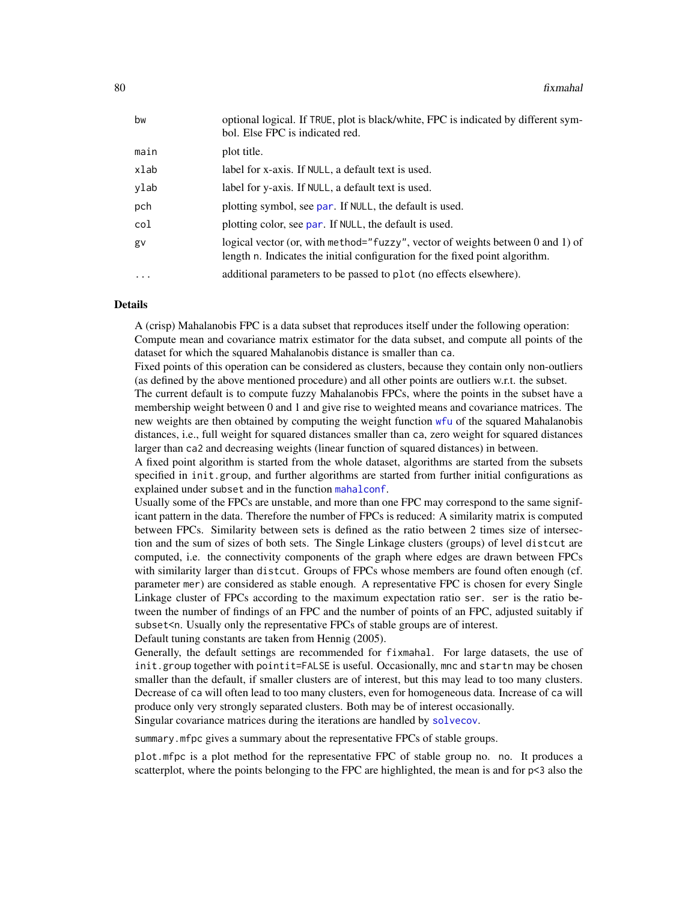| | |
|---|---|
| `bw` | optional logical. If TRUE, plot is black/white, FPC is indicated by different symbol. Else FPC is indicated red. |
| `main` | plot title. |
| `xlab` | label for x-axis. If NULL, a default text is used. |
| `ylab` | label for y-axis. If NULL, a default text is used. |
| `pch` | plotting symbol, see par. If NULL, the default is used. |
| `col` | plotting color, see par. If NULL, the default is used. |
| `gv` | logical vector (or, with method="fuzzy", vector of weights between 0 and 1) of length n. Indicates the initial configuration for the fixed point algorithm. |
| `...` | additional parameters to be passed to plot (no effects elsewhere). |

## Details

A (crisp) Mahalanobis FPC is a data subset that reproduces itself under the following operation: Compute mean and covariance matrix estimator for the data subset, and compute all points of the dataset for which the squared Mahalanobis distance is smaller than ca.

Fixed points of this operation can be considered as clusters, because they contain only non-outliers (as defined by the above mentioned procedure) and all other points are outliers w.r.t. the subset.

The current default is to compute fuzzy Mahalanobis FPCs, where the points in the subset have a membership weight between 0 and 1 and give rise to weighted means and covariance matrices. The new weights are then obtained by computing the weight function wfu of the squared Mahalanobis distances, i.e., full weight for squared distances smaller than ca, zero weight for squared distances larger than ca2 and decreasing weights (linear function of squared distances) in between.

A fixed point algorithm is started from the whole dataset, algorithms are started from the subsets specified in init.group, and further algorithms are started from further initial configurations as explained under subset and in the function mahalconf.

Usually some of the FPCs are unstable, and more than one FPC may correspond to the same significant pattern in the data. Therefore the number of FPCs is reduced: A similarity matrix is computed between FPCs. Similarity between sets is defined as the ratio between 2 times size of intersection and the sum of sizes of both sets. The Single Linkage clusters (groups) of level distcut are computed, i.e. the connectivity components of the graph where edges are drawn between FPCs with similarity larger than distcut. Groups of FPCs whose members are found often enough (cf. parameter mer) are considered as stable enough. A representative FPC is chosen for every Single Linkage cluster of FPCs according to the maximum expectation ratio ser. ser is the ratio between the number of findings of an FPC and the number of points of an FPC, adjusted suitably if subset<n. Usually only the representative FPCs of stable groups are of interest.

Default tuning constants are taken from Hennig (2005).

Generally, the default settings are recommended for fixmahal. For large datasets, the use of init.group together with pointit=FALSE is useful. Occasionally, mnc and startn may be chosen smaller than the default, if smaller clusters are of interest, but this may lead to too many clusters. Decrease of ca will often lead to too many clusters, even for homogeneous data. Increase of ca will produce only very strongly separated clusters. Both may be of interest occasionally.

Singular covariance matrices during the iterations are handled by solvecov.

summary.mfpc gives a summary about the representative FPCs of stable groups.

plot.mfpc is a plot method for the representative FPC of stable group no. no. It produces a scatterplot, where the points belonging to the FPC are highlighted, the mean is and for p<3 also the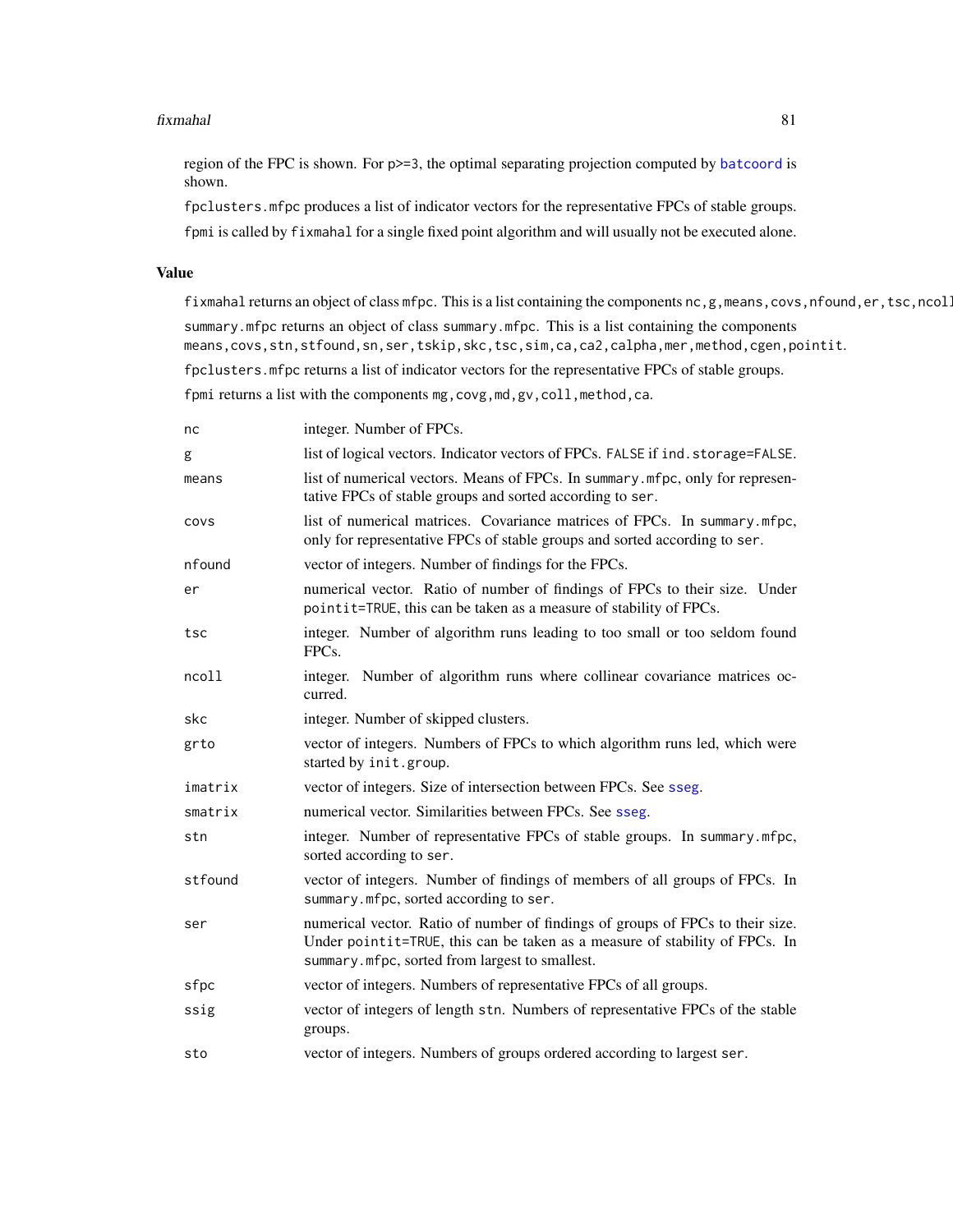region of the FPC is shown. For p>=3, the optimal separating projection computed by batcoord is shown.

fpclusters.mfpc produces a list of indicator vectors for the representative FPCs of stable groups.

fpmi is called by fixmahal for a single fixed point algorithm and will usually not be executed alone.

## Value

fixmahal returns an object of class mfpc. This is a list containing the components nc,g,means,covs,nfound,er,tsc,ncoll

summary.mfpc returns an object of class summary.mfpc. This is a list containing the components means,covs,stn,stfound,sn,ser,tskip,skc,tsc,sim,ca,ca2,calpha,mer,method,cgen,pointit.

fpclusters.mfpc returns a list of indicator vectors for the representative FPCs of stable groups.

fpmi returns a list with the components mg,covg,md,gv,coll,method,ca.

| | |
|---|---|
| nc | integer. Number of FPCs. |
| g | list of logical vectors. Indicator vectors of FPCs. FALSE if ind.storage=FALSE. |
| means | list of numerical vectors. Means of FPCs. In summary.mfpc, only for representative FPCs of stable groups and sorted according to ser. |
| covs | list of numerical matrices. Covariance matrices of FPCs. In summary.mfpc, only for representative FPCs of stable groups and sorted according to ser. |
| nfound | vector of integers. Number of findings for the FPCs. |
| er | numerical vector. Ratio of number of findings of FPCs to their size. Under pointit=TRUE, this can be taken as a measure of stability of FPCs. |
| tsc | integer. Number of algorithm runs leading to too small or too seldom found FPCs. |
| ncoll | integer. Number of algorithm runs where collinear covariance matrices occurred. |
| skc | integer. Number of skipped clusters. |
| grto | vector of integers. Numbers of FPCs to which algorithm runs led, which were started by init.group. |
| imatrix | vector of integers. Size of intersection between FPCs. See sseg. |
| smatrix | numerical vector. Similarities between FPCs. See sseg. |
| stn | integer. Number of representative FPCs of stable groups. In summary.mfpc, sorted according to ser. |
| stfound | vector of integers. Number of findings of members of all groups of FPCs. In summary.mfpc, sorted according to ser. |
| ser | numerical vector. Ratio of number of findings of groups of FPCs to their size. Under pointit=TRUE, this can be taken as a measure of stability of FPCs. In summary.mfpc, sorted from largest to smallest. |
| sfpc | vector of integers. Numbers of representative FPCs of all groups. |
| ssig | vector of integers of length stn. Numbers of representative FPCs of the stable groups. |
| sto | vector of integers. Numbers of groups ordered according to largest ser. |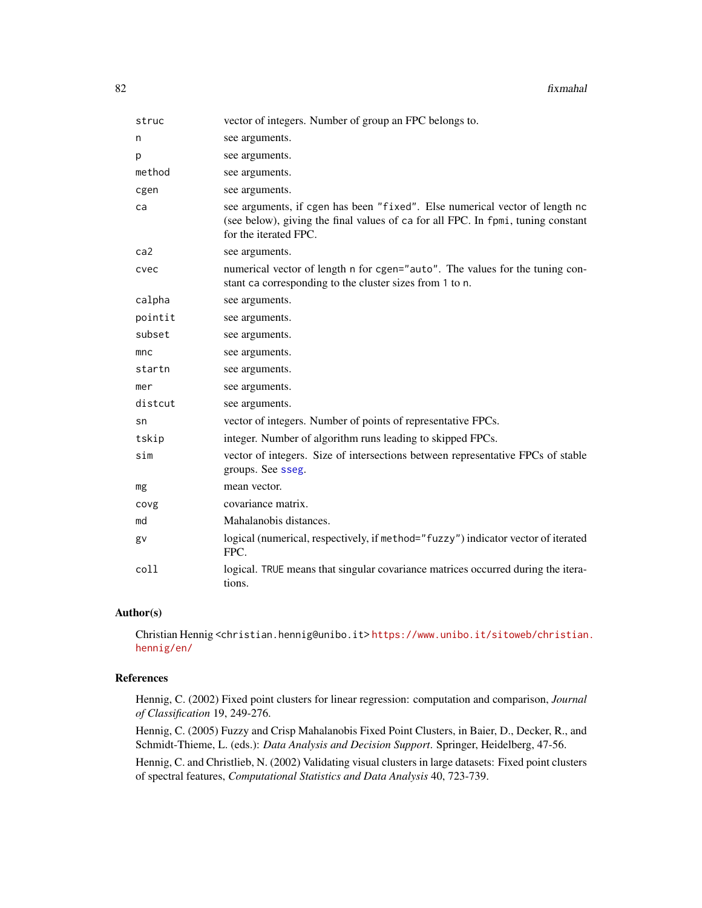| | |
|---|---|
| `struc` | vector of integers. Number of group an FPC belongs to. |
| `n` | see arguments. |
| `p` | see arguments. |
| `method` | see arguments. |
| `cgen` | see arguments. |
| `ca` | see arguments, if `cgen` has been `"fixed"`. Else numerical vector of length `nc` (see below), giving the final values of `ca` for all FPC. In `fpmi`, tuning constant for the iterated FPC. |
| `ca2` | see arguments. |
| `cvec` | numerical vector of length `n` for `cgen="auto"`. The values for the tuning constant `ca` corresponding to the cluster sizes from `1` to `n`. |
| `calpha` | see arguments. |
| `pointit` | see arguments. |
| `subset` | see arguments. |
| `mnc` | see arguments. |
| `startn` | see arguments. |
| `mer` | see arguments. |
| `distcut` | see arguments. |
| `sn` | vector of integers. Number of points of representative FPCs. |
| `tskip` | integer. Number of algorithm runs leading to skipped FPCs. |
| `sim` | vector of integers. Size of intersections between representative FPCs of stable groups. See `sseg`. |
| `mg` | mean vector. |
| `covg` | covariance matrix. |
| `md` | Mahalanobis distances. |
| `gv` | logical (numerical, respectively, if `method="fuzzy"`) indicator vector of iterated FPC. |
| `coll` | logical. `TRUE` means that singular covariance matrices occurred during the iterations. |

## Author(s)

Christian Hennig <christian.hennig@unibo.it> https://www.unibo.it/sitoweb/christian.hennig/en/

## References

Hennig, C. (2002) Fixed point clusters for linear regression: computation and comparison, *Journal of Classification* 19, 249-276.

Hennig, C. (2005) Fuzzy and Crisp Mahalanobis Fixed Point Clusters, in Baier, D., Decker, R., and Schmidt-Thieme, L. (eds.): *Data Analysis and Decision Support*. Springer, Heidelberg, 47-56.

Hennig, C. and Christlieb, N. (2002) Validating visual clusters in large datasets: Fixed point clusters of spectral features, *Computational Statistics and Data Analysis* 40, 723-739.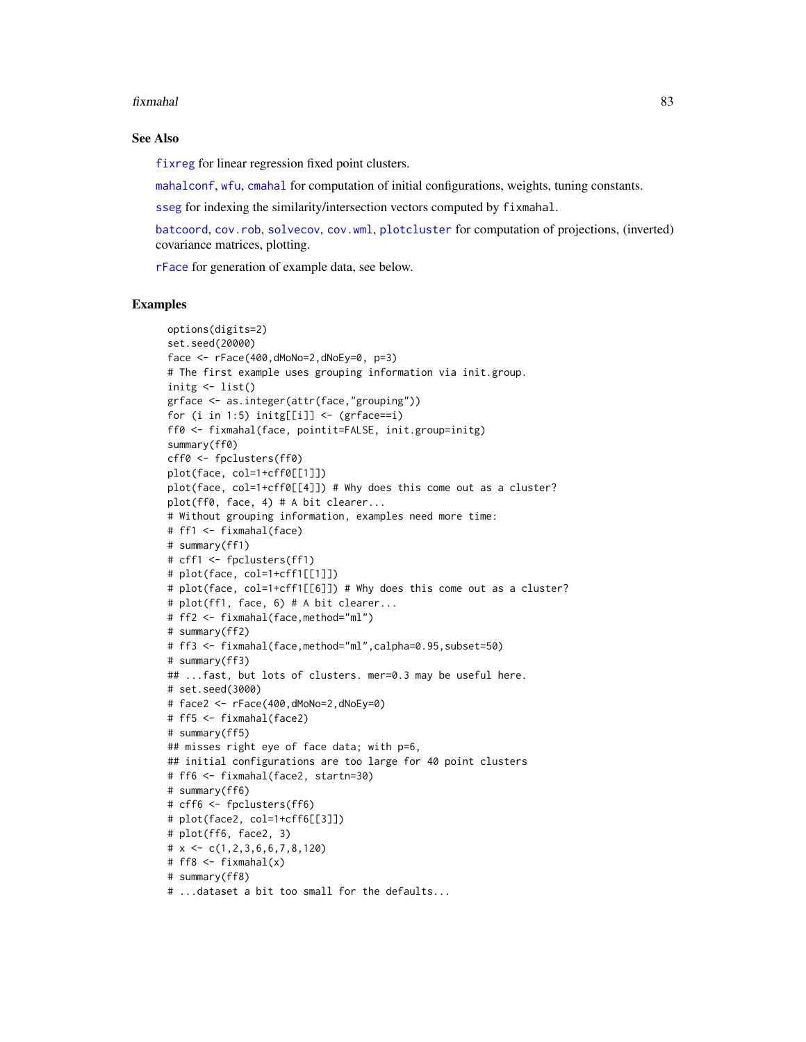## See Also

fixreg for linear regression fixed point clusters.

mahalconf, wfu, cmahal for computation of initial configurations, weights, tuning constants.

sseg for indexing the similarity/intersection vectors computed by fixmahal.

batcoord, cov.rob, solvecov, cov.wml, plotcluster for computation of projections, (inverted) covariance matrices, plotting.

rFace for generation of example data, see below.

## Examples

```
options(digits=2)
set.seed(20000)
face <- rFace(400,dMoNo=2,dNoEy=0, p=3)
# The first example uses grouping information via init.group.
initg <- list()
grface <- as.integer(attr(face,"grouping"))
for (i in 1:5) initg[[i]] <- (grface==i)
ff0 <- fixmahal(face, pointit=FALSE, init.group=initg)
summary(ff0)
cff0 <- fpclusters(ff0)
plot(face, col=1+cff0[[1]])
plot(face, col=1+cff0[[4]]) # Why does this come out as a cluster?
plot(ff0, face, 4) # A bit clearer...
# Without grouping information, examples need more time:
# ff1 <- fixmahal(face)
# summary(ff1)
# cff1 <- fpclusters(ff1)
# plot(face, col=1+cff1[[1]])
# plot(face, col=1+cff1[[6]]) # Why does this come out as a cluster?
# plot(ff1, face, 6) # A bit clearer...
# ff2 <- fixmahal(face,method="ml")
# summary(ff2)
# ff3 <- fixmahal(face,method="ml",calpha=0.95,subset=50)
# summary(ff3)
## ...fast, but lots of clusters. mer=0.3 may be useful here.
# set.seed(3000)
# face2 <- rFace(400,dMoNo=2,dNoEy=0)
# ff5 <- fixmahal(face2)
# summary(ff5)
## misses right eye of face data; with p=6,
## initial configurations are too large for 40 point clusters
# ff6 <- fixmahal(face2, startn=30)
# summary(ff6)
# cff6 <- fpclusters(ff6)
# plot(face2, col=1+cff6[[3]])
# plot(ff6, face2, 3)
# x <- c(1,2,3,6,6,7,8,120)
# ff8 <- fixmahal(x)
# summary(ff8)
# ...dataset a bit too small for the defaults...
```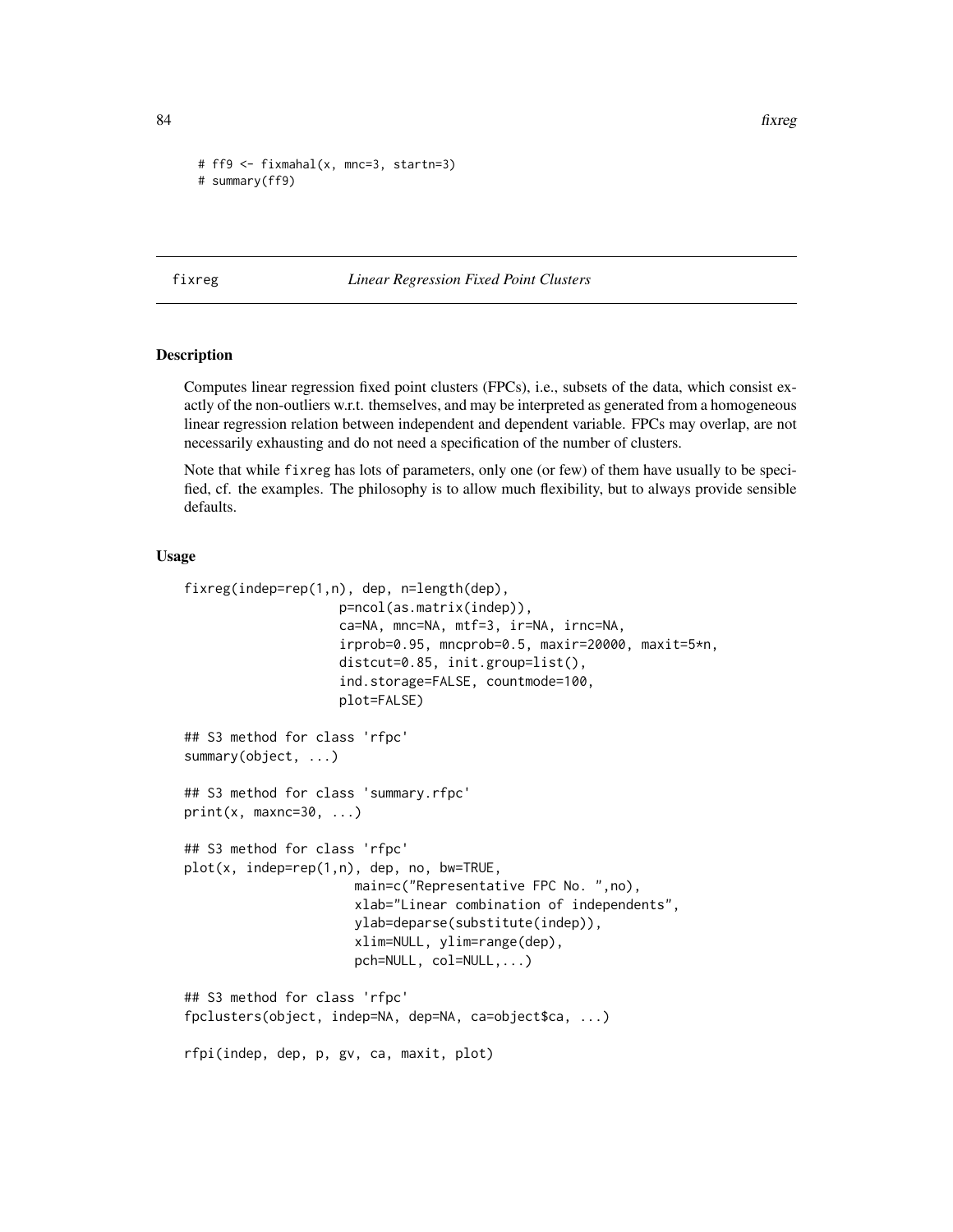```
# ff9 <- fixmahal(x, mnc=3, startn=3)
# summary(ff9)
```

## fixreg *Linear Regression Fixed Point Clusters*

### Description

Computes linear regression fixed point clusters (FPCs), i.e., subsets of the data, which consist exactly of the non-outliers w.r.t. themselves, and may be interpreted as generated from a homogeneous linear regression relation between independent and dependent variable. FPCs may overlap, are not necessarily exhausting and do not need a specification of the number of clusters.

Note that while fixreg has lots of parameters, only one (or few) of them have usually to be specified, cf. the examples. The philosophy is to allow much flexibility, but to always provide sensible defaults.

### Usage

```
fixreg(indep=rep(1,n), dep, n=length(dep),
                    p=ncol(as.matrix(indep)),
                    ca=NA, mnc=NA, mtf=3, ir=NA, irnc=NA,
                    irprob=0.95, mncprob=0.5, maxir=20000, maxit=5*n,
                    distcut=0.85, init.group=list(),
                    ind.storage=FALSE, countmode=100,
                    plot=FALSE)

## S3 method for class 'rfpc'
summary(object, ...)

## S3 method for class 'summary.rfpc'
print(x, maxnc=30, ...)

## S3 method for class 'rfpc'
plot(x, indep=rep(1,n), dep, no, bw=TRUE,
                      main=c("Representative FPC No. ",no),
                      xlab="Linear combination of independents",
                      ylab=deparse(substitute(indep)),
                      xlim=NULL, ylim=range(dep),
                      pch=NULL, col=NULL,...)

## S3 method for class 'rfpc'
fpclusters(object, indep=NA, dep=NA, ca=object$ca, ...)

rfpi(indep, dep, p, gv, ca, maxit, plot)
```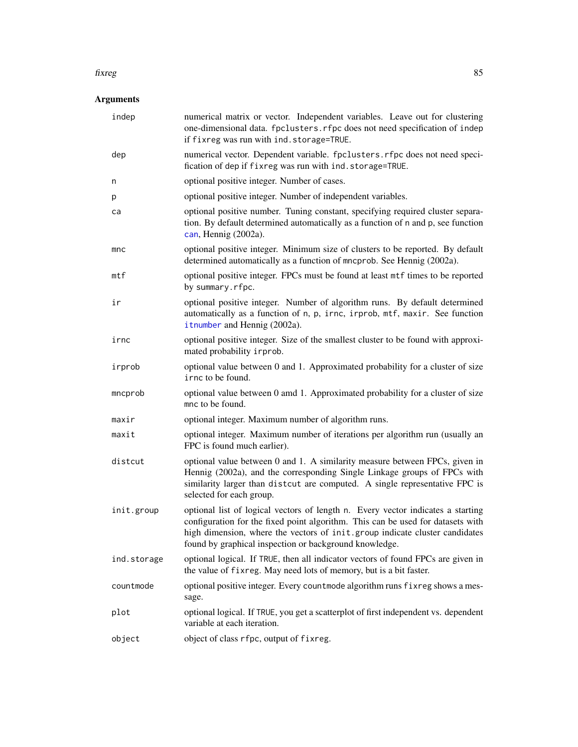## Arguments

| | |
|---|---|
| `indep` | numerical matrix or vector. Independent variables. Leave out for clustering one-dimensional data. `fpclusters.rfpc` does not need specification of `indep` if `fixreg` was run with `ind.storage=TRUE`. |
| `dep` | numerical vector. Dependent variable. `fpclusters.rfpc` does not need specification of `dep` if `fixreg` was run with `ind.storage=TRUE`. |
| `n` | optional positive integer. Number of cases. |
| `p` | optional positive integer. Number of independent variables. |
| `ca` | optional positive number. Tuning constant, specifying required cluster separation. By default determined automatically as a function of `n` and `p`, see function `can`, Hennig (2002a). |
| `mnc` | optional positive integer. Minimum size of clusters to be reported. By default determined automatically as a function of `mncprob`. See Hennig (2002a). |
| `mtf` | optional positive integer. FPCs must be found at least `mtf` times to be reported by `summary.rfpc`. |
| `ir` | optional positive integer. Number of algorithm runs. By default determined automatically as a function of `n`, `p`, `irnc`, `irprob`, `mtf`, `maxir`. See function `itnumber` and Hennig (2002a). |
| `irnc` | optional positive integer. Size of the smallest cluster to be found with approximated probability `irprob`. |
| `irprob` | optional value between 0 and 1. Approximated probability for a cluster of size `irnc` to be found. |
| `mncprob` | optional value between 0 amd 1. Approximated probability for a cluster of size `mnc` to be found. |
| `maxir` | optional integer. Maximum number of algorithm runs. |
| `maxit` | optional integer. Maximum number of iterations per algorithm run (usually an FPC is found much earlier). |
| `distcut` | optional value between 0 and 1. A similarity measure between FPCs, given in Hennig (2002a), and the corresponding Single Linkage groups of FPCs with similarity larger than `distcut` are computed. A single representative FPC is selected for each group. |
| `init.group` | optional list of logical vectors of length `n`. Every vector indicates a starting configuration for the fixed point algorithm. This can be used for datasets with high dimension, where the vectors of `init.group` indicate cluster candidates found by graphical inspection or background knowledge. |
| `ind.storage` | optional logical. If `TRUE`, then all indicator vectors of found FPCs are given in the value of `fixreg`. May need lots of memory, but is a bit faster. |
| `countmode` | optional positive integer. Every `countmode` algorithm runs `fixreg` shows a message. |
| `plot` | optional logical. If `TRUE`, you get a scatterplot of first independent vs. dependent variable at each iteration. |
| `object` | object of class `rfpc`, output of `fixreg`. |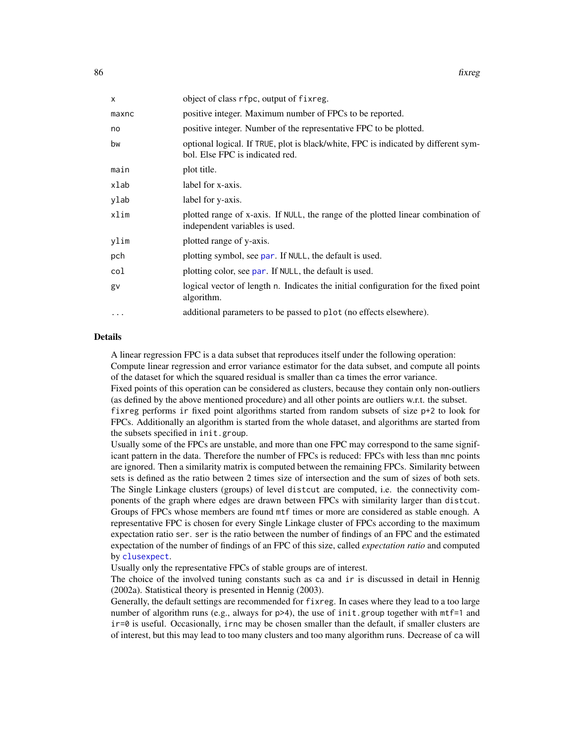| | |
|---|---|
| `x` | object of class `rfpc`, output of `fixreg`. |
| `maxnc` | positive integer. Maximum number of FPCs to be reported. |
| `no` | positive integer. Number of the representative FPC to be plotted. |
| `bw` | optional logical. If `TRUE`, plot is black/white, FPC is indicated by different symbol. Else FPC is indicated red. |
| `main` | plot title. |
| `xlab` | label for x-axis. |
| `ylab` | label for y-axis. |
| `xlim` | plotted range of x-axis. If `NULL`, the range of the plotted linear combination of independent variables is used. |
| `ylim` | plotted range of y-axis. |
| `pch` | plotting symbol, see `par`. If `NULL`, the default is used. |
| `col` | plotting color, see `par`. If `NULL`, the default is used. |
| `gv` | logical vector of length `n`. Indicates the initial configuration for the fixed point algorithm. |
| `...` | additional parameters to be passed to `plot` (no effects elsewhere). |

## Details

A linear regression FPC is a data subset that reproduces itself under the following operation:
Compute linear regression and error variance estimator for the data subset, and compute all points of the dataset for which the squared residual is smaller than `ca` times the error variance.
Fixed points of this operation can be considered as clusters, because they contain only non-outliers (as defined by the above mentioned procedure) and all other points are outliers w.r.t. the subset.
`fixreg` performs `ir` fixed point algorithms started from random subsets of size `p+2` to look for FPCs. Additionally an algorithm is started from the whole dataset, and algorithms are started from the subsets specified in `init.group`.
Usually some of the FPCs are unstable, and more than one FPC may correspond to the same significant pattern in the data. Therefore the number of FPCs is reduced: FPCs with less than `mnc` points are ignored. Then a similarity matrix is computed between the remaining FPCs. Similarity between sets is defined as the ratio between 2 times size of intersection and the sum of sizes of both sets. The Single Linkage clusters (groups) of level `distcut` are computed, i.e. the connectivity components of the graph where edges are drawn between FPCs with similarity larger than `distcut`. Groups of FPCs whose members are found `mtf` times or more are considered as stable enough. A representative FPC is chosen for every Single Linkage cluster of FPCs according to the maximum expectation ratio `ser`. `ser` is the ratio between the number of findings of an FPC and the estimated expectation of the number of findings of an FPC of this size, called *expectation ratio* and computed by `clusexpect`.
Usually only the representative FPCs of stable groups are of interest.
The choice of the involved tuning constants such as `ca` and `ir` is discussed in detail in Hennig (2002a). Statistical theory is presented in Hennig (2003).
Generally, the default settings are recommended for `fixreg`. In cases where they lead to a too large number of algorithm runs (e.g., always for `p>4`), the use of `init.group` together with `mtf=1` and `ir=0` is useful. Occasionally, `irnc` may be chosen smaller than the default, if smaller clusters are of interest, but this may lead to too many clusters and too many algorithm runs. Decrease of `ca` will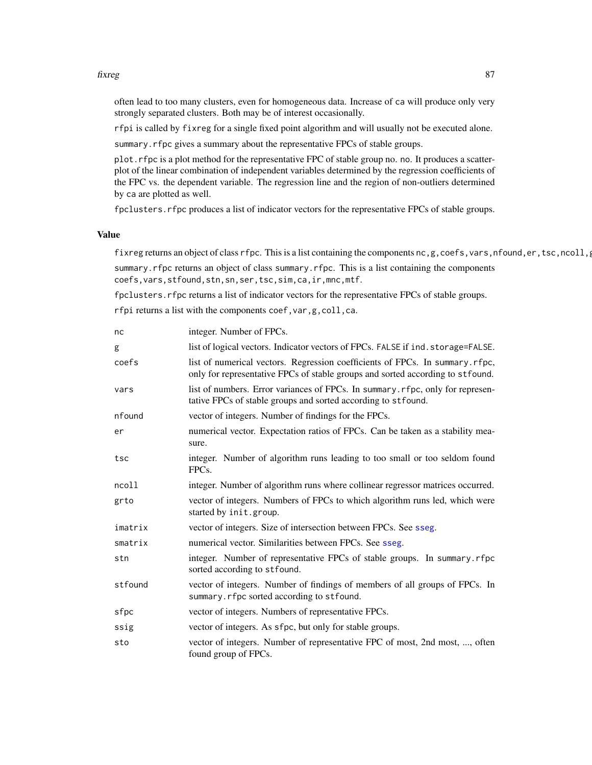often lead to too many clusters, even for homogeneous data. Increase of ca will produce only very strongly separated clusters. Both may be of interest occasionally.

rfpi is called by fixreg for a single fixed point algorithm and will usually not be executed alone.

summary.rfpc gives a summary about the representative FPCs of stable groups.

plot.rfpc is a plot method for the representative FPC of stable group no. no. It produces a scatterplot of the linear combination of independent variables determined by the regression coefficients of the FPC vs. the dependent variable. The regression line and the region of non-outliers determined by ca are plotted as well.

fpclusters.rfpc produces a list of indicator vectors for the representative FPCs of stable groups.

## Value

fixreg returns an object of class rfpc. This is a list containing the components nc, g, coefs, vars, nfound, er, tsc, ncoll, g

summary.rfpc returns an object of class summary.rfpc. This is a list containing the components coefs, vars, stfound, stn, sn, ser, tsc, sim, ca, ir, mnc, mtf.

fpclusters.rfpc returns a list of indicator vectors for the representative FPCs of stable groups.

rfpi returns a list with the components coef, var, g, coll, ca.

| | |
|---|---|
| nc | integer. Number of FPCs. |
| g | list of logical vectors. Indicator vectors of FPCs. FALSE if ind.storage=FALSE. |
| coefs | list of numerical vectors. Regression coefficients of FPCs. In summary.rfpc, only for representative FPCs of stable groups and sorted according to stfound. |
| vars | list of numbers. Error variances of FPCs. In summary.rfpc, only for representative FPCs of stable groups and sorted according to stfound. |
| nfound | vector of integers. Number of findings for the FPCs. |
| er | numerical vector. Expectation ratios of FPCs. Can be taken as a stability measure. |
| tsc | integer. Number of algorithm runs leading to too small or too seldom found FPCs. |
| ncoll | integer. Number of algorithm runs where collinear regressor matrices occurred. |
| grto | vector of integers. Numbers of FPCs to which algorithm runs led, which were started by init.group. |
| imatrix | vector of integers. Size of intersection between FPCs. See sseg. |
| smatrix | numerical vector. Similarities between FPCs. See sseg. |
| stn | integer. Number of representative FPCs of stable groups. In summary.rfpc sorted according to stfound. |
| stfound | vector of integers. Number of findings of members of all groups of FPCs. In summary.rfpc sorted according to stfound. |
| sfpc | vector of integers. Numbers of representative FPCs. |
| ssig | vector of integers. As sfpc, but only for stable groups. |
| sto | vector of integers. Number of representative FPC of most, 2nd most, ..., often found group of FPCs. |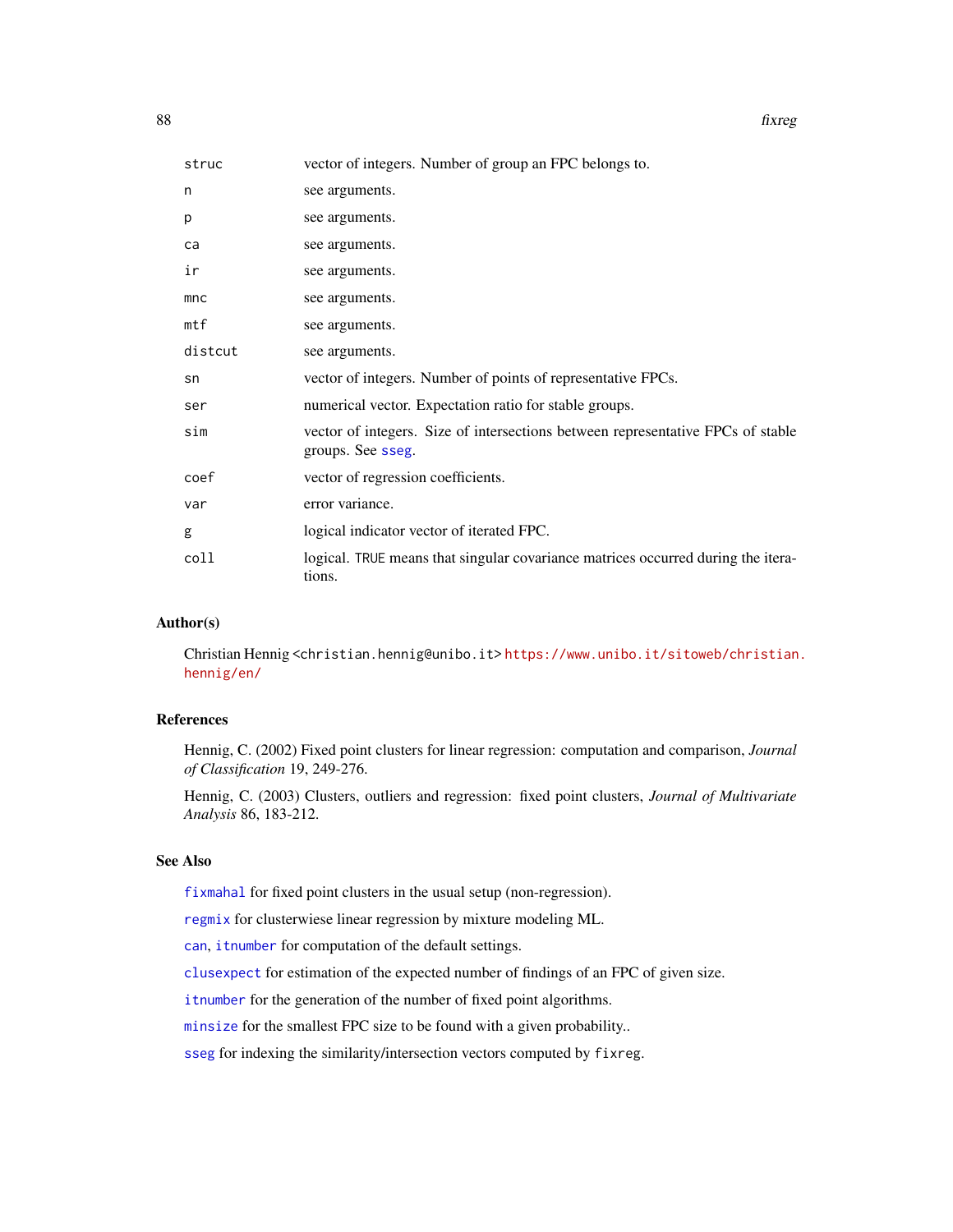| | |
|---|---|
| `struc` | vector of integers. Number of group an FPC belongs to. |
| `n` | see arguments. |
| `p` | see arguments. |
| `ca` | see arguments. |
| `ir` | see arguments. |
| `mnc` | see arguments. |
| `mtf` | see arguments. |
| `distcut` | see arguments. |
| `sn` | vector of integers. Number of points of representative FPCs. |
| `ser` | numerical vector. Expectation ratio for stable groups. |
| `sim` | vector of integers. Size of intersections between representative FPCs of stable groups. See `sseg`. |
| `coef` | vector of regression coefficients. |
| `var` | error variance. |
| `g` | logical indicator vector of iterated FPC. |
| `coll` | logical. `TRUE` means that singular covariance matrices occurred during the iterations. |

## Author(s)

Christian Hennig <christian.hennig@unibo.it> https://www.unibo.it/sitoweb/christian.hennig/en/

## References

Hennig, C. (2002) Fixed point clusters for linear regression: computation and comparison, *Journal of Classification* 19, 249-276.

Hennig, C. (2003) Clusters, outliers and regression: fixed point clusters, *Journal of Multivariate Analysis* 86, 183-212.

## See Also

`fixmahal` for fixed point clusters in the usual setup (non-regression).

`regmix` for clusterwiese linear regression by mixture modeling ML.

`can`, `itnumber` for computation of the default settings.

`clusexpect` for estimation of the expected number of findings of an FPC of given size.

`itnumber` for the generation of the number of fixed point algorithms.

`minsize` for the smallest FPC size to be found with a given probability..

`sseg` for indexing the similarity/intersection vectors computed by `fixreg`.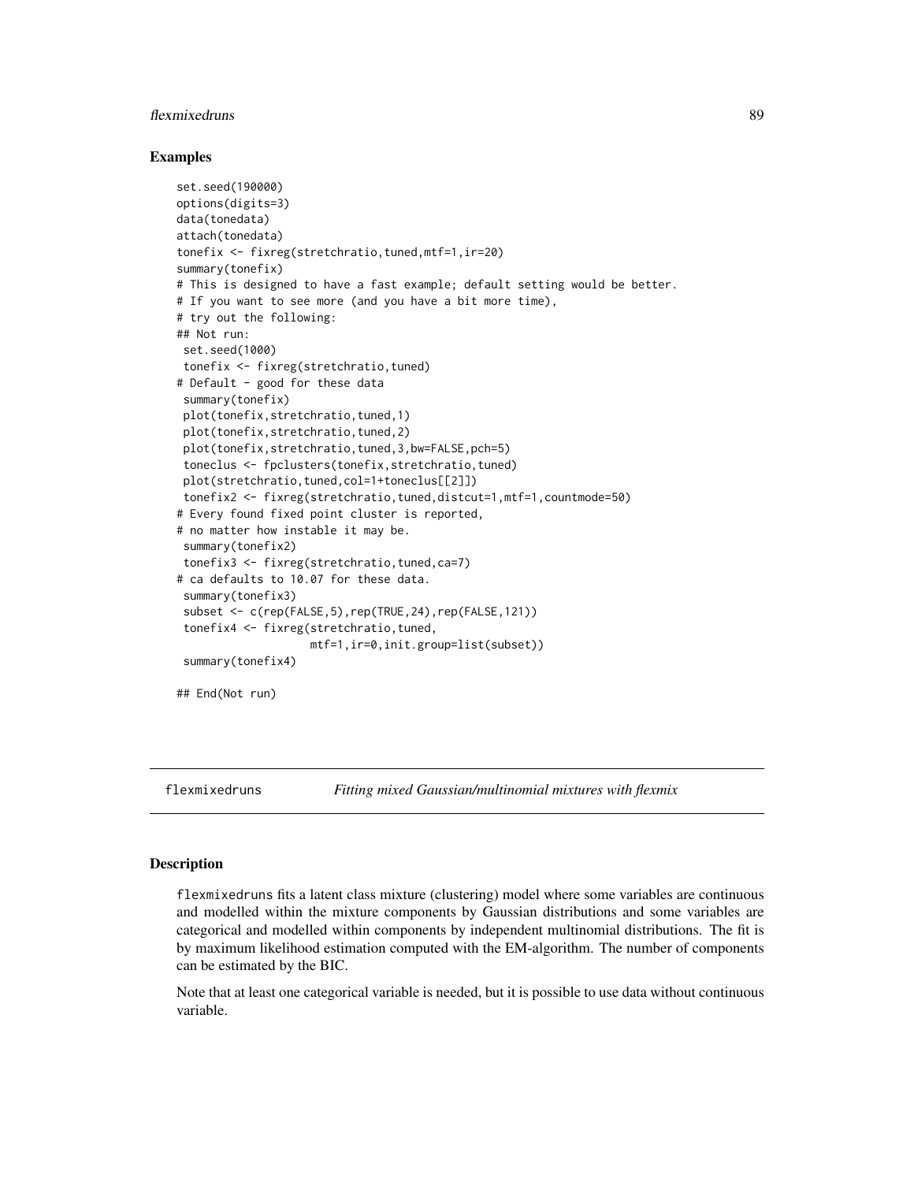## Examples

```
set.seed(190000)
options(digits=3)
data(tonedata)
attach(tonedata)
tonefix <- fixreg(stretchratio,tuned,mtf=1,ir=20)
summary(tonefix)
# This is designed to have a fast example; default setting would be better.
# If you want to see more (and you have a bit more time),
# try out the following:
## Not run:
 set.seed(1000)
 tonefix <- fixreg(stretchratio,tuned)
# Default - good for these data
 summary(tonefix)
 plot(tonefix,stretchratio,tuned,1)
 plot(tonefix,stretchratio,tuned,2)
 plot(tonefix,stretchratio,tuned,3,bw=FALSE,pch=5)
 toneclus <- fpclusters(tonefix,stretchratio,tuned)
 plot(stretchratio,tuned,col=1+toneclus[[2]])
 tonefix2 <- fixreg(stretchratio,tuned,distcut=1,mtf=1,countmode=50)
# Every found fixed point cluster is reported,
# no matter how instable it may be.
 summary(tonefix2)
 tonefix3 <- fixreg(stretchratio,tuned,ca=7)
# ca defaults to 10.07 for these data.
 summary(tonefix3)
 subset <- c(rep(FALSE,5),rep(TRUE,24),rep(FALSE,121))
 tonefix4 <- fixreg(stretchratio,tuned,
                    mtf=1,ir=0,init.group=list(subset))
 summary(tonefix4)

## End(Not run)
```

---

# flexmixedruns *Fitting mixed Gaussian/multinomial mixtures with flexmix*

## Description

flexmixedruns fits a latent class mixture (clustering) model where some variables are continuous and modelled within the mixture components by Gaussian distributions and some variables are categorical and modelled within components by independent multinomial distributions. The fit is by maximum likelihood estimation computed with the EM-algorithm. The number of components can be estimated by the BIC.

Note that at least one categorical variable is needed, but it is possible to use data without continuous variable.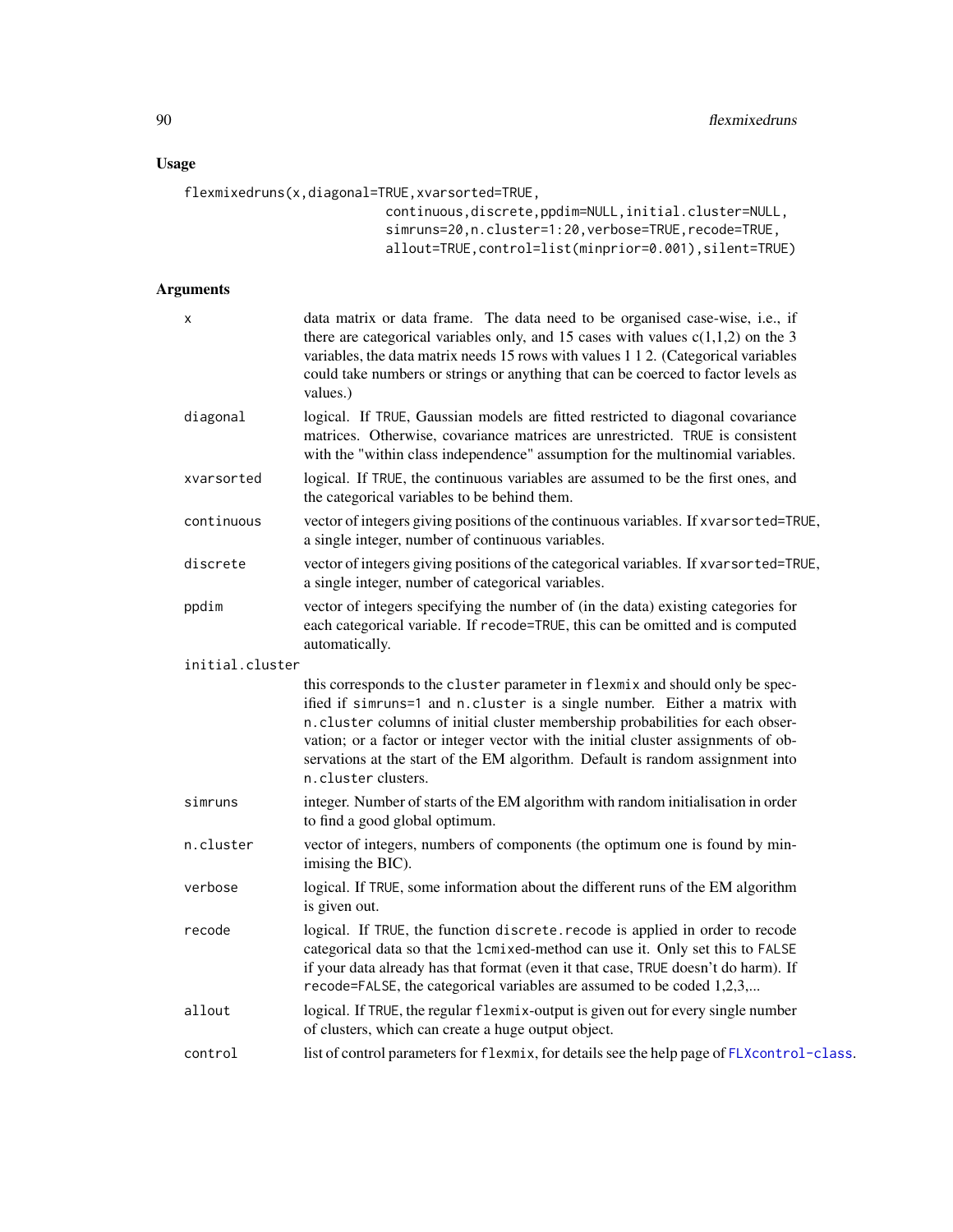## Usage

```
flexmixedruns(x,diagonal=TRUE,xvarsorted=TRUE,
                          continuous,discrete,ppdim=NULL,initial.cluster=NULL,
                          simruns=20,n.cluster=1:20,verbose=TRUE,recode=TRUE,
                          allout=TRUE,control=list(minprior=0.001),silent=TRUE)
```

## Arguments

| | |
|---|---|
| x | data matrix or data frame. The data need to be organised case-wise, i.e., if there are categorical variables only, and 15 cases with values c(1,1,2) on the 3 variables, the data matrix needs 15 rows with values 1 1 2. (Categorical variables could take numbers or strings or anything that can be coerced to factor levels as values.) |
| diagonal | logical. If TRUE, Gaussian models are fitted restricted to diagonal covariance matrices. Otherwise, covariance matrices are unrestricted. TRUE is consistent with the "within class independence" assumption for the multinomial variables. |
| xvarsorted | logical. If TRUE, the continuous variables are assumed to be the first ones, and the categorical variables to be behind them. |
| continuous | vector of integers giving positions of the continuous variables. If xvarsorted=TRUE, a single integer, number of continuous variables. |
| discrete | vector of integers giving positions of the categorical variables. If xvarsorted=TRUE, a single integer, number of categorical variables. |
| ppdim | vector of integers specifying the number of (in the data) existing categories for each categorical variable. If recode=TRUE, this can be omitted and is computed automatically. |
| initial.cluster | this corresponds to the cluster parameter in flexmix and should only be specified if simruns=1 and n.cluster is a single number. Either a matrix with n.cluster columns of initial cluster membership probabilities for each observation; or a factor or integer vector with the initial cluster assignments of observations at the start of the EM algorithm. Default is random assignment into n.cluster clusters. |
| simruns | integer. Number of starts of the EM algorithm with random initialisation in order to find a good global optimum. |
| n.cluster | vector of integers, numbers of components (the optimum one is found by minimising the BIC). |
| verbose | logical. If TRUE, some information about the different runs of the EM algorithm is given out. |
| recode | logical. If TRUE, the function discrete.recode is applied in order to recode categorical data so that the lcmixed-method can use it. Only set this to FALSE if your data already has that format (even it that case, TRUE doesn't do harm). If recode=FALSE, the categorical variables are assumed to be coded 1,2,3,... |
| allout | logical. If TRUE, the regular flexmix-output is given out for every single number of clusters, which can create a huge output object. |
| control | list of control parameters for flexmix, for details see the help page of FLXcontrol-class. |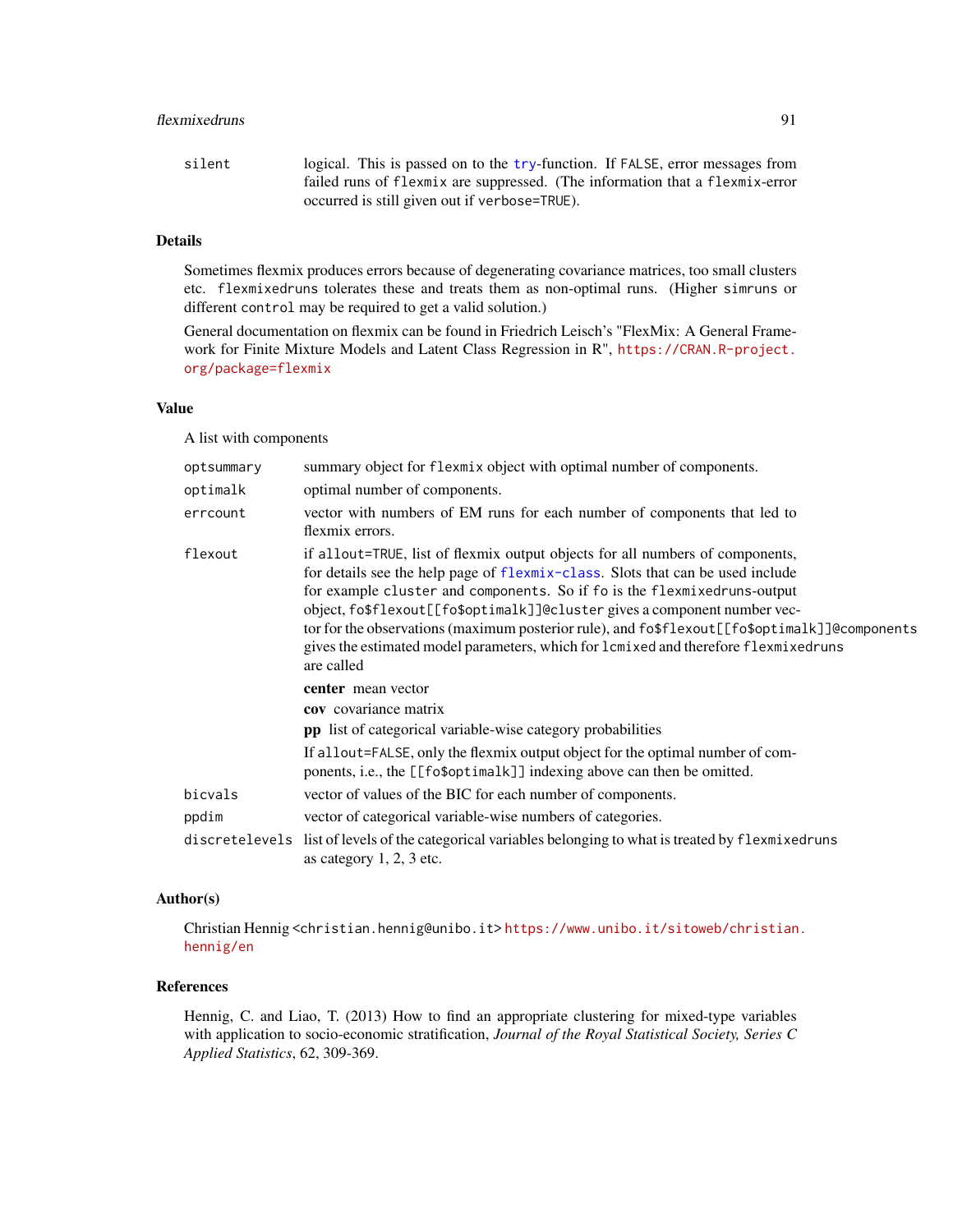silent
: logical. This is passed on to the try-function. If FALSE, error messages from failed runs of flexmix are suppressed. (The information that a flexmix-error occurred is still given out if verbose=TRUE).

## Details

Sometimes flexmix produces errors because of degenerating covariance matrices, too small clusters etc. flexmixedruns tolerates these and treats them as non-optimal runs. (Higher simruns or different control may be required to get a valid solution.)

General documentation on flexmix can be found in Friedrich Leisch's "FlexMix: A General Framework for Finite Mixture Models and Latent Class Regression in R", https://CRAN.R-project.org/package=flexmix

## Value

A list with components

optsummary
: summary object for flexmix object with optimal number of components.

optimalk
: optimal number of components.

errcount
: vector with numbers of EM runs for each number of components that led to flexmix errors.

flexout
: if allout=TRUE, list of flexmix output objects for all numbers of components, for details see the help page of flexmix-class. Slots that can be used include for example cluster and components. So if fo is the flexmixedruns-output object, fo$flexout[[fo$optimalk]]@cluster gives a component number vector for the observations (maximum posterior rule), and fo$flexout[[fo$optimalk]]@components gives the estimated model parameters, which for lcmixed and therefore flexmixedruns are called

  **center** mean vector

  **cov** covariance matrix

  **pp** list of categorical variable-wise category probabilities

  If allout=FALSE, only the flexmix output object for the optimal number of components, i.e., the [[fo$optimalk]] indexing above can then be omitted.

bicvals
: vector of values of the BIC for each number of components.

ppdim
: vector of categorical variable-wise numbers of categories.

discretelevels
: list of levels of the categorical variables belonging to what is treated by flexmixedruns as category 1, 2, 3 etc.

## Author(s)

Christian Hennig <christian.hennig@unibo.it> https://www.unibo.it/sitoweb/christian.hennig/en

## References

Hennig, C. and Liao, T. (2013) How to find an appropriate clustering for mixed-type variables with application to socio-economic stratification, *Journal of the Royal Statistical Society, Series C Applied Statistics*, 62, 309-369.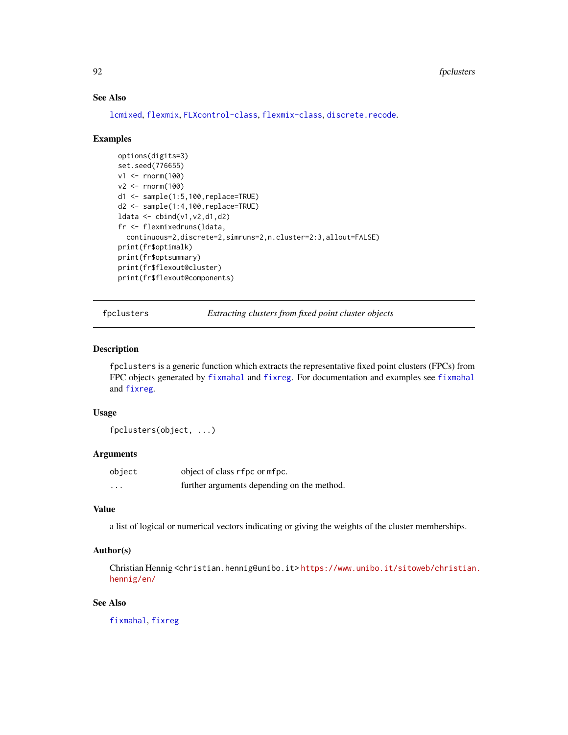### See Also

lcmixed, flexmix, FLXcontrol-class, flexmix-class, discrete.recode.

### Examples

```
options(digits=3)
set.seed(776655)
v1 <- rnorm(100)
v2 <- rnorm(100)
d1 <- sample(1:5,100,replace=TRUE)
d2 <- sample(1:4,100,replace=TRUE)
ldata <- cbind(v1,v2,d1,d2)
fr <- flexmixedruns(ldata,
  continuous=2,discrete=2,simruns=2,n.cluster=2:3,allout=FALSE)
print(fr$optimalk)
print(fr$optsummary)
print(fr$flexout@cluster)
print(fr$flexout@components)
```

---

## fpclusters *Extracting clusters from fixed point cluster objects*

### Description

fpclusters is a generic function which extracts the representative fixed point clusters (FPCs) from FPC objects generated by fixmahal and fixreg. For documentation and examples see fixmahal and fixreg.

### Usage

```
fpclusters(object, ...)
```

### Arguments

| | |
|---|---|
| object | object of class rfpc or mfpc. |
| ... | further arguments depending on the method. |

### Value

a list of logical or numerical vectors indicating or giving the weights of the cluster memberships.

### Author(s)

Christian Hennig <christian.hennig@unibo.it> https://www.unibo.it/sitoweb/christian.hennig/en/

### See Also

fixmahal, fixreg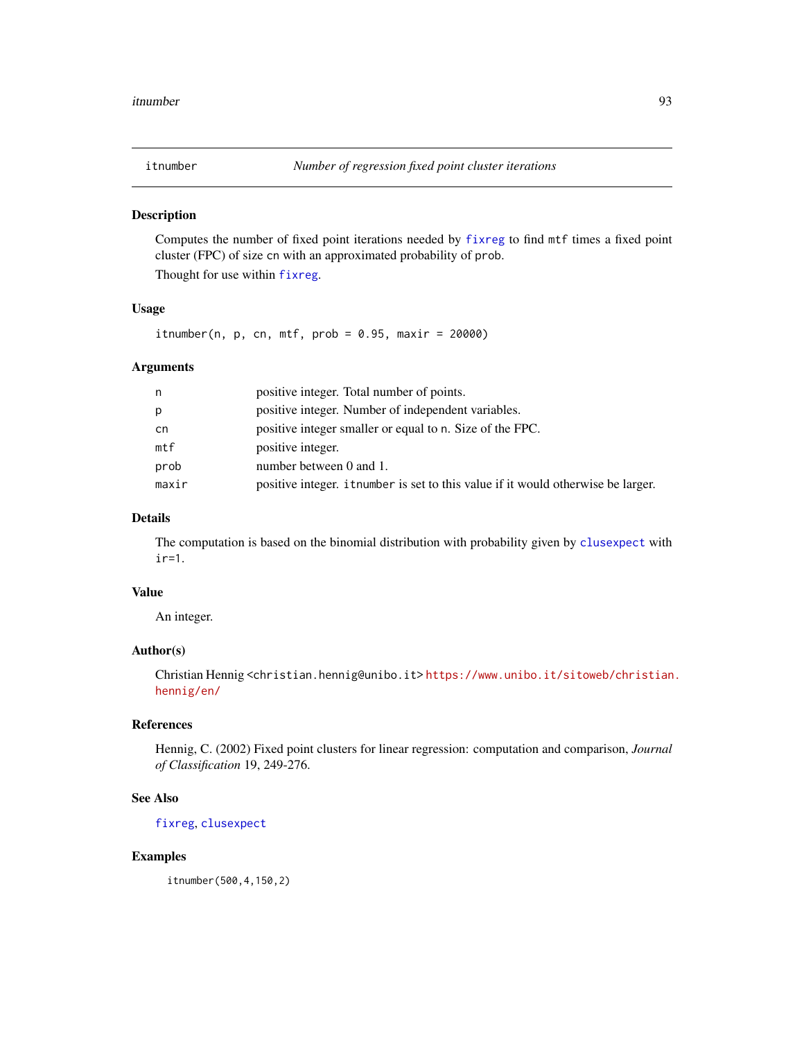# itnumber — *Number of regression fixed point cluster iterations*

## Description

Computes the number of fixed point iterations needed by `fixreg` to find `mtf` times a fixed point cluster (FPC) of size `cn` with an approximated probability of `prob`.

Thought for use within `fixreg`.

## Usage

```
itnumber(n, p, cn, mtf, prob = 0.95, maxir = 20000)
```

## Arguments

| | |
|---|---|
| `n` | positive integer. Total number of points. |
| `p` | positive integer. Number of independent variables. |
| `cn` | positive integer smaller or equal to `n`. Size of the FPC. |
| `mtf` | positive integer. |
| `prob` | number between 0 and 1. |
| `maxir` | positive integer. `itnumber` is set to this value if it would otherwise be larger. |

## Details

The computation is based on the binomial distribution with probability given by `clusexpect` with `ir=1`.

## Value

An integer.

## Author(s)

Christian Hennig <christian.hennig@unibo.it> https://www.unibo.it/sitoweb/christian.hennig/en/

## References

Hennig, C. (2002) Fixed point clusters for linear regression: computation and comparison, *Journal of Classification* 19, 249-276.

## See Also

`fixreg`, `clusexpect`

## Examples

```
itnumber(500,4,150,2)
```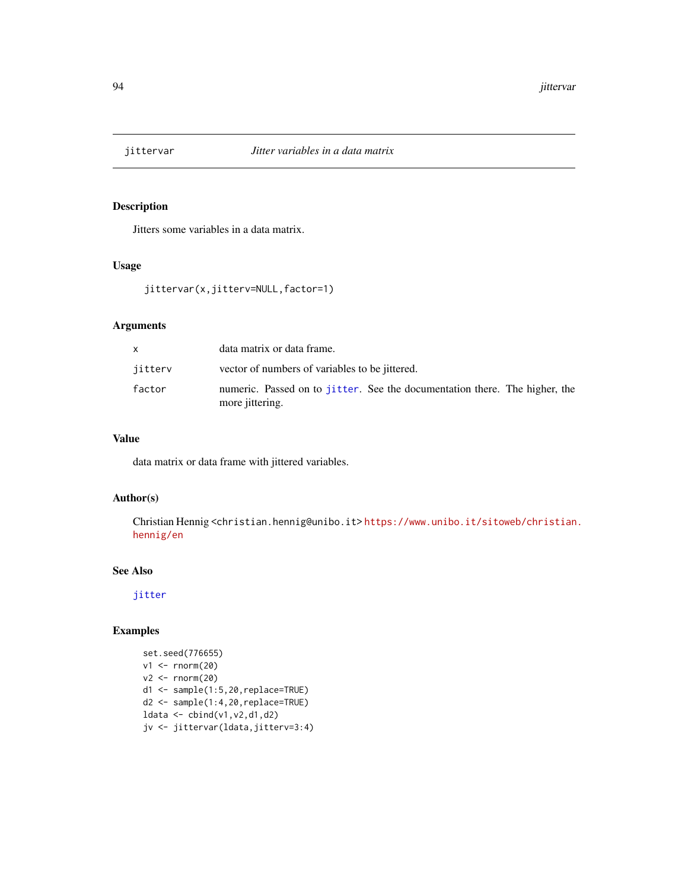## jittervar — *Jitter variables in a data matrix*

### Description

Jitters some variables in a data matrix.

### Usage

```
jittervar(x,jitterv=NULL,factor=1)
```

### Arguments

| | |
|---|---|
| `x` | data matrix or data frame. |
| `jitterv` | vector of numbers of variables to be jittered. |
| `factor` | numeric. Passed on to `jitter`. See the documentation there. The higher, the more jittering. |

### Value

data matrix or data frame with jittered variables.

### Author(s)

Christian Hennig <christian.hennig@unibo.it> https://www.unibo.it/sitoweb/christian.hennig/en

### See Also

`jitter`

### Examples

```
set.seed(776655)
v1 <- rnorm(20)
v2 <- rnorm(20)
d1 <- sample(1:5,20,replace=TRUE)
d2 <- sample(1:4,20,replace=TRUE)
ldata <- cbind(v1,v2,d1,d2)
jv <- jittervar(ldata,jitterv=3:4)
```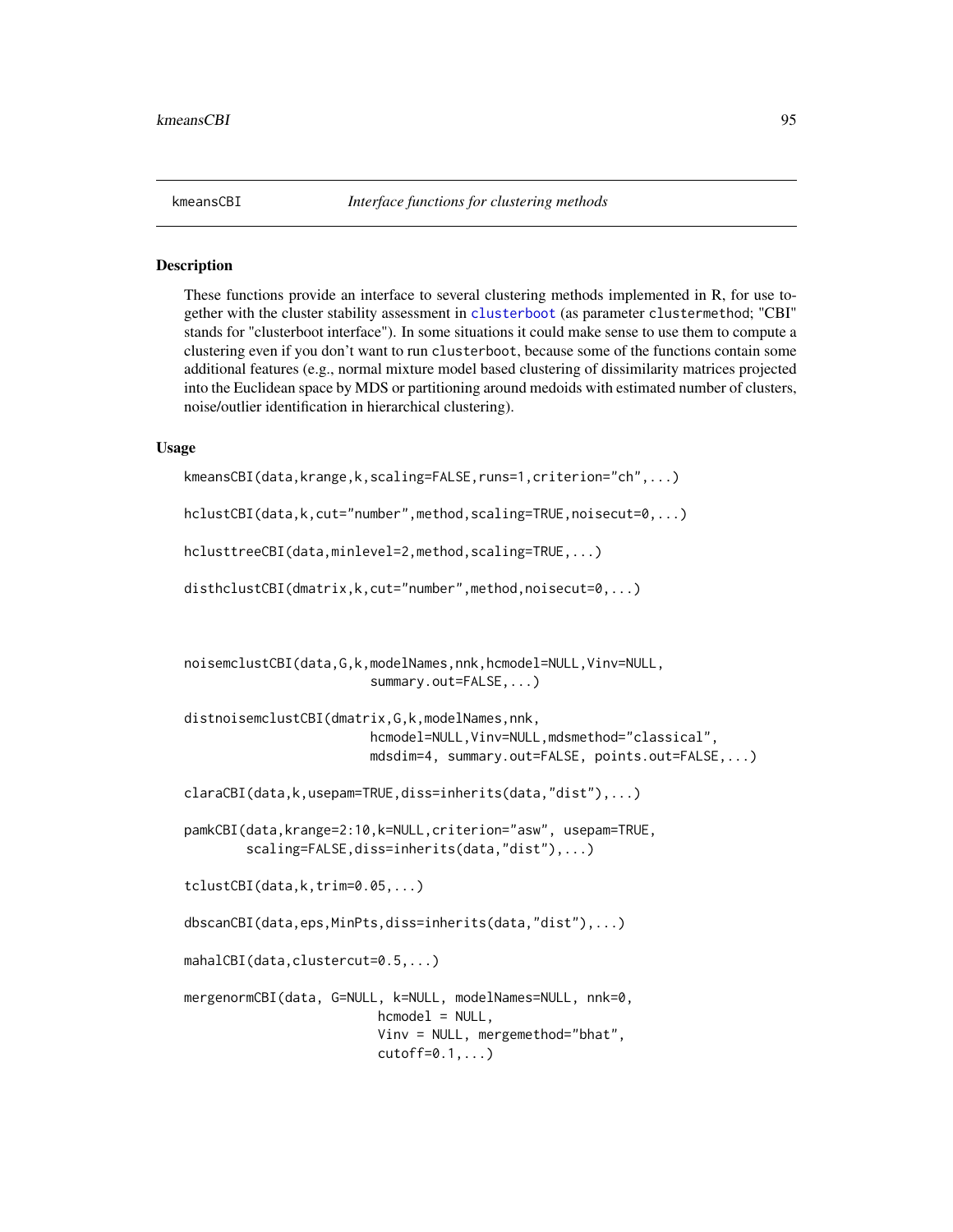kmeansCBI *Interface functions for clustering methods*

## Description

These functions provide an interface to several clustering methods implemented in R, for use together with the cluster stability assessment in clusterboot (as parameter clustermethod; "CBI" stands for "clusterboot interface"). In some situations it could make sense to use them to compute a clustering even if you don't want to run clusterboot, because some of the functions contain some additional features (e.g., normal mixture model based clustering of dissimilarity matrices projected into the Euclidean space by MDS or partitioning around medoids with estimated number of clusters, noise/outlier identification in hierarchical clustering).

## Usage

```
kmeansCBI(data,krange,k,scaling=FALSE,runs=1,criterion="ch",...)

hclustCBI(data,k,cut="number",method,scaling=TRUE,noisecut=0,...)

hclusttreeCBI(data,minlevel=2,method,scaling=TRUE,...)

disthclustCBI(dmatrix,k,cut="number",method,noisecut=0,...)



noisemclustCBI(data,G,k,modelNames,nnk,hcmodel=NULL,Vinv=NULL,
                        summary.out=FALSE,...)

distnoisemclustCBI(dmatrix,G,k,modelNames,nnk,
                        hcmodel=NULL,Vinv=NULL,mdsmethod="classical",
                        mdsdim=4, summary.out=FALSE, points.out=FALSE,...)

claraCBI(data,k,usepam=TRUE,diss=inherits(data,"dist"),...)

pamkCBI(data,krange=2:10,k=NULL,criterion="asw", usepam=TRUE,
        scaling=FALSE,diss=inherits(data,"dist"),...)

tclustCBI(data,k,trim=0.05,...)

dbscanCBI(data,eps,MinPts,diss=inherits(data,"dist"),...)

mahalCBI(data,clustercut=0.5,...)

mergenormCBI(data, G=NULL, k=NULL, modelNames=NULL, nnk=0,
                         hcmodel = NULL,
                         Vinv = NULL, mergemethod="bhat",
                         cutoff=0.1,...)
```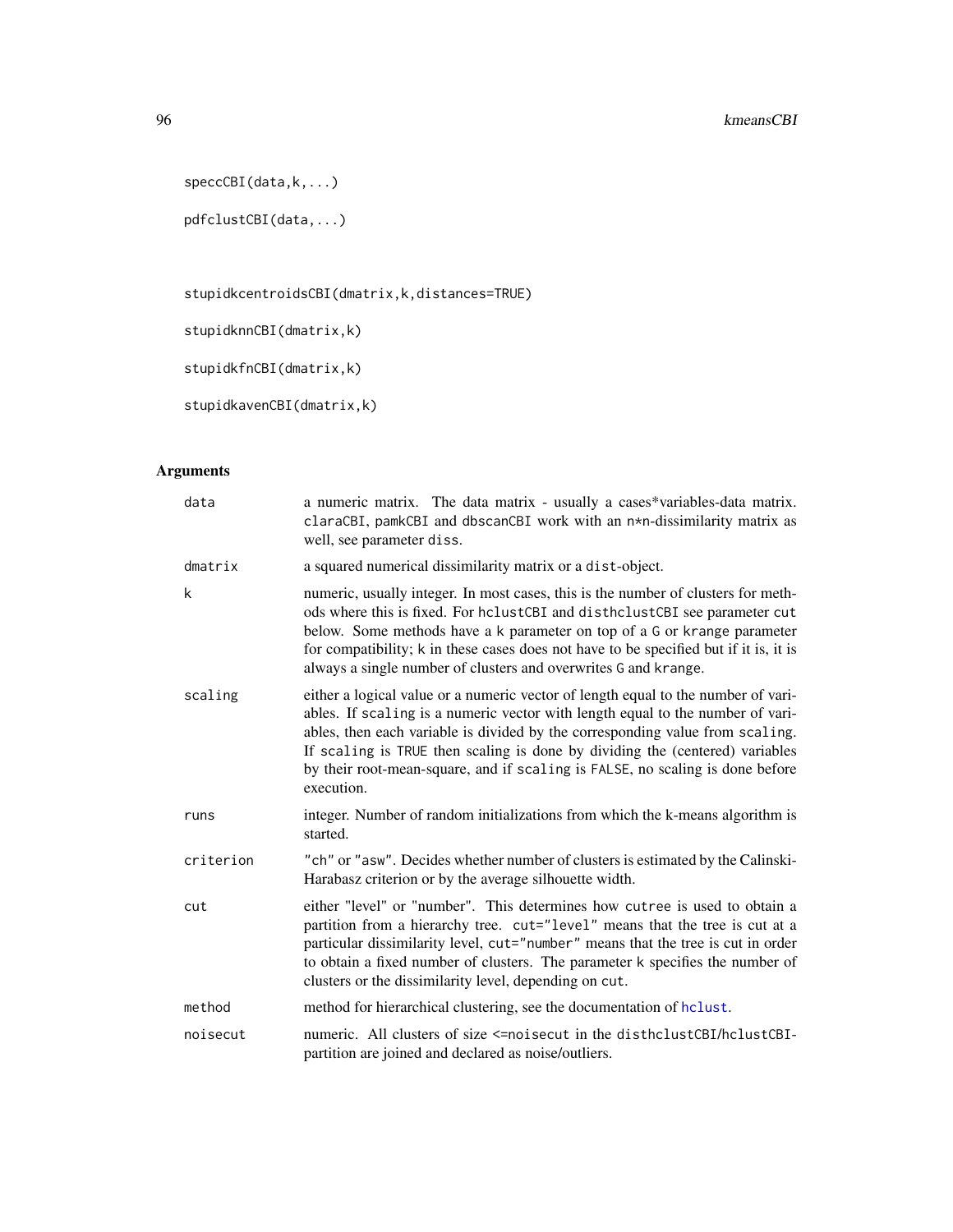```
speccCBI(data,k,...)

pdfclustCBI(data,...)


stupidkcentroidsCBI(dmatrix,k,distances=TRUE)

stupidknnCBI(dmatrix,k)

stupidkfnCBI(dmatrix,k)

stupidkavenCBI(dmatrix,k)
```

## Arguments

| | |
|---|---|
| data | a numeric matrix. The data matrix - usually a cases*variables-data matrix. claraCBI, pamkCBI and dbscanCBI work with an n*n-dissimilarity matrix as well, see parameter diss. |
| dmatrix | a squared numerical dissimilarity matrix or a dist-object. |
| k | numeric, usually integer. In most cases, this is the number of clusters for methods where this is fixed. For hclustCBI and disthclustCBI see parameter cut below. Some methods have a k parameter on top of a G or krange parameter for compatibility; k in these cases does not have to be specified but if it is, it is always a single number of clusters and overwrites G and krange. |
| scaling | either a logical value or a numeric vector of length equal to the number of variables. If scaling is a numeric vector with length equal to the number of variables, then each variable is divided by the corresponding value from scaling. If scaling is TRUE then scaling is done by dividing the (centered) variables by their root-mean-square, and if scaling is FALSE, no scaling is done before execution. |
| runs | integer. Number of random initializations from which the k-means algorithm is started. |
| criterion | "ch" or "asw". Decides whether number of clusters is estimated by the Calinski-Harabasz criterion or by the average silhouette width. |
| cut | either "level" or "number". This determines how cutree is used to obtain a partition from a hierarchy tree. cut="level" means that the tree is cut at a particular dissimilarity level, cut="number" means that the tree is cut in order to obtain a fixed number of clusters. The parameter k specifies the number of clusters or the dissimilarity level, depending on cut. |
| method | method for hierarchical clustering, see the documentation of hclust. |
| noisecut | numeric. All clusters of size <=noisecut in the disthclustCBI/hclustCBI-partition are joined and declared as noise/outliers. |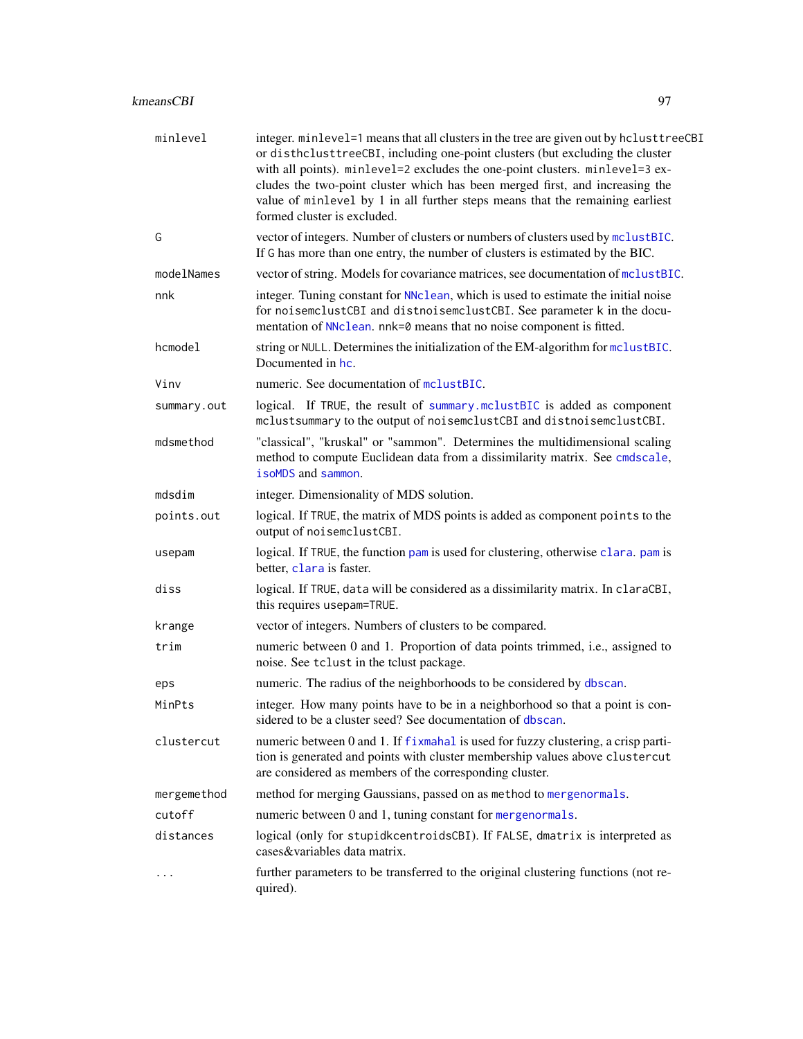| | |
|---|---|
| `minlevel` | integer. `minlevel=1` means that all clusters in the tree are given out by `hclusttreeCBI` or `disthclusttreeCBI`, including one-point clusters (but excluding the cluster with all points). `minlevel=2` excludes the one-point clusters. `minlevel=3` excludes the two-point cluster which has been merged first, and increasing the value of `minlevel` by 1 in all further steps means that the remaining earliest formed cluster is excluded. |
| `G` | vector of integers. Number of clusters or numbers of clusters used by `mclustBIC`. If `G` has more than one entry, the number of clusters is estimated by the BIC. |
| `modelNames` | vector of string. Models for covariance matrices, see documentation of `mclustBIC`. |
| `nnk` | integer. Tuning constant for `NNclean`, which is used to estimate the initial noise for `noisemclustCBI` and `distnoisemclustCBI`. See parameter `k` in the documentation of `NNclean`. `nnk=0` means that no noise component is fitted. |
| `hcmodel` | string or `NULL`. Determines the initialization of the EM-algorithm for `mclustBIC`. Documented in `hc`. |
| `Vinv` | numeric. See documentation of `mclustBIC`. |
| `summary.out` | logical. If `TRUE`, the result of `summary.mclustBIC` is added as component `mclustsummary` to the output of `noisemclustCBI` and `distnoisemclustCBI`. |
| `mdsmethod` | "classical", "kruskal" or "sammon". Determines the multidimensional scaling method to compute Euclidean data from a dissimilarity matrix. See `cmdscale`, `isoMDS` and `sammon`. |
| `mdsdim` | integer. Dimensionality of MDS solution. |
| `points.out` | logical. If `TRUE`, the matrix of MDS points is added as component `points` to the output of `noisemclustCBI`. |
| `usepam` | logical. If `TRUE`, the function `pam` is used for clustering, otherwise `clara`. `pam` is better, `clara` is faster. |
| `diss` | logical. If `TRUE`, `data` will be considered as a dissimilarity matrix. In `claraCBI`, this requires `usepam=TRUE`. |
| `krange` | vector of integers. Numbers of clusters to be compared. |
| `trim` | numeric between 0 and 1. Proportion of data points trimmed, i.e., assigned to noise. See `tclust` in the tclust package. |
| `eps` | numeric. The radius of the neighborhoods to be considered by `dbscan`. |
| `MinPts` | integer. How many points have to be in a neighborhood so that a point is considered to be a cluster seed? See documentation of `dbscan`. |
| `clustercut` | numeric between 0 and 1. If `fixmahal` is used for fuzzy clustering, a crisp partition is generated and points with cluster membership values above `clustercut` are considered as members of the corresponding cluster. |
| `mergemethod` | method for merging Gaussians, passed on as `method` to `mergenormals`. |
| `cutoff` | numeric between 0 and 1, tuning constant for `mergenormals`. |
| `distances` | logical (only for `stupidkcentroidsCBI`). If `FALSE`, `dmatrix` is interpreted as cases&variables data matrix. |
| `...` | further parameters to be transferred to the original clustering functions (not required). |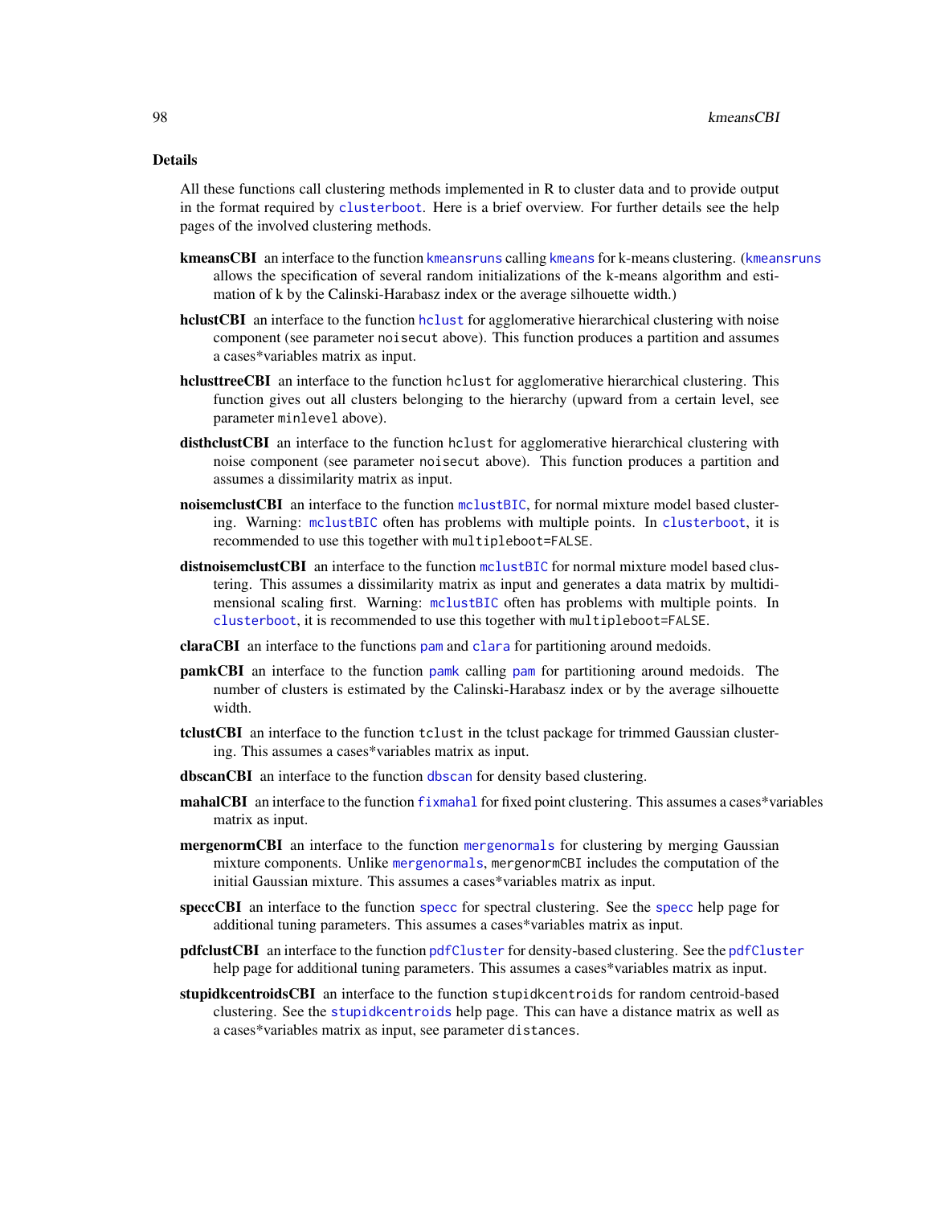## Details

All these functions call clustering methods implemented in R to cluster data and to provide output in the format required by clusterboot. Here is a brief overview. For further details see the help pages of the involved clustering methods.

**kmeansCBI** an interface to the function kmeansruns calling kmeans for k-means clustering. (kmeansruns allows the specification of several random initializations of the k-means algorithm and estimation of k by the Calinski-Harabasz index or the average silhouette width.)

**hclustCBI** an interface to the function hclust for agglomerative hierarchical clustering with noise component (see parameter noisecut above). This function produces a partition and assumes a cases*variables matrix as input.

**hclusttreeCBI** an interface to the function hclust for agglomerative hierarchical clustering. This function gives out all clusters belonging to the hierarchy (upward from a certain level, see parameter minlevel above).

**disthclustCBI** an interface to the function hclust for agglomerative hierarchical clustering with noise component (see parameter noisecut above). This function produces a partition and assumes a dissimilarity matrix as input.

**noisemclustCBI** an interface to the function mclustBIC, for normal mixture model based clustering. Warning: mclustBIC often has problems with multiple points. In clusterboot, it is recommended to use this together with multipleboot=FALSE.

**distnoisemclustCBI** an interface to the function mclustBIC for normal mixture model based clustering. This assumes a dissimilarity matrix as input and generates a data matrix by multidimensional scaling first. Warning: mclustBIC often has problems with multiple points. In clusterboot, it is recommended to use this together with multipleboot=FALSE.

**claraCBI** an interface to the functions pam and clara for partitioning around medoids.

**pamkCBI** an interface to the function pamk calling pam for partitioning around medoids. The number of clusters is estimated by the Calinski-Harabasz index or by the average silhouette width.

**tclustCBI** an interface to the function tclust in the tclust package for trimmed Gaussian clustering. This assumes a cases*variables matrix as input.

**dbscanCBI** an interface to the function dbscan for density based clustering.

**mahalCBI** an interface to the function fixmahal for fixed point clustering. This assumes a cases*variables matrix as input.

**mergenormCBI** an interface to the function mergenormals for clustering by merging Gaussian mixture components. Unlike mergenormals, mergenormCBI includes the computation of the initial Gaussian mixture. This assumes a cases*variables matrix as input.

**speccCBI** an interface to the function specc for spectral clustering. See the specc help page for additional tuning parameters. This assumes a cases*variables matrix as input.

**pdfclustCBI** an interface to the function pdfCluster for density-based clustering. See the pdfCluster help page for additional tuning parameters. This assumes a cases*variables matrix as input.

**stupidkcentroidsCBI** an interface to the function stupidkcentroids for random centroid-based clustering. See the stupidkcentroids help page. This can have a distance matrix as well as a cases*variables matrix as input, see parameter distances.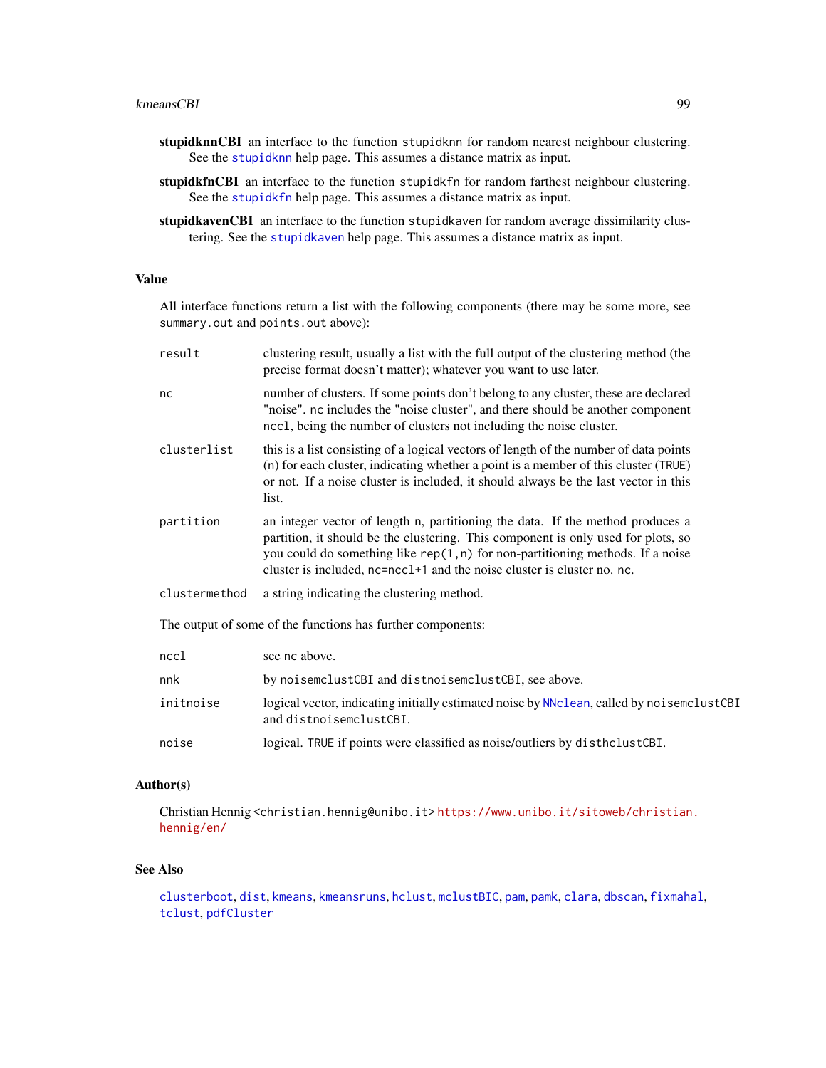**stupidknnCBI** an interface to the function stupidknn for random nearest neighbour clustering. See the stupidknn help page. This assumes a distance matrix as input.

**stupidkfnCBI** an interface to the function stupidkfn for random farthest neighbour clustering. See the stupidkfn help page. This assumes a distance matrix as input.

**stupidkavenCBI** an interface to the function stupidkaven for random average dissimilarity clustering. See the stupidkaven help page. This assumes a distance matrix as input.

## Value

All interface functions return a list with the following components (there may be some more, see summary.out and points.out above):

| | |
|---|---|
| result | clustering result, usually a list with the full output of the clustering method (the precise format doesn't matter); whatever you want to use later. |
| nc | number of clusters. If some points don't belong to any cluster, these are declared "noise". nc includes the "noise cluster", and there should be another component nccl, being the number of clusters not including the noise cluster. |
| clusterlist | this is a list consisting of a logical vectors of length of the number of data points (n) for each cluster, indicating whether a point is a member of this cluster (TRUE) or not. If a noise cluster is included, it should always be the last vector in this list. |
| partition | an integer vector of length n, partitioning the data. If the method produces a partition, it should be the clustering. This component is only used for plots, so you could do something like rep(1,n) for non-partitioning methods. If a noise cluster is included, nc=nccl+1 and the noise cluster is cluster no. nc. |
| clustermethod | a string indicating the clustering method. |

The output of some of the functions has further components:

| | |
|---|---|
| nccl | see nc above. |
| nnk | by noisemclustCBI and distnoisemclustCBI, see above. |
| initnoise | logical vector, indicating initially estimated noise by NNclean, called by noisemclustCBI and distnoisemclustCBI. |
| noise | logical. TRUE if points were classified as noise/outliers by disthclustCBI. |

## Author(s)

Christian Hennig <christian.hennig@unibo.it> https://www.unibo.it/sitoweb/christian.hennig/en/

## See Also

clusterboot, dist, kmeans, kmeansruns, hclust, mclustBIC, pam, pamk, clara, dbscan, fixmahal, tclust, pdfCluster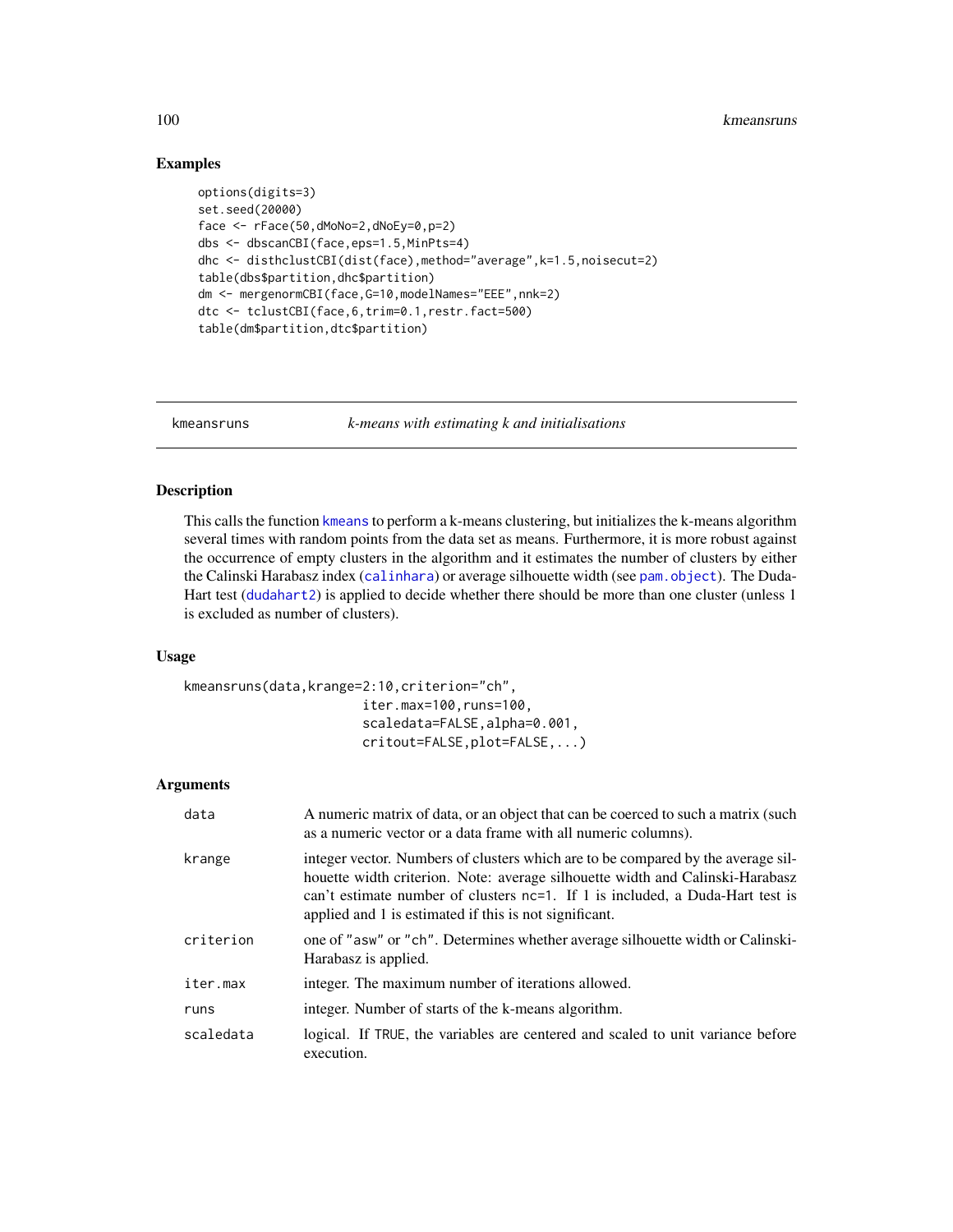## Examples

```
options(digits=3)
set.seed(20000)
face <- rFace(50,dMoNo=2,dNoEy=0,p=2)
dbs <- dbscanCBI(face,eps=1.5,MinPts=4)
dhc <- disthclustCBI(dist(face),method="average",k=1.5,noisecut=2)
table(dbs$partition,dhc$partition)
dm <- mergenormCBI(face,G=10,modelNames="EEE",nnk=2)
dtc <- tclustCBI(face,6,trim=0.1,restr.fact=500)
table(dm$partition,dtc$partition)
```

---

# kmeansruns — *k-means with estimating k and initialisations*

---

## Description

This calls the function `kmeans` to perform a k-means clustering, but initializes the k-means algorithm several times with random points from the data set as means. Furthermore, it is more robust against the occurrence of empty clusters in the algorithm and it estimates the number of clusters by either the Calinski Harabasz index (`calinhara`) or average silhouette width (see `pam.object`). The Duda-Hart test (`dudahart2`) is applied to decide whether there should be more than one cluster (unless 1 is excluded as number of clusters).

## Usage

```
kmeansruns(data,krange=2:10,criterion="ch",
                      iter.max=100,runs=100,
                      scaledata=FALSE,alpha=0.001,
                      critout=FALSE,plot=FALSE,...)
```

## Arguments

| | |
|---|---|
| data | A numeric matrix of data, or an object that can be coerced to such a matrix (such as a numeric vector or a data frame with all numeric columns). |
| krange | integer vector. Numbers of clusters which are to be compared by the average silhouette width criterion. Note: average silhouette width and Calinski-Harabasz can't estimate number of clusters nc=1. If 1 is included, a Duda-Hart test is applied and 1 is estimated if this is not significant. |
| criterion | one of "asw" or "ch". Determines whether average silhouette width or Calinski-Harabasz is applied. |
| iter.max | integer. The maximum number of iterations allowed. |
| runs | integer. Number of starts of the k-means algorithm. |
| scaledata | logical. If TRUE, the variables are centered and scaled to unit variance before execution. |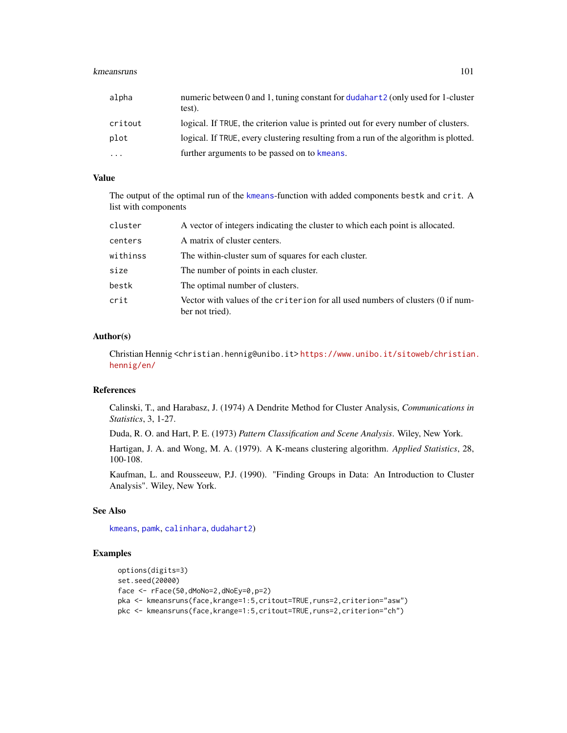| | |
|---|---|
| alpha | numeric between 0 and 1, tuning constant for dudahart2 (only used for 1-cluster test). |
| critout | logical. If TRUE, the criterion value is printed out for every number of clusters. |
| plot | logical. If TRUE, every clustering resulting from a run of the algorithm is plotted. |
| ... | further arguments to be passed on to kmeans. |

## Value

The output of the optimal run of the kmeans-function with added components bestk and crit. A list with components

| | |
|---|---|
| cluster | A vector of integers indicating the cluster to which each point is allocated. |
| centers | A matrix of cluster centers. |
| withinss | The within-cluster sum of squares for each cluster. |
| size | The number of points in each cluster. |
| bestk | The optimal number of clusters. |
| crit | Vector with values of the criterion for all used numbers of clusters (0 if number not tried). |

## Author(s)

Christian Hennig <christian.hennig@unibo.it> https://www.unibo.it/sitoweb/christian.hennig/en/

## References

Calinski, T., and Harabasz, J. (1974) A Dendrite Method for Cluster Analysis, *Communications in Statistics*, 3, 1-27.

Duda, R. O. and Hart, P. E. (1973) *Pattern Classification and Scene Analysis*. Wiley, New York.

Hartigan, J. A. and Wong, M. A. (1979). A K-means clustering algorithm. *Applied Statistics*, 28, 100-108.

Kaufman, L. and Rousseeuw, P.J. (1990). "Finding Groups in Data: An Introduction to Cluster Analysis". Wiley, New York.

## See Also

kmeans, pamk, calinhara, dudahart2)

## Examples

```
options(digits=3)
set.seed(20000)
face <- rFace(50,dMoNo=2,dNoEy=0,p=2)
pka <- kmeansruns(face,krange=1:5,critout=TRUE,runs=2,criterion="asw")
pkc <- kmeansruns(face,krange=1:5,critout=TRUE,runs=2,criterion="ch")
```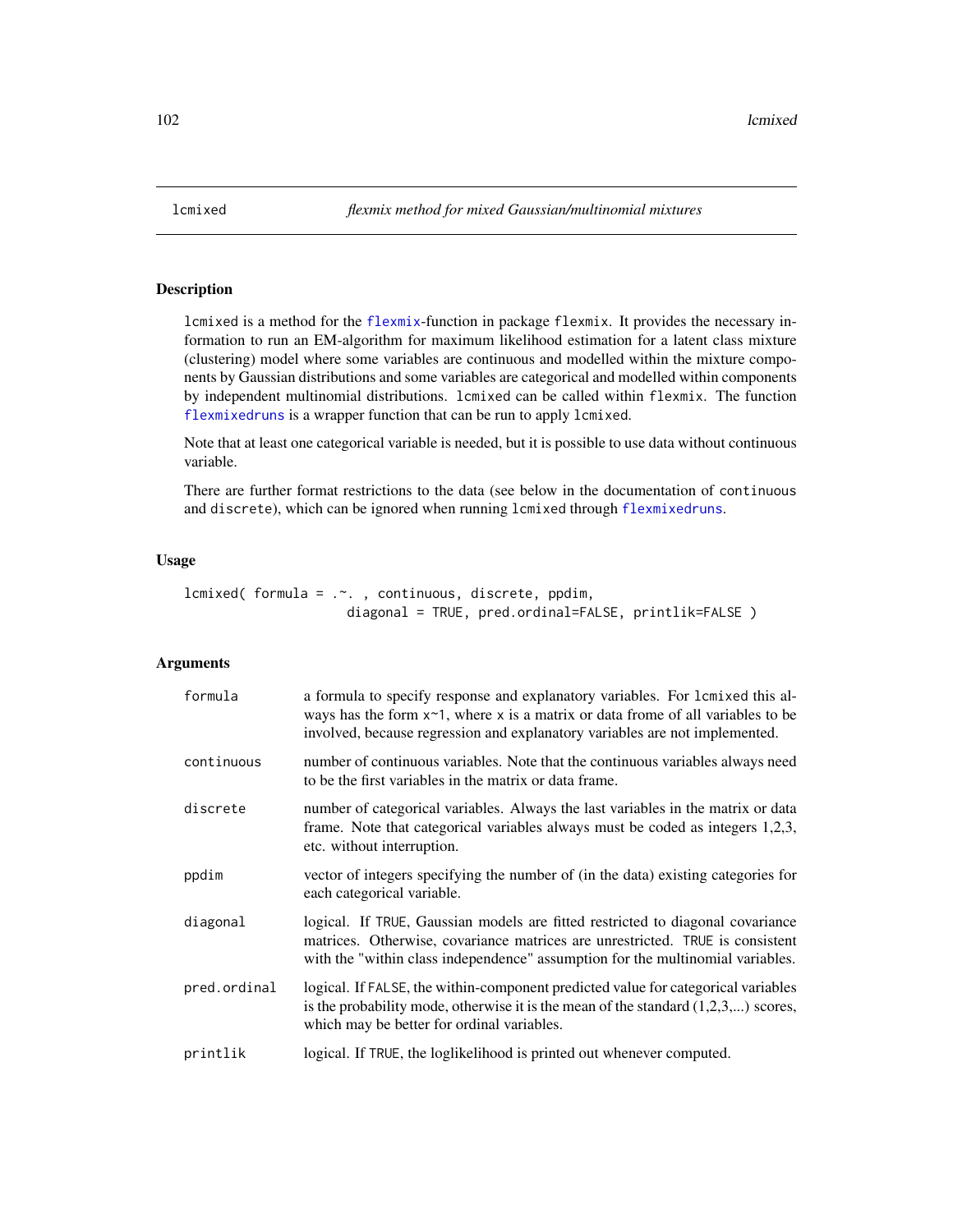## lcmixed — *flexmix method for mixed Gaussian/multinomial mixtures*

### Description

`lcmixed` is a method for the `flexmix`-function in package `flexmix`. It provides the necessary information to run an EM-algorithm for maximum likelihood estimation for a latent class mixture (clustering) model where some variables are continuous and modelled within the mixture components by Gaussian distributions and some variables are categorical and modelled within components by independent multinomial distributions. `lcmixed` can be called within `flexmix`. The function `flexmixedruns` is a wrapper function that can be run to apply `lcmixed`.

Note that at least one categorical variable is needed, but it is possible to use data without continuous variable.

There are further format restrictions to the data (see below in the documentation of `continuous` and `discrete`), which can be ignored when running `lcmixed` through `flexmixedruns`.

### Usage

```
lcmixed( formula = .~. , continuous, discrete, ppdim,
                  diagonal = TRUE, pred.ordinal=FALSE, printlik=FALSE )
```

### Arguments

| | |
|---|---|
| `formula` | a formula to specify response and explanatory variables. For `lcmixed` this always has the form `x~1`, where `x` is a matrix or data frome of all variables to be involved, because regression and explanatory variables are not implemented. |
| `continuous` | number of continuous variables. Note that the continuous variables always need to be the first variables in the matrix or data frame. |
| `discrete` | number of categorical variables. Always the last variables in the matrix or data frame. Note that categorical variables always must be coded as integers 1,2,3, etc. without interruption. |
| `ppdim` | vector of integers specifying the number of (in the data) existing categories for each categorical variable. |
| `diagonal` | logical. If `TRUE`, Gaussian models are fitted restricted to diagonal covariance matrices. Otherwise, covariance matrices are unrestricted. `TRUE` is consistent with the "within class independence" assumption for the multinomial variables. |
| `pred.ordinal` | logical. If `FALSE`, the within-component predicted value for categorical variables is the probability mode, otherwise it is the mean of the standard (1,2,3,...) scores, which may be better for ordinal variables. |
| `printlik` | logical. If `TRUE`, the loglikelihood is printed out whenever computed. |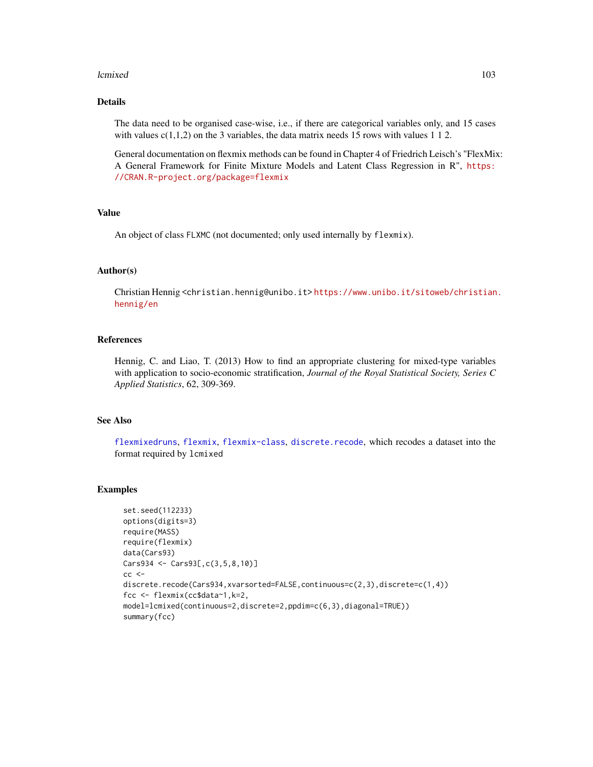## Details

The data need to be organised case-wise, i.e., if there are categorical variables only, and 15 cases with values c(1,1,2) on the 3 variables, the data matrix needs 15 rows with values 1 1 2.

General documentation on flexmix methods can be found in Chapter 4 of Friedrich Leisch's "FlexMix: A General Framework for Finite Mixture Models and Latent Class Regression in R", https://CRAN.R-project.org/package=flexmix

## Value

An object of class `FLXMC` (not documented; only used internally by `flexmix`).

## Author(s)

Christian Hennig <christian.hennig@unibo.it> https://www.unibo.it/sitoweb/christian.hennig/en

## References

Hennig, C. and Liao, T. (2013) How to find an appropriate clustering for mixed-type variables with application to socio-economic stratification, *Journal of the Royal Statistical Society, Series C Applied Statistics*, 62, 309-369.

## See Also

`flexmixedruns`, `flexmix`, `flexmix-class`, `discrete.recode`, which recodes a dataset into the format required by `lcmixed`

## Examples

```
set.seed(112233)
options(digits=3)
require(MASS)
require(flexmix)
data(Cars93)
Cars934 <- Cars93[,c(3,5,8,10)]
cc <-
discrete.recode(Cars934,xvarsorted=FALSE,continuous=c(2,3),discrete=c(1,4))
fcc <- flexmix(cc$data~1,k=2,
model=lcmixed(continuous=2,discrete=2,ppdim=c(6,3),diagonal=TRUE))
summary(fcc)
```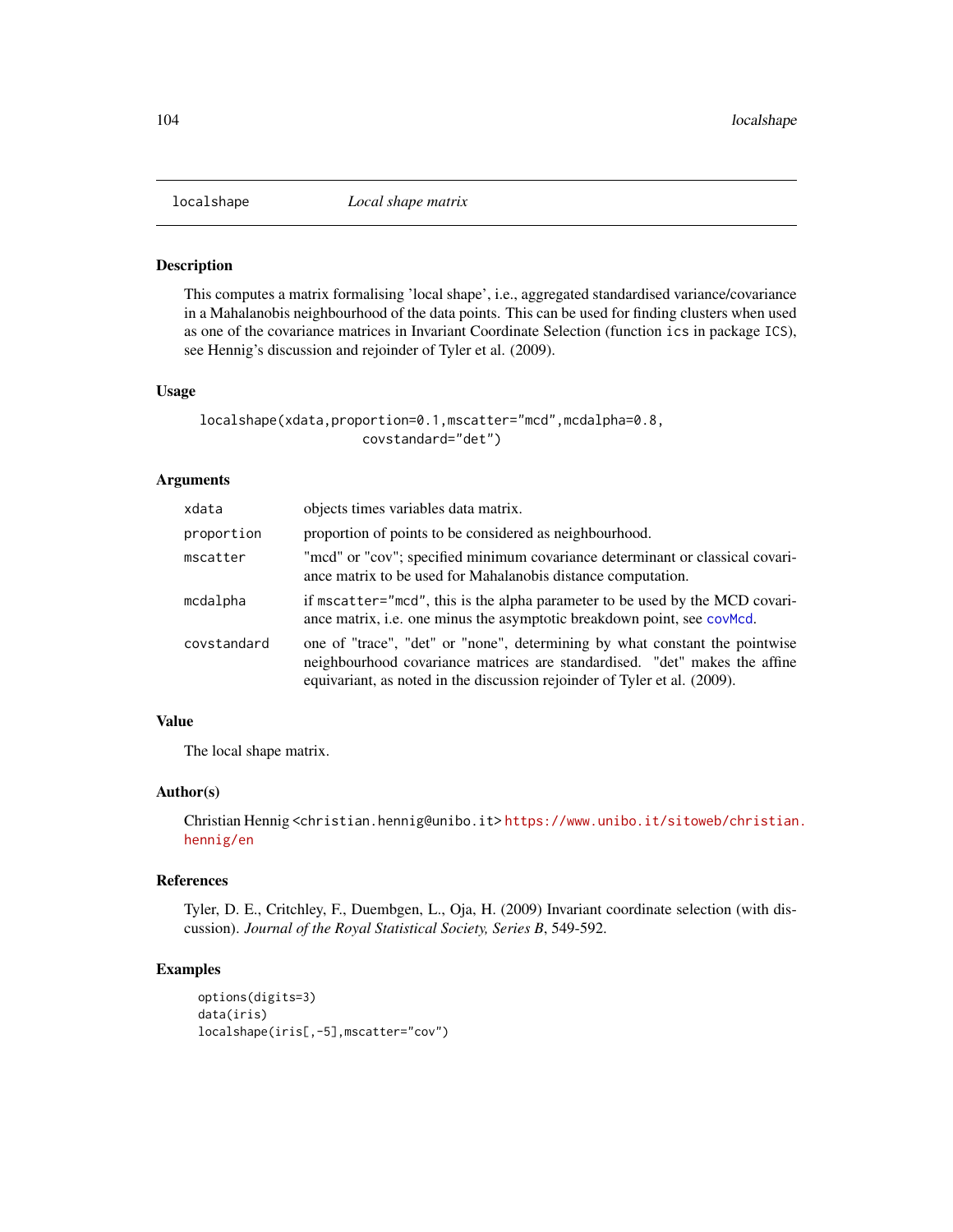localshape *Local shape matrix*

## Description

This computes a matrix formalising 'local shape', i.e., aggregated standardised variance/covariance in a Mahalanobis neighbourhood of the data points. This can be used for finding clusters when used as one of the covariance matrices in Invariant Coordinate Selection (function `ics` in package `ICS`), see Hennig's discussion and rejoinder of Tyler et al. (2009).

## Usage

```
localshape(xdata,proportion=0.1,mscatter="mcd",mcdalpha=0.8,
                    covstandard="det")
```

## Arguments

| | |
|---|---|
| `xdata` | objects times variables data matrix. |
| `proportion` | proportion of points to be considered as neighbourhood. |
| `mscatter` | "mcd" or "cov"; specified minimum covariance determinant or classical covariance matrix to be used for Mahalanobis distance computation. |
| `mcdalpha` | if `mscatter="mcd"`, this is the alpha parameter to be used by the MCD covariance matrix, i.e. one minus the asymptotic breakdown point, see `covMcd`. |
| `covstandard` | one of "trace", "det" or "none", determining by what constant the pointwise neighbourhood covariance matrices are standardised. "det" makes the affine equivariant, as noted in the discussion rejoinder of Tyler et al. (2009). |

## Value

The local shape matrix.

## Author(s)

Christian Hennig <christian.hennig@unibo.it> https://www.unibo.it/sitoweb/christian.hennig/en

## References

Tyler, D. E., Critchley, F., Duembgen, L., Oja, H. (2009) Invariant coordinate selection (with discussion). *Journal of the Royal Statistical Society, Series B*, 549-592.

## Examples

```
options(digits=3)
data(iris)
localshape(iris[,-5],mscatter="cov")
```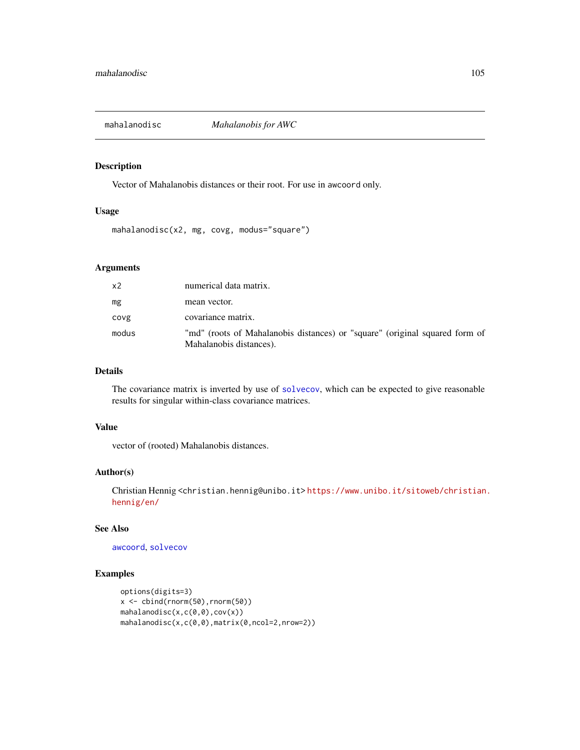## mahalanodisc — *Mahalanobis for AWC*

### Description

Vector of Mahalanobis distances or their root. For use in `awcoord` only.

### Usage

```
mahalanodisc(x2, mg, covg, modus="square")
```

### Arguments

| | |
|---|---|
| `x2` | numerical data matrix. |
| `mg` | mean vector. |
| `covg` | covariance matrix. |
| `modus` | "md" (roots of Mahalanobis distances) or "square" (original squared form of Mahalanobis distances). |

### Details

The covariance matrix is inverted by use of `solvecov`, which can be expected to give reasonable results for singular within-class covariance matrices.

### Value

vector of (rooted) Mahalanobis distances.

### Author(s)

Christian Hennig <christian.hennig@unibo.it> https://www.unibo.it/sitoweb/christian.hennig/en/

### See Also

`awcoord`, `solvecov`

### Examples

```
options(digits=3)
x <- cbind(rnorm(50),rnorm(50))
mahalanodisc(x,c(0,0),cov(x))
mahalanodisc(x,c(0,0),matrix(0,ncol=2,nrow=2))
```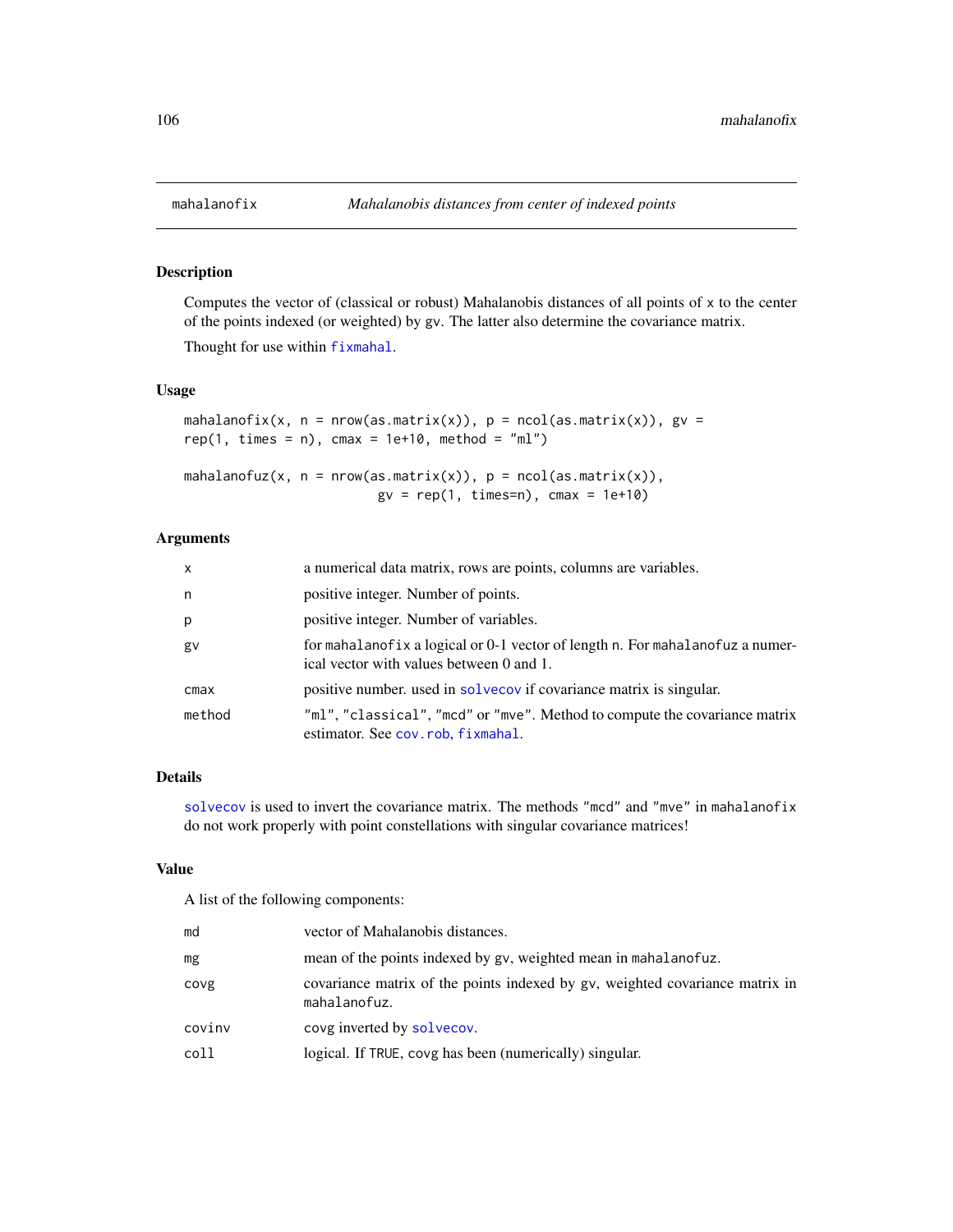mahalanofix *Mahalanobis distances from center of indexed points*

## Description

Computes the vector of (classical or robust) Mahalanobis distances of all points of `x` to the center of the points indexed (or weighted) by `gv`. The latter also determine the covariance matrix.

Thought for use within `fixmahal`.

## Usage

```
mahalanofix(x, n = nrow(as.matrix(x)), p = ncol(as.matrix(x)), gv =
rep(1, times = n), cmax = 1e+10, method = "ml")

mahalanofuz(x, n = nrow(as.matrix(x)), p = ncol(as.matrix(x)),
                         gv = rep(1, times=n), cmax = 1e+10)
```

## Arguments

| | |
|---|---|
| `x` | a numerical data matrix, rows are points, columns are variables. |
| `n` | positive integer. Number of points. |
| `p` | positive integer. Number of variables. |
| `gv` | for `mahalanofix` a logical or 0-1 vector of length `n`. For `mahalanofuz` a numerical vector with values between 0 and 1. |
| `cmax` | positive number. used in `solvecov` if covariance matrix is singular. |
| `method` | `"ml"`, `"classical"`, `"mcd"` or `"mve"`. Method to compute the covariance matrix estimator. See `cov.rob`, `fixmahal`. |

## Details

`solvecov` is used to invert the covariance matrix. The methods `"mcd"` and `"mve"` in `mahalanofix` do not work properly with point constellations with singular covariance matrices!

## Value

A list of the following components:

| | |
|---|---|
| `md` | vector of Mahalanobis distances. |
| `mg` | mean of the points indexed by `gv`, weighted mean in `mahalanofuz`. |
| `covg` | covariance matrix of the points indexed by `gv`, weighted covariance matrix in `mahalanofuz`. |
| `covinv` | `covg` inverted by `solvecov`. |
| `coll` | logical. If `TRUE`, `covg` has been (numerically) singular. |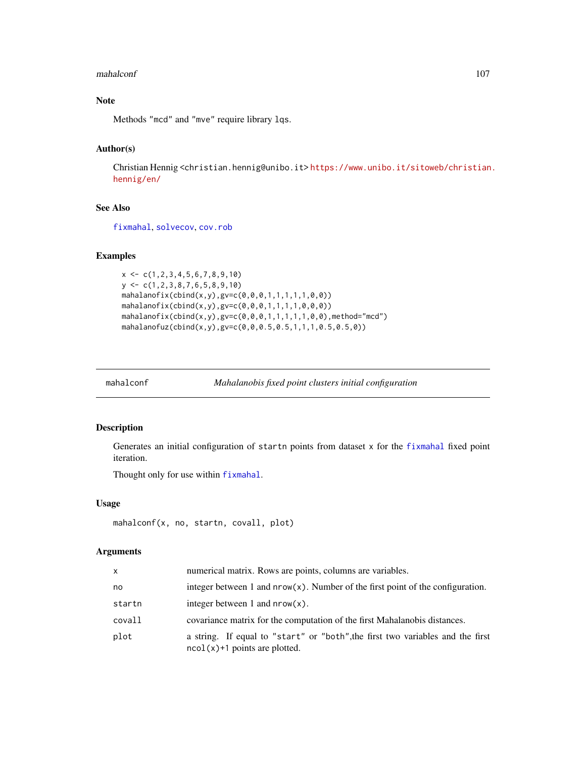### Note

Methods "mcd" and "mve" require library lqs.

### Author(s)

Christian Hennig <christian.hennig@unibo.it> https://www.unibo.it/sitoweb/christian.hennig/en/

### See Also

fixmahal, solvecov, cov.rob

### Examples

```
x <- c(1,2,3,4,5,6,7,8,9,10)
y <- c(1,2,3,8,7,6,5,8,9,10)
mahalanofix(cbind(x,y),gv=c(0,0,0,1,1,1,1,1,0,0))
mahalanofix(cbind(x,y),gv=c(0,0,0,1,1,1,1,0,0,0))
mahalanofix(cbind(x,y),gv=c(0,0,0,1,1,1,1,1,0,0),method="mcd")
mahalanofuz(cbind(x,y),gv=c(0,0,0.5,0.5,1,1,1,0.5,0.5,0))
```

---

## mahalconf — *Mahalanobis fixed point clusters initial configuration*

### Description

Generates an initial configuration of startn points from dataset x for the fixmahal fixed point iteration.

Thought only for use within fixmahal.

### Usage

```
mahalconf(x, no, startn, covall, plot)
```

### Arguments

| | |
|---|---|
| x | numerical matrix. Rows are points, columns are variables. |
| no | integer between 1 and nrow(x). Number of the first point of the configuration. |
| startn | integer between 1 and nrow(x). |
| covall | covariance matrix for the computation of the first Mahalanobis distances. |
| plot | a string. If equal to "start" or "both",the first two variables and the first ncol(x)+1 points are plotted. |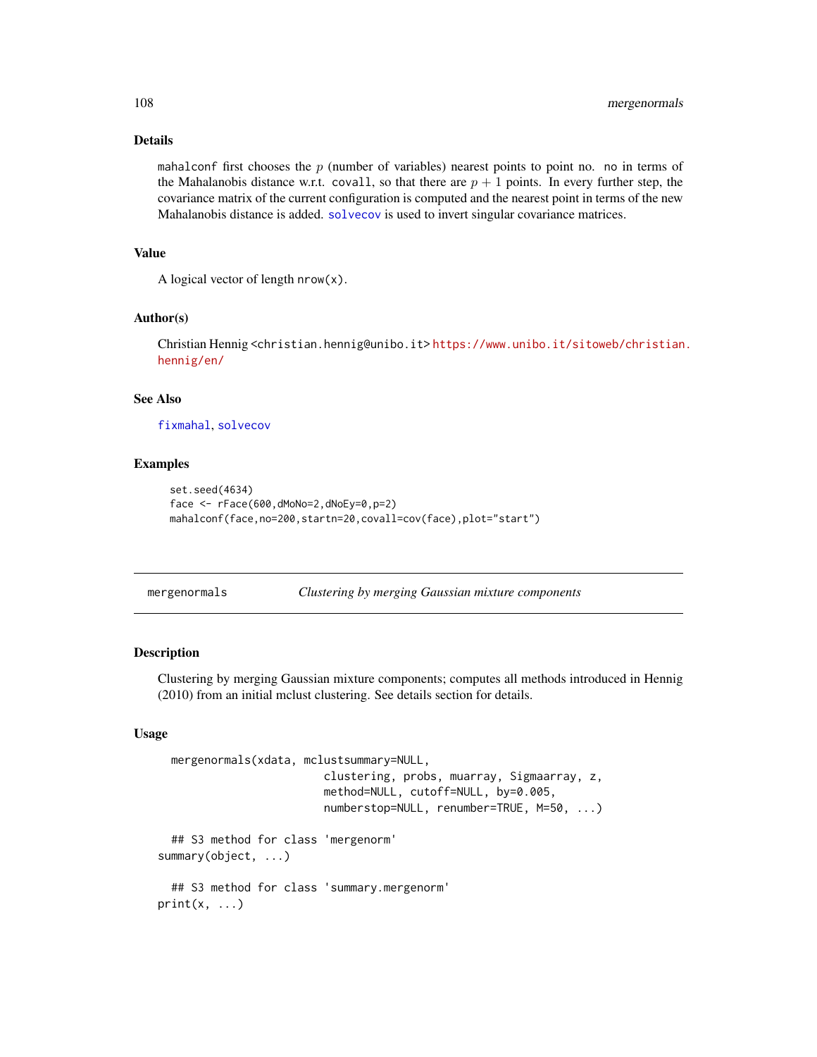### Details

`mahalconf` first chooses the $p$ (number of variables) nearest points to point no. `no` in terms of the Mahalanobis distance w.r.t. `covall`, so that there are $p+1$ points. In every further step, the covariance matrix of the current configuration is computed and the nearest point in terms of the new Mahalanobis distance is added. `solvecov` is used to invert singular covariance matrices.

### Value

A logical vector of length `nrow(x)`.

### Author(s)

Christian Hennig <christian.hennig@unibo.it> https://www.unibo.it/sitoweb/christian.hennig/en/

### See Also

`fixmahal`, `solvecov`

### Examples

```
set.seed(4634)
face <- rFace(600,dMoNo=2,dNoEy=0,p=2)
mahalconf(face,no=200,startn=20,covall=cov(face),plot="start")
```

---

## mergenormals *Clustering by merging Gaussian mixture components*

---

### Description

Clustering by merging Gaussian mixture components; computes all methods introduced in Hennig (2010) from an initial mclust clustering. See details section for details.

### Usage

```
mergenormals(xdata, mclustsummary=NULL,
                        clustering, probs, muarray, Sigmaarray, z,
                        method=NULL, cutoff=NULL, by=0.005,
                        numberstop=NULL, renumber=TRUE, M=50, ...)

  ## S3 method for class 'mergenorm'
summary(object, ...)

  ## S3 method for class 'summary.mergenorm'
print(x, ...)
```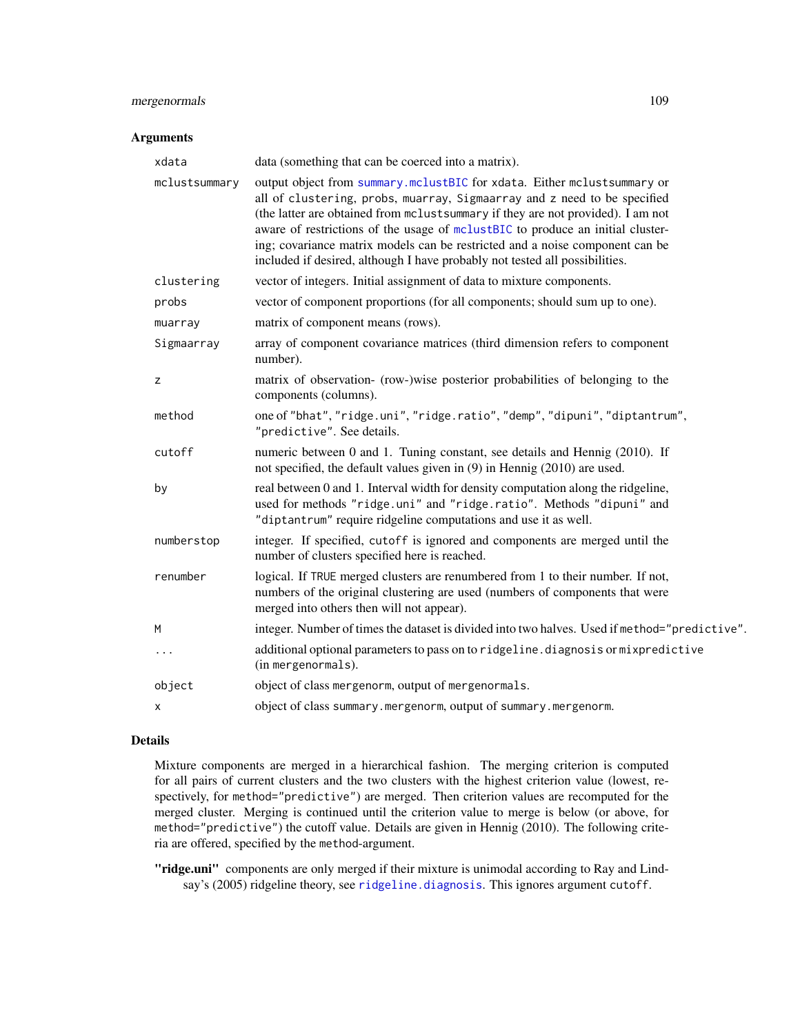## Arguments

| | |
|---|---|
| `xdata` | data (something that can be coerced into a matrix). |
| `mclustsummary` | output object from `summary.mclustBIC` for `xdata`. Either `mclustsummary` or all of `clustering`, `probs`, `muarray`, `Sigmaarray` and `z` need to be specified (the latter are obtained from `mclustsummary` if they are not provided). I am not aware of restrictions of the usage of `mclustBIC` to produce an initial clustering; covariance matrix models can be restricted and a noise component can be included if desired, although I have probably not tested all possibilities. |
| `clustering` | vector of integers. Initial assignment of data to mixture components. |
| `probs` | vector of component proportions (for all components; should sum up to one). |
| `muarray` | matrix of component means (rows). |
| `Sigmaarray` | array of component covariance matrices (third dimension refers to component number). |
| `z` | matrix of observation- (row-)wise posterior probabilities of belonging to the components (columns). |
| `method` | one of `"bhat"`, `"ridge.uni"`, `"ridge.ratio"`, `"demp"`, `"dipuni"`, `"diptantrum"`, `"predictive"`. See details. |
| `cutoff` | numeric between 0 and 1. Tuning constant, see details and Hennig (2010). If not specified, the default values given in (9) in Hennig (2010) are used. |
| `by` | real between 0 and 1. Interval width for density computation along the ridgeline, used for methods `"ridge.uni"` and `"ridge.ratio"`. Methods `"dipuni"` and `"diptantrum"` require ridgeline computations and use it as well. |
| `numberstop` | integer. If specified, `cutoff` is ignored and components are merged until the number of clusters specified here is reached. |
| `renumber` | logical. If `TRUE` merged clusters are renumbered from 1 to their number. If not, numbers of the original clustering are used (numbers of components that were merged into others then will not appear). |
| `M` | integer. Number of times the dataset is divided into two halves. Used if `method="predictive"`. |
| `...` | additional optional parameters to pass on to `ridgeline.diagnosis` or `mixpredictive` (in `mergenormals`). |
| `object` | object of class `mergenorm`, output of `mergenormals`. |
| `x` | object of class `summary.mergenorm`, output of `summary.mergenorm`. |

## Details

Mixture components are merged in a hierarchical fashion. The merging criterion is computed for all pairs of current clusters and the two clusters with the highest criterion value (lowest, respectively, for `method="predictive"`) are merged. Then criterion values are recomputed for the merged cluster. Merging is continued until the criterion value to merge is below (or above, for `method="predictive"`) the cutoff value. Details are given in Hennig (2010). The following criteria are offered, specified by the `method`-argument.

**"ridge.uni"** components are only merged if their mixture is unimodal according to Ray and Lindsay's (2005) ridgeline theory, see `ridgeline.diagnosis`. This ignores argument `cutoff`.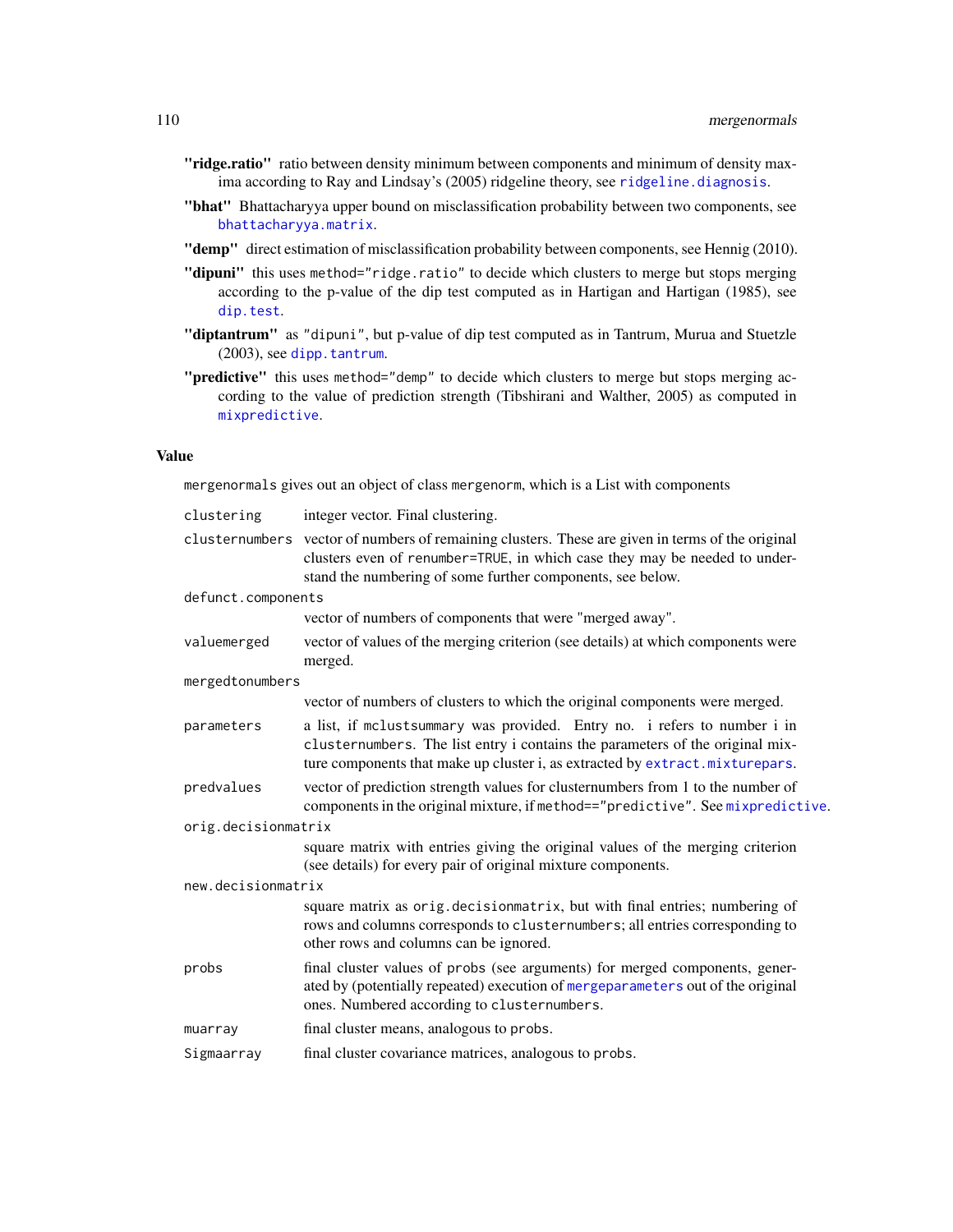**"ridge.ratio"** ratio between density minimum between components and minimum of density maxima according to Ray and Lindsay's (2005) ridgeline theory, see `ridgeline.diagnosis`.

**"bhat"** Bhattacharyya upper bound on misclassification probability between two components, see `bhattacharyya.matrix`.

**"demp"** direct estimation of misclassification probability between components, see Hennig (2010).

**"dipuni"** this uses `method="ridge.ratio"` to decide which clusters to merge but stops merging according to the p-value of the dip test computed as in Hartigan and Hartigan (1985), see `dip.test`.

**"diptantrum"** as `"dipuni"`, but p-value of dip test computed as in Tantrum, Murua and Stuetzle (2003), see `dipp.tantrum`.

**"predictive"** this uses `method="demp"` to decide which clusters to merge but stops merging according to the value of prediction strength (Tibshirani and Walther, 2005) as computed in `mixpredictive`.

## Value

`mergenormals` gives out an object of class `mergenorm`, which is a List with components

- `clustering` integer vector. Final clustering.
- `clusternumbers` vector of numbers of remaining clusters. These are given in terms of the original clusters even of `renumber=TRUE`, in which case they may be needed to understand the numbering of some further components, see below.
- `defunct.components` vector of numbers of components that were "merged away".
- `valuemerged` vector of values of the merging criterion (see details) at which components were merged.
- `mergedtonumbers` vector of numbers of clusters to which the original components were merged.
- `parameters` a list, if `mclustsummary` was provided. Entry no. i refers to number i in `clusternumbers`. The list entry i contains the parameters of the original mixture components that make up cluster i, as extracted by `extract.mixturepars`.
- `predvalues` vector of prediction strength values for clusternumbers from 1 to the number of components in the original mixture, if `method=="predictive"`. See `mixpredictive`.
- `orig.decisionmatrix` square matrix with entries giving the original values of the merging criterion (see details) for every pair of original mixture components.
- `new.decisionmatrix` square matrix as `orig.decisionmatrix`, but with final entries; numbering of rows and columns corresponds to `clusternumbers`; all entries corresponding to other rows and columns can be ignored.
- `probs` final cluster values of `probs` (see arguments) for merged components, generated by (potentially repeated) execution of `mergeparameters` out of the original ones. Numbered according to `clusternumbers`.
- `muarray` final cluster means, analogous to `probs`.
- `Sigmaarray` final cluster covariance matrices, analogous to `probs`.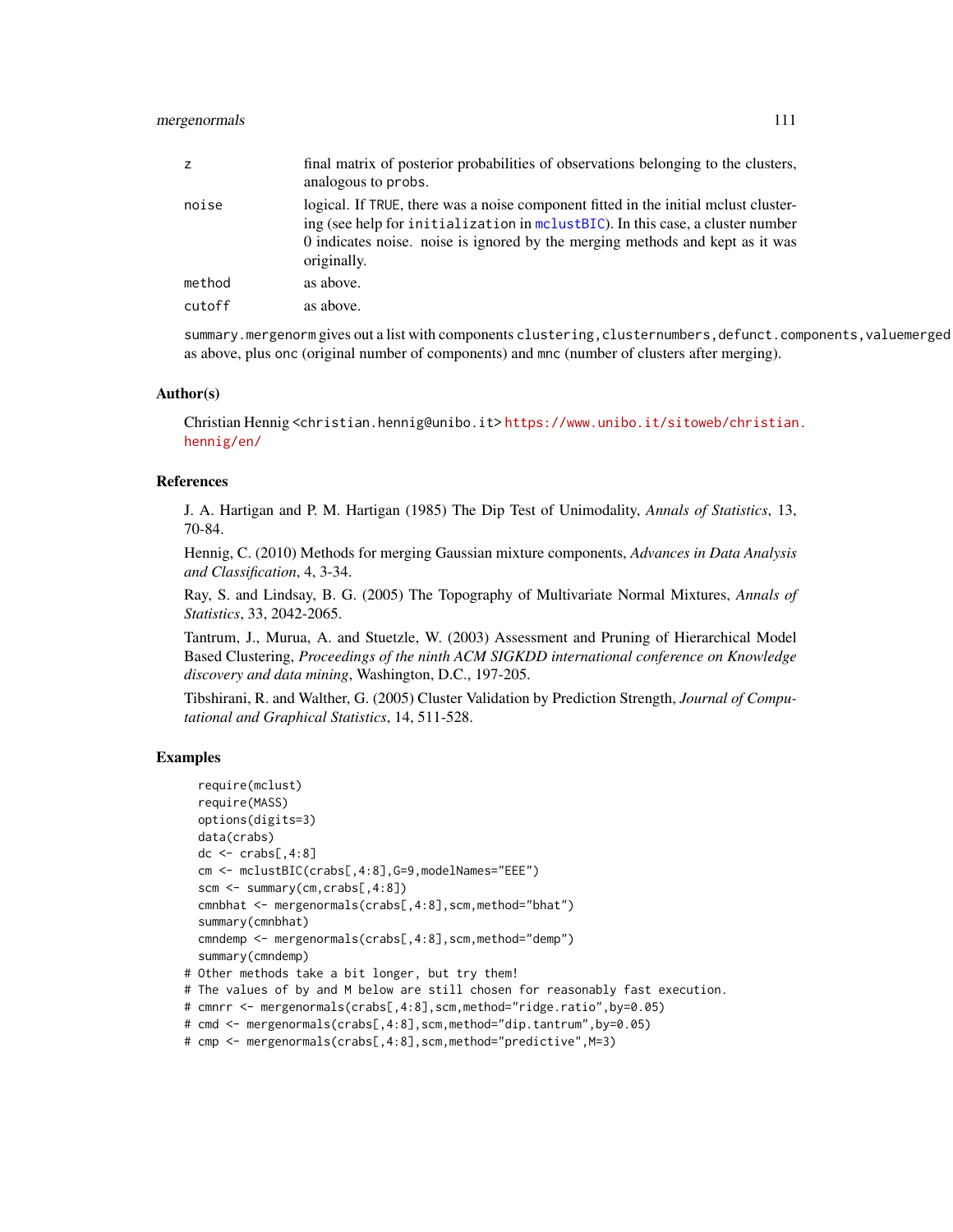| | |
|---|---|
| z | final matrix of posterior probabilities of observations belonging to the clusters, analogous to probs. |
| noise | logical. If TRUE, there was a noise component fitted in the initial mclust clustering (see help for initialization in mclustBIC). In this case, a cluster number 0 indicates noise. noise is ignored by the merging methods and kept as it was originally. |
| method | as above. |
| cutoff | as above. |

summary.mergenorm gives out a list with components clustering,clusternumbers,defunct.components,valuemerged as above, plus onc (original number of components) and mnc (number of clusters after merging).

## Author(s)

Christian Hennig <christian.hennig@unibo.it> https://www.unibo.it/sitoweb/christian.hennig/en/

## References

J. A. Hartigan and P. M. Hartigan (1985) The Dip Test of Unimodality, *Annals of Statistics*, 13, 70-84.

Hennig, C. (2010) Methods for merging Gaussian mixture components, *Advances in Data Analysis and Classification*, 4, 3-34.

Ray, S. and Lindsay, B. G. (2005) The Topography of Multivariate Normal Mixtures, *Annals of Statistics*, 33, 2042-2065.

Tantrum, J., Murua, A. and Stuetzle, W. (2003) Assessment and Pruning of Hierarchical Model Based Clustering, *Proceedings of the ninth ACM SIGKDD international conference on Knowledge discovery and data mining*, Washington, D.C., 197-205.

Tibshirani, R. and Walther, G. (2005) Cluster Validation by Prediction Strength, *Journal of Computational and Graphical Statistics*, 14, 511-528.

## Examples

```
  require(mclust)
  require(MASS)
  options(digits=3)
  data(crabs)
  dc <- crabs[,4:8]
  cm <- mclustBIC(crabs[,4:8],G=9,modelNames="EEE")
  scm <- summary(cm,crabs[,4:8])
  cmnbhat <- mergenormals(crabs[,4:8],scm,method="bhat")
  summary(cmnbhat)
  cmndemp <- mergenormals(crabs[,4:8],scm,method="demp")
  summary(cmndemp)
# Other methods take a bit longer, but try them!
# The values of by and M below are still chosen for reasonably fast execution.
# cmnrr <- mergenormals(crabs[,4:8],scm,method="ridge.ratio",by=0.05)
# cmd <- mergenormals(crabs[,4:8],scm,method="dip.tantrum",by=0.05)
# cmp <- mergenormals(crabs[,4:8],scm,method="predictive",M=3)
```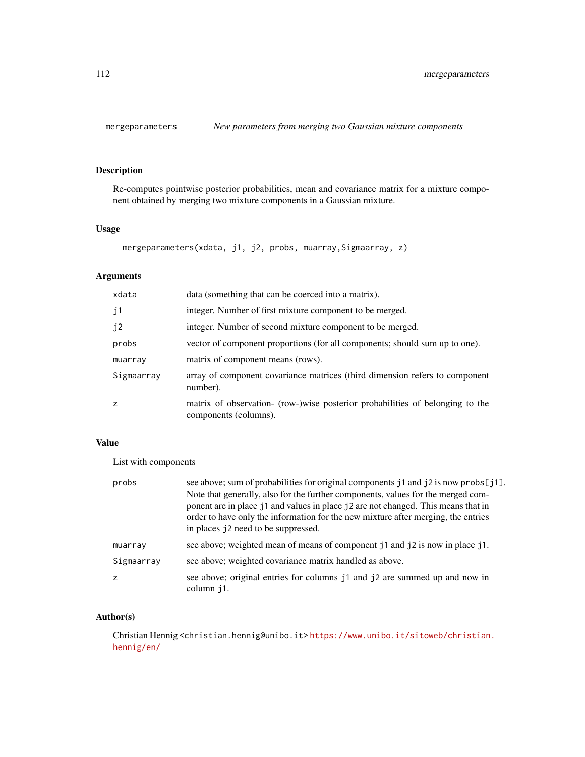# mergeparameters — *New parameters from merging two Gaussian mixture components*

## Description

Re-computes pointwise posterior probabilities, mean and covariance matrix for a mixture component obtained by merging two mixture components in a Gaussian mixture.

## Usage

```
mergeparameters(xdata, j1, j2, probs, muarray,Sigmaarray, z)
```

## Arguments

| | |
|---|---|
| `xdata` | data (something that can be coerced into a matrix). |
| `j1` | integer. Number of first mixture component to be merged. |
| `j2` | integer. Number of second mixture component to be merged. |
| `probs` | vector of component proportions (for all components; should sum up to one). |
| `muarray` | matrix of component means (rows). |
| `Sigmaarray` | array of component covariance matrices (third dimension refers to component number). |
| `z` | matrix of observation- (row-)wise posterior probabilities of belonging to the components (columns). |

## Value

List with components

| | |
|---|---|
| `probs` | see above; sum of probabilities for original components `j1` and `j2` is now `probs[j1]`. Note that generally, also for the further components, values for the merged component are in place `j1` and values in place `j2` are not changed. This means that in order to have only the information for the new mixture after merging, the entries in places `j2` need to be suppressed. |
| `muarray` | see above; weighted mean of means of component `j1` and `j2` is now in place `j1`. |
| `Sigmaarray` | see above; weighted covariance matrix handled as above. |
| `z` | see above; original entries for columns `j1` and `j2` are summed up and now in column `j1`. |

## Author(s)

Christian Hennig <christian.hennig@unibo.it> https://www.unibo.it/sitoweb/christian.hennig/en/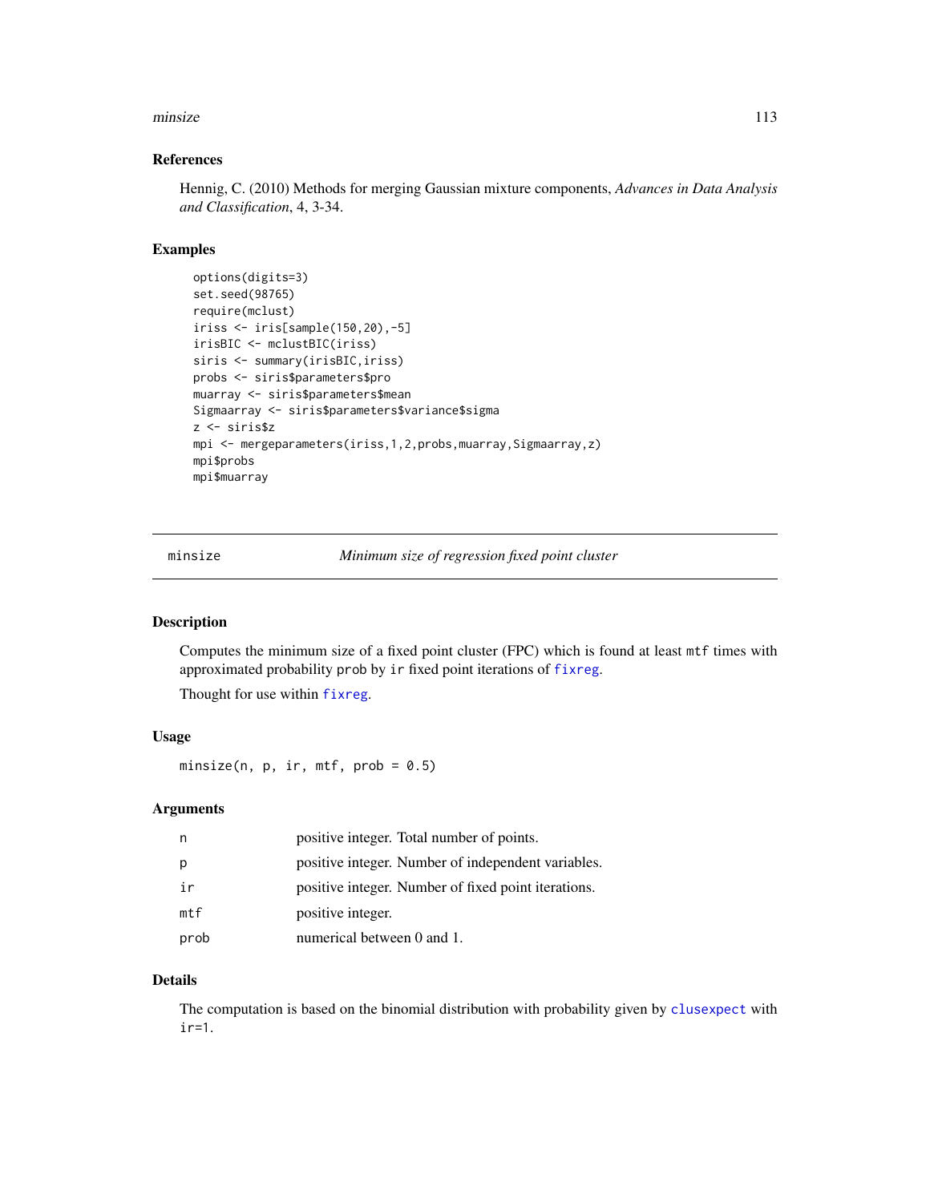## References

Hennig, C. (2010) Methods for merging Gaussian mixture components, *Advances in Data Analysis and Classification*, 4, 3-34.

## Examples

```
options(digits=3)
set.seed(98765)
require(mclust)
iriss <- iris[sample(150,20),-5]
irisBIC <- mclustBIC(iriss)
siris <- summary(irisBIC,iriss)
probs <- siris$parameters$pro
muarray <- siris$parameters$mean
Sigmaarray <- siris$parameters$variance$sigma
z <- siris$z
mpi <- mergeparameters(iriss,1,2,probs,muarray,Sigmaarray,z)
mpi$probs
mpi$muarray
```

---

# minsize — *Minimum size of regression fixed point cluster*

## Description

Computes the minimum size of a fixed point cluster (FPC) which is found at least `mtf` times with approximated probability `prob` by `ir` fixed point iterations of `fixreg`.

Thought for use within `fixreg`.

## Usage

```
minsize(n, p, ir, mtf, prob = 0.5)
```

## Arguments

| | |
|---|---|
| `n` | positive integer. Total number of points. |
| `p` | positive integer. Number of independent variables. |
| `ir` | positive integer. Number of fixed point iterations. |
| `mtf` | positive integer. |
| `prob` | numerical between 0 and 1. |

## Details

The computation is based on the binomial distribution with probability given by `clusexpect` with `ir=1`.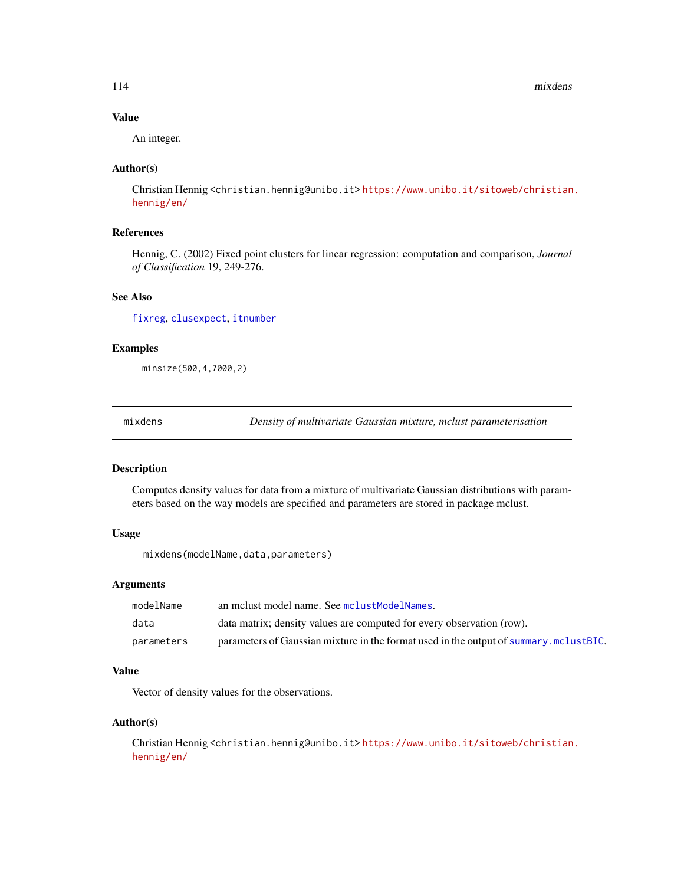### Value

An integer.

### Author(s)

Christian Hennig <christian.hennig@unibo.it> https://www.unibo.it/sitoweb/christian.hennig/en/

### References

Hennig, C. (2002) Fixed point clusters for linear regression: computation and comparison, *Journal of Classification* 19, 249-276.

### See Also

fixreg, clusexpect, itnumber

### Examples

```
minsize(500,4,7000,2)
```

---

## mixdens — *Density of multivariate Gaussian mixture, mclust parameterisation*

---

### Description

Computes density values for data from a mixture of multivariate Gaussian distributions with parameters based on the way models are specified and parameters are stored in package mclust.

### Usage

```
mixdens(modelName,data,parameters)
```

### Arguments

| | |
|---|---|
| modelName | an mclust model name. See mclustModelNames. |
| data | data matrix; density values are computed for every observation (row). |
| parameters | parameters of Gaussian mixture in the format used in the output of summary.mclustBIC. |

### Value

Vector of density values for the observations.

### Author(s)

Christian Hennig <christian.hennig@unibo.it> https://www.unibo.it/sitoweb/christian.hennig/en/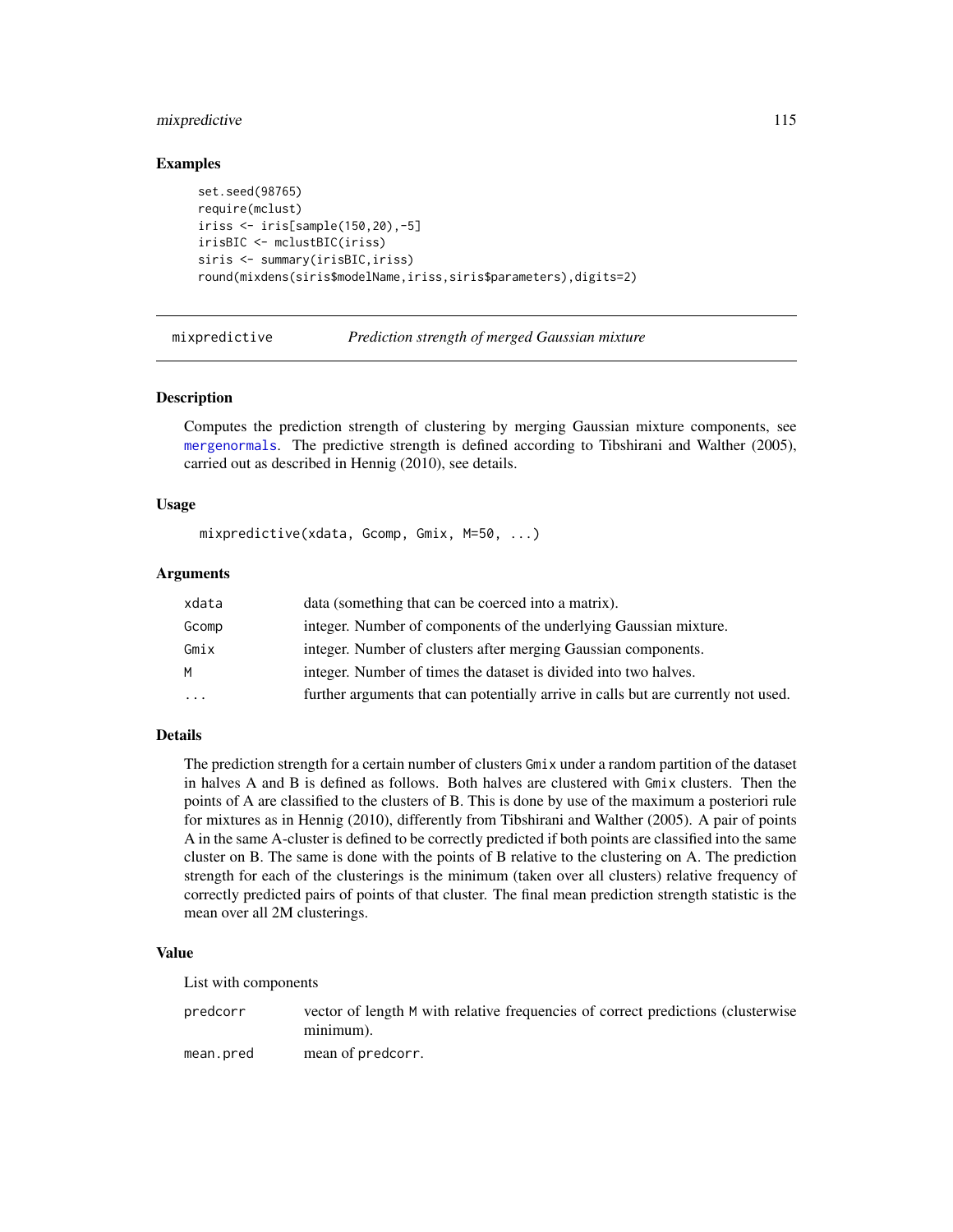## Examples

```
set.seed(98765)
require(mclust)
iriss <- iris[sample(150,20),-5]
irisBIC <- mclustBIC(iriss)
siris <- summary(irisBIC,iriss)
round(mixdens(siris$modelName,iriss,siris$parameters),digits=2)
```

---

# mixpredictive — *Prediction strength of merged Gaussian mixture*

---

## Description

Computes the prediction strength of clustering by merging Gaussian mixture components, see mergenormals. The predictive strength is defined according to Tibshirani and Walther (2005), carried out as described in Hennig (2010), see details.

## Usage

```
mixpredictive(xdata, Gcomp, Gmix, M=50, ...)
```

## Arguments

| | |
|---|---|
| `xdata` | data (something that can be coerced into a matrix). |
| `Gcomp` | integer. Number of components of the underlying Gaussian mixture. |
| `Gmix` | integer. Number of clusters after merging Gaussian components. |
| `M` | integer. Number of times the dataset is divided into two halves. |
| `...` | further arguments that can potentially arrive in calls but are currently not used. |

## Details

The prediction strength for a certain number of clusters `Gmix` under a random partition of the dataset in halves A and B is defined as follows. Both halves are clustered with `Gmix` clusters. Then the points of A are classified to the clusters of B. This is done by use of the maximum a posteriori rule for mixtures as in Hennig (2010), differently from Tibshirani and Walther (2005). A pair of points A in the same A-cluster is defined to be correctly predicted if both points are classified into the same cluster on B. The same is done with the points of B relative to the clustering on A. The prediction strength for each of the clusterings is the minimum (taken over all clusters) relative frequency of correctly predicted pairs of points of that cluster. The final mean prediction strength statistic is the mean over all 2M clusterings.

## Value

List with components

| | |
|---|---|
| `predcorr` | vector of length `M` with relative frequencies of correct predictions (clusterwise minimum). |
| `mean.pred` | mean of `predcorr`. |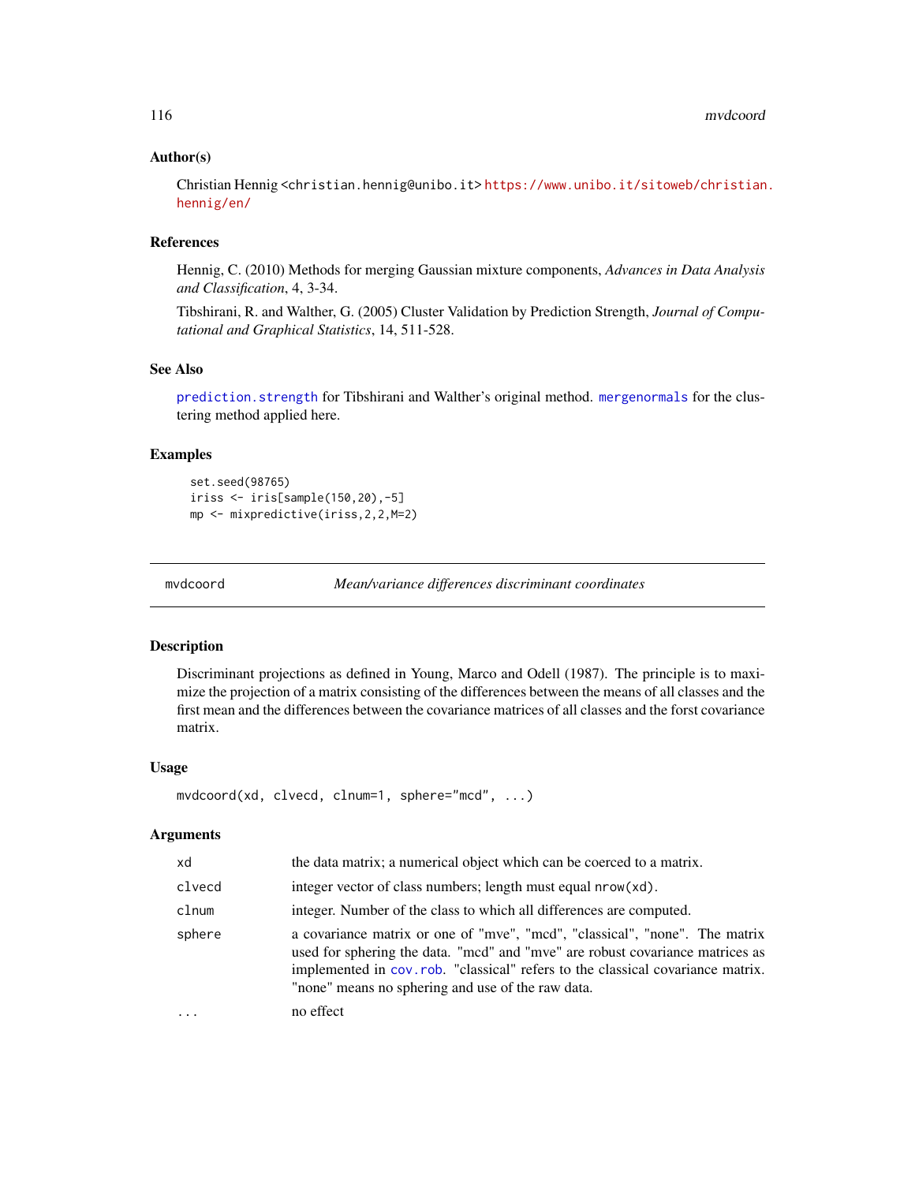## Author(s)

Christian Hennig <christian.hennig@unibo.it> https://www.unibo.it/sitoweb/christian.hennig/en/

## References

Hennig, C. (2010) Methods for merging Gaussian mixture components, *Advances in Data Analysis and Classification*, 4, 3-34.

Tibshirani, R. and Walther, G. (2005) Cluster Validation by Prediction Strength, *Journal of Computational and Graphical Statistics*, 14, 511-528.

## See Also

`prediction.strength` for Tibshirani and Walther's original method. `mergenormals` for the clustering method applied here.

## Examples

```
set.seed(98765)
iriss <- iris[sample(150,20),-5]
mp <- mixpredictive(iriss,2,2,M=2)
```

---

# mvdcoord — *Mean/variance differences discriminant coordinates*

---

## Description

Discriminant projections as defined in Young, Marco and Odell (1987). The principle is to maximize the projection of a matrix consisting of the differences between the means of all classes and the first mean and the differences between the covariance matrices of all classes and the forst covariance matrix.

## Usage

```
mvdcoord(xd, clvecd, clnum=1, sphere="mcd", ...)
```

## Arguments

| | |
|---|---|
| `xd` | the data matrix; a numerical object which can be coerced to a matrix. |
| `clvecd` | integer vector of class numbers; length must equal `nrow(xd)`. |
| `clnum` | integer. Number of the class to which all differences are computed. |
| `sphere` | a covariance matrix or one of "mve", "mcd", "classical", "none". The matrix used for sphering the data. "mcd" and "mve" are robust covariance matrices as implemented in `cov.rob`. "classical" refers to the classical covariance matrix. "none" means no sphering and use of the raw data. |
| `...` | no effect |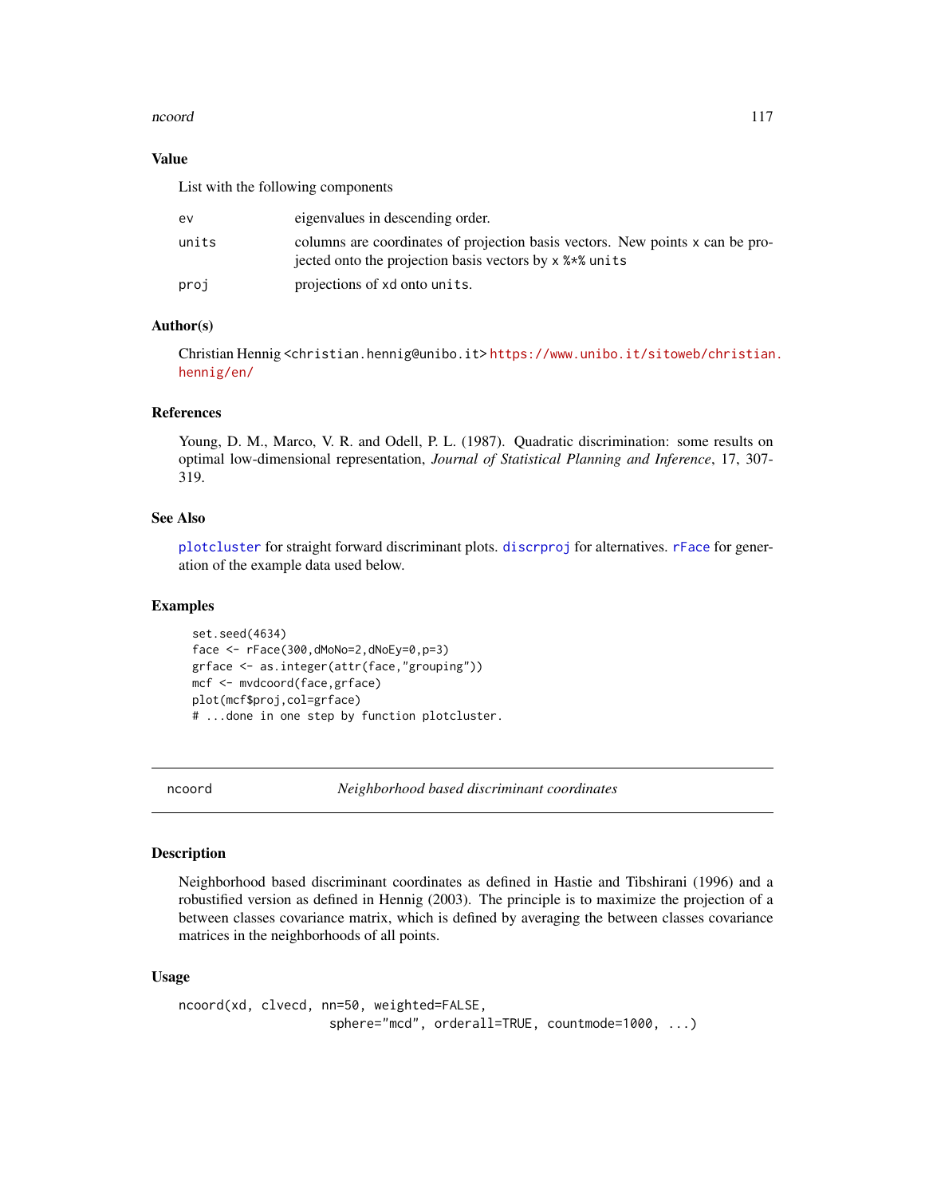### Value

List with the following components

| | |
|---|---|
| ev | eigenvalues in descending order. |
| units | columns are coordinates of projection basis vectors. New points x can be projected onto the projection basis vectors by x %*% units |
| proj | projections of xd onto units. |

### Author(s)

Christian Hennig <christian.hennig@unibo.it> https://www.unibo.it/sitoweb/christian.hennig/en/

### References

Young, D. M., Marco, V. R. and Odell, P. L. (1987). Quadratic discrimination: some results on optimal low-dimensional representation, *Journal of Statistical Planning and Inference*, 17, 307-319.

### See Also

plotcluster for straight forward discriminant plots. discrproj for alternatives. rFace for generation of the example data used below.

### Examples

```
set.seed(4634)
face <- rFace(300,dMoNo=2,dNoEy=0,p=3)
grface <- as.integer(attr(face,"grouping"))
mcf <- mvdcoord(face,grface)
plot(mcf$proj,col=grface)
# ...done in one step by function plotcluster.
```

---

## ncoord — *Neighborhood based discriminant coordinates*

### Description

Neighborhood based discriminant coordinates as defined in Hastie and Tibshirani (1996) and a robustified version as defined in Hennig (2003). The principle is to maximize the projection of a between classes covariance matrix, which is defined by averaging the between classes covariance matrices in the neighborhoods of all points.

### Usage

```
ncoord(xd, clvecd, nn=50, weighted=FALSE,
                    sphere="mcd", orderall=TRUE, countmode=1000, ...)
```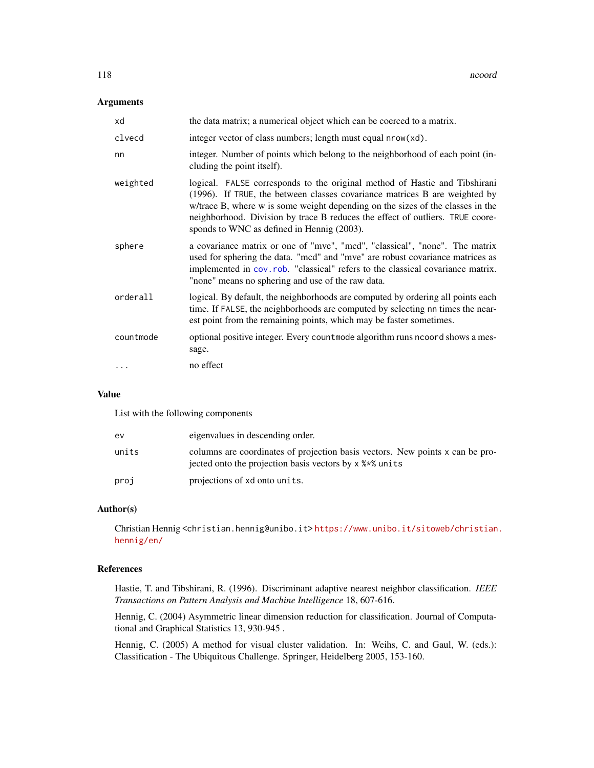### Arguments

| | |
|---|---|
| xd | the data matrix; a numerical object which can be coerced to a matrix. |
| clvecd | integer vector of class numbers; length must equal nrow(xd). |
| nn | integer. Number of points which belong to the neighborhood of each point (including the point itself). |
| weighted | logical. FALSE corresponds to the original method of Hastie and Tibshirani (1996). If TRUE, the between classes covariance matrices B are weighted by w/trace B, where w is some weight depending on the sizes of the classes in the neighborhood. Division by trace B reduces the effect of outliers. TRUE coresponds to WNC as defined in Hennig (2003). |
| sphere | a covariance matrix or one of "mve", "mcd", "classical", "none". The matrix used for sphering the data. "mcd" and "mve" are robust covariance matrices as implemented in cov.rob. "classical" refers to the classical covariance matrix. "none" means no sphering and use of the raw data. |
| orderall | logical. By default, the neighborhoods are computed by ordering all points each time. If FALSE, the neighborhoods are computed by selecting nn times the nearest point from the remaining points, which may be faster sometimes. |
| countmode | optional positive integer. Every countmode algorithm runs ncoord shows a message. |
| ... | no effect |

### Value

List with the following components

| | |
|---|---|
| ev | eigenvalues in descending order. |
| units | columns are coordinates of projection basis vectors. New points x can be projected onto the projection basis vectors by x %*% units |
| proj | projections of xd onto units. |

### Author(s)

Christian Hennig <christian.hennig@unibo.it> https://www.unibo.it/sitoweb/christian.hennig/en/

### References

Hastie, T. and Tibshirani, R. (1996). Discriminant adaptive nearest neighbor classification. *IEEE Transactions on Pattern Analysis and Machine Intelligence* 18, 607-616.

Hennig, C. (2004) Asymmetric linear dimension reduction for classification. Journal of Computational and Graphical Statistics 13, 930-945 .

Hennig, C. (2005) A method for visual cluster validation. In: Weihs, C. and Gaul, W. (eds.): Classification - The Ubiquitous Challenge. Springer, Heidelberg 2005, 153-160.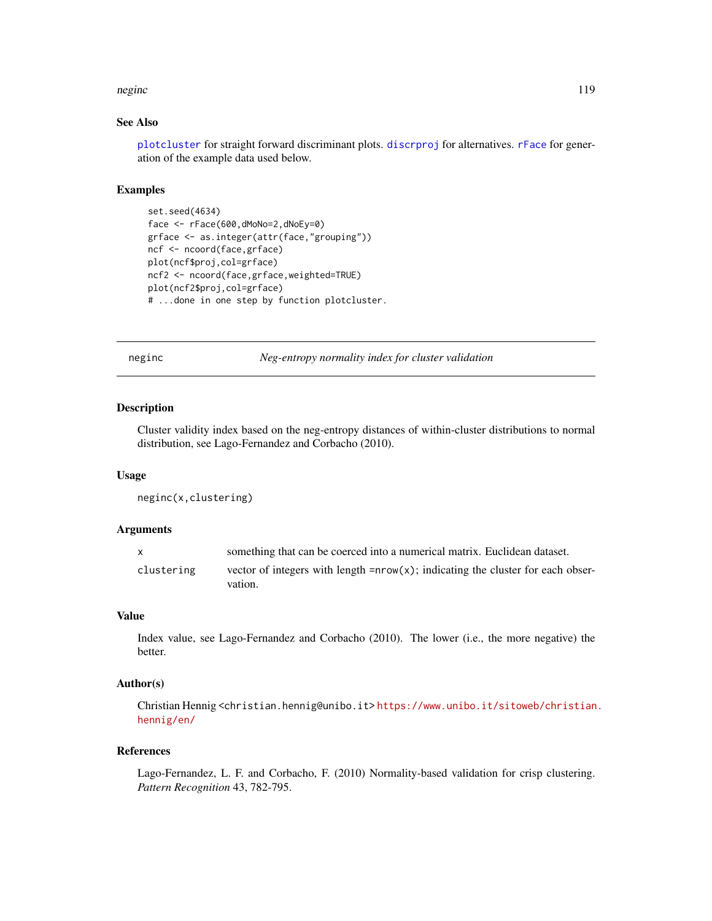## See Also

plotcluster for straight forward discriminant plots. discrproj for alternatives. rFace for generation of the example data used below.

## Examples

```
set.seed(4634)
face <- rFace(600,dMoNo=2,dNoEy=0)
grface <- as.integer(attr(face,"grouping"))
ncf <- ncoord(face,grface)
plot(ncf$proj,col=grface)
ncf2 <- ncoord(face,grface,weighted=TRUE)
plot(ncf2$proj,col=grface)
# ...done in one step by function plotcluster.
```

---

# neginc *Neg-entropy normality index for cluster validation*

## Description

Cluster validity index based on the neg-entropy distances of within-cluster distributions to normal distribution, see Lago-Fernandez and Corbacho (2010).

## Usage

```
neginc(x,clustering)
```

## Arguments

| | |
|---|---|
| x | something that can be coerced into a numerical matrix. Euclidean dataset. |
| clustering | vector of integers with length =nrow(x); indicating the cluster for each observation. |

## Value

Index value, see Lago-Fernandez and Corbacho (2010). The lower (i.e., the more negative) the better.

## Author(s)

Christian Hennig <christian.hennig@unibo.it> https://www.unibo.it/sitoweb/christian.hennig/en/

## References

Lago-Fernandez, L. F. and Corbacho, F. (2010) Normality-based validation for crisp clustering. *Pattern Recognition* 43, 782-795.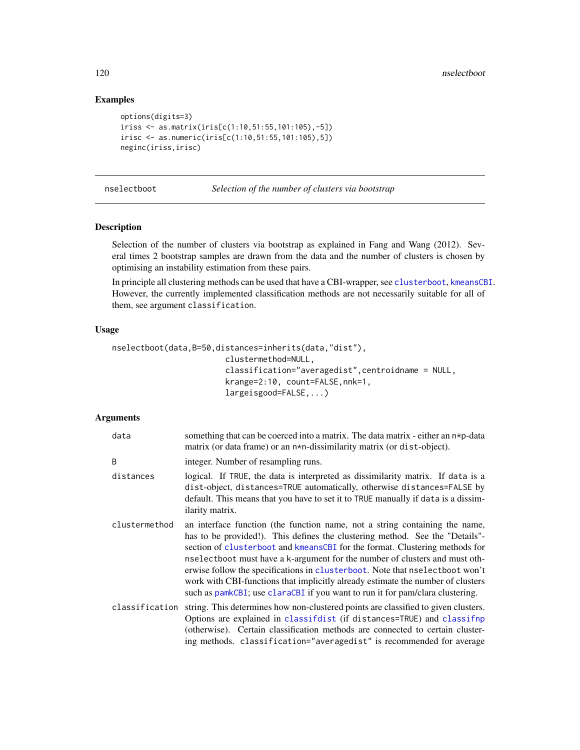## Examples

```
options(digits=3)
iriss <- as.matrix(iris[c(1:10,51:55,101:105),-5])
irisc <- as.numeric(iris[c(1:10,51:55,101:105),5])
neginc(iriss,irisc)
```

---

# nselectboot *Selection of the number of clusters via bootstrap*

---

## Description

Selection of the number of clusters via bootstrap as explained in Fang and Wang (2012). Several times 2 bootstrap samples are drawn from the data and the number of clusters is chosen by optimising an instability estimation from these pairs.

In principle all clustering methods can be used that have a CBI-wrapper, see clusterboot, kmeansCBI. However, the currently implemented classification methods are not necessarily suitable for all of them, see argument classification.

## Usage

```
nselectboot(data,B=50,distances=inherits(data,"dist"),
                        clustermethod=NULL,
                        classification="averagedist",centroidname = NULL,
                        krange=2:10, count=FALSE,nnk=1,
                        largeisgood=FALSE,...)
```

## Arguments

| | |
|---|---|
| data | something that can be coerced into a matrix. The data matrix - either an n*p-data matrix (or data frame) or an n*n-dissimilarity matrix (or dist-object). |
| B | integer. Number of resampling runs. |
| distances | logical. If TRUE, the data is interpreted as dissimilarity matrix. If data is a dist-object, distances=TRUE automatically, otherwise distances=FALSE by default. This means that you have to set it to TRUE manually if data is a dissimilarity matrix. |
| clustermethod | an interface function (the function name, not a string containing the name, has to be provided!). This defines the clustering method. See the "Details"-section of clusterboot and kmeansCBI for the format. Clustering methods for nselectboot must have a k-argument for the number of clusters and must otherwise follow the specifications in clusterboot. Note that nselectboot won't work with CBI-functions that implicitly already estimate the number of clusters such as pamkCBI; use claraCBI if you want to run it for pam/clara clustering. |
| classification | string. This determines how non-clustered points are classified to given clusters. Options are explained in classifdist (if distances=TRUE) and classifnp (otherwise). Certain classification methods are connected to certain clustering methods. classification="averagedist" is recommended for average |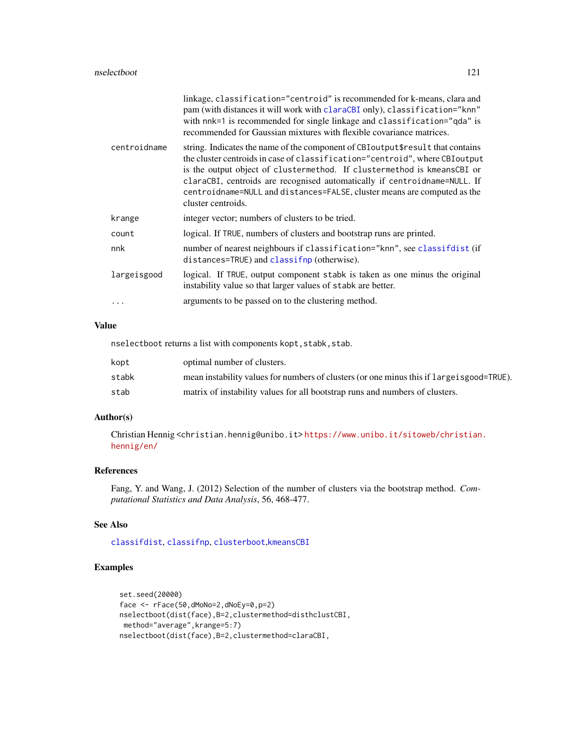| | |
|---|---|
| | linkage, `classification="centroid"` is recommended for k-means, clara and pam (with distances it will work with `claraCBI` only), `classification="knn"` with `nnk=1` is recommended for single linkage and `classification="qda"` is recommended for Gaussian mixtures with flexible covariance matrices. |
| `centroidname` | string. Indicates the name of the component of `CBIoutput$result` that contains the cluster centroids in case of `classification="centroid"`, where `CBIoutput` is the output object of `clustermethod`. If `clustermethod` is `kmeansCBI` or `claraCBI`, centroids are recognised automatically if `centroidname=NULL`. If `centroidname=NULL` and `distances=FALSE`, cluster means are computed as the cluster centroids. |
| `krange` | integer vector; numbers of clusters to be tried. |
| `count` | logical. If `TRUE`, numbers of clusters and bootstrap runs are printed. |
| `nnk` | number of nearest neighbours if `classification="knn"`, see `classifdist` (if `distances=TRUE`) and `classifnp` (otherwise). |
| `largeisgood` | logical. If `TRUE`, output component `stabk` is taken as one minus the original instability value so that larger values of `stabk` are better. |
| `...` | arguments to be passed on to the clustering method. |

## Value

`nselectboot` returns a list with components `kopt,stabk,stab`.

| | |
|---|---|
| `kopt` | optimal number of clusters. |
| `stabk` | mean instability values for numbers of clusters (or one minus this if `largeisgood=TRUE`). |
| `stab` | matrix of instability values for all bootstrap runs and numbers of clusters. |

## Author(s)

Christian Hennig <christian.hennig@unibo.it> https://www.unibo.it/sitoweb/christian.hennig/en/

## References

Fang, Y. and Wang, J. (2012) Selection of the number of clusters via the bootstrap method. *Computational Statistics and Data Analysis*, 56, 468-477.

## See Also

`classifdist`, `classifnp`, `clusterboot`,`kmeansCBI`

## Examples

```
set.seed(20000)
face <- rFace(50,dMoNo=2,dNoEy=0,p=2)
nselectboot(dist(face),B=2,clustermethod=disthclustCBI,
 method="average",krange=5:7)
nselectboot(dist(face),B=2,clustermethod=claraCBI,
```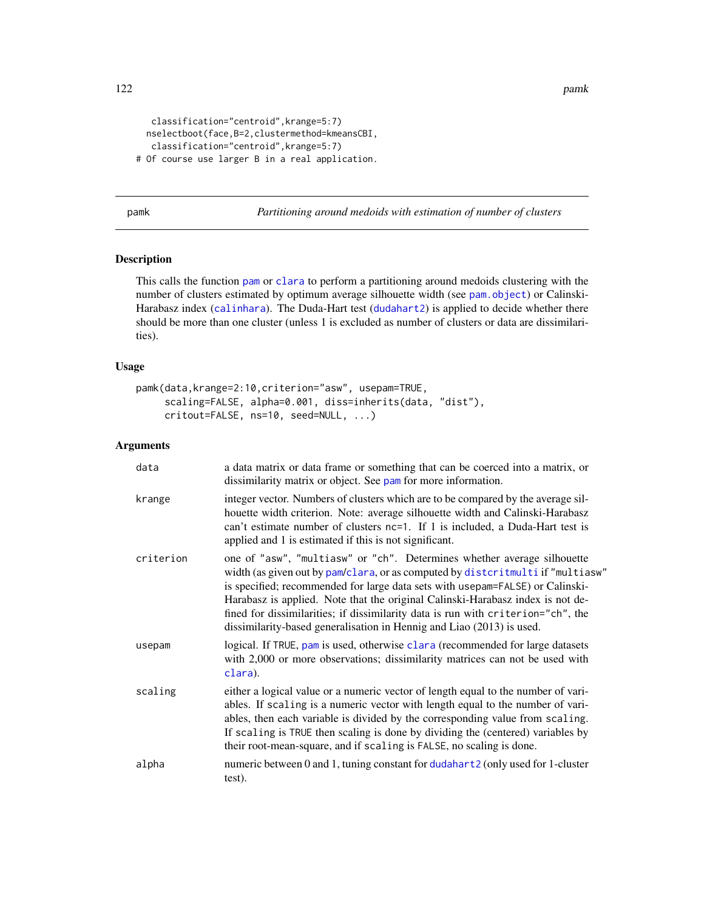```
  classification="centroid",krange=5:7)
 nselectboot(face,B=2,clustermethod=kmeansCBI,
  classification="centroid",krange=5:7)
# Of course use larger B in a real application.
```

## pamk *Partitioning around medoids with estimation of number of clusters*

### Description

This calls the function pam or clara to perform a partitioning around medoids clustering with the number of clusters estimated by optimum average silhouette width (see pam.object) or Calinski-Harabasz index (calinhara). The Duda-Hart test (dudahart2) is applied to decide whether there should be more than one cluster (unless 1 is excluded as number of clusters or data are dissimilarities).

### Usage

```
pamk(data,krange=2:10,criterion="asw", usepam=TRUE,
     scaling=FALSE, alpha=0.001, diss=inherits(data, "dist"),
     critout=FALSE, ns=10, seed=NULL, ...)
```

### Arguments

| | |
|---|---|
| data | a data matrix or data frame or something that can be coerced into a matrix, or dissimilarity matrix or object. See pam for more information. |
| krange | integer vector. Numbers of clusters which are to be compared by the average silhouette width criterion. Note: average silhouette width and Calinski-Harabasz can't estimate number of clusters nc=1. If 1 is included, a Duda-Hart test is applied and 1 is estimated if this is not significant. |
| criterion | one of "asw", "multiasw" or "ch". Determines whether average silhouette width (as given out by pam/clara, or as computed by distcritmulti if "multiasw" is specified; recommended for large data sets with usepam=FALSE) or Calinski-Harabasz is applied. Note that the original Calinski-Harabasz index is not defined for dissimilarities; if dissimilarity data is run with criterion="ch", the dissimilarity-based generalisation in Hennig and Liao (2013) is used. |
| usepam | logical. If TRUE, pam is used, otherwise clara (recommended for large datasets with 2,000 or more observations; dissimilarity matrices can not be used with clara). |
| scaling | either a logical value or a numeric vector of length equal to the number of variables. If scaling is a numeric vector with length equal to the number of variables, then each variable is divided by the corresponding value from scaling. If scaling is TRUE then scaling is done by dividing the (centered) variables by their root-mean-square, and if scaling is FALSE, no scaling is done. |
| alpha | numeric between 0 and 1, tuning constant for dudahart2 (only used for 1-cluster test). |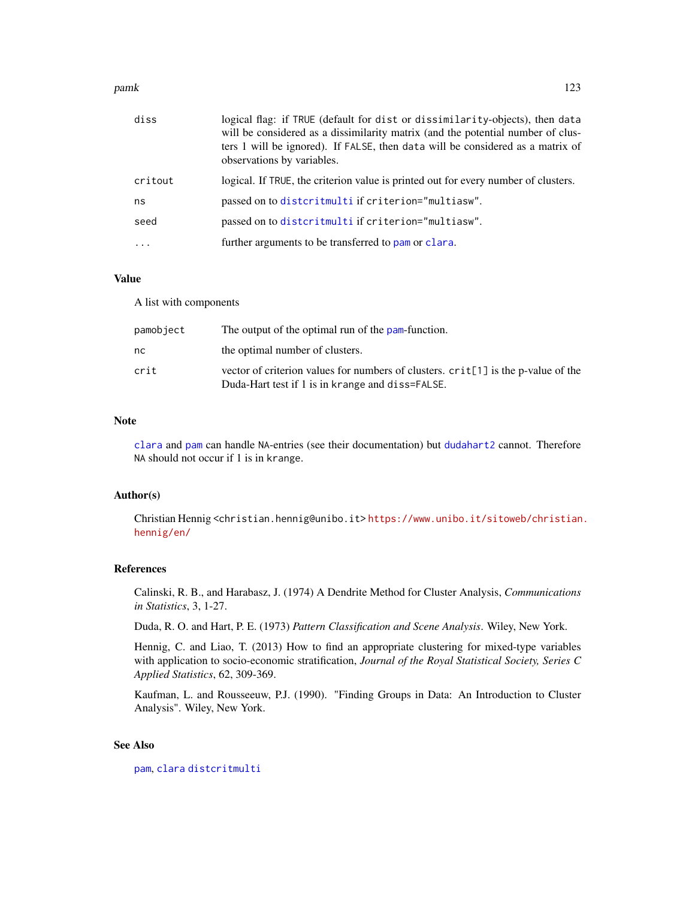| | |
|---|---|
| diss | logical flag: if TRUE (default for dist or dissimilarity-objects), then data will be considered as a dissimilarity matrix (and the potential number of clusters 1 will be ignored). If FALSE, then data will be considered as a matrix of observations by variables. |
| critout | logical. If TRUE, the criterion value is printed out for every number of clusters. |
| ns | passed on to distcritmulti if criterion="multiasw". |
| seed | passed on to distcritmulti if criterion="multiasw". |
| ... | further arguments to be transferred to pam or clara. |

## Value

A list with components

| | |
|---|---|
| pamobject | The output of the optimal run of the pam-function. |
| nc | the optimal number of clusters. |
| crit | vector of criterion values for numbers of clusters. crit[1] is the p-value of the Duda-Hart test if 1 is in krange and diss=FALSE. |

## Note

clara and pam can handle NA-entries (see their documentation) but dudahart2 cannot. Therefore NA should not occur if 1 is in krange.

## Author(s)

Christian Hennig <christian.hennig@unibo.it> https://www.unibo.it/sitoweb/christian.hennig/en/

## References

Calinski, R. B., and Harabasz, J. (1974) A Dendrite Method for Cluster Analysis, *Communications in Statistics*, 3, 1-27.

Duda, R. O. and Hart, P. E. (1973) *Pattern Classification and Scene Analysis*. Wiley, New York.

Hennig, C. and Liao, T. (2013) How to find an appropriate clustering for mixed-type variables with application to socio-economic stratification, *Journal of the Royal Statistical Society, Series C Applied Statistics*, 62, 309-369.

Kaufman, L. and Rousseeuw, P.J. (1990). "Finding Groups in Data: An Introduction to Cluster Analysis". Wiley, New York.

## See Also

pam, clara distcritmulti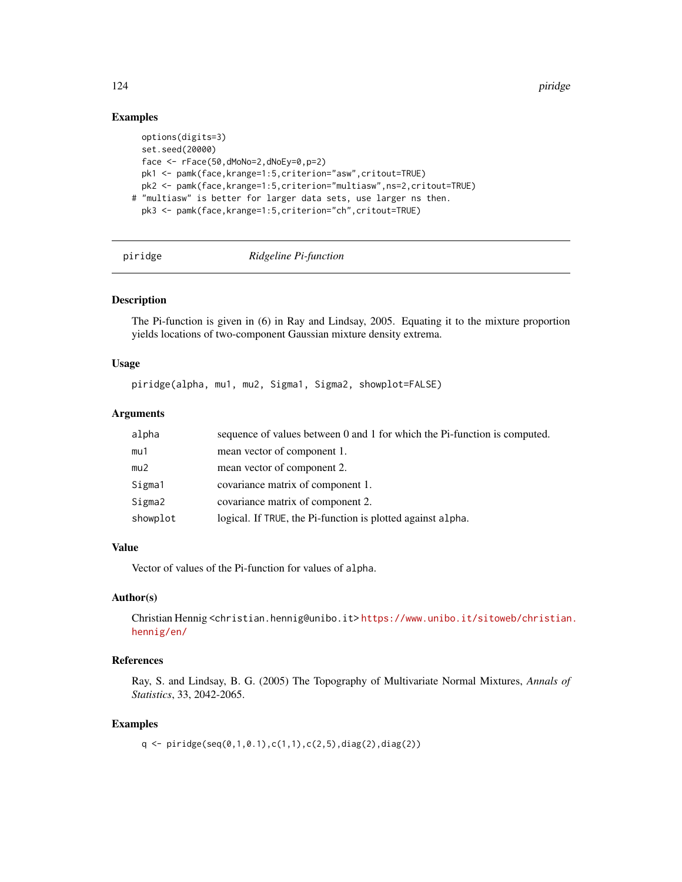## Examples

```
  options(digits=3)
  set.seed(20000)
  face <- rFace(50,dMoNo=2,dNoEy=0,p=2)
  pk1 <- pamk(face,krange=1:5,criterion="asw",critout=TRUE)
  pk2 <- pamk(face,krange=1:5,criterion="multiasw",ns=2,critout=TRUE)
# "multiasw" is better for larger data sets, use larger ns then.
  pk3 <- pamk(face,krange=1:5,criterion="ch",critout=TRUE)
```

---

# piridge — *Ridgeline Pi-function*

## Description

The Pi-function is given in (6) in Ray and Lindsay, 2005. Equating it to the mixture proportion yields locations of two-component Gaussian mixture density extrema.

## Usage

```
piridge(alpha, mu1, mu2, Sigma1, Sigma2, showplot=FALSE)
```

## Arguments

| | |
|---|---|
| alpha | sequence of values between 0 and 1 for which the Pi-function is computed. |
| mu1 | mean vector of component 1. |
| mu2 | mean vector of component 2. |
| Sigma1 | covariance matrix of component 1. |
| Sigma2 | covariance matrix of component 2. |
| showplot | logical. If TRUE, the Pi-function is plotted against alpha. |

## Value

Vector of values of the Pi-function for values of alpha.

## Author(s)

Christian Hennig <christian.hennig@unibo.it> https://www.unibo.it/sitoweb/christian.hennig/en/

## References

Ray, S. and Lindsay, B. G. (2005) The Topography of Multivariate Normal Mixtures, *Annals of Statistics*, 33, 2042-2065.

## Examples

```
  q <- piridge(seq(0,1,0.1),c(1,1),c(2,5),diag(2),diag(2))
```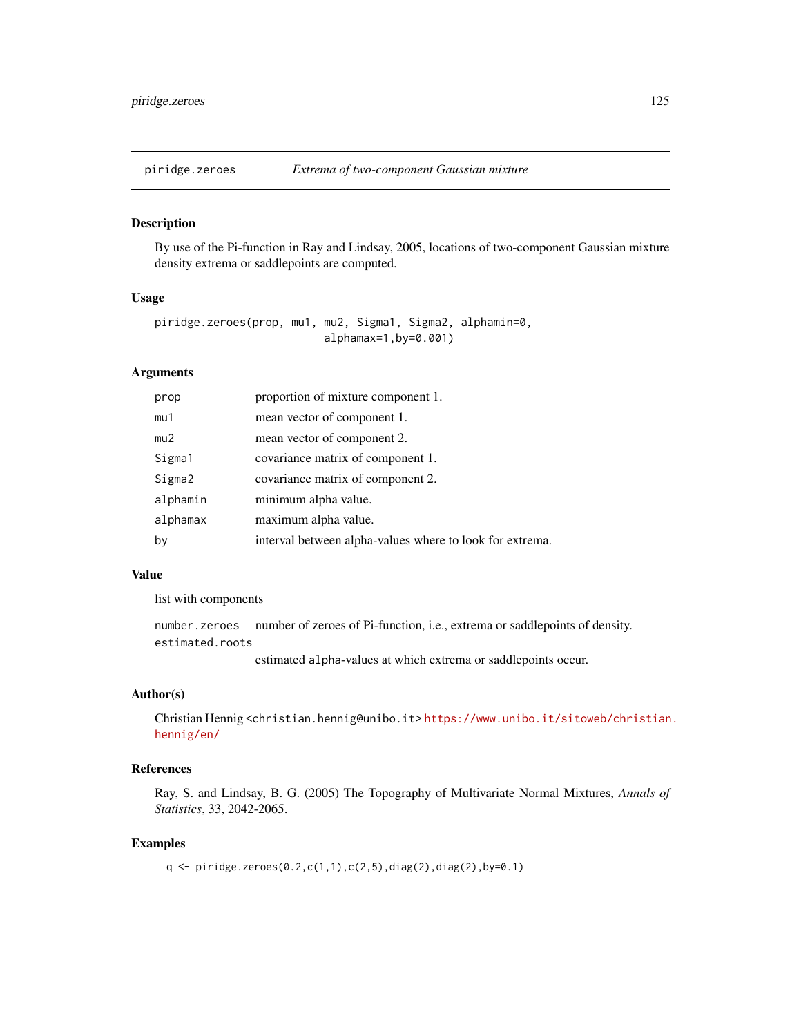piridge.zeroes — *Extrema of two-component Gaussian mixture*

## Description

By use of the Pi-function in Ray and Lindsay, 2005, locations of two-component Gaussian mixture density extrema or saddlepoints are computed.

## Usage

```
piridge.zeroes(prop, mu1, mu2, Sigma1, Sigma2, alphamin=0,
                           alphamax=1,by=0.001)
```

## Arguments

| | |
|---|---|
| prop | proportion of mixture component 1. |
| mu1 | mean vector of component 1. |
| mu2 | mean vector of component 2. |
| Sigma1 | covariance matrix of component 1. |
| Sigma2 | covariance matrix of component 2. |
| alphamin | minimum alpha value. |
| alphamax | maximum alpha value. |
| by | interval between alpha-values where to look for extrema. |

## Value

list with components

| | |
|---|---|
| number.zeroes | number of zeroes of Pi-function, i.e., extrema or saddlepoints of density. |
| estimated.roots | estimated alpha-values at which extrema or saddlepoints occur. |

## Author(s)

Christian Hennig <christian.hennig@unibo.it> https://www.unibo.it/sitoweb/christian.hennig/en/

## References

Ray, S. and Lindsay, B. G. (2005) The Topography of Multivariate Normal Mixtures, *Annals of Statistics*, 33, 2042-2065.

## Examples

```
q <- piridge.zeroes(0.2,c(1,1),c(2,5),diag(2),diag(2),by=0.1)
```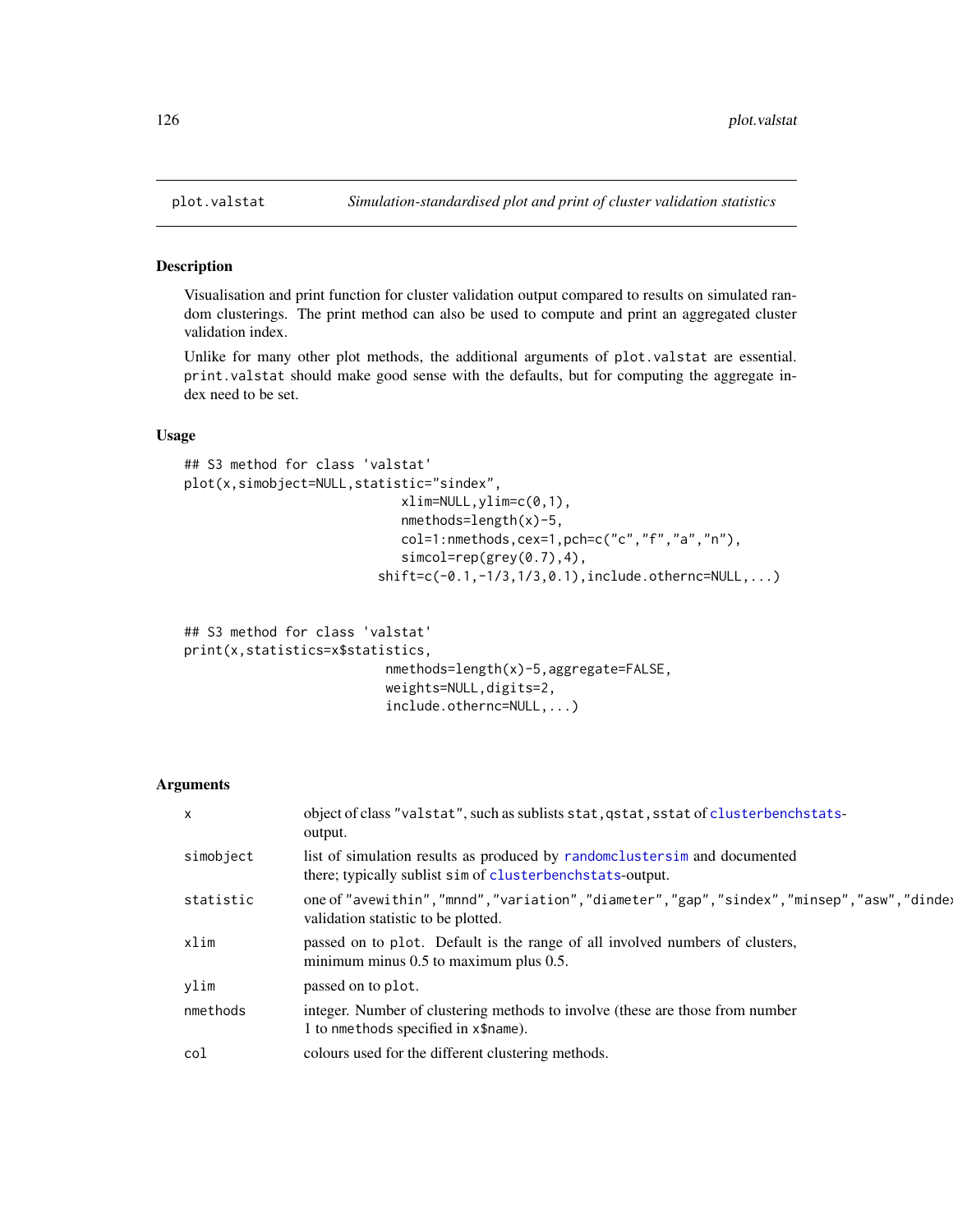plot.valstat *Simulation-standardised plot and print of cluster validation statistics*

## Description

Visualisation and print function for cluster validation output compared to results on simulated random clusterings. The print method can also be used to compute and print an aggregated cluster validation index.

Unlike for many other plot methods, the additional arguments of `plot.valstat` are essential. `print.valstat` should make good sense with the defaults, but for computing the aggregate index need to be set.

## Usage

```
## S3 method for class 'valstat'
plot(x,simobject=NULL,statistic="sindex",
                            xlim=NULL,ylim=c(0,1),
                            nmethods=length(x)-5,
                            col=1:nmethods,cex=1,pch=c("c","f","a","n"),
                            simcol=rep(grey(0.7),4),
                        shift=c(-0.1,-1/3,1/3,0.1),include.othernc=NULL,...)


## S3 method for class 'valstat'
print(x,statistics=x$statistics,
                          nmethods=length(x)-5,aggregate=FALSE,
                          weights=NULL,digits=2,
                          include.othernc=NULL,...)
```

## Arguments

| | |
|---|---|
| x | object of class "valstat", such as sublists stat,qstat,sstat of clusterbenchstats-output. |
| simobject | list of simulation results as produced by randomclustersim and documented there; typically sublist sim of clusterbenchstats-output. |
| statistic | one of "avewithin","mnnd","variation","diameter","gap","sindex","minsep","asw","dindex validation statistic to be plotted. |
| xlim | passed on to plot. Default is the range of all involved numbers of clusters, minimum minus 0.5 to maximum plus 0.5. |
| ylim | passed on to plot. |
| nmethods | integer. Number of clustering methods to involve (these are those from number 1 to nmethods specified in x$name). |
| col | colours used for the different clustering methods. |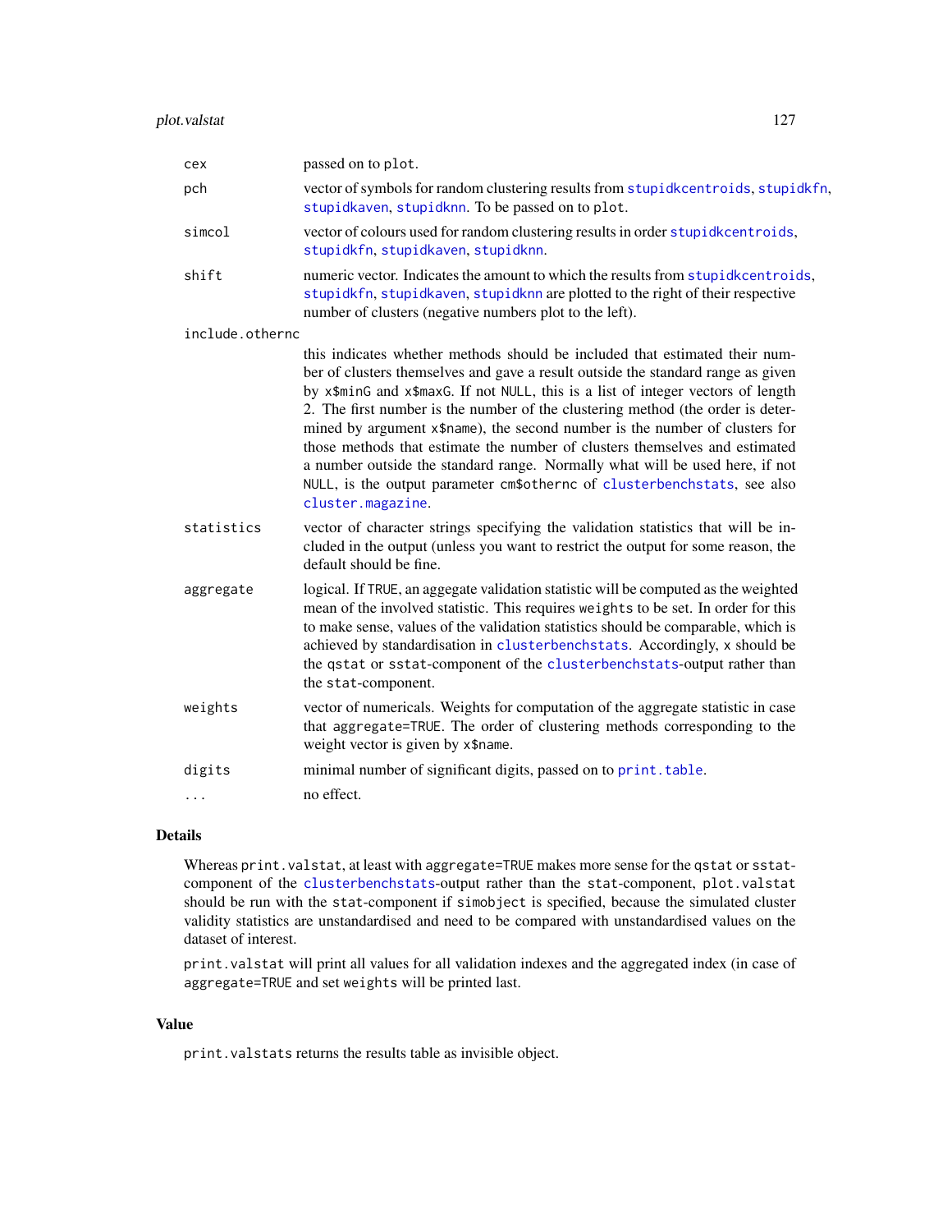| | |
|---|---|
| `cex` | passed on to `plot`. |
| `pch` | vector of symbols for random clustering results from `stupidkcentroids`, `stupidkfn`, `stupidkaven`, `stupidknn`. To be passed on to `plot`. |
| `simcol` | vector of colours used for random clustering results in order `stupidkcentroids`, `stupidkfn`, `stupidkaven`, `stupidknn`. |
| `shift` | numeric vector. Indicates the amount to which the results from `stupidkcentroids`, `stupidkfn`, `stupidkaven`, `stupidknn` are plotted to the right of their respective number of clusters (negative numbers plot to the left). |
| `include.othernc` | this indicates whether methods should be included that estimated their number of clusters themselves and gave a result outside the standard range as given by `x$minG` and `x$maxG`. If not `NULL`, this is a list of integer vectors of length 2. The first number is the number of the clustering method (the order is determined by argument `x$name`), the second number is the number of clusters for those methods that estimate the number of clusters themselves and estimated a number outside the standard range. Normally what will be used here, if not `NULL`, is the output parameter `cm$othernc` of `clusterbenchstats`, see also `cluster.magazine`. |
| `statistics` | vector of character strings specifying the validation statistics that will be included in the output (unless you want to restrict the output for some reason, the default should be fine. |
| `aggregate` | logical. If `TRUE`, an aggegate validation statistic will be computed as the weighted mean of the involved statistic. This requires `weights` to be set. In order for this to make sense, values of the validation statistics should be comparable, which is achieved by standardisation in `clusterbenchstats`. Accordingly, `x` should be the `qstat` or `sstat`-component of the `clusterbenchstats`-output rather than the `stat`-component. |
| `weights` | vector of numericals. Weights for computation of the aggregate statistic in case that `aggregate=TRUE`. The order of clustering methods corresponding to the weight vector is given by `x$name`. |
| `digits` | minimal number of significant digits, passed on to `print.table`. |
| `...` | no effect. |

## Details

Whereas `print.valstat`, at least with `aggregate=TRUE` makes more sense for the `qstat` or `sstat`-component of the `clusterbenchstats`-output rather than the `stat`-component, `plot.valstat` should be run with the `stat`-component if `simobject` is specified, because the simulated cluster validity statistics are unstandardised and need to be compared with unstandardised values on the dataset of interest.

`print.valstat` will print all values for all validation indexes and the aggregated index (in case of `aggregate=TRUE` and set `weights` will be printed last.

## Value

`print.valstats` returns the results table as invisible object.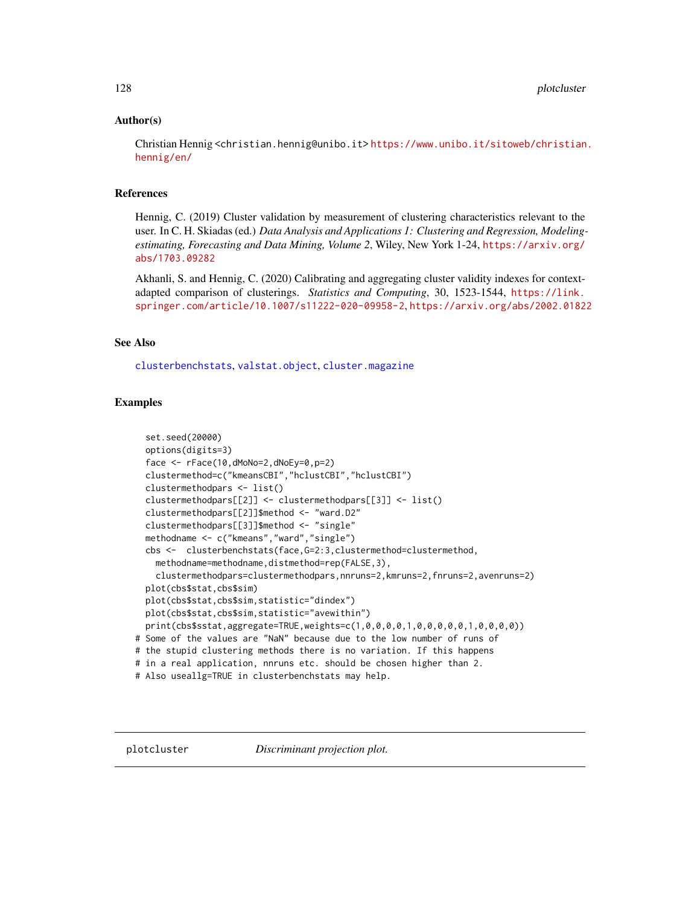## Author(s)

Christian Hennig <christian.hennig@unibo.it> https://www.unibo.it/sitoweb/christian.hennig/en/

## References

Hennig, C. (2019) Cluster validation by measurement of clustering characteristics relevant to the user. In C. H. Skiadas (ed.) *Data Analysis and Applications 1: Clustering and Regression, Modeling-estimating, Forecasting and Data Mining, Volume 2*, Wiley, New York 1-24, https://arxiv.org/abs/1703.09282

Akhanli, S. and Hennig, C. (2020) Calibrating and aggregating cluster validity indexes for context-adapted comparison of clusterings. *Statistics and Computing*, 30, 1523-1544, https://link.springer.com/article/10.1007/s11222-020-09958-2, https://arxiv.org/abs/2002.01822

## See Also

clusterbenchstats, valstat.object, cluster.magazine

## Examples

```
  set.seed(20000)
  options(digits=3)
  face <- rFace(10,dMoNo=2,dNoEy=0,p=2)
  clustermethod=c("kmeansCBI","hclustCBI","hclustCBI")
  clustermethodpars <- list()
  clustermethodpars[[2]] <- clustermethodpars[[3]] <- list()
  clustermethodpars[[2]]$method <- "ward.D2"
  clustermethodpars[[3]]$method <- "single"
  methodname <- c("kmeans","ward","single")
  cbs <-  clusterbenchstats(face,G=2:3,clustermethod=clustermethod,
    methodname=methodname,distmethod=rep(FALSE,3),
    clustermethodpars=clustermethodpars,nnruns=2,kmruns=2,fnruns=2,avenruns=2)
  plot(cbs$stat,cbs$sim)
  plot(cbs$stat,cbs$sim,statistic="dindex")
  plot(cbs$stat,cbs$sim,statistic="avewithin")
  print(cbs$sstat,aggregate=TRUE,weights=c(1,0,0,0,0,1,0,0,0,0,0,1,0,0,0,0))
# Some of the values are "NaN" because due to the low number of runs of
# the stupid clustering methods there is no variation. If this happens
# in a real application, nnruns etc. should be chosen higher than 2.
# Also useallg=TRUE in clusterbenchstats may help.
```

---

plotcluster &nbsp;&nbsp;&nbsp;&nbsp; *Discriminant projection plot.*

---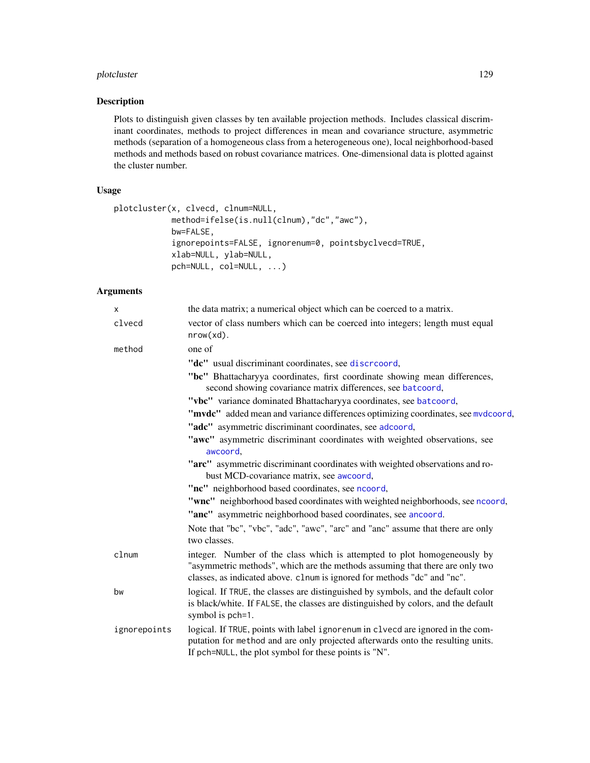### Description

Plots to distinguish given classes by ten available projection methods. Includes classical discriminant coordinates, methods to project differences in mean and covariance structure, asymmetric methods (separation of a homogeneous class from a heterogeneous one), local neighborhood-based methods and methods based on robust covariance matrices. One-dimensional data is plotted against the cluster number.

### Usage

```
plotcluster(x, clvecd, clnum=NULL,
            method=ifelse(is.null(clnum),"dc","awc"),
            bw=FALSE,
            ignorepoints=FALSE, ignorenum=0, pointsbyclvecd=TRUE,
            xlab=NULL, ylab=NULL,
            pch=NULL, col=NULL, ...)
```

### Arguments

| | |
|---|---|
| `x` | the data matrix; a numerical object which can be coerced to a matrix. |
| `clvecd` | vector of class numbers which can be coerced into integers; length must equal `nrow(xd)`. |
| `method` | one of<br>**"dc"** usual discriminant coordinates, see `discrcoord`,<br>**"bc"** Bhattacharyya coordinates, first coordinate showing mean differences, second showing covariance matrix differences, see `batcoord`,<br>**"vbc"** variance dominated Bhattacharyya coordinates, see `batcoord`,<br>**"mvdc"** added mean and variance differences optimizing coordinates, see `mvdcoord`,<br>**"adc"** asymmetric discriminant coordinates, see `adcoord`,<br>**"awc"** asymmetric discriminant coordinates with weighted observations, see `awcoord`,<br>**"arc"** asymmetric discriminant coordinates with weighted observations and robust MCD-covariance matrix, see `awcoord`,<br>**"nc"** neighborhood based coordinates, see `ncoord`,<br>**"wnc"** neighborhood based coordinates with weighted neighborhoods, see `ncoord`,<br>**"anc"** asymmetric neighborhood based coordinates, see `ancoord`.<br>Note that "bc", "vbc", "adc", "awc", "arc" and "anc" assume that there are only two classes. |
| `clnum` | integer. Number of the class which is attempted to plot homogeneously by "asymmetric methods", which are the methods assuming that there are only two classes, as indicated above. `clnum` is ignored for methods "dc" and "nc". |
| `bw` | logical. If `TRUE`, the classes are distinguished by symbols, and the default color is black/white. If `FALSE`, the classes are distinguished by colors, and the default symbol is `pch=1`. |
| `ignorepoints` | logical. If `TRUE`, points with label `ignorenum` in `clvecd` are ignored in the computation for `method` and are only projected afterwards onto the resulting units. If `pch=NULL`, the plot symbol for these points is "N". |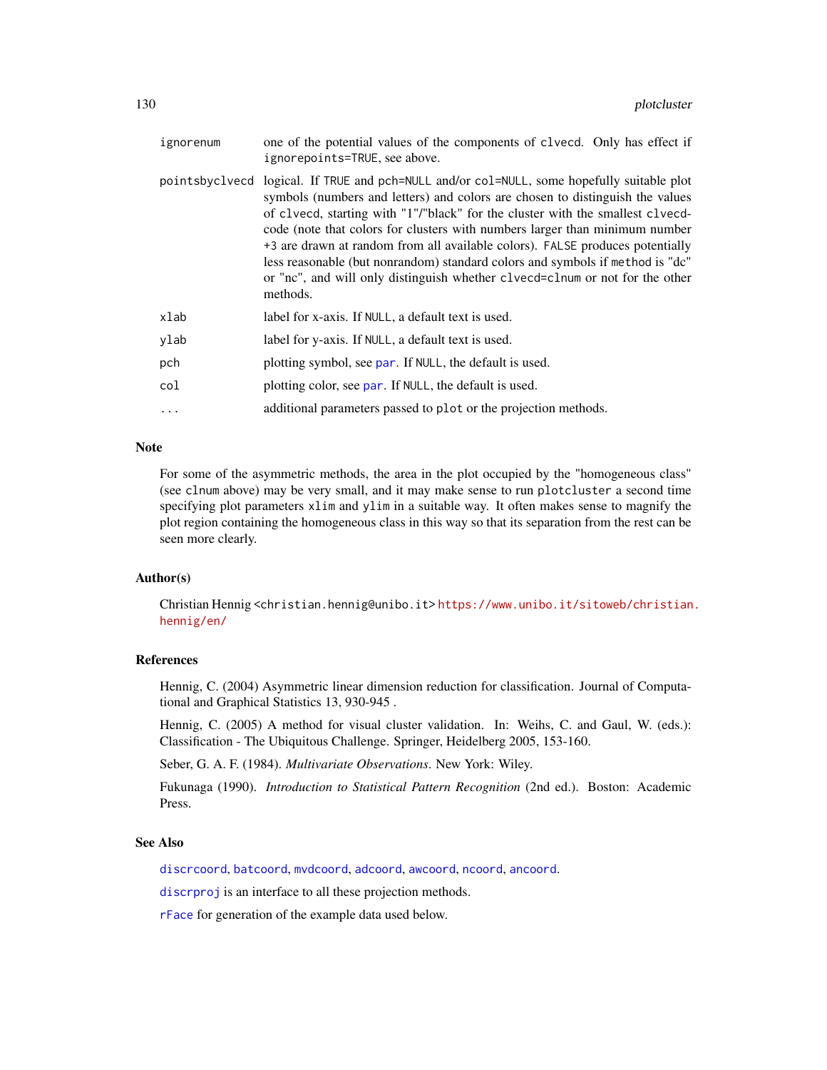| | |
|---|---|
| ignorenum | one of the potential values of the components of `clvecd`. Only has effect if `ignorepoints=TRUE`, see above. |
| pointsbyclvecd | logical. If `TRUE` and `pch=NULL` and/or `col=NULL`, some hopefully suitable plot symbols (numbers and letters) and colors are chosen to distinguish the values of `clvecd`, starting with "1"/"black" for the cluster with the smallest `clvecd`-code (note that colors for clusters with numbers larger than minimum number +3 are drawn at random from all available colors). `FALSE` produces potentially less reasonable (but nonrandom) standard colors and symbols if `method` is "dc" or "nc", and will only distinguish whether `clvecd=clnum` or not for the other methods. |
| xlab | label for x-axis. If `NULL`, a default text is used. |
| ylab | label for y-axis. If `NULL`, a default text is used. |
| pch | plotting symbol, see `par`. If `NULL`, the default is used. |
| col | plotting color, see `par`. If `NULL`, the default is used. |
| ... | additional parameters passed to `plot` or the projection methods. |

## Note

For some of the asymmetric methods, the area in the plot occupied by the "homogeneous class" (see `clnum` above) may be very small, and it may make sense to run `plotcluster` a second time specifying plot parameters `xlim` and `ylim` in a suitable way. It often makes sense to magnify the plot region containing the homogeneous class in this way so that its separation from the rest can be seen more clearly.

## Author(s)

Christian Hennig <christian.hennig@unibo.it> https://www.unibo.it/sitoweb/christian.hennig/en/

## References

Hennig, C. (2004) Asymmetric linear dimension reduction for classification. Journal of Computational and Graphical Statistics 13, 930-945 .

Hennig, C. (2005) A method for visual cluster validation. In: Weihs, C. and Gaul, W. (eds.): Classification - The Ubiquitous Challenge. Springer, Heidelberg 2005, 153-160.

Seber, G. A. F. (1984). *Multivariate Observations*. New York: Wiley.

Fukunaga (1990). *Introduction to Statistical Pattern Recognition* (2nd ed.). Boston: Academic Press.

## See Also

`discrcoord`, `batcoord`, `mvdcoord`, `adcoord`, `awcoord`, `ncoord`, `ancoord`.

`discrproj` is an interface to all these projection methods.

`rFace` for generation of the example data used below.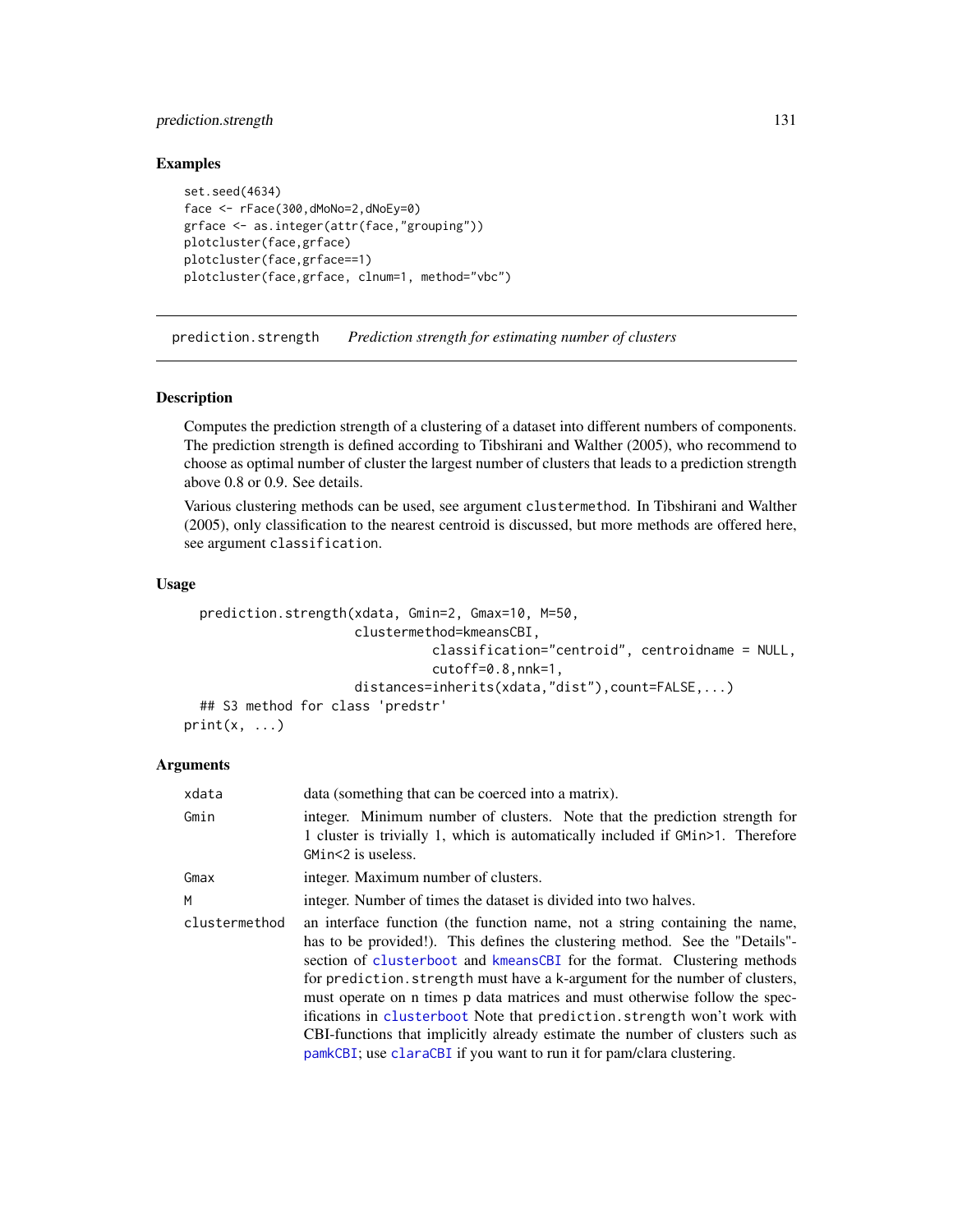## Examples

```
set.seed(4634)
face <- rFace(300,dMoNo=2,dNoEy=0)
grface <- as.integer(attr(face,"grouping"))
plotcluster(face,grface)
plotcluster(face,grface==1)
plotcluster(face,grface, clnum=1, method="vbc")
```

---

# prediction.strength *Prediction strength for estimating number of clusters*

## Description

Computes the prediction strength of a clustering of a dataset into different numbers of components. The prediction strength is defined according to Tibshirani and Walther (2005), who recommend to choose as optimal number of cluster the largest number of clusters that leads to a prediction strength above 0.8 or 0.9. See details.

Various clustering methods can be used, see argument `clustermethod`. In Tibshirani and Walther (2005), only classification to the nearest centroid is discussed, but more methods are offered here, see argument `classification`.

## Usage

```
  prediction.strength(xdata, Gmin=2, Gmax=10, M=50,
                      clustermethod=kmeansCBI,
                              classification="centroid", centroidname = NULL,
                              cutoff=0.8,nnk=1,
                      distances=inherits(xdata,"dist"),count=FALSE,...)
  ## S3 method for class 'predstr'
print(x, ...)
```

## Arguments

| | |
|---|---|
| xdata | data (something that can be coerced into a matrix). |
| Gmin | integer. Minimum number of clusters. Note that the prediction strength for 1 cluster is trivially 1, which is automatically included if `GMin>1`. Therefore `GMin<2` is useless. |
| Gmax | integer. Maximum number of clusters. |
| M | integer. Number of times the dataset is divided into two halves. |
| clustermethod | an interface function (the function name, not a string containing the name, has to be provided!). This defines the clustering method. See the "Details"-section of `clusterboot` and `kmeansCBI` for the format. Clustering methods for `prediction.strength` must have a k-argument for the number of clusters, must operate on n times p data matrices and must otherwise follow the specifications in `clusterboot` Note that `prediction.strength` won't work with CBI-functions that implicitly already estimate the number of clusters such as `pamkCBI`; use `claraCBI` if you want to run it for pam/clara clustering. |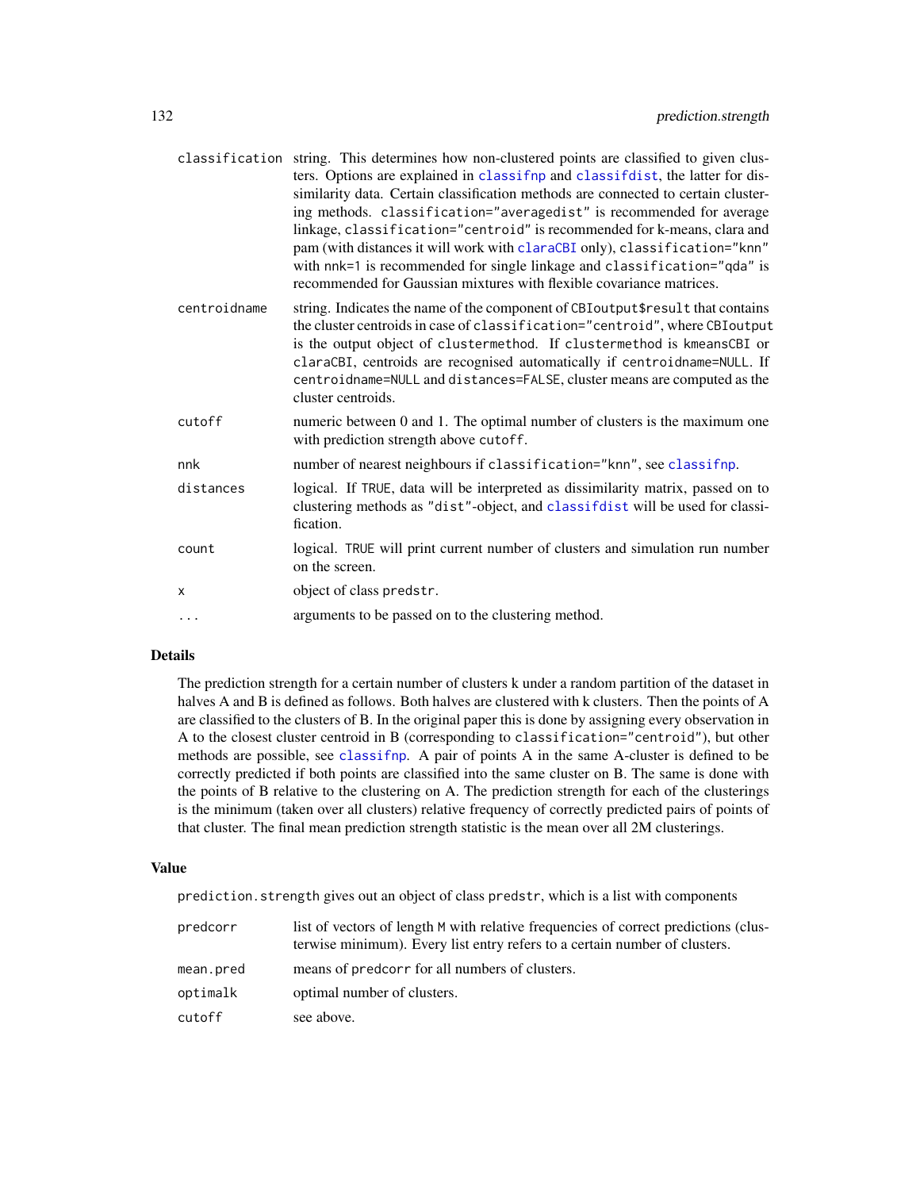| | |
|---|---|
| classification | string. This determines how non-clustered points are classified to given clusters. Options are explained in `classifnp` and `classifdist`, the latter for dissimilarity data. Certain classification methods are connected to certain clustering methods. `classification="averagedist"` is recommended for average linkage, `classification="centroid"` is recommended for k-means, clara and pam (with distances it will work with `claraCBI` only), `classification="knn"` with `nnk=1` is recommended for single linkage and `classification="qda"` is recommended for Gaussian mixtures with flexible covariance matrices. |
| centroidname | string. Indicates the name of the component of `CBIoutput$result` that contains the cluster centroids in case of `classification="centroid"`, where `CBIoutput` is the output object of `clustermethod`. If `clustermethod` is `kmeansCBI` or `claraCBI`, centroids are recognised automatically if `centroidname=NULL`. If `centroidname=NULL` and `distances=FALSE`, cluster means are computed as the cluster centroids. |
| cutoff | numeric between 0 and 1. The optimal number of clusters is the maximum one with prediction strength above `cutoff`. |
| nnk | number of nearest neighbours if `classification="knn"`, see `classifnp`. |
| distances | logical. If `TRUE`, data will be interpreted as dissimilarity matrix, passed on to clustering methods as `"dist"`-object, and `classifdist` will be used for classification. |
| count | logical. `TRUE` will print current number of clusters and simulation run number on the screen. |
| x | object of class `predstr`. |
| ... | arguments to be passed on to the clustering method. |

## Details

The prediction strength for a certain number of clusters k under a random partition of the dataset in halves A and B is defined as follows. Both halves are clustered with k clusters. Then the points of A are classified to the clusters of B. In the original paper this is done by assigning every observation in A to the closest cluster centroid in B (corresponding to `classification="centroid"`), but other methods are possible, see `classifnp`. A pair of points A in the same A-cluster is defined to be correctly predicted if both points are classified into the same cluster on B. The same is done with the points of B relative to the clustering on A. The prediction strength for each of the clusterings is the minimum (taken over all clusters) relative frequency of correctly predicted pairs of points of that cluster. The final mean prediction strength statistic is the mean over all 2M clusterings.

## Value

`prediction.strength` gives out an object of class `predstr`, which is a list with components

| | |
|---|---|
| predcorr | list of vectors of length `M` with relative frequencies of correct predictions (clusterwise minimum). Every list entry refers to a certain number of clusters. |
| mean.pred | means of `predcorr` for all numbers of clusters. |
| optimalk | optimal number of clusters. |
| cutoff | see above. |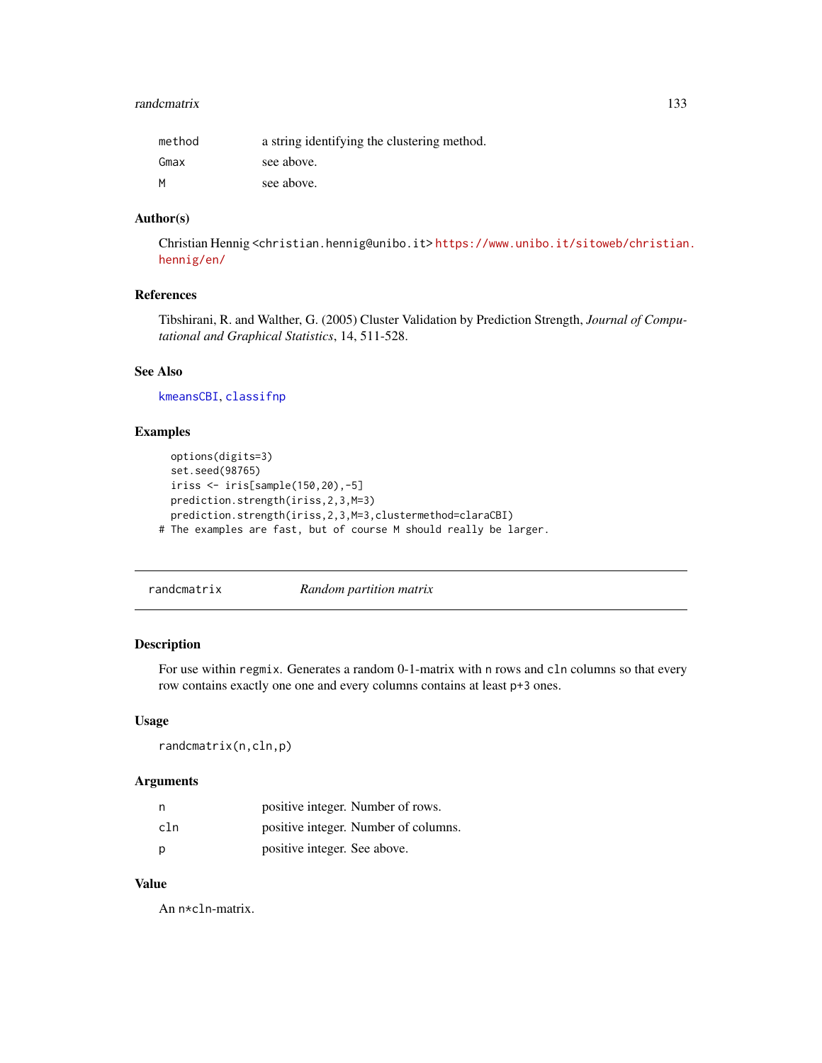| | |
|---|---|
| method | a string identifying the clustering method. |
| Gmax | see above. |
| M | see above. |

### Author(s)

Christian Hennig <christian.hennig@unibo.it> https://www.unibo.it/sitoweb/christian.hennig/en/

### References

Tibshirani, R. and Walther, G. (2005) Cluster Validation by Prediction Strength, *Journal of Computational and Graphical Statistics*, 14, 511-528.

### See Also

kmeansCBI, classifnp

### Examples

```
  options(digits=3)
  set.seed(98765)
  iriss <- iris[sample(150,20),-5]
  prediction.strength(iriss,2,3,M=3)
  prediction.strength(iriss,2,3,M=3,clustermethod=claraCBI)
# The examples are fast, but of course M should really be larger.
```

---

## randcmatrix &nbsp;&nbsp;&nbsp;&nbsp; *Random partition matrix*

---

### Description

For use within regmix. Generates a random 0-1-matrix with n rows and cln columns so that every row contains exactly one one and every columns contains at least p+3 ones.

### Usage

```
randcmatrix(n,cln,p)
```

### Arguments

| | |
|---|---|
| n | positive integer. Number of rows. |
| cln | positive integer. Number of columns. |
| p | positive integer. See above. |

### Value

An n*cln-matrix.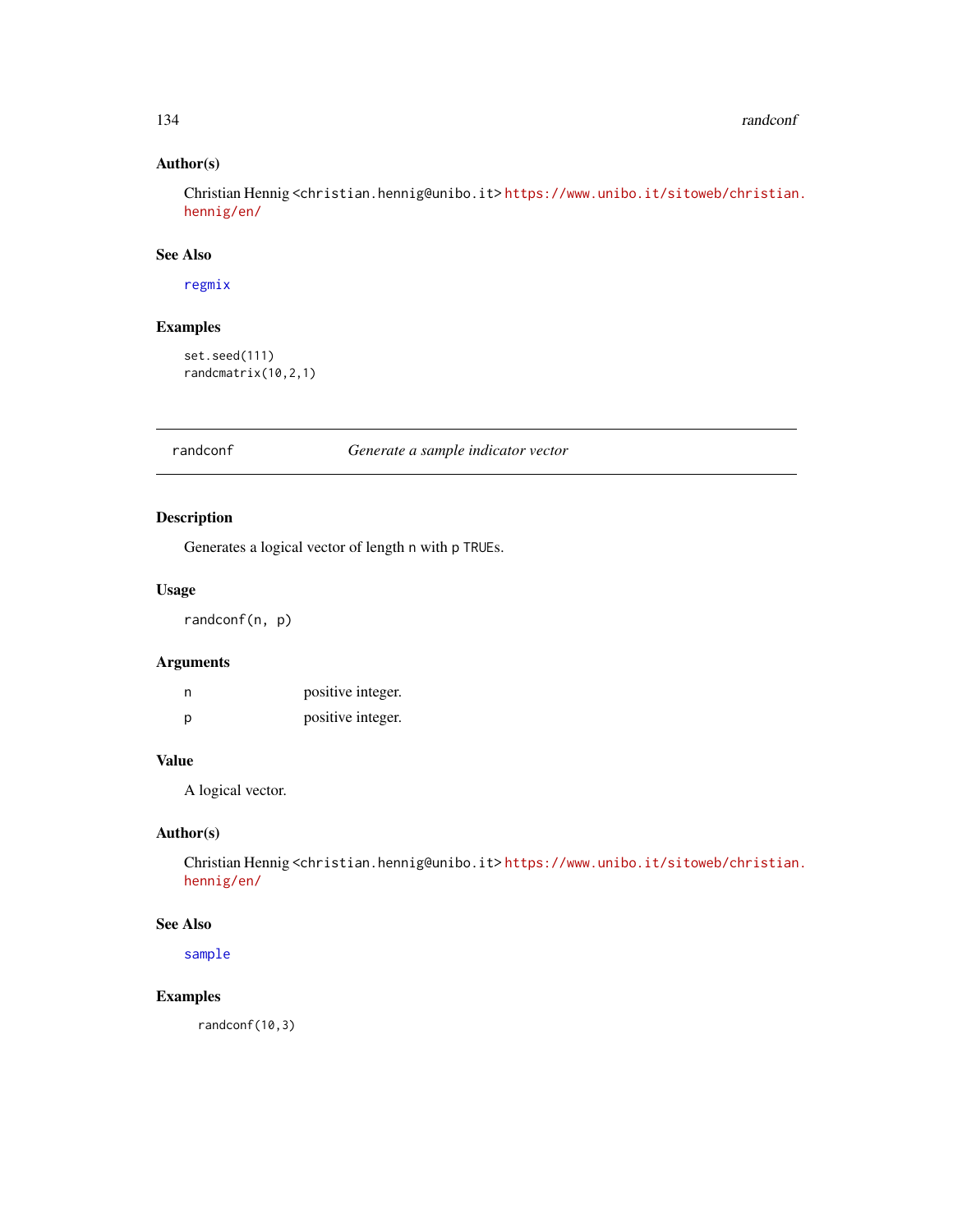### Author(s)

Christian Hennig <christian.hennig@unibo.it> https://www.unibo.it/sitoweb/christian.hennig/en/

### See Also

regmix

### Examples

```
set.seed(111)
randcmatrix(10,2,1)
```

---

## randconf — *Generate a sample indicator vector*

### Description

Generates a logical vector of length n with p TRUEs.

### Usage

```
randconf(n, p)
```

### Arguments

| | |
|---|---|
| n | positive integer. |
| p | positive integer. |

### Value

A logical vector.

### Author(s)

Christian Hennig <christian.hennig@unibo.it> https://www.unibo.it/sitoweb/christian.hennig/en/

### See Also

sample

### Examples

```
randconf(10,3)
```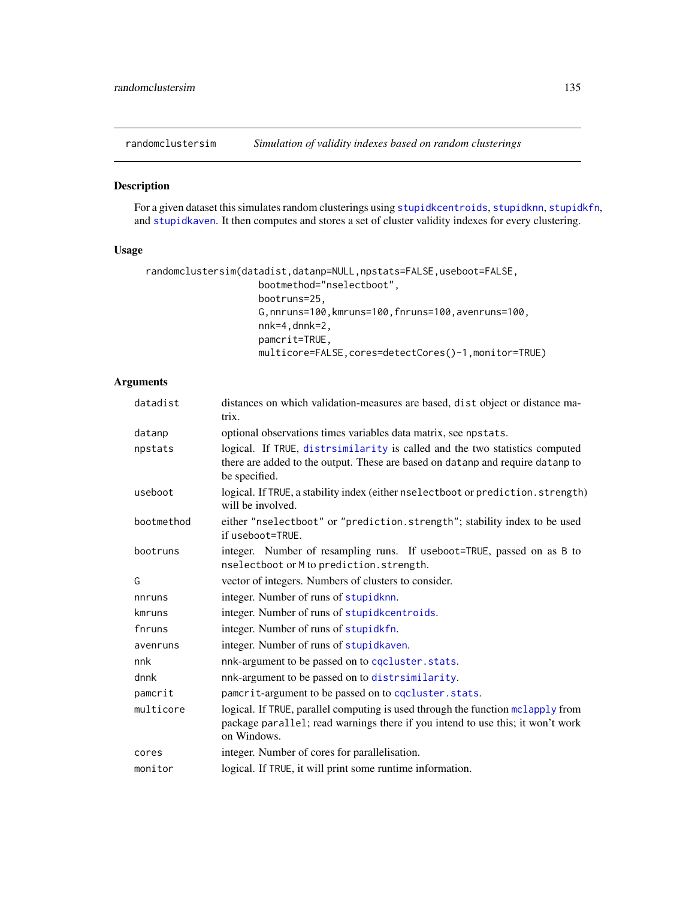## randomclustersim *Simulation of validity indexes based on random clusterings*

### Description

For a given dataset this simulates random clusterings using stupidkcentroids, stupidknn, stupidkfn, and stupidkaven. It then computes and stores a set of cluster validity indexes for every clustering.

### Usage

```
randomclustersim(datadist,datanp=NULL,npstats=FALSE,useboot=FALSE,
                 bootmethod="nselectboot",
                 bootruns=25,
                 G,nnruns=100,kmruns=100,fnruns=100,avenruns=100,
                 nnk=4,dnnk=2,
                 pamcrit=TRUE,
                 multicore=FALSE,cores=detectCores()-1,monitor=TRUE)
```

### Arguments

| | |
|---|---|
| `datadist` | distances on which validation-measures are based, `dist` object or distance matrix. |
| `datanp` | optional observations times variables data matrix, see `npstats`. |
| `npstats` | logical. If `TRUE`, distrsimilarity is called and the two statistics computed there are added to the output. These are based on `datanp` and require `datanp` to be specified. |
| `useboot` | logical. If `TRUE`, a stability index (either `nselectboot` or `prediction.strength`) will be involved. |
| `bootmethod` | either `"nselectboot"` or `"prediction.strength"`; stability index to be used if `useboot=TRUE`. |
| `bootruns` | integer. Number of resampling runs. If `useboot=TRUE`, passed on as `B` to `nselectboot` or `M` to `prediction.strength`. |
| `G` | vector of integers. Numbers of clusters to consider. |
| `nnruns` | integer. Number of runs of stupidknn. |
| `kmruns` | integer. Number of runs of stupidkcentroids. |
| `fnruns` | integer. Number of runs of stupidkfn. |
| `avenruns` | integer. Number of runs of stupidkaven. |
| `nnk` | `nnk`-argument to be passed on to cqcluster.stats. |
| `dnnk` | `nnk`-argument to be passed on to distrsimilarity. |
| `pamcrit` | `pamcrit`-argument to be passed on to cqcluster.stats. |
| `multicore` | logical. If `TRUE`, parallel computing is used through the function mclapply from package `parallel`; read warnings there if you intend to use this; it won't work on Windows. |
| `cores` | integer. Number of cores for parallelisation. |
| `monitor` | logical. If `TRUE`, it will print some runtime information. |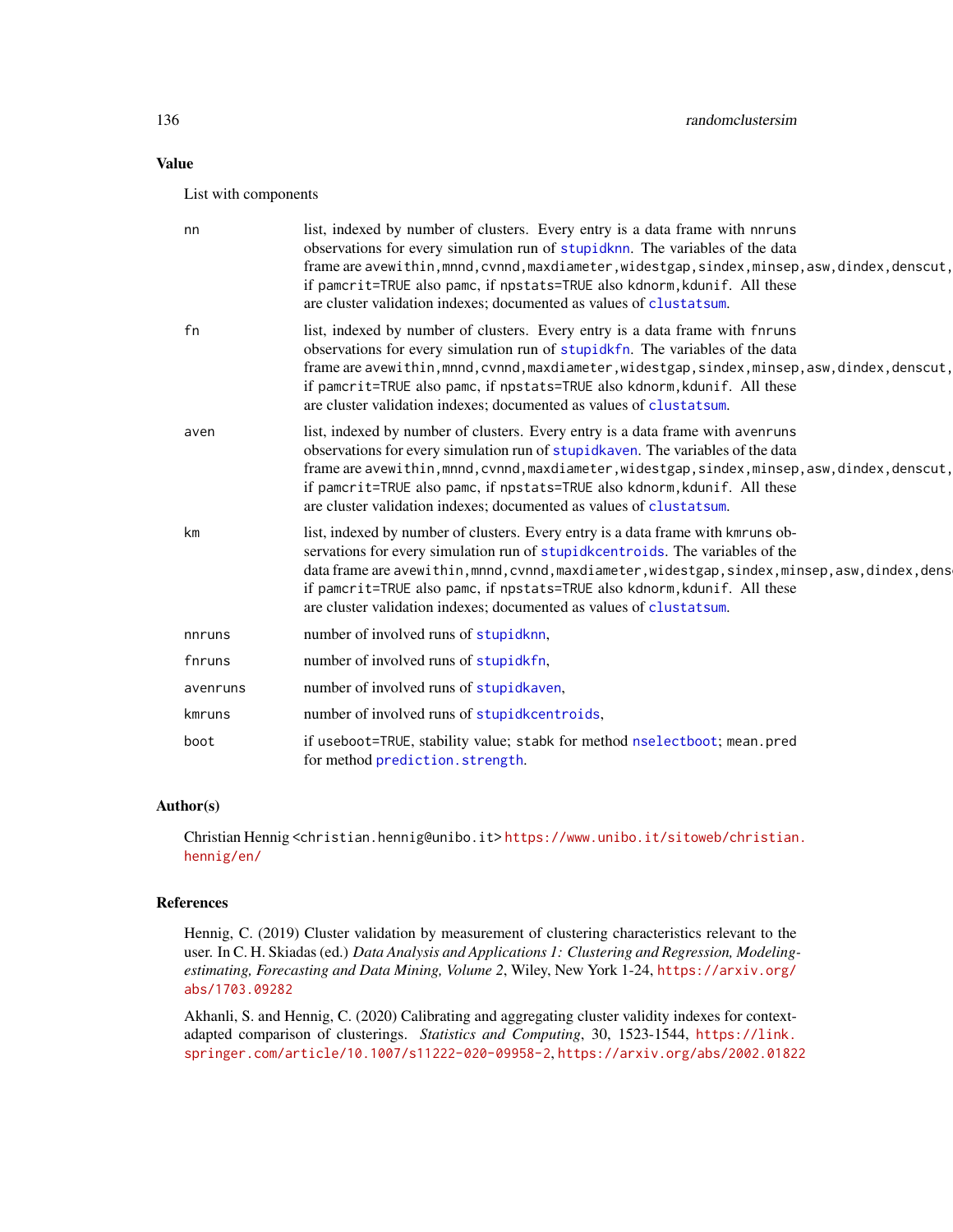## Value

List with components

nn
: list, indexed by number of clusters. Every entry is a data frame with nnruns observations for every simulation run of stupidknn. The variables of the data frame are avewithin,mnnd,cvnnd,maxdiameter,widestgap,sindex,minsep,asw,dindex,denscut, if pamcrit=TRUE also pamc, if npstats=TRUE also kdnorm,kdunif. All these are cluster validation indexes; documented as values of clustatsum.

fn
: list, indexed by number of clusters. Every entry is a data frame with fnruns observations for every simulation run of stupidkfn. The variables of the data frame are avewithin,mnnd,cvnnd,maxdiameter,widestgap,sindex,minsep,asw,dindex,denscut, if pamcrit=TRUE also pamc, if npstats=TRUE also kdnorm,kdunif. All these are cluster validation indexes; documented as values of clustatsum.

aven
: list, indexed by number of clusters. Every entry is a data frame with avenruns observations for every simulation run of stupidkaven. The variables of the data frame are avewithin,mnnd,cvnnd,maxdiameter,widestgap,sindex,minsep,asw,dindex,denscut, if pamcrit=TRUE also pamc, if npstats=TRUE also kdnorm,kdunif. All these are cluster validation indexes; documented as values of clustatsum.

km
: list, indexed by number of clusters. Every entry is a data frame with kmruns observations for every simulation run of stupidkcentroids. The variables of the data frame are avewithin,mnnd,cvnnd,maxdiameter,widestgap,sindex,minsep,asw,dindex,dens if pamcrit=TRUE also pamc, if npstats=TRUE also kdnorm,kdunif. All these are cluster validation indexes; documented as values of clustatsum.

nnruns
: number of involved runs of stupidknn,

fnruns
: number of involved runs of stupidkfn,

avenruns
: number of involved runs of stupidkaven,

kmruns
: number of involved runs of stupidkcentroids,

boot
: if useboot=TRUE, stability value; stabk for method nselectboot; mean.pred for method prediction.strength.

## Author(s)

Christian Hennig <christian.hennig@unibo.it> https://www.unibo.it/sitoweb/christian.hennig/en/

## References

Hennig, C. (2019) Cluster validation by measurement of clustering characteristics relevant to the user. In C. H. Skiadas (ed.) *Data Analysis and Applications 1: Clustering and Regression, Modeling-estimating, Forecasting and Data Mining, Volume 2*, Wiley, New York 1-24, https://arxiv.org/abs/1703.09282

Akhanli, S. and Hennig, C. (2020) Calibrating and aggregating cluster validity indexes for context-adapted comparison of clusterings. *Statistics and Computing*, 30, 1523-1544, https://link.springer.com/article/10.1007/s11222-020-09958-2, https://arxiv.org/abs/2002.01822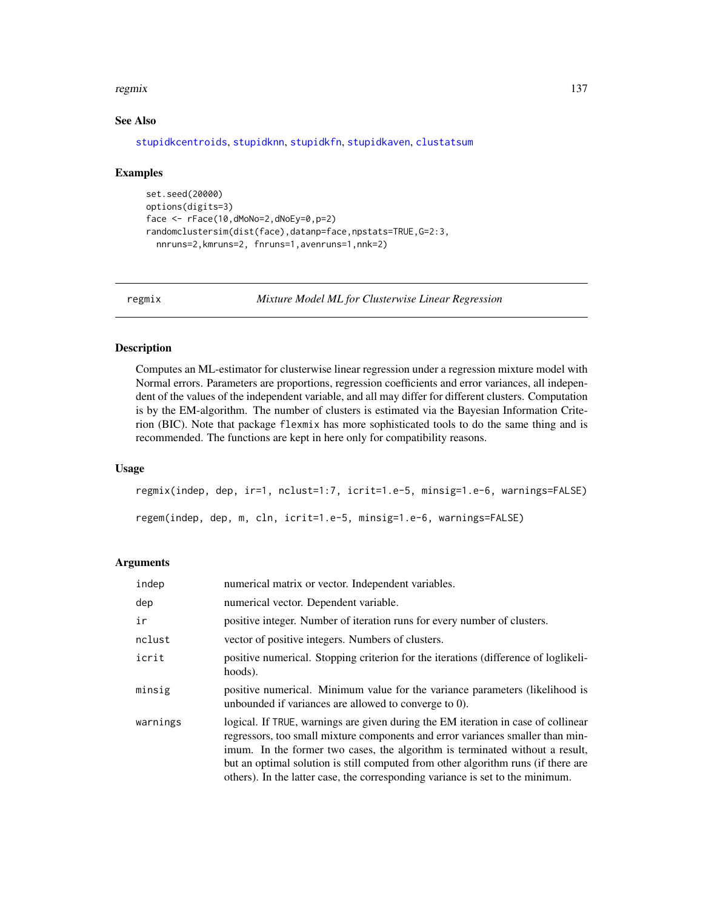## See Also

stupidkcentroids, stupidknn, stupidkfn, stupidkaven, clustatsum

## Examples

```
set.seed(20000)
options(digits=3)
face <- rFace(10,dMoNo=2,dNoEy=0,p=2)
randomclustersim(dist(face),datanp=face,npstats=TRUE,G=2:3,
  nnruns=2,kmruns=2, fnruns=1,avenruns=1,nnk=2)
```

---

# regmix — *Mixture Model ML for Clusterwise Linear Regression*

## Description

Computes an ML-estimator for clusterwise linear regression under a regression mixture model with Normal errors. Parameters are proportions, regression coefficients and error variances, all independent of the values of the independent variable, and all may differ for different clusters. Computation is by the EM-algorithm. The number of clusters is estimated via the Bayesian Information Criterion (BIC). Note that package flexmix has more sophisticated tools to do the same thing and is recommended. The functions are kept in here only for compatibility reasons.

## Usage

```
regmix(indep, dep, ir=1, nclust=1:7, icrit=1.e-5, minsig=1.e-6, warnings=FALSE)

regem(indep, dep, m, cln, icrit=1.e-5, minsig=1.e-6, warnings=FALSE)
```

## Arguments

| | |
|---|---|
| indep | numerical matrix or vector. Independent variables. |
| dep | numerical vector. Dependent variable. |
| ir | positive integer. Number of iteration runs for every number of clusters. |
| nclust | vector of positive integers. Numbers of clusters. |
| icrit | positive numerical. Stopping criterion for the iterations (difference of loglikelihoods). |
| minsig | positive numerical. Minimum value for the variance parameters (likelihood is unbounded if variances are allowed to converge to 0). |
| warnings | logical. If TRUE, warnings are given during the EM iteration in case of collinear regressors, too small mixture components and error variances smaller than minimum. In the former two cases, the algorithm is terminated without a result, but an optimal solution is still computed from other algorithm runs (if there are others). In the latter case, the corresponding variance is set to the minimum. |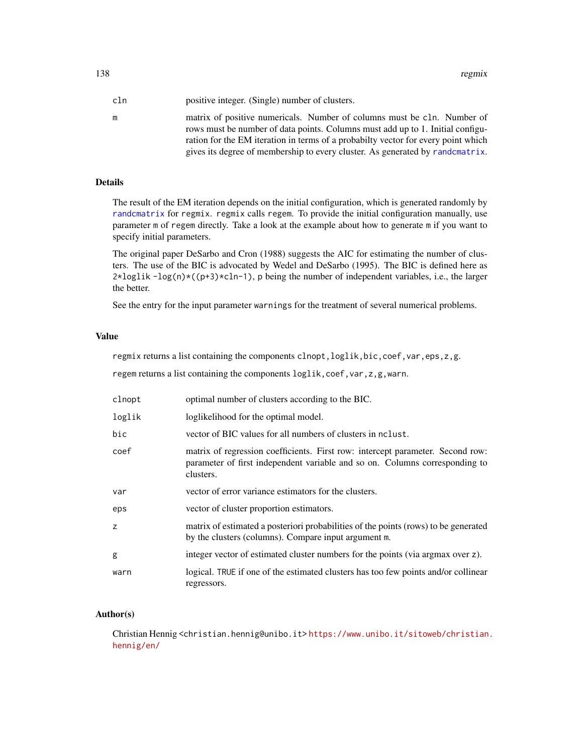| | |
|---|---|
| `cln` | positive integer. (Single) number of clusters. |
| `m` | matrix of positive numericals. Number of columns must be `cln`. Number of rows must be number of data points. Columns must add up to 1. Initial configuration for the EM iteration in terms of a probabilty vector for every point which gives its degree of membership to every cluster. As generated by `randcmatrix`. |

## Details

The result of the EM iteration depends on the initial configuration, which is generated randomly by `randcmatrix` for `regmix`. `regmix` calls `regem`. To provide the initial configuration manually, use parameter `m` of `regem` directly. Take a look at the example about how to generate `m` if you want to specify initial parameters.

The original paper DeSarbo and Cron (1988) suggests the AIC for estimating the number of clusters. The use of the BIC is advocated by Wedel and DeSarbo (1995). The BIC is defined here as `2*loglik -log(n)*((p+3)*cln-1)`, `p` being the number of independent variables, i.e., the larger the better.

See the entry for the input parameter `warnings` for the treatment of several numerical problems.

## Value

`regmix` returns a list containing the components `clnopt,loglik,bic,coef,var,eps,z,g`.

`regem` returns a list containing the components `loglik,coef,var,z,g,warn`.

| | |
|---|---|
| `clnopt` | optimal number of clusters according to the BIC. |
| `loglik` | loglikelihood for the optimal model. |
| `bic` | vector of BIC values for all numbers of clusters in `nclust`. |
| `coef` | matrix of regression coefficients. First row: intercept parameter. Second row: parameter of first independent variable and so on. Columns corresponding to clusters. |
| `var` | vector of error variance estimators for the clusters. |
| `eps` | vector of cluster proportion estimators. |
| `z` | matrix of estimated a posteriori probabilities of the points (rows) to be generated by the clusters (columns). Compare input argument `m`. |
| `g` | integer vector of estimated cluster numbers for the points (via argmax over `z`). |
| `warn` | logical. `TRUE` if one of the estimated clusters has too few points and/or collinear regressors. |

## Author(s)

Christian Hennig <christian.hennig@unibo.it> https://www.unibo.it/sitoweb/christian.hennig/en/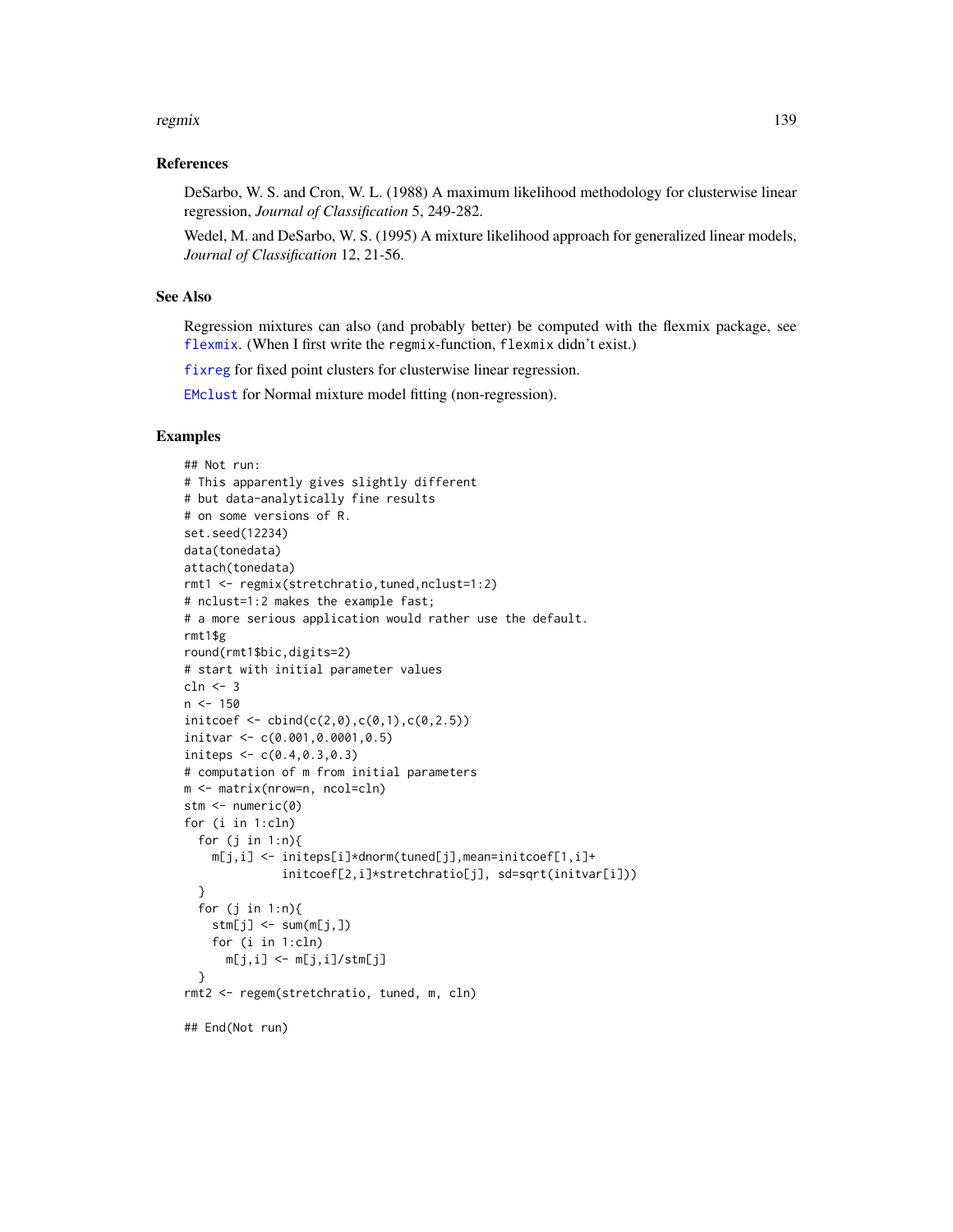### References

DeSarbo, W. S. and Cron, W. L. (1988) A maximum likelihood methodology for clusterwise linear regression, *Journal of Classification* 5, 249-282.

Wedel, M. and DeSarbo, W. S. (1995) A mixture likelihood approach for generalized linear models, *Journal of Classification* 12, 21-56.

### See Also

Regression mixtures can also (and probably better) be computed with the flexmix package, see flexmix. (When I first write the regmix-function, flexmix didn't exist.)

fixreg for fixed point clusters for clusterwise linear regression.

EMclust for Normal mixture model fitting (non-regression).

### Examples

```
## Not run:
# This apparently gives slightly different
# but data-analytically fine results
# on some versions of R.
set.seed(12234)
data(tonedata)
attach(tonedata)
rmt1 <- regmix(stretchratio,tuned,nclust=1:2)
# nclust=1:2 makes the example fast;
# a more serious application would rather use the default.
rmt1$g
round(rmt1$bic,digits=2)
# start with initial parameter values
cln <- 3
n <- 150
initcoef <- cbind(c(2,0),c(0,1),c(0,2.5))
initvar <- c(0.001,0.0001,0.5)
initeps <- c(0.4,0.3,0.3)
# computation of m from initial parameters
m <- matrix(nrow=n, ncol=cln)
stm <- numeric(0)
for (i in 1:cln)
  for (j in 1:n){
    m[j,i] <- initeps[i]*dnorm(tuned[j],mean=initcoef[1,i]+
              initcoef[2,i]*stretchratio[j], sd=sqrt(initvar[i]))
  }
  for (j in 1:n){
    stm[j] <- sum(m[j,])
    for (i in 1:cln)
      m[j,i] <- m[j,i]/stm[j]
  }
rmt2 <- regem(stretchratio, tuned, m, cln)

## End(Not run)
```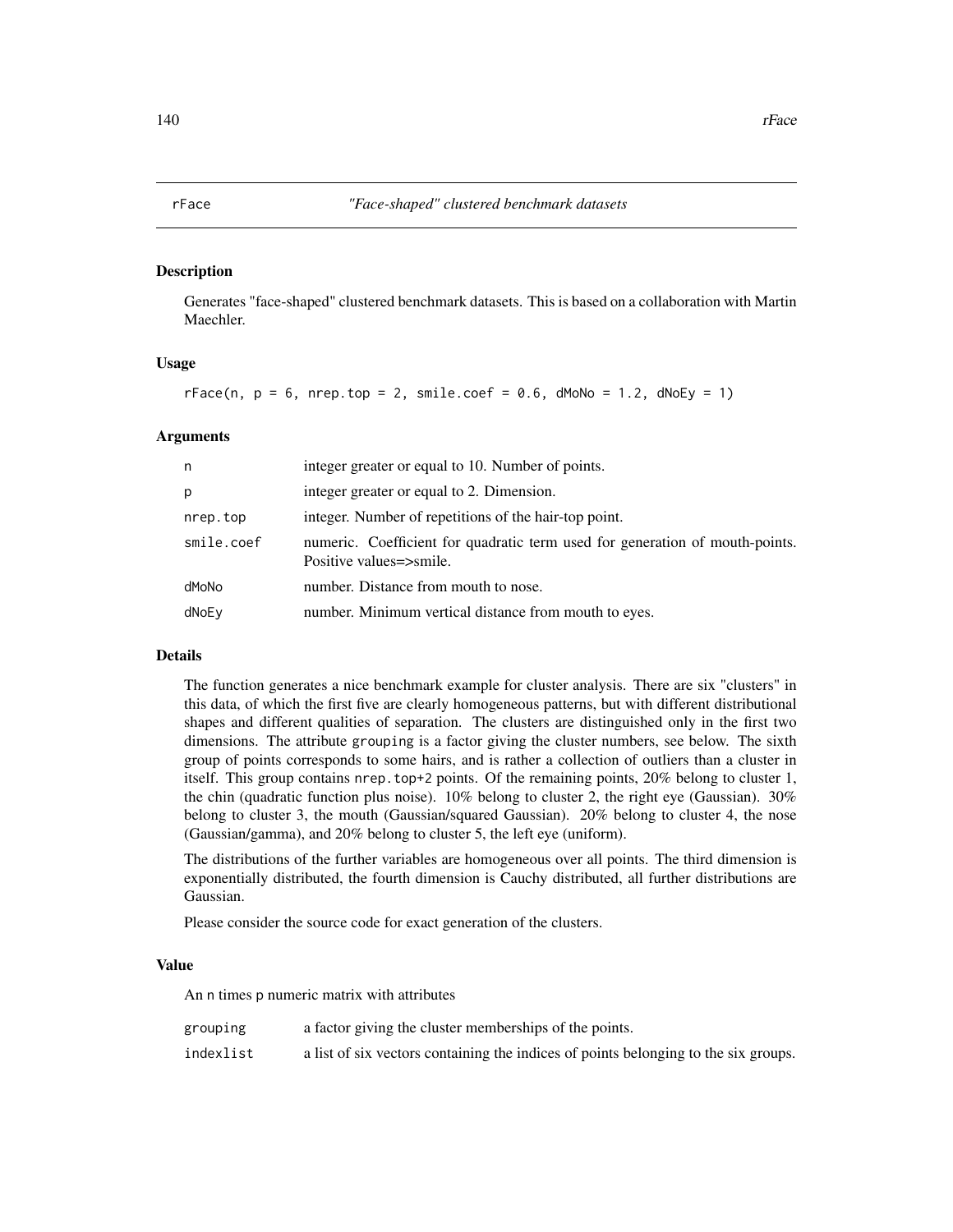rFace *"Face-shaped" clustered benchmark datasets*

## Description

Generates "face-shaped" clustered benchmark datasets. This is based on a collaboration with Martin Maechler.

## Usage

```
rFace(n, p = 6, nrep.top = 2, smile.coef = 0.6, dMoNo = 1.2, dNoEy = 1)
```

## Arguments

| | |
|---|---|
| n | integer greater or equal to 10. Number of points. |
| p | integer greater or equal to 2. Dimension. |
| nrep.top | integer. Number of repetitions of the hair-top point. |
| smile.coef | numeric. Coefficient for quadratic term used for generation of mouth-points. Positive values=>smile. |
| dMoNo | number. Distance from mouth to nose. |
| dNoEy | number. Minimum vertical distance from mouth to eyes. |

## Details

The function generates a nice benchmark example for cluster analysis. There are six "clusters" in this data, of which the first five are clearly homogeneous patterns, but with different distributional shapes and different qualities of separation. The clusters are distinguished only in the first two dimensions. The attribute `grouping` is a factor giving the cluster numbers, see below. The sixth group of points corresponds to some hairs, and is rather a collection of outliers than a cluster in itself. This group contains `nrep.top+2` points. Of the remaining points, 20% belong to cluster 1, the chin (quadratic function plus noise). 10% belong to cluster 2, the right eye (Gaussian). 30% belong to cluster 3, the mouth (Gaussian/squared Gaussian). 20% belong to cluster 4, the nose (Gaussian/gamma), and 20% belong to cluster 5, the left eye (uniform).

The distributions of the further variables are homogeneous over all points. The third dimension is exponentially distributed, the fourth dimension is Cauchy distributed, all further distributions are Gaussian.

Please consider the source code for exact generation of the clusters.

## Value

An `n` times `p` numeric matrix with attributes

| | |
|---|---|
| grouping | a factor giving the cluster memberships of the points. |
| indexlist | a list of six vectors containing the indices of points belonging to the six groups. |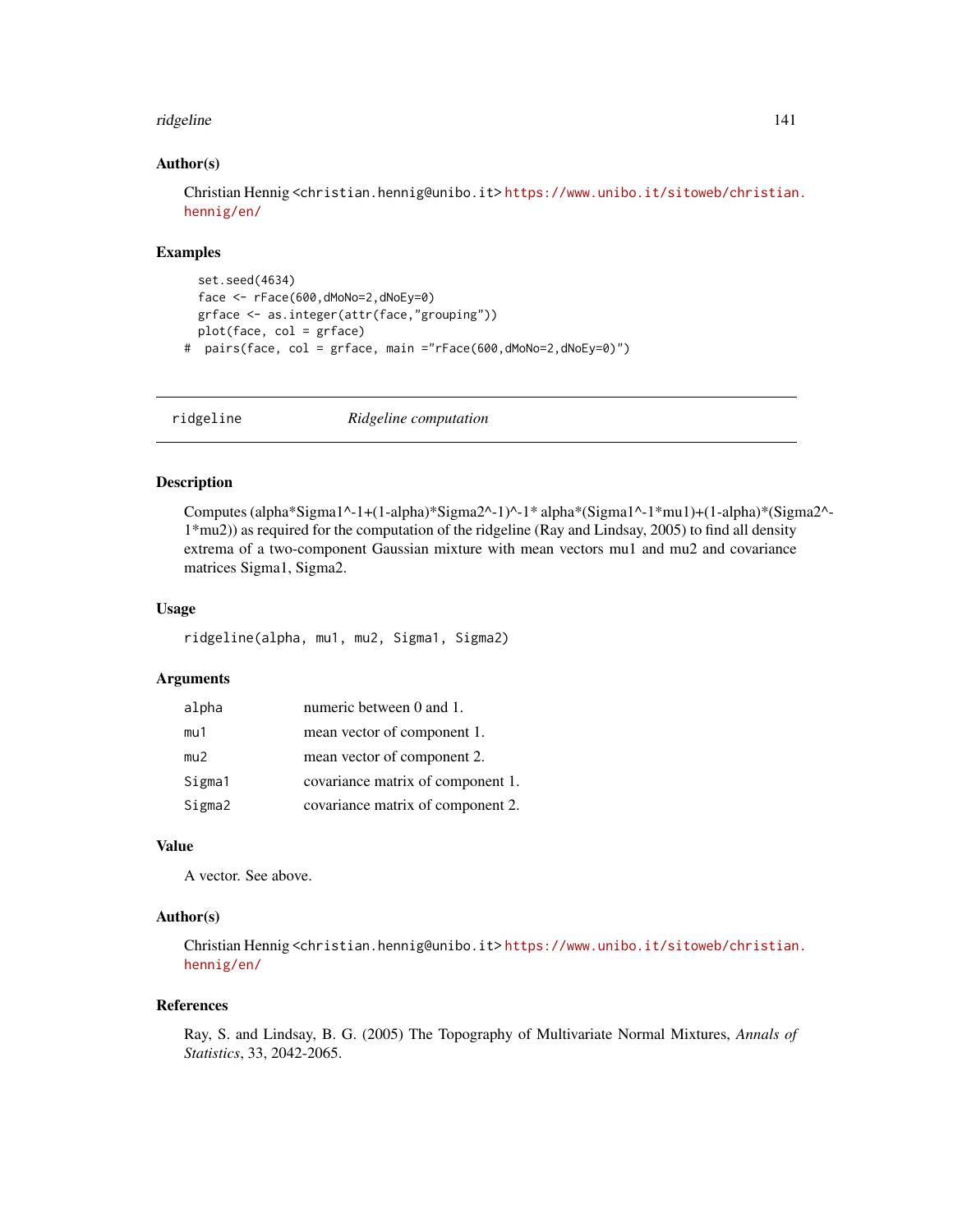### Author(s)

Christian Hennig <christian.hennig@unibo.it> https://www.unibo.it/sitoweb/christian.hennig/en/

### Examples

```
  set.seed(4634)
  face <- rFace(600,dMoNo=2,dNoEy=0)
  grface <- as.integer(attr(face,"grouping"))
  plot(face, col = grface)
#  pairs(face, col = grface, main ="rFace(600,dMoNo=2,dNoEy=0)")
```

---

## ridgeline *Ridgeline computation*

### Description

Computes (alpha*Sigma1^-1+(1-alpha)*Sigma2^-1)^-1* alpha*(Sigma1^-1*mu1)+(1-alpha)*(Sigma2^-1*mu2)) as required for the computation of the ridgeline (Ray and Lindsay, 2005) to find all density extrema of a two-component Gaussian mixture with mean vectors mu1 and mu2 and covariance matrices Sigma1, Sigma2.

### Usage

```
ridgeline(alpha, mu1, mu2, Sigma1, Sigma2)
```

### Arguments

| | |
|---|---|
| alpha | numeric between 0 and 1. |
| mu1 | mean vector of component 1. |
| mu2 | mean vector of component 2. |
| Sigma1 | covariance matrix of component 1. |
| Sigma2 | covariance matrix of component 2. |

### Value

A vector. See above.

### Author(s)

Christian Hennig <christian.hennig@unibo.it> https://www.unibo.it/sitoweb/christian.hennig/en/

### References

Ray, S. and Lindsay, B. G. (2005) The Topography of Multivariate Normal Mixtures, *Annals of Statistics*, 33, 2042-2065.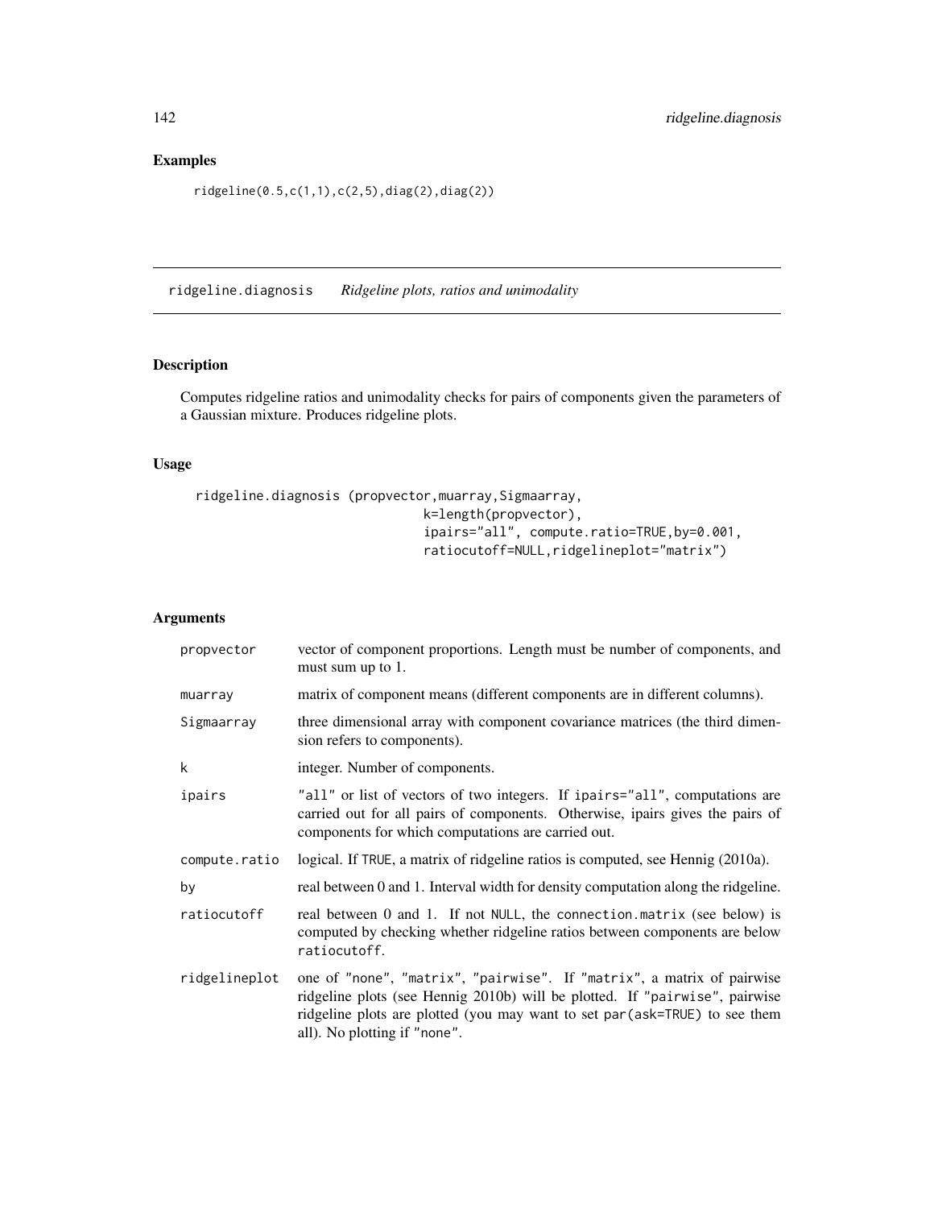## Examples

```
ridgeline(0.5,c(1,1),c(2,5),diag(2),diag(2))
```

---

ridgeline.diagnosis *Ridgeline plots, ratios and unimodality*

---

## Description

Computes ridgeline ratios and unimodality checks for pairs of components given the parameters of a Gaussian mixture. Produces ridgeline plots.

## Usage

```
ridgeline.diagnosis (propvector,muarray,Sigmaarray,
                     k=length(propvector),
                     ipairs="all", compute.ratio=TRUE,by=0.001,
                     ratiocutoff=NULL,ridgelineplot="matrix")
```

## Arguments

| | |
|---|---|
| propvector | vector of component proportions. Length must be number of components, and must sum up to 1. |
| muarray | matrix of component means (different components are in different columns). |
| Sigmaarray | three dimensional array with component covariance matrices (the third dimension refers to components). |
| k | integer. Number of components. |
| ipairs | "all" or list of vectors of two integers. If ipairs="all", computations are carried out for all pairs of components. Otherwise, ipairs gives the pairs of components for which computations are carried out. |
| compute.ratio | logical. If TRUE, a matrix of ridgeline ratios is computed, see Hennig (2010a). |
| by | real between 0 and 1. Interval width for density computation along the ridgeline. |
| ratiocutoff | real between 0 and 1. If not NULL, the connection.matrix (see below) is computed by checking whether ridgeline ratios between components are below ratiocutoff. |
| ridgelineplot | one of "none", "matrix", "pairwise". If "matrix", a matrix of pairwise ridgeline plots (see Hennig 2010b) will be plotted. If "pairwise", pairwise ridgeline plots are plotted (you may want to set par(ask=TRUE) to see them all). No plotting if "none". |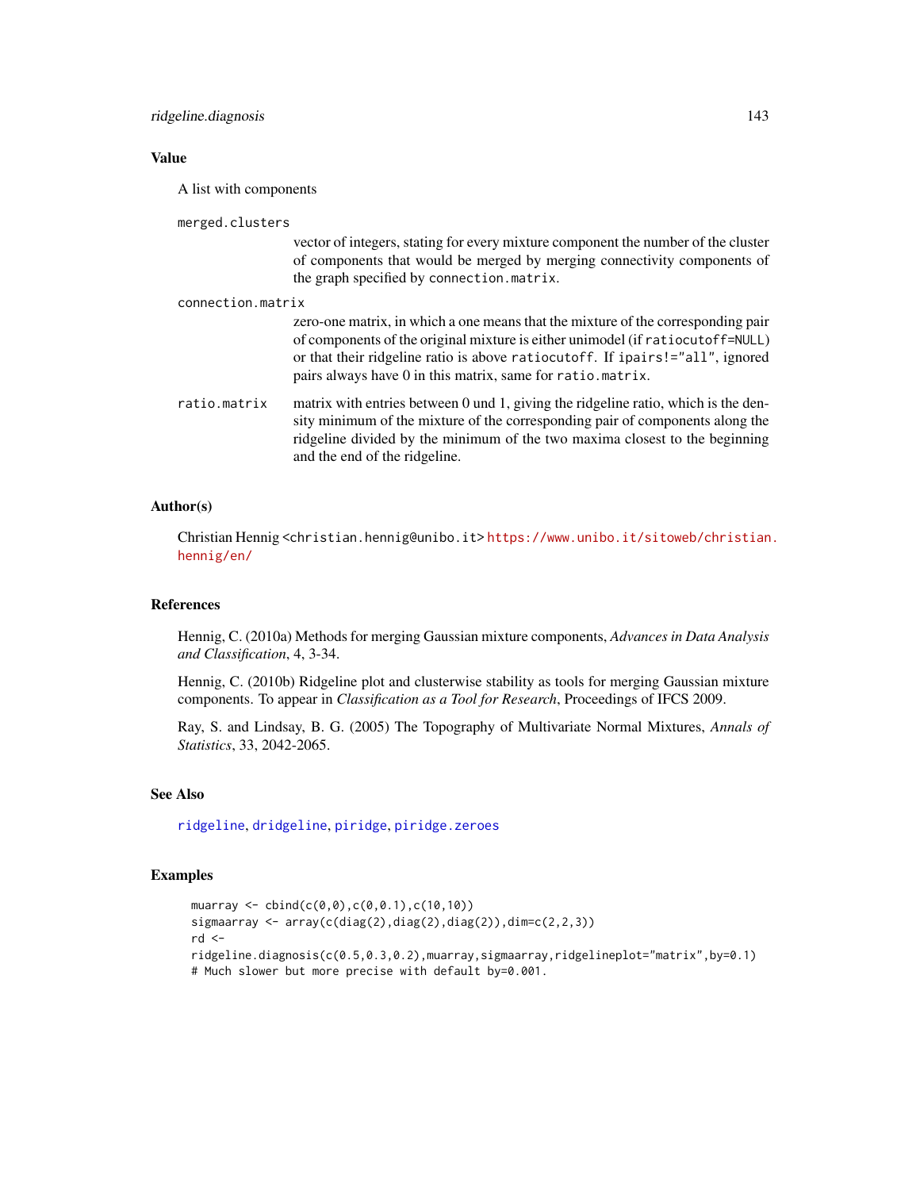## Value

A list with components

`merged.clusters`
: vector of integers, stating for every mixture component the number of the cluster of components that would be merged by merging connectivity components of the graph specified by `connection.matrix`.

`connection.matrix`
: zero-one matrix, in which a one means that the mixture of the corresponding pair of components of the original mixture is either unimodel (if `ratiocutoff=NULL`) or that their ridgeline ratio is above `ratiocutoff`. If `ipairs!="all"`, ignored pairs always have 0 in this matrix, same for `ratio.matrix`.

`ratio.matrix`
: matrix with entries between 0 und 1, giving the ridgeline ratio, which is the density minimum of the mixture of the corresponding pair of components along the ridgeline divided by the minimum of the two maxima closest to the beginning and the end of the ridgeline.

## Author(s)

Christian Hennig <christian.hennig@unibo.it> https://www.unibo.it/sitoweb/christian.hennig/en/

## References

Hennig, C. (2010a) Methods for merging Gaussian mixture components, *Advances in Data Analysis and Classification*, 4, 3-34.

Hennig, C. (2010b) Ridgeline plot and clusterwise stability as tools for merging Gaussian mixture components. To appear in *Classification as a Tool for Research*, Proceedings of IFCS 2009.

Ray, S. and Lindsay, B. G. (2005) The Topography of Multivariate Normal Mixtures, *Annals of Statistics*, 33, 2042-2065.

## See Also

ridgeline, dridgeline, piridge, piridge.zeroes

## Examples

```
muarray <- cbind(c(0,0),c(0,0.1),c(10,10))
sigmaarray <- array(c(diag(2),diag(2),diag(2)),dim=c(2,2,3))
rd <-
ridgeline.diagnosis(c(0.5,0.3,0.2),muarray,sigmaarray,ridgelineplot="matrix",by=0.1)
# Much slower but more precise with default by=0.001.
```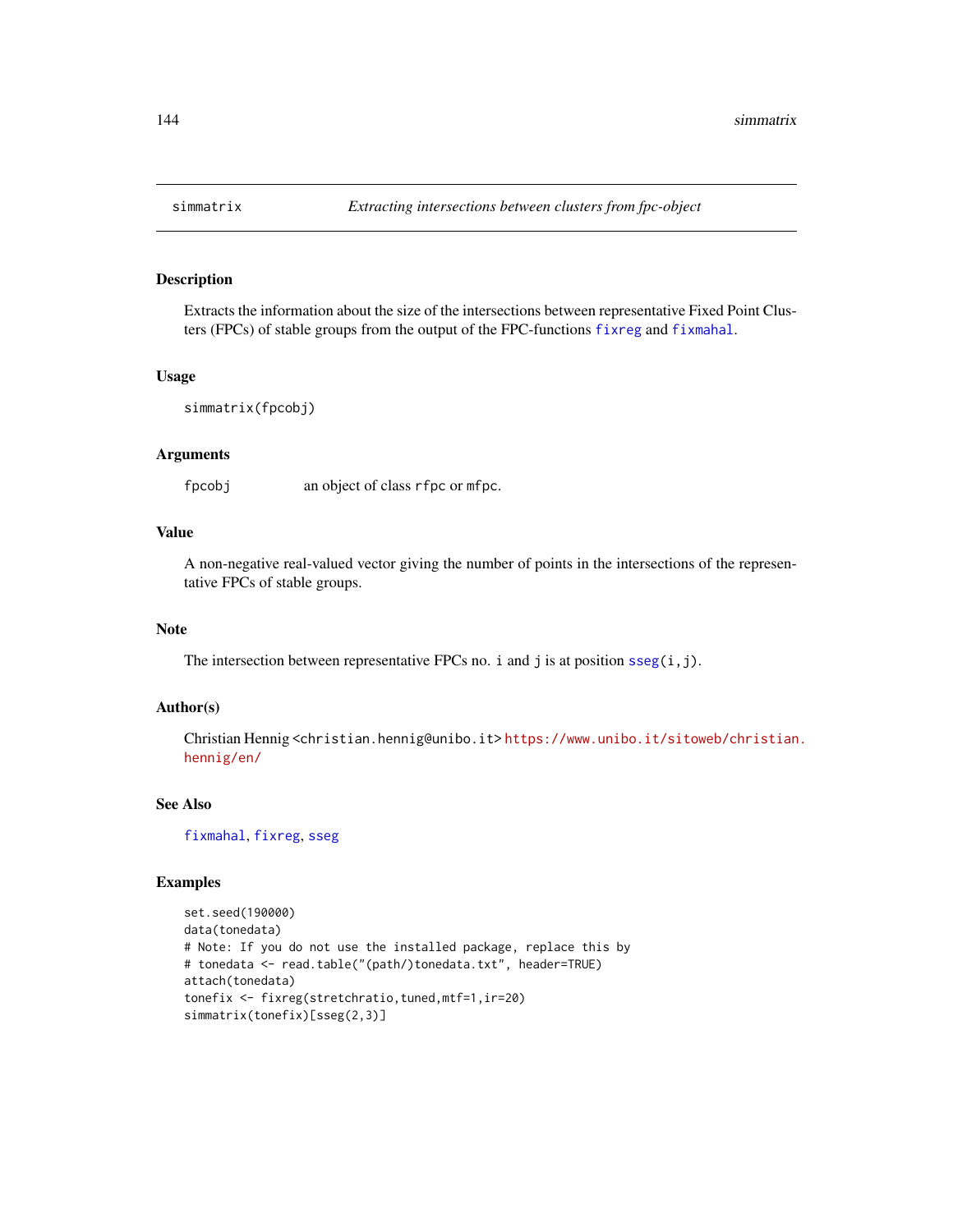## simmatrix — *Extracting intersections between clusters from fpc-object*

### Description

Extracts the information about the size of the intersections between representative Fixed Point Clusters (FPCs) of stable groups from the output of the FPC-functions `fixreg` and `fixmahal`.

### Usage

```
simmatrix(fpcobj)
```

### Arguments

| | |
|---|---|
| `fpcobj` | an object of class `rfpc` or `mfpc`. |

### Value

A non-negative real-valued vector giving the number of points in the intersections of the representative FPCs of stable groups.

### Note

The intersection between representative FPCs no. `i` and `j` is at position `sseg(i,j)`.

### Author(s)

Christian Hennig <christian.hennig@unibo.it> https://www.unibo.it/sitoweb/christian.hennig/en/

### See Also

`fixmahal`, `fixreg`, `sseg`

### Examples

```
set.seed(190000)
data(tonedata)
# Note: If you do not use the installed package, replace this by
# tonedata <- read.table("(path/)tonedata.txt", header=TRUE)
attach(tonedata)
tonefix <- fixreg(stretchratio,tuned,mtf=1,ir=20)
simmatrix(tonefix)[sseg(2,3)]
```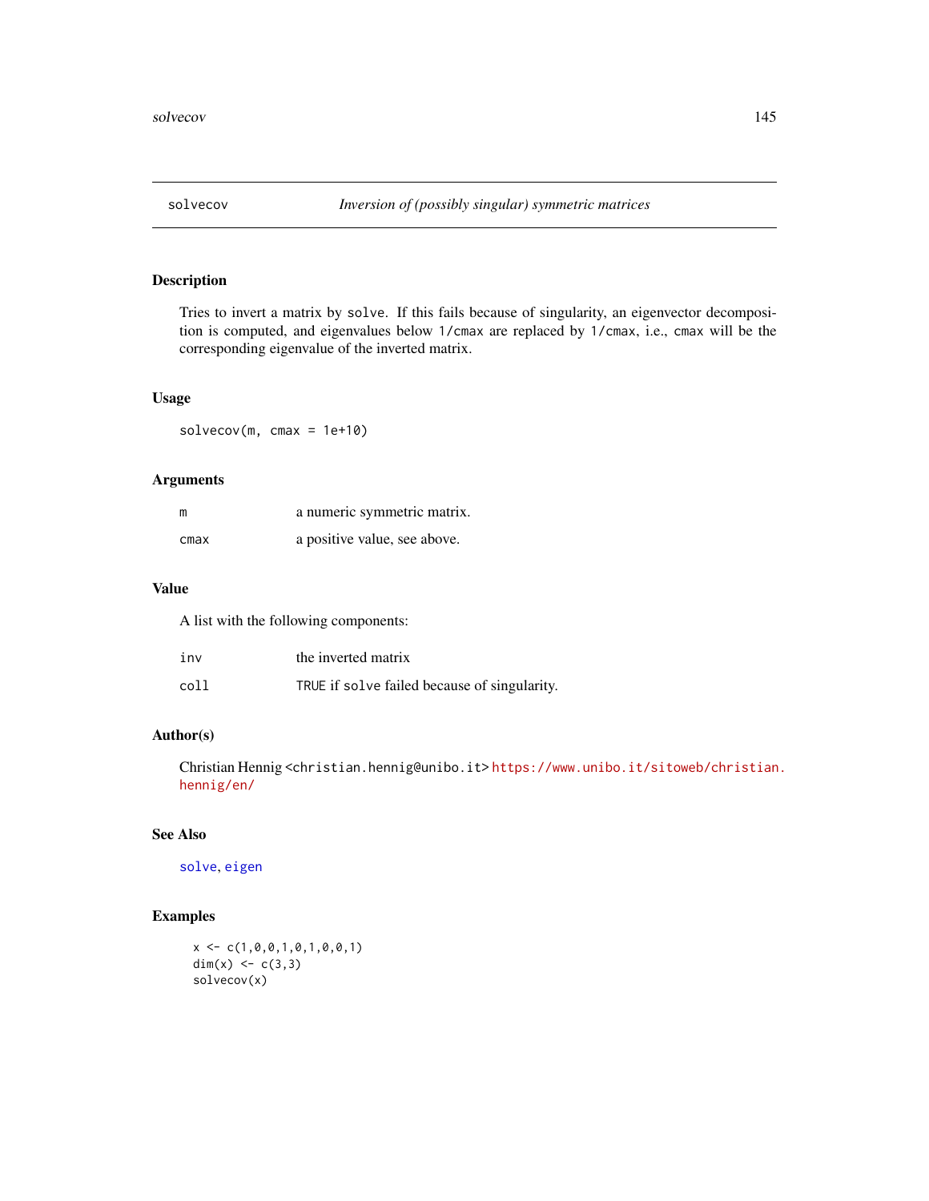# solvecov — *Inversion of (possibly singular) symmetric matrices*

## Description

Tries to invert a matrix by `solve`. If this fails because of singularity, an eigenvector decomposition is computed, and eigenvalues below `1/cmax` are replaced by `1/cmax`, i.e., `cmax` will be the corresponding eigenvalue of the inverted matrix.

## Usage

```
solvecov(m, cmax = 1e+10)
```

## Arguments

| | |
|---|---|
| `m` | a numeric symmetric matrix. |
| `cmax` | a positive value, see above. |

## Value

A list with the following components:

| | |
|---|---|
| `inv` | the inverted matrix |
| `coll` | `TRUE` if `solve` failed because of singularity. |

## Author(s)

Christian Hennig <christian.hennig@unibo.it> https://www.unibo.it/sitoweb/christian.hennig/en/

## See Also

`solve`, `eigen`

## Examples

```
x <- c(1,0,0,1,0,1,0,0,1)
dim(x) <- c(3,3)
solvecov(x)
```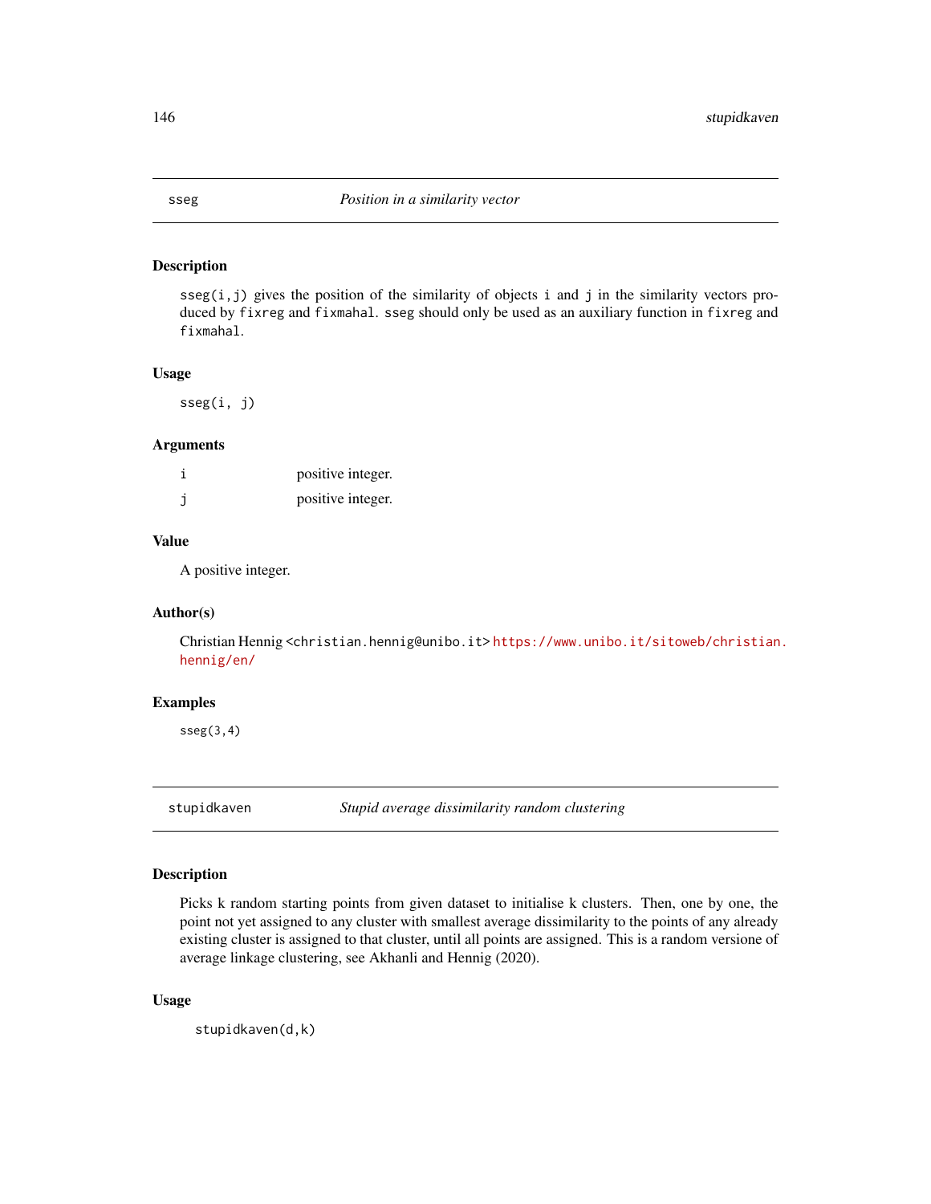## sseg — *Position in a similarity vector*

### Description

`sseg(i,j)` gives the position of the similarity of objects `i` and `j` in the similarity vectors produced by `fixreg` and `fixmahal`. `sseg` should only be used as an auxiliary function in `fixreg` and `fixmahal`.

### Usage

```
sseg(i, j)
```

### Arguments

| | |
|---|---|
| `i` | positive integer. |
| `j` | positive integer. |

### Value

A positive integer.

### Author(s)

Christian Hennig <christian.hennig@unibo.it> https://www.unibo.it/sitoweb/christian.hennig/en/

### Examples

```
sseg(3,4)
```

## stupidkaven — *Stupid average dissimilarity random clustering*

### Description

Picks k random starting points from given dataset to initialise k clusters. Then, one by one, the point not yet assigned to any cluster with smallest average dissimilarity to the points of any already existing cluster is assigned to that cluster, until all points are assigned. This is a random versione of average linkage clustering, see Akhanli and Hennig (2020).

### Usage

```
stupidkaven(d,k)
```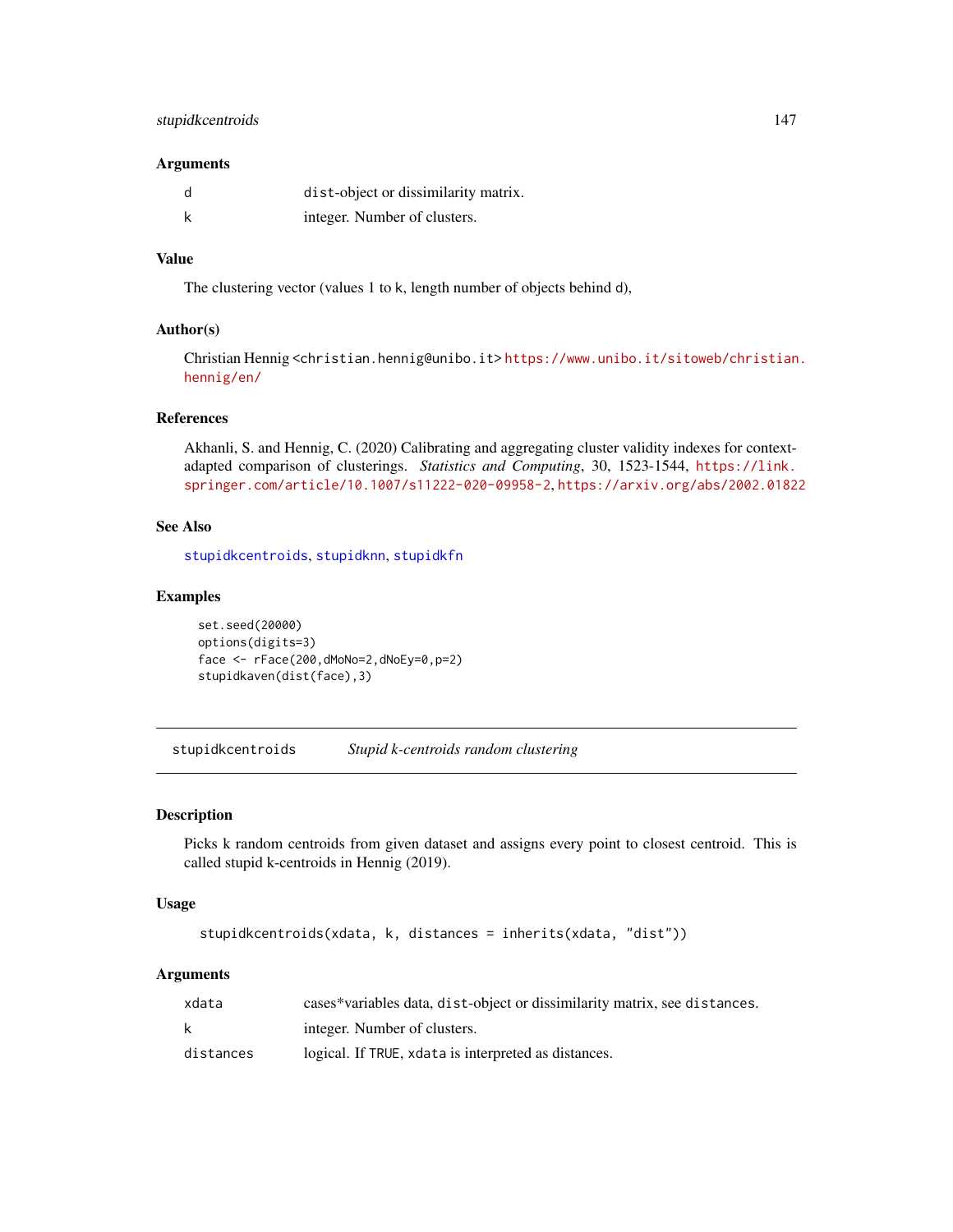### Arguments

| | |
|---|---|
| d | dist-object or dissimilarity matrix. |
| k | integer. Number of clusters. |

### Value

The clustering vector (values 1 to k, length number of objects behind d),

### Author(s)

Christian Hennig <christian.hennig@unibo.it> https://www.unibo.it/sitoweb/christian.hennig/en/

### References

Akhanli, S. and Hennig, C. (2020) Calibrating and aggregating cluster validity indexes for context-adapted comparison of clusterings. *Statistics and Computing*, 30, 1523-1544, https://link.springer.com/article/10.1007/s11222-020-09958-2, https://arxiv.org/abs/2002.01822

### See Also

stupidkcentroids, stupidknn, stupidkfn

### Examples

```
set.seed(20000)
options(digits=3)
face <- rFace(200,dMoNo=2,dNoEy=0,p=2)
stupidkaven(dist(face),3)
```

---

## stupidkcentroids    *Stupid k-centroids random clustering*

---

### Description

Picks k random centroids from given dataset and assigns every point to closest centroid. This is called stupid k-centroids in Hennig (2019).

### Usage

```
stupidkcentroids(xdata, k, distances = inherits(xdata, "dist"))
```

### Arguments

| | |
|---|---|
| xdata | cases*variables data, dist-object or dissimilarity matrix, see distances. |
| k | integer. Number of clusters. |
| distances | logical. If TRUE, xdata is interpreted as distances. |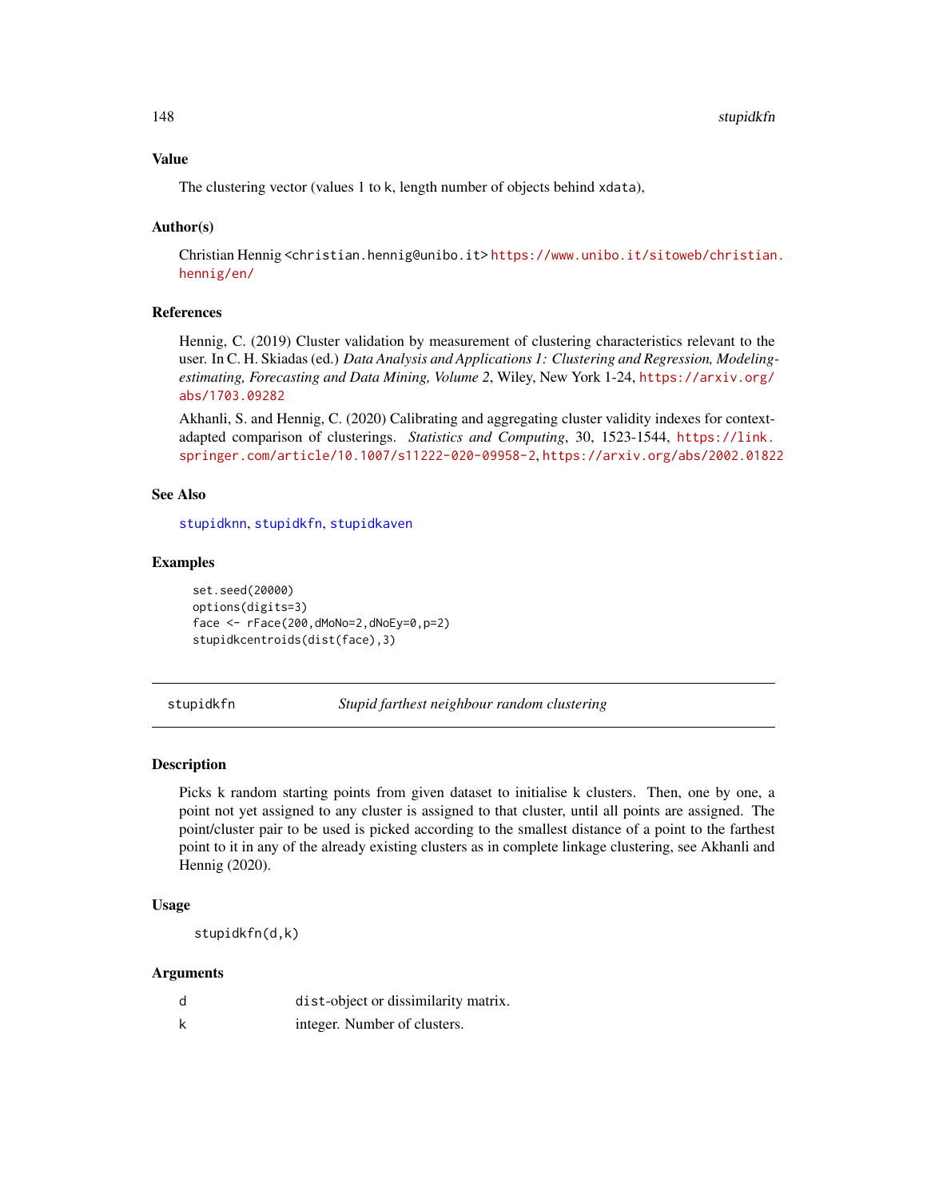### Value

The clustering vector (values 1 to k, length number of objects behind xdata),

### Author(s)

Christian Hennig <christian.hennig@unibo.it> https://www.unibo.it/sitoweb/christian.hennig/en/

### References

Hennig, C. (2019) Cluster validation by measurement of clustering characteristics relevant to the user. In C. H. Skiadas (ed.) *Data Analysis and Applications 1: Clustering and Regression, Modeling-estimating, Forecasting and Data Mining, Volume 2*, Wiley, New York 1-24, https://arxiv.org/abs/1703.09282

Akhanli, S. and Hennig, C. (2020) Calibrating and aggregating cluster validity indexes for context-adapted comparison of clusterings. *Statistics and Computing*, 30, 1523-1544, https://link.springer.com/article/10.1007/s11222-020-09958-2, https://arxiv.org/abs/2002.01822

### See Also

stupidknn, stupidkfn, stupidkaven

### Examples

```
set.seed(20000)
options(digits=3)
face <- rFace(200,dMoNo=2,dNoEy=0,p=2)
stupidkcentroids(dist(face),3)
```

---

## stupidkfn — *Stupid farthest neighbour random clustering*

---

### Description

Picks k random starting points from given dataset to initialise k clusters. Then, one by one, a point not yet assigned to any cluster is assigned to that cluster, until all points are assigned. The point/cluster pair to be used is picked according to the smallest distance of a point to the farthest point to it in any of the already existing clusters as in complete linkage clustering, see Akhanli and Hennig (2020).

### Usage

```
stupidkfn(d,k)
```

### Arguments

| | |
|---|---|
| d | dist-object or dissimilarity matrix. |
| k | integer. Number of clusters. |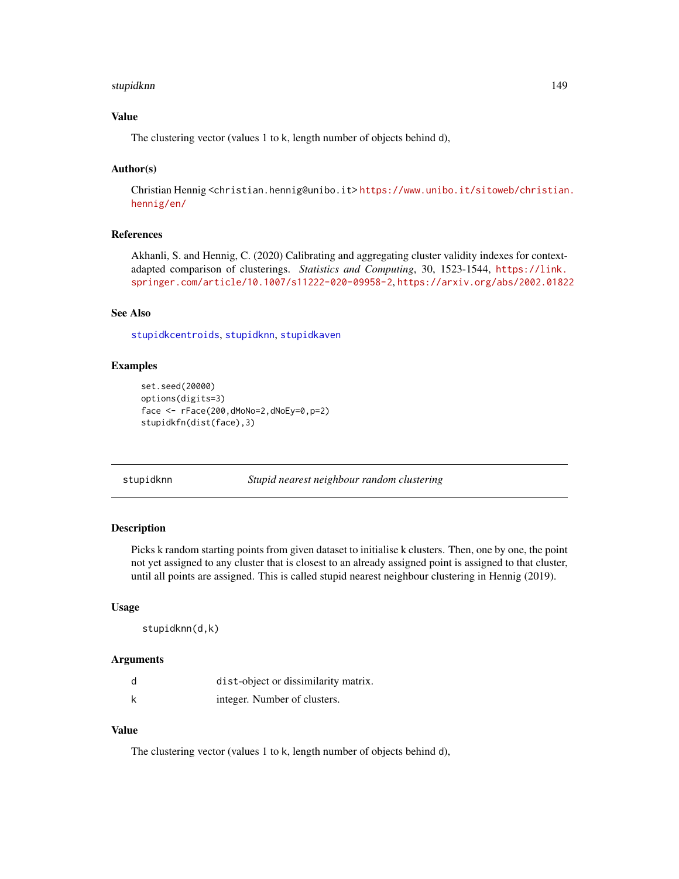### Value

The clustering vector (values 1 to k, length number of objects behind d),

### Author(s)

Christian Hennig <christian.hennig@unibo.it> https://www.unibo.it/sitoweb/christian.hennig/en/

### References

Akhanli, S. and Hennig, C. (2020) Calibrating and aggregating cluster validity indexes for context-adapted comparison of clusterings. *Statistics and Computing*, 30, 1523-1544, https://link.springer.com/article/10.1007/s11222-020-09958-2, https://arxiv.org/abs/2002.01822

### See Also

stupidkcentroids, stupidknn, stupidkaven

### Examples

```
set.seed(20000)
options(digits=3)
face <- rFace(200,dMoNo=2,dNoEy=0,p=2)
stupidkfn(dist(face),3)
```

---

## stupidknn — *Stupid nearest neighbour random clustering*

### Description

Picks k random starting points from given dataset to initialise k clusters. Then, one by one, the point not yet assigned to any cluster that is closest to an already assigned point is assigned to that cluster, until all points are assigned. This is called stupid nearest neighbour clustering in Hennig (2019).

### Usage

```
stupidknn(d,k)
```

### Arguments

| | |
|---|---|
| d | dist-object or dissimilarity matrix. |
| k | integer. Number of clusters. |

### Value

The clustering vector (values 1 to k, length number of objects behind d),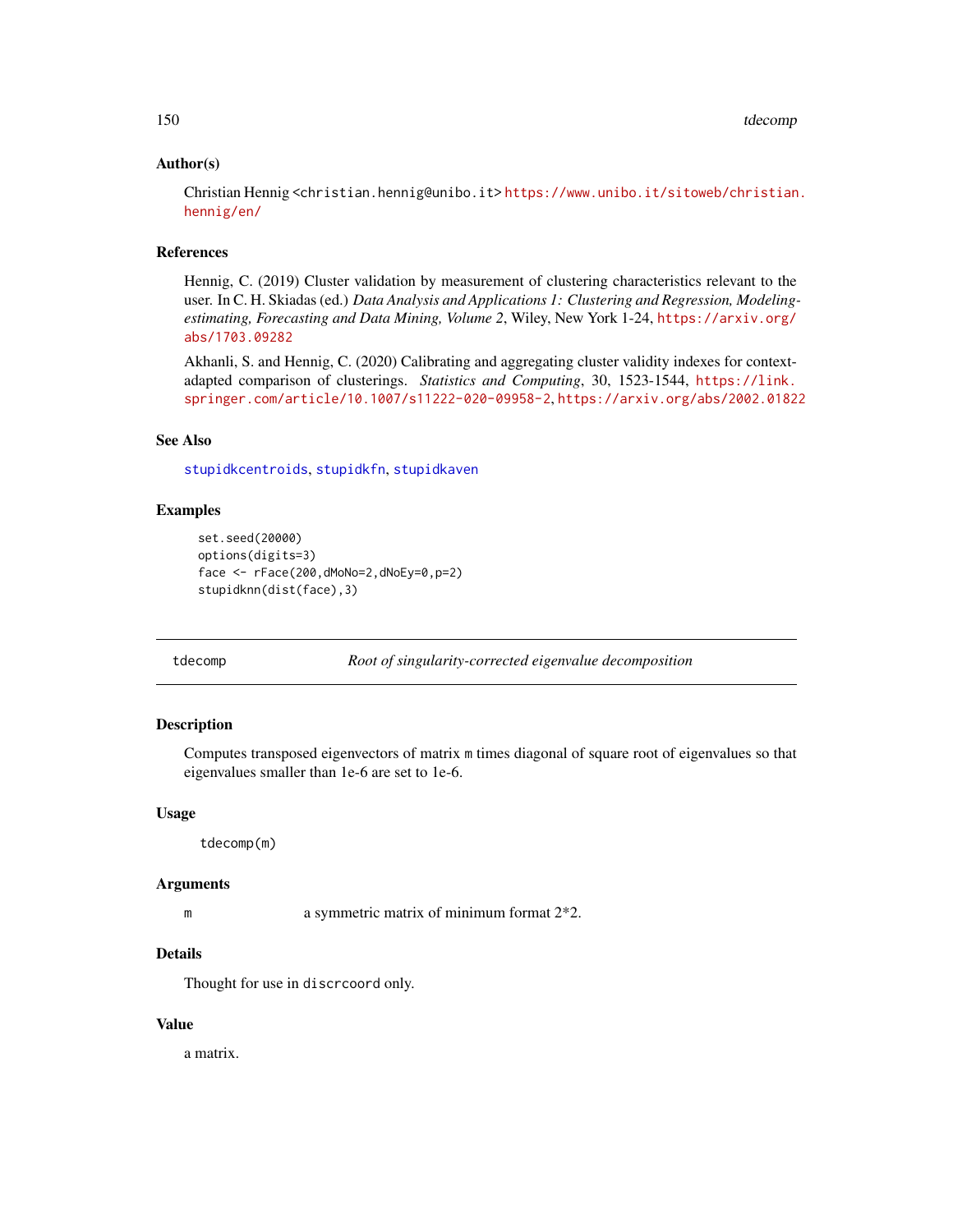### Author(s)

Christian Hennig <christian.hennig@unibo.it> https://www.unibo.it/sitoweb/christian.hennig/en/

### References

Hennig, C. (2019) Cluster validation by measurement of clustering characteristics relevant to the user. In C. H. Skiadas (ed.) *Data Analysis and Applications 1: Clustering and Regression, Modeling-estimating, Forecasting and Data Mining, Volume 2*, Wiley, New York 1-24, https://arxiv.org/abs/1703.09282

Akhanli, S. and Hennig, C. (2020) Calibrating and aggregating cluster validity indexes for context-adapted comparison of clusterings. *Statistics and Computing*, 30, 1523-1544, https://link.springer.com/article/10.1007/s11222-020-09958-2, https://arxiv.org/abs/2002.01822

### See Also

stupidkcentroids, stupidkfn, stupidkaven

### Examples

```
set.seed(20000)
options(digits=3)
face <- rFace(200,dMoNo=2,dNoEy=0,p=2)
stupidknn(dist(face),3)
```

---

## tdecomp — *Root of singularity-corrected eigenvalue decomposition*

---

### Description

Computes transposed eigenvectors of matrix m times diagonal of square root of eigenvalues so that eigenvalues smaller than 1e-6 are set to 1e-6.

### Usage

```
tdecomp(m)
```

### Arguments

| | |
|---|---|
| m | a symmetric matrix of minimum format 2*2. |

### Details

Thought for use in `discrcoord` only.

### Value

a matrix.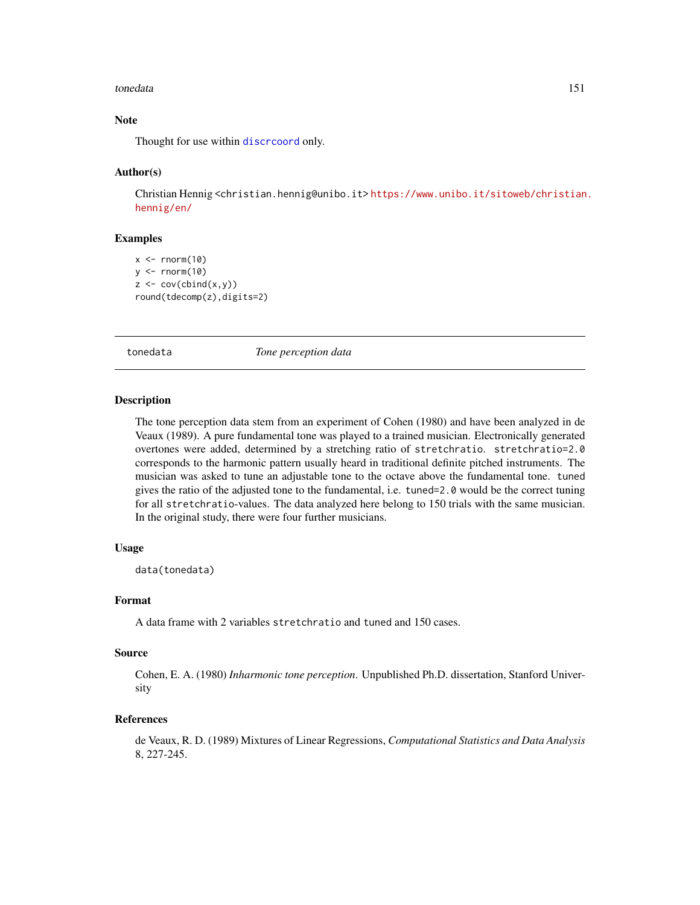### Note

Thought for use within `discrcoord` only.

### Author(s)

Christian Hennig <christian.hennig@unibo.it> https://www.unibo.it/sitoweb/christian.hennig/en/

### Examples

```
x <- rnorm(10)
y <- rnorm(10)
z <- cov(cbind(x,y))
round(tdecomp(z),digits=2)
```

---

## tonedata — *Tone perception data*

### Description

The tone perception data stem from an experiment of Cohen (1980) and have been analyzed in de Veaux (1989). A pure fundamental tone was played to a trained musician. Electronically generated overtones were added, determined by a stretching ratio of `stretchratio`. `stretchratio=2.0` corresponds to the harmonic pattern usually heard in traditional definite pitched instruments. The musician was asked to tune an adjustable tone to the octave above the fundamental tone. `tuned` gives the ratio of the adjusted tone to the fundamental, i.e. `tuned=2.0` would be the correct tuning for all `stretchratio`-values. The data analyzed here belong to 150 trials with the same musician. In the original study, there were four further musicians.

### Usage

```
data(tonedata)
```

### Format

A data frame with 2 variables `stretchratio` and `tuned` and 150 cases.

### Source

Cohen, E. A. (1980) *Inharmonic tone perception*. Unpublished Ph.D. dissertation, Stanford University

### References

de Veaux, R. D. (1989) Mixtures of Linear Regressions, *Computational Statistics and Data Analysis* 8, 227-245.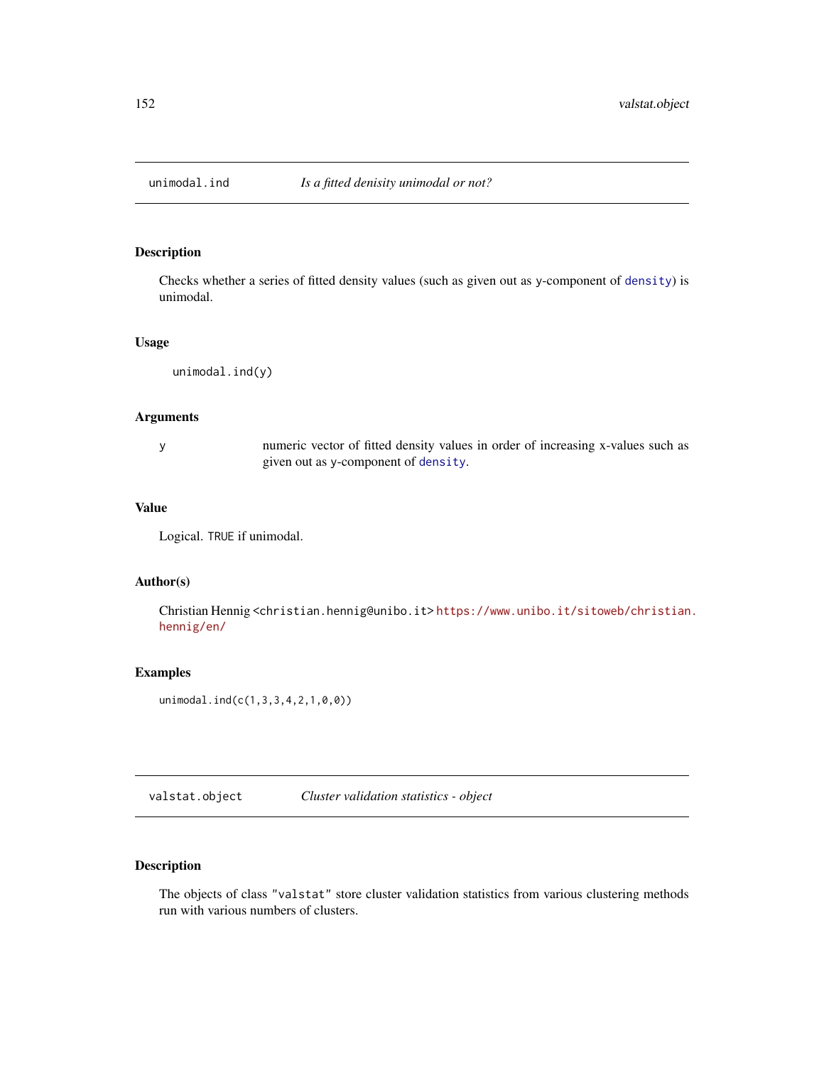## unimodal.ind *Is a fitted denisity unimodal or not?*

### Description

Checks whether a series of fitted density values (such as given out as y-component of density) is unimodal.

### Usage

```
unimodal.ind(y)
```

### Arguments

| | |
|---|---|
| y | numeric vector of fitted density values in order of increasing x-values such as given out as y-component of density. |

### Value

Logical. TRUE if unimodal.

### Author(s)

Christian Hennig <christian.hennig@unibo.it> https://www.unibo.it/sitoweb/christian.hennig/en/

### Examples

```
unimodal.ind(c(1,3,3,4,2,1,0,0))
```

## valstat.object *Cluster validation statistics - object*

### Description

The objects of class "valstat" store cluster validation statistics from various clustering methods run with various numbers of clusters.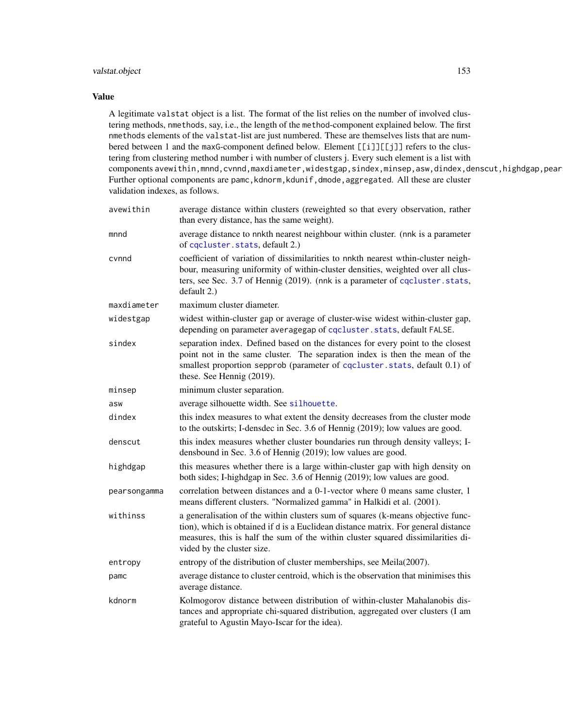## Value

A legitimate `valstat` object is a list. The format of the list relies on the number of involved clustering methods, `nmethods`, say, i.e., the length of the `method`-component explained below. The first `nmethods` elements of the `valstat`-list are just numbered. These are themselves lists that are numbered between 1 and the `maxG`-component defined below. Element `[[i]][[j]]` refers to the clustering from clustering method number i with number of clusters j. Every such element is a list with components `avewithin,mnnd,cvnnd,maxdiameter,widestgap,sindex,minsep,asw,dindex,denscut,highdgap,pear`
Further optional components are `pamc,kdnorm,kdunif,dmode,aggregated`. All these are cluster validation indexes, as follows.

`avewithin`
: average distance within clusters (reweighted so that every observation, rather than every distance, has the same weight).

`mnnd`
: average distance to `nnk`th nearest neighbour within cluster. (`nnk` is a parameter of `cqcluster.stats`, default 2.)

`cvnnd`
: coefficient of variation of dissimilarities to `nnk`th nearest wthin-cluster neighbour, measuring uniformity of within-cluster densities, weighted over all clusters, see Sec. 3.7 of Hennig (2019). (`nnk` is a parameter of `cqcluster.stats`, default 2.)

`maxdiameter`
: maximum cluster diameter.

`widestgap`
: widest within-cluster gap or average of cluster-wise widest within-cluster gap, depending on parameter `averagegap` of `cqcluster.stats`, default `FALSE`.

`sindex`
: separation index. Defined based on the distances for every point to the closest point not in the same cluster. The separation index is then the mean of the smallest proportion `sepprob` (parameter of `cqcluster.stats`, default 0.1) of these. See Hennig (2019).

`minsep`
: minimum cluster separation.

`asw`
: average silhouette width. See `silhouette`.

`dindex`
: this index measures to what extent the density decreases from the cluster mode to the outskirts; I-densdec in Sec. 3.6 of Hennig (2019); low values are good.

`denscut`
: this index measures whether cluster boundaries run through density valleys; I-densbound in Sec. 3.6 of Hennig (2019); low values are good.

`highdgap`
: this measures whether there is a large within-cluster gap with high density on both sides; I-highdgap in Sec. 3.6 of Hennig (2019); low values are good.

`pearsongamma`
: correlation between distances and a 0-1-vector where 0 means same cluster, 1 means different clusters. "Normalized gamma" in Halkidi et al. (2001).

`withinss`
: a generalisation of the within clusters sum of squares (k-means objective function), which is obtained if `d` is a Euclidean distance matrix. For general distance measures, this is half the sum of the within cluster squared dissimilarities divided by the cluster size.

`entropy`
: entropy of the distribution of cluster memberships, see Meila(2007).

`pamc`
: average distance to cluster centroid, which is the observation that minimises this average distance.

`kdnorm`
: Kolmogorov distance between distribution of within-cluster Mahalanobis distances and appropriate chi-squared distribution, aggregated over clusters (I am grateful to Agustin Mayo-Iscar for the idea).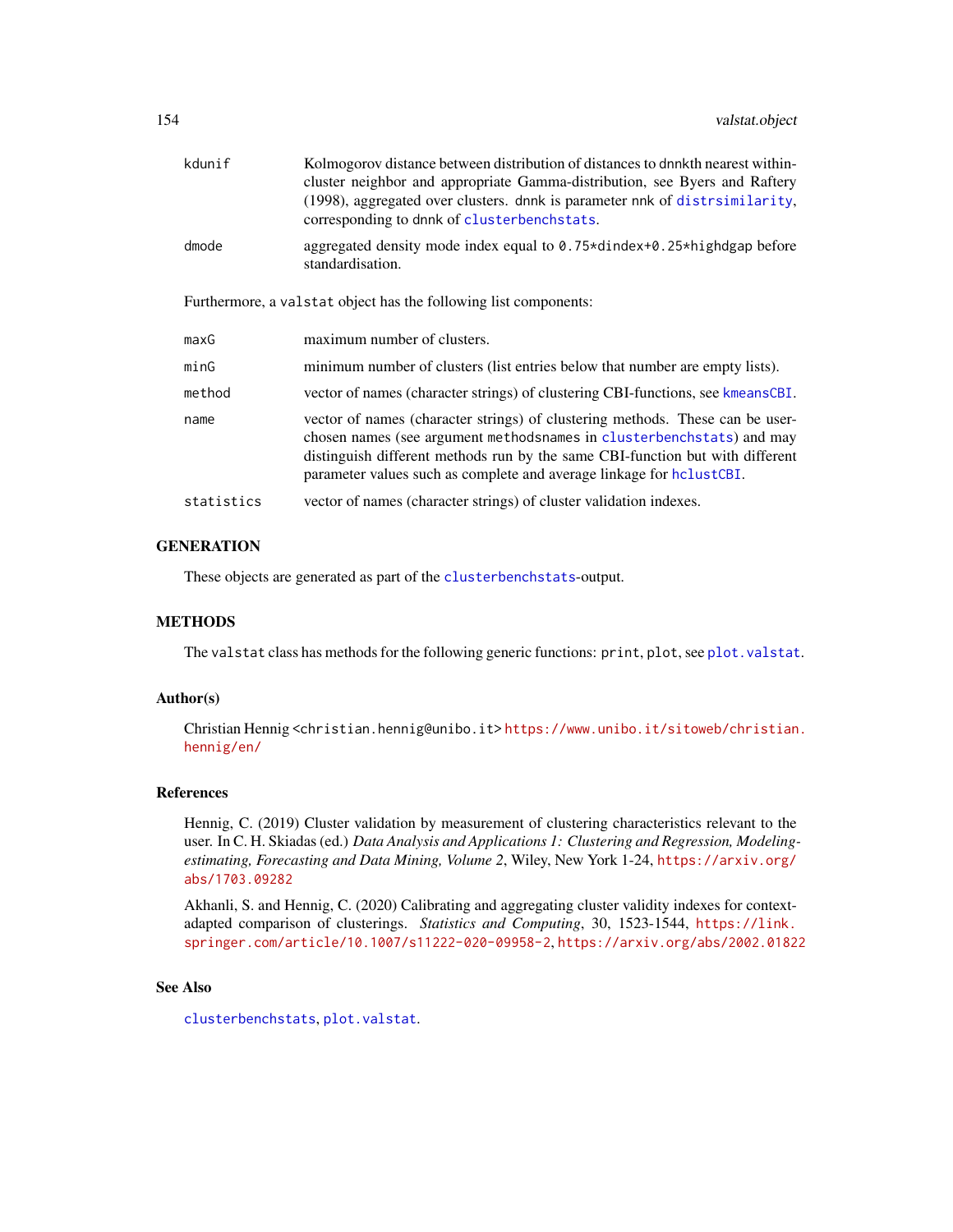kdunif
: Kolmogorov distance between distribution of distances to dnnkth nearest within-cluster neighbor and appropriate Gamma-distribution, see Byers and Raftery (1998), aggregated over clusters. dnnk is parameter nnk of `distrsimilarity`, corresponding to dnnk of `clusterbenchstats`.

dmode
: aggregated density mode index equal to `0.75*dindex+0.25*highdgap` before standardisation.

Furthermore, a `valstat` object has the following list components:

maxG
: maximum number of clusters.

minG
: minimum number of clusters (list entries below that number are empty lists).

method
: vector of names (character strings) of clustering CBI-functions, see `kmeansCBI`.

name
: vector of names (character strings) of clustering methods. These can be user-chosen names (see argument `methodsnames` in `clusterbenchstats`) and may distinguish different methods run by the same CBI-function but with different parameter values such as complete and average linkage for `hclustCBI`.

statistics
: vector of names (character strings) of cluster validation indexes.

## GENERATION

These objects are generated as part of the `clusterbenchstats`-output.

## METHODS

The `valstat` class has methods for the following generic functions: `print`, `plot`, see `plot.valstat`.

## Author(s)

Christian Hennig <christian.hennig@unibo.it> https://www.unibo.it/sitoweb/christian.hennig/en/

## References

Hennig, C. (2019) Cluster validation by measurement of clustering characteristics relevant to the user. In C. H. Skiadas (ed.) *Data Analysis and Applications 1: Clustering and Regression, Modeling-estimating, Forecasting and Data Mining, Volume 2*, Wiley, New York 1-24, https://arxiv.org/abs/1703.09282

Akhanli, S. and Hennig, C. (2020) Calibrating and aggregating cluster validity indexes for context-adapted comparison of clusterings. *Statistics and Computing*, 30, 1523-1544, https://link.springer.com/article/10.1007/s11222-020-09958-2, https://arxiv.org/abs/2002.01822

## See Also

`clusterbenchstats`, `plot.valstat`.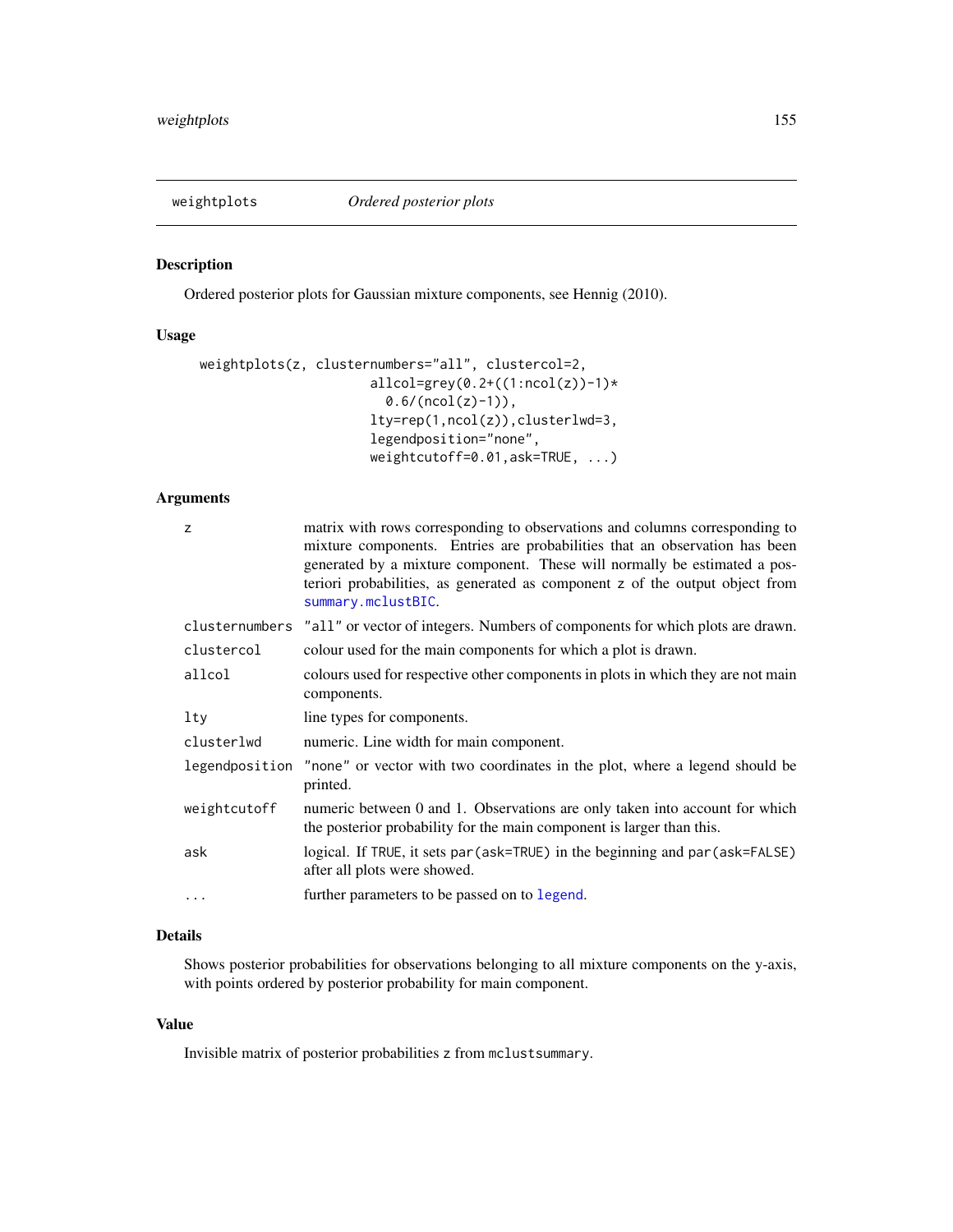# weightplots *Ordered posterior plots*

## Description

Ordered posterior plots for Gaussian mixture components, see Hennig (2010).

## Usage

```
weightplots(z, clusternumbers="all", clustercol=2,
                      allcol=grey(0.2+((1:ncol(z))-1)*
                        0.6/(ncol(z)-1)),
                      lty=rep(1,ncol(z)),clusterlwd=3,
                      legendposition="none",
                      weightcutoff=0.01,ask=TRUE, ...)
```

## Arguments

| | |
|---|---|
| `z` | matrix with rows corresponding to observations and columns corresponding to mixture components. Entries are probabilities that an observation has been generated by a mixture component. These will normally be estimated a posteriori probabilities, as generated as component `z` of the output object from `summary.mclustBIC`. |
| `clusternumbers` | `"all"` or vector of integers. Numbers of components for which plots are drawn. |
| `clustercol` | colour used for the main components for which a plot is drawn. |
| `allcol` | colours used for respective other components in plots in which they are not main components. |
| `lty` | line types for components. |
| `clusterlwd` | numeric. Line width for main component. |
| `legendposition` | `"none"` or vector with two coordinates in the plot, where a legend should be printed. |
| `weightcutoff` | numeric between 0 and 1. Observations are only taken into account for which the posterior probability for the main component is larger than this. |
| `ask` | logical. If `TRUE`, it sets `par(ask=TRUE)` in the beginning and `par(ask=FALSE)` after all plots were showed. |
| `...` | further parameters to be passed on to `legend`. |

## Details

Shows posterior probabilities for observations belonging to all mixture components on the y-axis, with points ordered by posterior probability for main component.

## Value

Invisible matrix of posterior probabilities `z` from `mclustsummary`.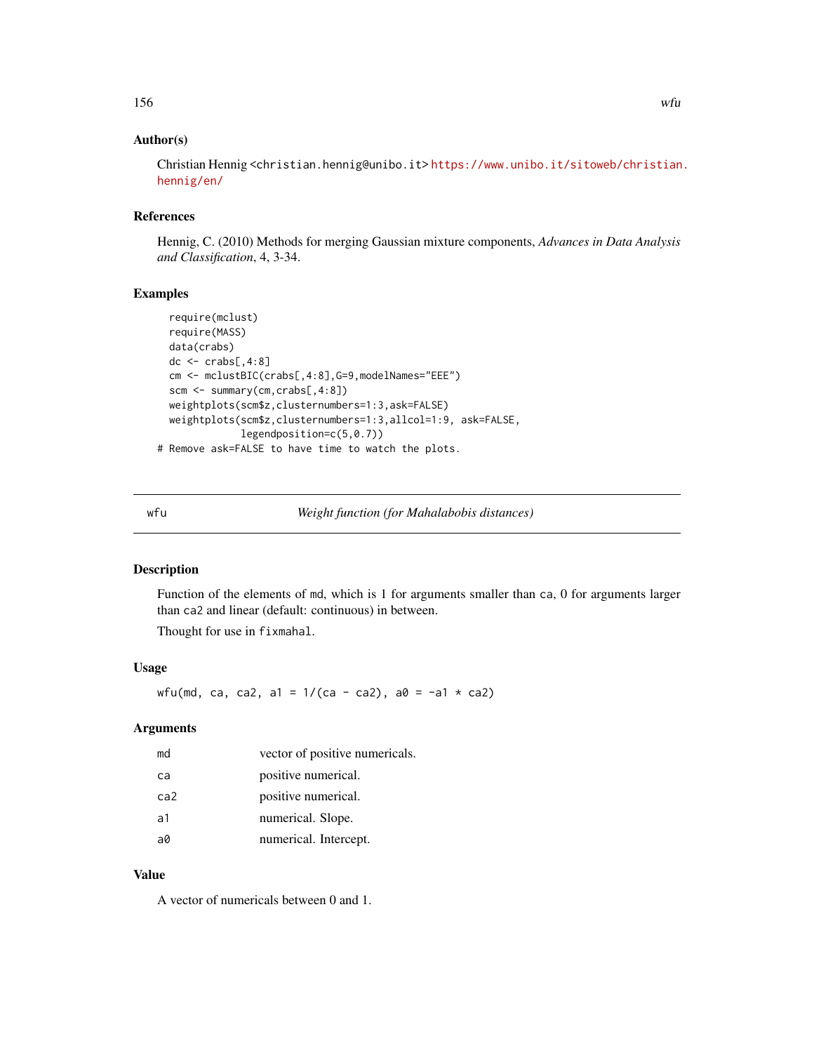### Author(s)

Christian Hennig <christian.hennig@unibo.it> https://www.unibo.it/sitoweb/christian.hennig/en/

### References

Hennig, C. (2010) Methods for merging Gaussian mixture components, *Advances in Data Analysis and Classification*, 4, 3-34.

### Examples

```
  require(mclust)
  require(MASS)
  data(crabs)
  dc <- crabs[,4:8]
  cm <- mclustBIC(crabs[,4:8],G=9,modelNames="EEE")
  scm <- summary(cm,crabs[,4:8])
  weightplots(scm$z,clusternumbers=1:3,ask=FALSE)
  weightplots(scm$z,clusternumbers=1:3,allcol=1:9, ask=FALSE,
              legendposition=c(5,0.7))
# Remove ask=FALSE to have time to watch the plots.
```

---

## wfu — *Weight function (for Mahalabobis distances)*

### Description

Function of the elements of `md`, which is 1 for arguments smaller than `ca`, 0 for arguments larger than `ca2` and linear (default: continuous) in between.

Thought for use in `fixmahal`.

### Usage

```
wfu(md, ca, ca2, a1 = 1/(ca - ca2), a0 = -a1 * ca2)
```

### Arguments

| | |
|---|---|
| `md` | vector of positive numericals. |
| `ca` | positive numerical. |
| `ca2` | positive numerical. |
| `a1` | numerical. Slope. |
| `a0` | numerical. Intercept. |

### Value

A vector of numericals between 0 and 1.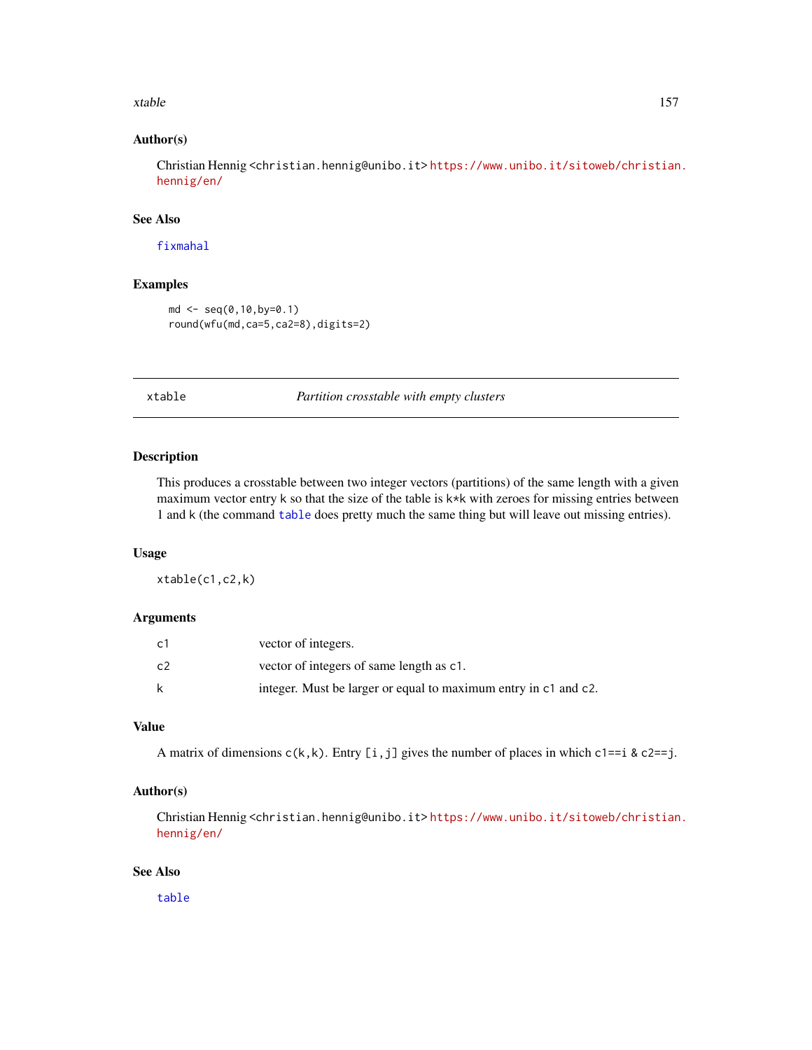### Author(s)

Christian Hennig <christian.hennig@unibo.it> https://www.unibo.it/sitoweb/christian.hennig/en/

### See Also

fixmahal

### Examples

```
md <- seq(0,10,by=0.1)
round(wfu(md,ca=5,ca2=8),digits=2)
```

---

## xtable — *Partition crosstable with empty clusters*

---

### Description

This produces a crosstable between two integer vectors (partitions) of the same length with a given maximum vector entry k so that the size of the table is k*k with zeroes for missing entries between 1 and k (the command table does pretty much the same thing but will leave out missing entries).

### Usage

```
xtable(c1,c2,k)
```

### Arguments

| | |
|---|---|
| c1 | vector of integers. |
| c2 | vector of integers of same length as c1. |
| k | integer. Must be larger or equal to maximum entry in c1 and c2. |

### Value

A matrix of dimensions c(k,k). Entry [i,j] gives the number of places in which c1==i & c2==j.

### Author(s)

Christian Hennig <christian.hennig@unibo.it> https://www.unibo.it/sitoweb/christian.hennig/en/

### See Also

table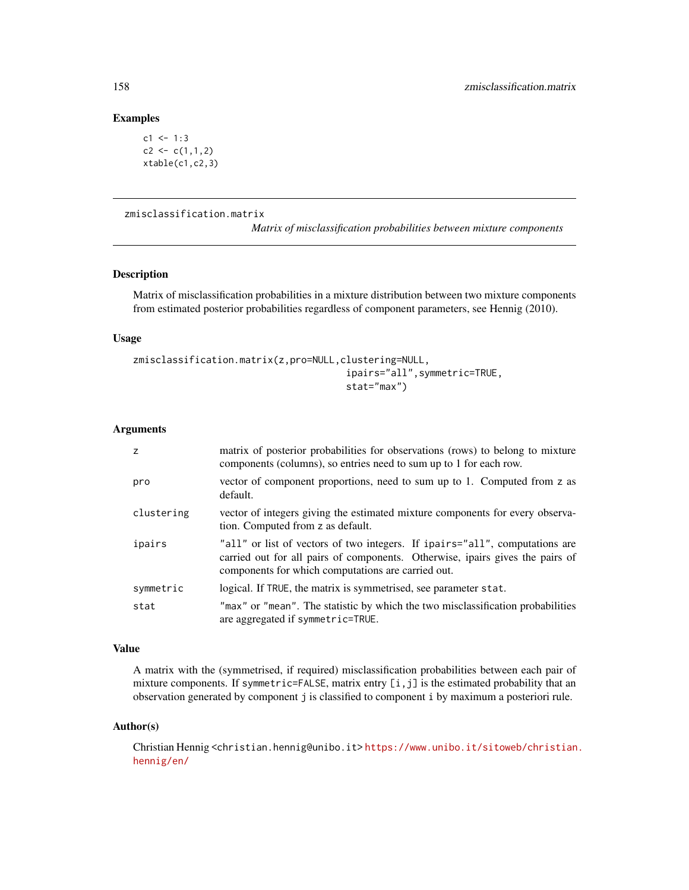## Examples

```
c1 <- 1:3
c2 <- c(1,1,2)
xtable(c1,c2,3)
```

---

## zmisclassification.matrix

*Matrix of misclassification probabilities between mixture components*

---

### Description

Matrix of misclassification probabilities in a mixture distribution between two mixture components from estimated posterior probabilities regardless of component parameters, see Hennig (2010).

### Usage

```
zmisclassification.matrix(z,pro=NULL,clustering=NULL,
                                     ipairs="all",symmetric=TRUE,
                                     stat="max")
```

### Arguments

| | |
|---|---|
| `z` | matrix of posterior probabilities for observations (rows) to belong to mixture components (columns), so entries need to sum up to 1 for each row. |
| `pro` | vector of component proportions, need to sum up to 1. Computed from `z` as default. |
| `clustering` | vector of integers giving the estimated mixture components for every observation. Computed from `z` as default. |
| `ipairs` | `"all"` or list of vectors of two integers. If `ipairs="all"`, computations are carried out for all pairs of components. Otherwise, ipairs gives the pairs of components for which computations are carried out. |
| `symmetric` | logical. If `TRUE`, the matrix is symmetrised, see parameter `stat`. |
| `stat` | `"max"` or `"mean"`. The statistic by which the two misclassification probabilities are aggregated if `symmetric=TRUE`. |

### Value

A matrix with the (symmetrised, if required) misclassification probabilities between each pair of mixture components. If `symmetric=FALSE`, matrix entry `[i,j]` is the estimated probability that an observation generated by component `j` is classified to component `i` by maximum a posteriori rule.

### Author(s)

Christian Hennig <christian.hennig@unibo.it> https://www.unibo.it/sitoweb/christian.hennig/en/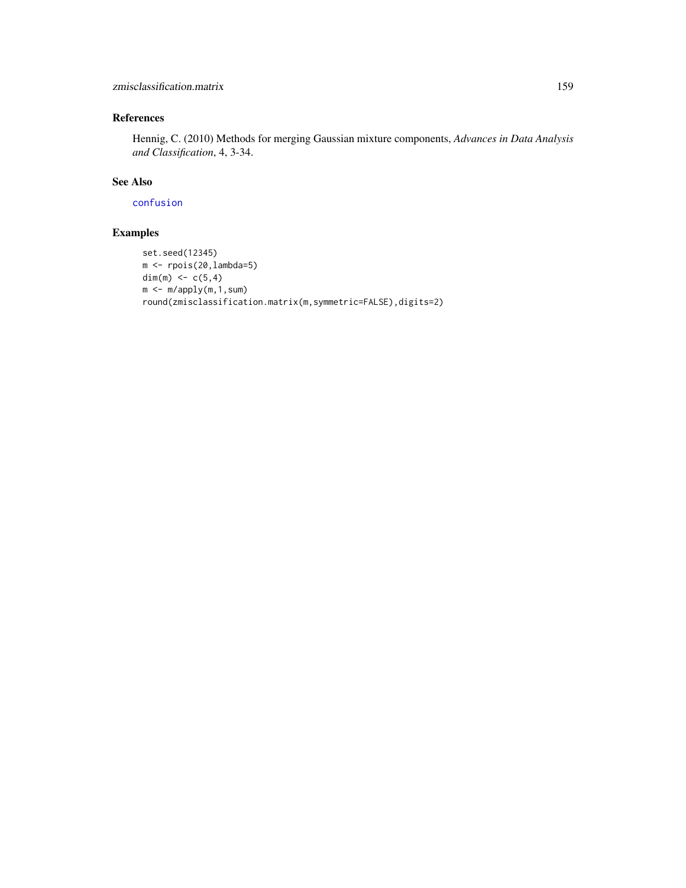## References

Hennig, C. (2010) Methods for merging Gaussian mixture components, *Advances in Data Analysis and Classification*, 4, 3-34.

## See Also

confusion

## Examples

```
set.seed(12345)
m <- rpois(20,lambda=5)
dim(m) <- c(5,4)
m <- m/apply(m,1,sum)
round(zmisclassification.matrix(m,symmetric=FALSE),digits=2)
```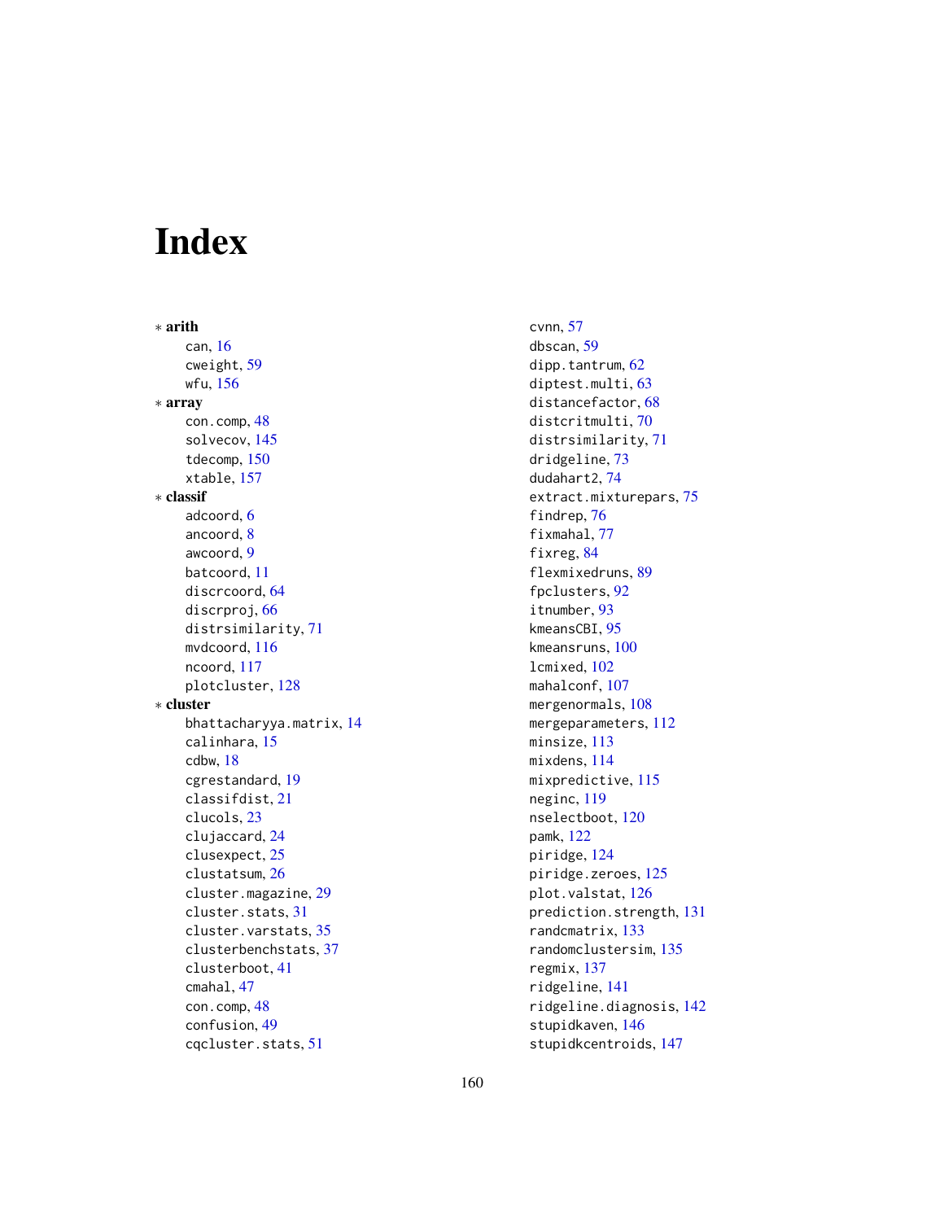# Index

∗ **arith**
- can, 16
- cweight, 59
- wfu, 156

∗ **array**
- con.comp, 48
- solvecov, 145
- tdecomp, 150
- xtable, 157

∗ **classif**
- adcoord, 6
- ancoord, 8
- awcoord, 9
- batcoord, 11
- discrcoord, 64
- discrproj, 66
- distrsimilarity, 71
- mvdcoord, 116
- ncoord, 117
- plotcluster, 128

∗ **cluster**
- bhattacharyya.matrix, 14
- calinhara, 15
- cdbw, 18
- cgrestandard, 19
- classifdist, 21
- clucols, 23
- clujaccard, 24
- clusexpect, 25
- clustatsum, 26
- cluster.magazine, 29
- cluster.stats, 31
- cluster.varstats, 35
- clusterbenchstats, 37
- clusterboot, 41
- cmahal, 47
- con.comp, 48
- confusion, 49
- cqcluster.stats, 51
- cvnn, 57
- dbscan, 59
- dipp.tantrum, 62
- diptest.multi, 63
- distancefactor, 68
- distcritmulti, 70
- distrsimilarity, 71
- dridgeline, 73
- dudahart2, 74
- extract.mixturepars, 75
- findrep, 76
- fixmahal, 77
- fixreg, 84
- flexmixedruns, 89
- fpclusters, 92
- itnumber, 93
- kmeansCBI, 95
- kmeansruns, 100
- lcmixed, 102
- mahalconf, 107
- mergenormals, 108
- mergeparameters, 112
- minsize, 113
- mixdens, 114
- mixpredictive, 115
- neginc, 119
- nselectboot, 120
- pamk, 122
- piridge, 124
- piridge.zeroes, 125
- plot.valstat, 126
- prediction.strength, 131
- randcmatrix, 133
- randomclustersim, 135
- regmix, 137
- ridgeline, 141
- ridgeline.diagnosis, 142
- stupidkaven, 146
- stupidkcentroids, 147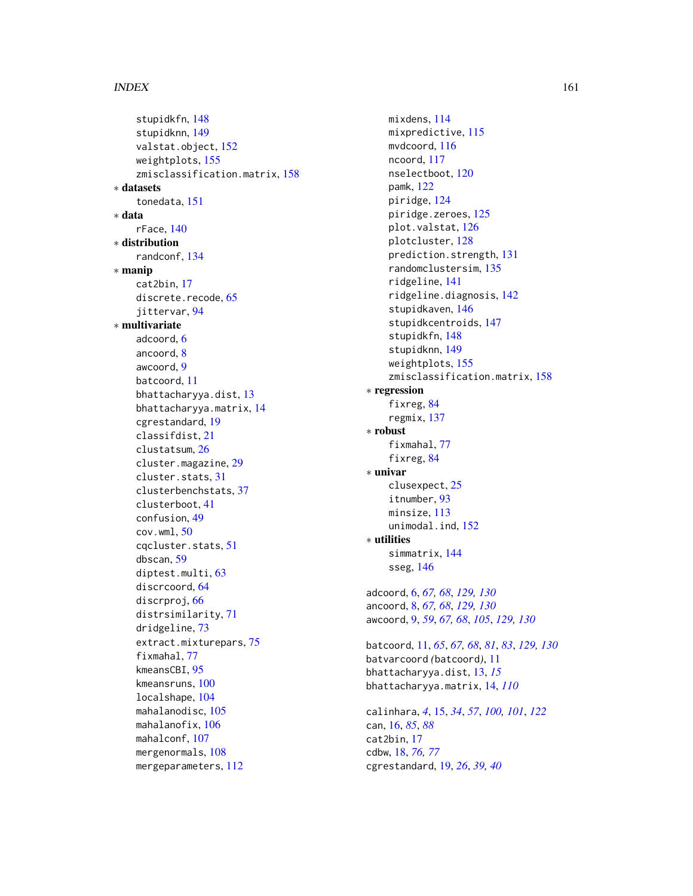stupidkfn, 148
stupidknn, 149
valstat.object, 152
weightplots, 155
zmisclassification.matrix, 158

* **datasets**
  tonedata, 151
* **data**
  rFace, 140
* **distribution**
  randconf, 134
* **manip**
  cat2bin, 17
  discrete.recode, 65
  jittervar, 94
* **multivariate**
  adcoord, 6
  ancoord, 8
  awcoord, 9
  batcoord, 11
  bhattacharyya.dist, 13
  bhattacharyya.matrix, 14
  cgrestandard, 19
  classifdist, 21
  clustatsum, 26
  cluster.magazine, 29
  cluster.stats, 31
  clusterbenchstats, 37
  clusterboot, 41
  confusion, 49
  cov.wml, 50
  cqcluster.stats, 51
  dbscan, 59
  diptest.multi, 63
  discrcoord, 64
  discrproj, 66
  distrsimilarity, 71
  dridgeline, 73
  extract.mixturepars, 75
  fixmahal, 77
  kmeansCBI, 95
  kmeansruns, 100
  localshape, 104
  mahalanodisc, 105
  mahalanofix, 106
  mahalconf, 107
  mergenormals, 108
  mergeparameters, 112
  mixdens, 114
  mixpredictive, 115
  mvdcoord, 116
  ncoord, 117
  nselectboot, 120
  pamk, 122
  piridge, 124
  piridge.zeroes, 125
  plot.valstat, 126
  plotcluster, 128
  prediction.strength, 131
  randomclustersim, 135
  ridgeline, 141
  ridgeline.diagnosis, 142
  stupidkaven, 146
  stupidkcentroids, 147
  stupidkfn, 148
  stupidknn, 149
  weightplots, 155
  zmisclassification.matrix, 158
* **regression**
  fixreg, 84
  regmix, 137
* **robust**
  fixmahal, 77
  fixreg, 84
* **univar**
  clusexpect, 25
  itnumber, 93
  minsize, 113
  unimodal.ind, 152
* **utilities**
  simmatrix, 144
  sseg, 146

adcoord, 6, *67, 68*, *129, 130*
ancoord, 8, *67, 68*, *129, 130*
awcoord, 9, *59*, *67, 68*, *105*, *129, 130*

batcoord, 11, *65*, *67, 68*, *81*, *83*, *129, 130*
batvarcoord *(batcoord)*, 11
bhattacharyya.dist, 13, *15*
bhattacharyya.matrix, 14, *110*

calinhara, *4*, 15, *34*, *57*, *100, 101*, *122*
can, 16, *85*, *88*
cat2bin, 17
cdbw, 18, *76, 77*
cgrestandard, 19, *26*, *39, 40*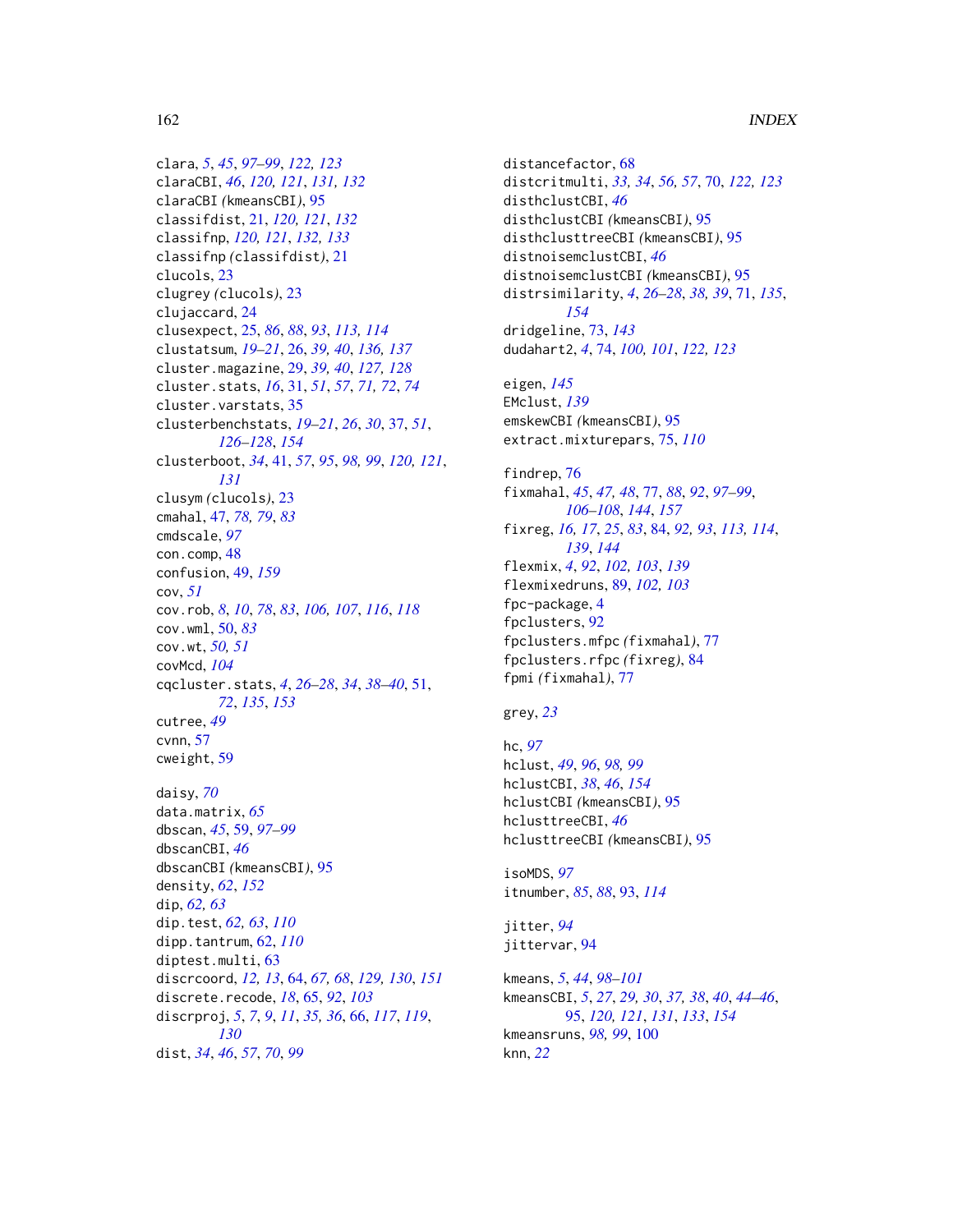clara, *5*, *45*, *97–99*, *122, 123*
claraCBI, *46*, *120, 121*, *131, 132*
claraCBI (kmeansCBI), 95
classifdist, 21, *120, 121*, *132*
classifnp, *120, 121*, *132, 133*
classifnp (classifdist), 21
clucols, 23
clugrey (clucols), 23
clujaccard, 24
clusexpect, 25, *86*, *88*, *93*, *113, 114*
clustatsum, *19–21*, 26, *39, 40*, *136, 137*
cluster.magazine, 29, *39, 40*, *127, 128*
cluster.stats, *16*, 31, *51*, *57*, *71, 72*, *74*
cluster.varstats, 35
clusterbenchstats, *19–21*, *26*, *30*, 37, *51*, *126–128*, *154*
clusterboot, *34*, 41, *57*, *95*, *98, 99*, *120, 121*, *131*
clusym (clucols), 23
cmahal, 47, *78, 79*, *83*
cmdscale, *97*
con.comp, 48
confusion, 49, *159*
cov, *51*
cov.rob, *8*, *10*, *78*, *83*, *106, 107*, *116*, *118*
cov.wml, 50, *83*
cov.wt, *50, 51*
covMcd, *104*
cqcluster.stats, *4*, *26–28*, *34*, *38–40*, 51, *72*, *135*, *153*
cutree, *49*
cvnn, 57
cweight, 59

daisy, *70*
data.matrix, *65*
dbscan, *45*, 59, *97–99*
dbscanCBI, *46*
dbscanCBI (kmeansCBI), 95
density, *62*, *152*
dip, *62, 63*
dip.test, *62, 63*, *110*
dipp.tantrum, 62, *110*
diptest.multi, 63
discrcoord, *12, 13*, 64, *67, 68*, *129, 130*, *151*
discrete.recode, *18*, 65, *92*, *103*
discrproj, *5*, *7*, *9*, *11*, *35, 36*, 66, *117*, *119*, *130*
dist, *34*, *46*, *57*, *70*, *99*

distancefactor, 68
distcritmulti, *33, 34*, *56, 57*, 70, *122, 123*
disthclustCBI, *46*
disthclustCBI (kmeansCBI), 95
disthclusttreeCBI (kmeansCBI), 95
distnoisemclustCBI, *46*
distnoisemclustCBI (kmeansCBI), 95
distrsimilarity, *4*, *26–28*, *38, 39*, 71, *135*, *154*
dridgeline, 73, *143*
dudahart2, *4*, 74, *100, 101*, *122, 123*

eigen, *145*
EMclust, *139*
emskewCBI (kmeansCBI), 95
extract.mixturepars, 75, *110*

findrep, 76
fixmahal, *45*, *47, 48*, 77, *88*, *92*, *97–99*, *106–108*, *144*, *157*
fixreg, *16, 17*, *25*, *83*, 84, *92, 93*, *113, 114*, *139*, *144*
flexmix, *4*, *92*, *102, 103*, *139*
flexmixedruns, 89, *102, 103*
fpc-package, 4
fpclusters, 92
fpclusters.mfpc (fixmahal), 77
fpclusters.rfpc (fixreg), 84
fpmi (fixmahal), 77

grey, *23*

hc, *97*
hclust, *49*, *96*, *98, 99*
hclustCBI, *38*, *46*, *154*
hclustCBI (kmeansCBI), 95
hclusttreeCBI, *46*
hclusttreeCBI (kmeansCBI), 95

isoMDS, *97*
itnumber, *85*, *88*, 93, *114*

jitter, *94*
jittervar, 94

kmeans, *5*, *44*, *98–101*
kmeansCBI, *5*, *27*, *29, 30*, *37, 38*, *40*, *44–46*, 95, *120, 121*, *131*, *133*, *154*
kmeansruns, *98, 99*, 100
knn, *22*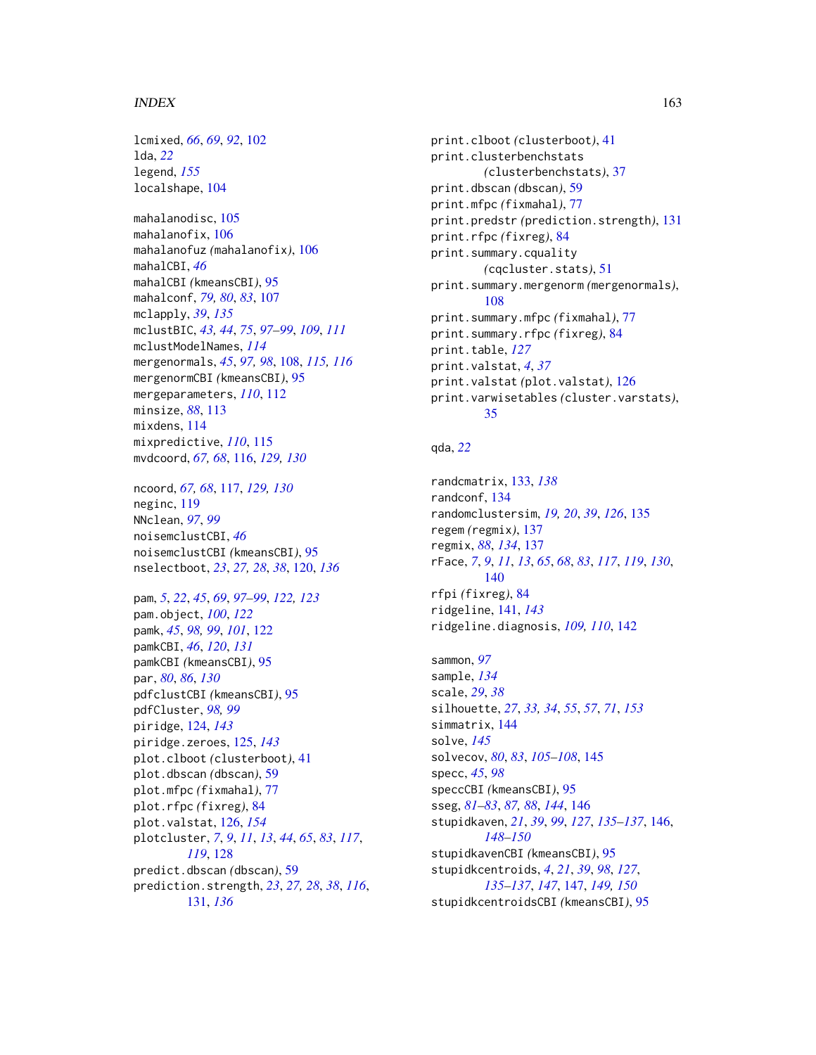lcmixed, *66*, *69*, *92*, 102
lda, *22*
legend, *155*
localshape, 104

mahalanodisc, 105
mahalanofix, 106
mahalanofuz *(mahalanofix)*, 106
mahalCBI, *46*
mahalCBI *(kmeansCBI)*, 95
mahalconf, *79*, *80*, *83*, 107
mclapply, *39*, *135*
mclustBIC, *43, 44*, *75*, *97–99*, *109*, *111*
mclustModelNames, *114*
mergenormals, *45*, *97*, *98*, 108, *115, 116*
mergenormCBI *(kmeansCBI)*, 95
mergeparameters, *110*, 112
minsize, *88*, 113
mixdens, 114
mixpredictive, *110*, 115
mvdcoord, *67, 68*, 116, *129, 130*

ncoord, *67, 68*, 117, *129, 130*
neginc, 119
NNclean, *97*, *99*
noisemclustCBI, *46*
noisemclustCBI *(kmeansCBI)*, 95
nselectboot, *23*, *27, 28*, *38*, 120, *136*

pam, *5*, *22*, *45*, *69*, *97–99*, *122, 123*
pam.object, *100*, *122*
pamk, *45*, *98, 99*, *101*, 122
pamkCBI, *46*, *120*, *131*
pamkCBI *(kmeansCBI)*, 95
par, *80*, *86*, *130*
pdfclustCBI *(kmeansCBI)*, 95
pdfCluster, *98, 99*
piridge, 124, *143*
piridge.zeroes, 125, *143*
plot.clboot *(clusterboot)*, 41
plot.dbscan *(dbscan)*, 59
plot.mfpc *(fixmahal)*, 77
plot.rfpc *(fixreg)*, 84
plot.valstat, 126, *154*
plotcluster, *7*, *9*, *11*, *13*, *44*, *65*, *83*, *117*, *119*, 128
predict.dbscan *(dbscan)*, 59
prediction.strength, *23*, *27, 28*, *38*, *116*, 131, *136*

print.clboot *(clusterboot)*, 41
print.clusterbenchstats *(clusterbenchstats)*, 37
print.dbscan *(dbscan)*, 59
print.mfpc *(fixmahal)*, 77
print.predstr *(prediction.strength)*, 131
print.rfpc *(fixreg)*, 84
print.summary.cquality *(cqcluster.stats)*, 51
print.summary.mergenorm *(mergenormals)*, 108
print.summary.mfpc *(fixmahal)*, 77
print.summary.rfpc *(fixreg)*, 84
print.table, *127*
print.valstat, *4*, *37*
print.valstat *(plot.valstat)*, 126
print.varwisetables *(cluster.varstats)*, 35

qda, *22*

randcmatrix, 133, *138*
randconf, 134
randomclustersim, *19, 20*, *39*, *126*, 135
regem *(regmix)*, 137
regmix, *88*, *134*, 137
rFace, *7*, *9*, *11*, *13*, *65*, *68*, *83*, *117*, *119*, *130*, 140
rfpi *(fixreg)*, 84
ridgeline, 141, *143*
ridgeline.diagnosis, *109, 110*, 142

sammon, *97*
sample, *134*
scale, *29*, *38*
silhouette, *27*, *33, 34*, *55*, *57*, *71*, *153*
simmatrix, 144
solve, *145*
solvecov, *80*, *83*, *105–108*, 145
specc, *45*, *98*
speccCBI *(kmeansCBI)*, 95
sseg, *81–83*, *87, 88*, *144*, 146
stupidkaven, *21*, *39*, *99*, *127*, *135–137*, 146, *148–150*
stupidkavenCBI *(kmeansCBI)*, 95
stupidkcentroids, *4*, *21*, *39*, *98*, *127*, *135–137*, *147*, 147, *149, 150*
stupidkcentroidsCBI *(kmeansCBI)*, 95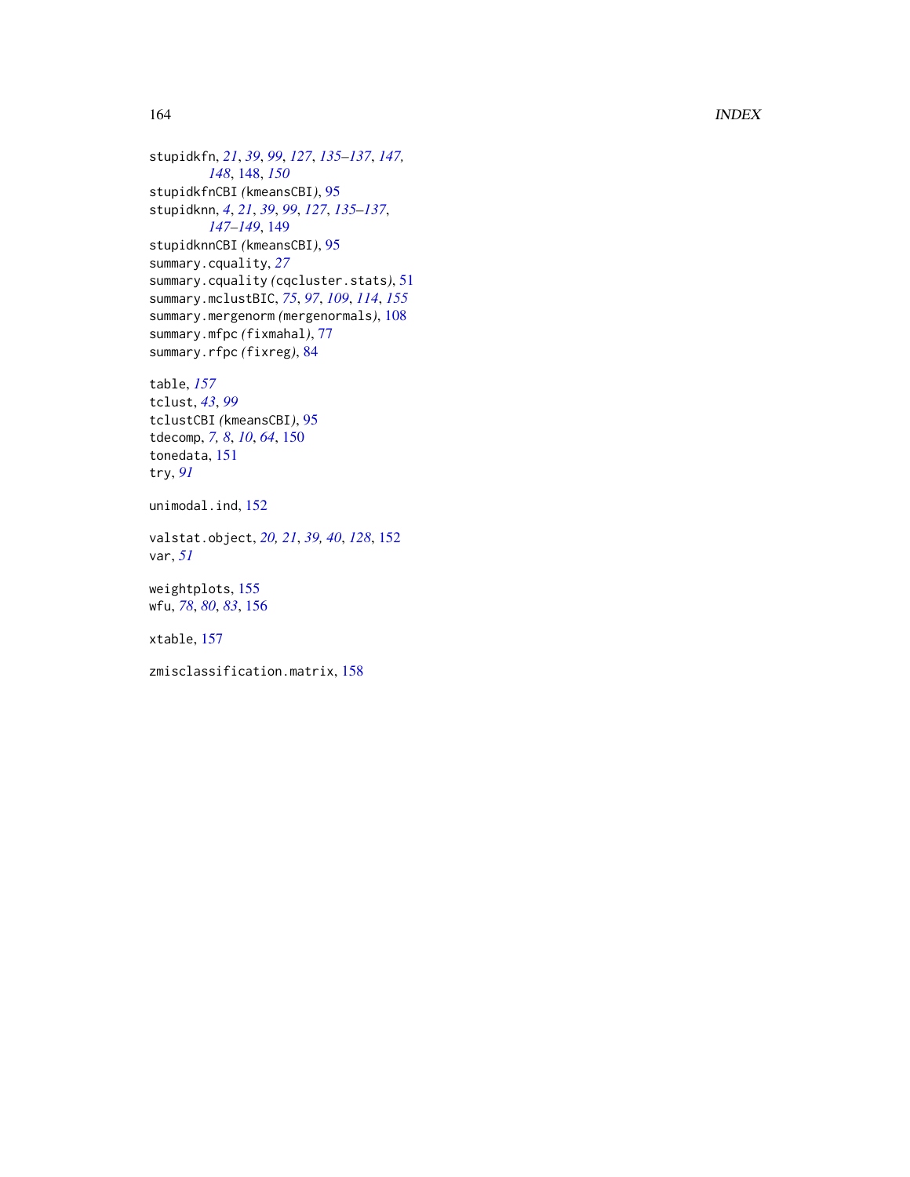stupidkfn, *21*, *39*, *99*, *127*, *135–137*, *147, 148*, 148, *150*
stupidkfnCBI *(*kmeansCBI*)*, 95
stupidknn, *4*, *21*, *39*, *99*, *127*, *135–137*, *147–149*, 149
stupidknnCBI *(*kmeansCBI*)*, 95
summary.cquality, *27*
summary.cquality *(*cqcluster.stats*)*, 51
summary.mclustBIC, *75*, *97*, *109*, *114*, *155*
summary.mergenorm *(*mergenormals*)*, 108
summary.mfpc *(*fixmahal*)*, 77
summary.rfpc *(*fixreg*)*, 84

table, *157*
tclust, *43*, *99*
tclustCBI *(*kmeansCBI*)*, 95
tdecomp, *7, 8*, *10*, *64*, 150
tonedata, 151
try, *91*

unimodal.ind, 152

valstat.object, *20, 21*, *39, 40*, *128*, 152
var, *51*

weightplots, 155
wfu, *78*, *80*, *83*, 156

xtable, 157

zmisclassification.matrix, 158